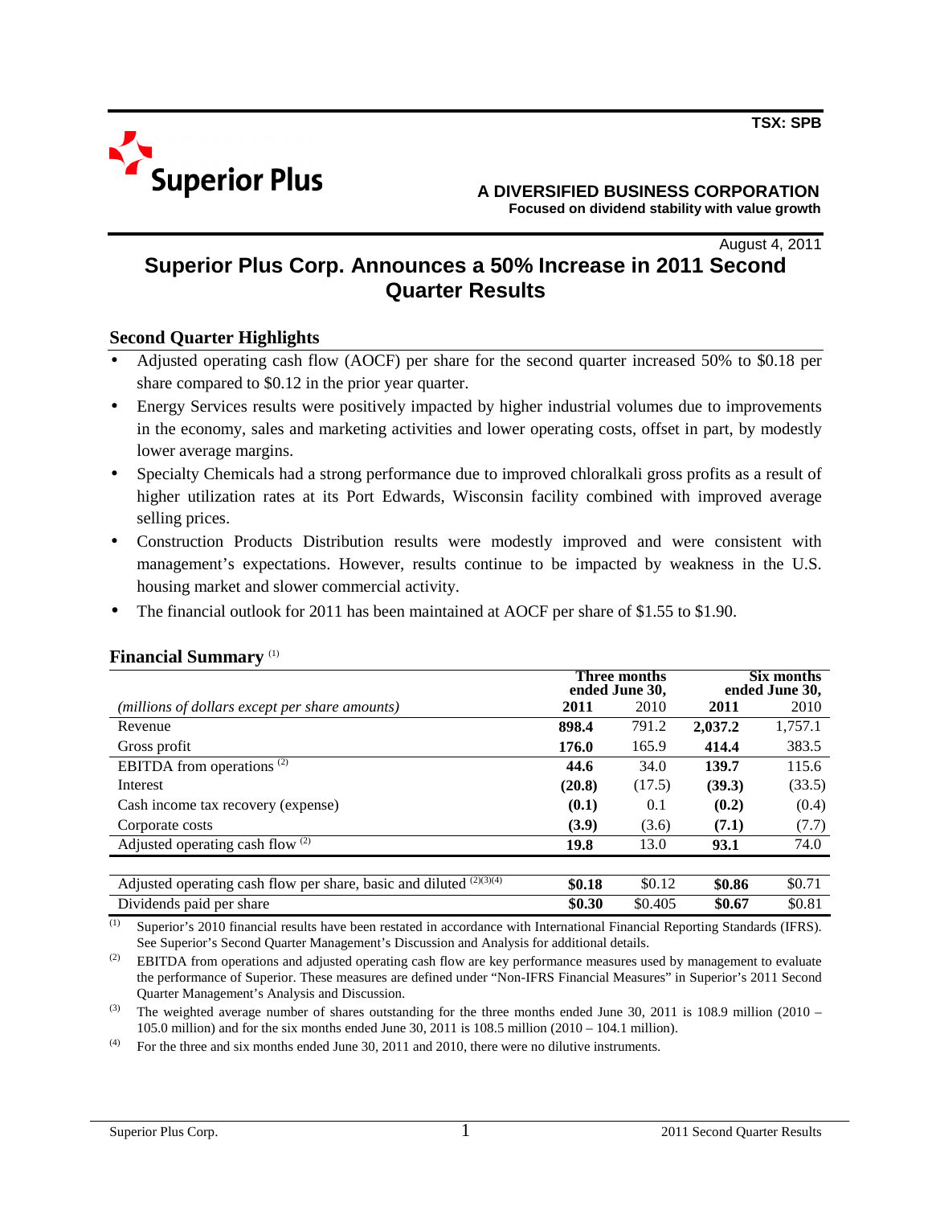TSX: SPB

**Superior Plus**

**A DIVERSIFIED BUSINESS CORPORATION**
**Focused on dividend stability with value growth**

August 4, 2011

# Superior Plus Corp. Announces a 50% Increase in 2011 Second Quarter Results

## Second Quarter Highlights

- Adjusted operating cash flow (AOCF) per share for the second quarter increased 50% to $0.18 per share compared to $0.12 in the prior year quarter.
- Energy Services results were positively impacted by higher industrial volumes due to improvements in the economy, sales and marketing activities and lower operating costs, offset in part, by modestly lower average margins.
- Specialty Chemicals had a strong performance due to improved chloralkali gross profits as a result of higher utilization rates at its Port Edwards, Wisconsin facility combined with improved average selling prices.
- Construction Products Distribution results were modestly improved and were consistent with management's expectations. However, results continue to be impacted by weakness in the U.S. housing market and slower commercial activity.
- The financial outlook for 2011 has been maintained at AOCF per share of $1.55 to $1.90.

## Financial Summary [1]

| | Three months ended June 30, | | Six months ended June 30, | |
|---|---|---|---|---|
| *(millions of dollars except per share amounts)* | **2011** | 2010 | **2011** | 2010 |
| Revenue | **898.4** | 791.2 | **2,037.2** | 1,757.1 |
| Gross profit | **176.0** | 165.9 | **414.4** | 383.5 |
| EBITDA from operations [2] | **44.6** | 34.0 | **139.7** | 115.6 |
| Interest | **(20.8)** | (17.5) | **(39.3)** | (33.5) |
| Cash income tax recovery (expense) | **(0.1)** | 0.1 | **(0.2)** | (0.4) |
| Corporate costs | **(3.9)** | (3.6) | **(7.1)** | (7.7) |
| Adjusted operating cash flow [2] | **19.8** | 13.0 | **93.1** | 74.0 |
| | | | | |
| Adjusted operating cash flow per share, basic and diluted [2][3][4] | **$0.18** | $0.12 | **$0.86** | $0.71 |
| Dividends paid per share | **$0.30** | $0.405 | **$0.67** | $0.81 |

[1] Superior's 2010 financial results have been restated in accordance with International Financial Reporting Standards (IFRS). See Superior's Second Quarter Management's Discussion and Analysis for additional details.

[2] EBITDA from operations and adjusted operating cash flow are key performance measures used by management to evaluate the performance of Superior. These measures are defined under "Non-IFRS Financial Measures" in Superior's 2011 Second Quarter Management's Analysis and Discussion.

[3] The weighted average number of shares outstanding for the three months ended June 30, 2011 is 108.9 million (2010 – 105.0 million) and for the six months ended June 30, 2011 is 108.5 million (2010 – 104.1 million).

[4] For the three and six months ended June 30, 2011 and 2010, there were no dilutive instruments.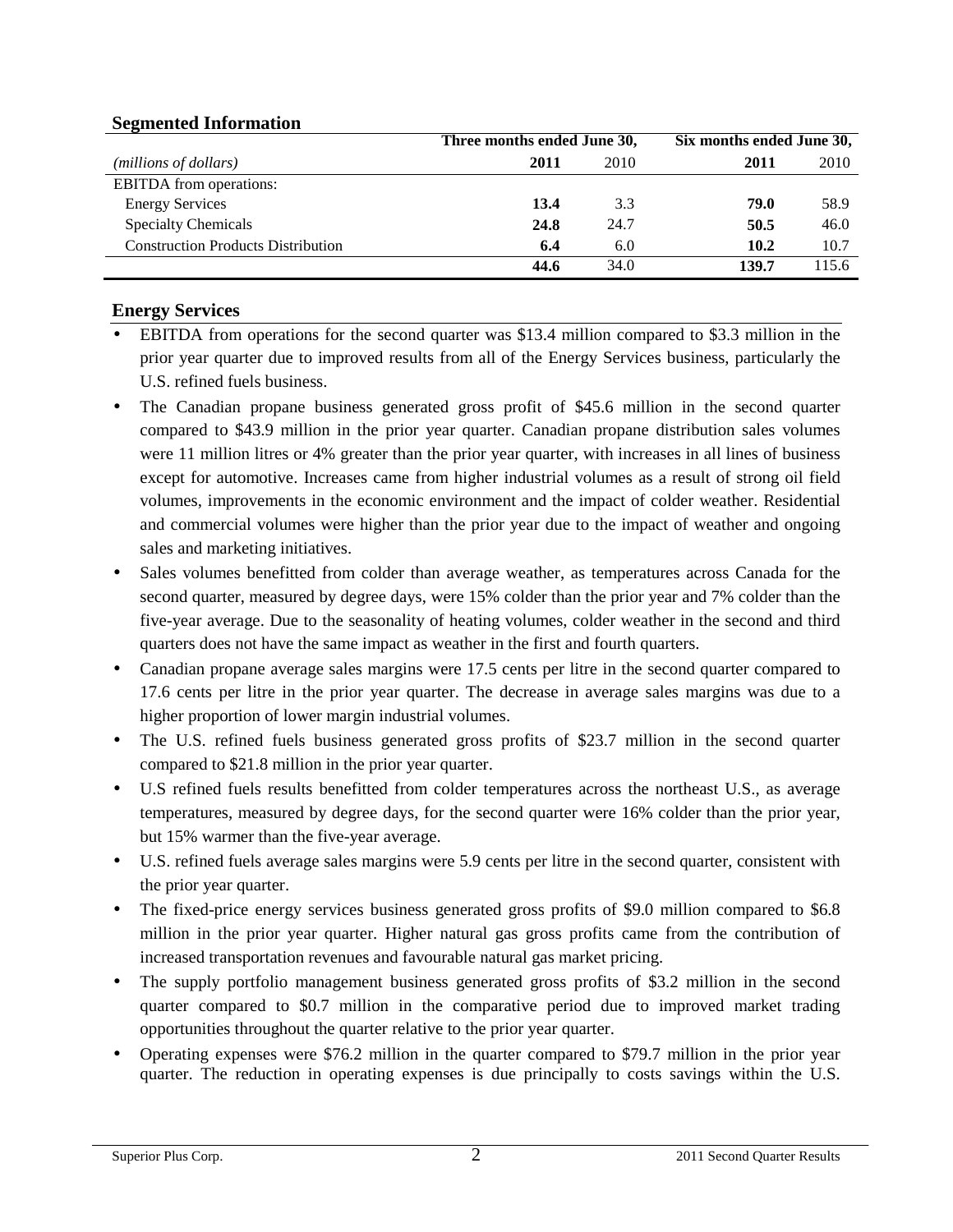## Segmented Information

| *(millions of dollars)* | Three months ended June 30, **2011** | 2010 | Six months ended June 30, **2011** | 2010 |
|---|---|---|---|---|
| EBITDA from operations: | | | | |
| Energy Services | **13.4** | 3.3 | **79.0** | 58.9 |
| Specialty Chemicals | **24.8** | 24.7 | **50.5** | 46.0 |
| Construction Products Distribution | **6.4** | 6.0 | **10.2** | 10.7 |
| | **44.6** | 34.0 | **139.7** | 115.6 |

## Energy Services

- EBITDA from operations for the second quarter was $13.4 million compared to $3.3 million in the prior year quarter due to improved results from all of the Energy Services business, particularly the U.S. refined fuels business.
- The Canadian propane business generated gross profit of $45.6 million in the second quarter compared to $43.9 million in the prior year quarter. Canadian propane distribution sales volumes were 11 million litres or 4% greater than the prior year quarter, with increases in all lines of business except for automotive. Increases came from higher industrial volumes as a result of strong oil field volumes, improvements in the economic environment and the impact of colder weather. Residential and commercial volumes were higher than the prior year due to the impact of weather and ongoing sales and marketing initiatives.
- Sales volumes benefitted from colder than average weather, as temperatures across Canada for the second quarter, measured by degree days, were 15% colder than the prior year and 7% colder than the five-year average. Due to the seasonality of heating volumes, colder weather in the second and third quarters does not have the same impact as weather in the first and fourth quarters.
- Canadian propane average sales margins were 17.5 cents per litre in the second quarter compared to 17.6 cents per litre in the prior year quarter. The decrease in average sales margins was due to a higher proportion of lower margin industrial volumes.
- The U.S. refined fuels business generated gross profits of $23.7 million in the second quarter compared to $21.8 million in the prior year quarter.
- U.S refined fuels results benefitted from colder temperatures across the northeast U.S., as average temperatures, measured by degree days, for the second quarter were 16% colder than the prior year, but 15% warmer than the five-year average.
- U.S. refined fuels average sales margins were 5.9 cents per litre in the second quarter, consistent with the prior year quarter.
- The fixed-price energy services business generated gross profits of $9.0 million compared to $6.8 million in the prior year quarter. Higher natural gas gross profits came from the contribution of increased transportation revenues and favourable natural gas market pricing.
- The supply portfolio management business generated gross profits of $3.2 million in the second quarter compared to $0.7 million in the comparative period due to improved market trading opportunities throughout the quarter relative to the prior year quarter.
- Operating expenses were $76.2 million in the quarter compared to $79.7 million in the prior year quarter. The reduction in operating expenses is due principally to costs savings within the U.S.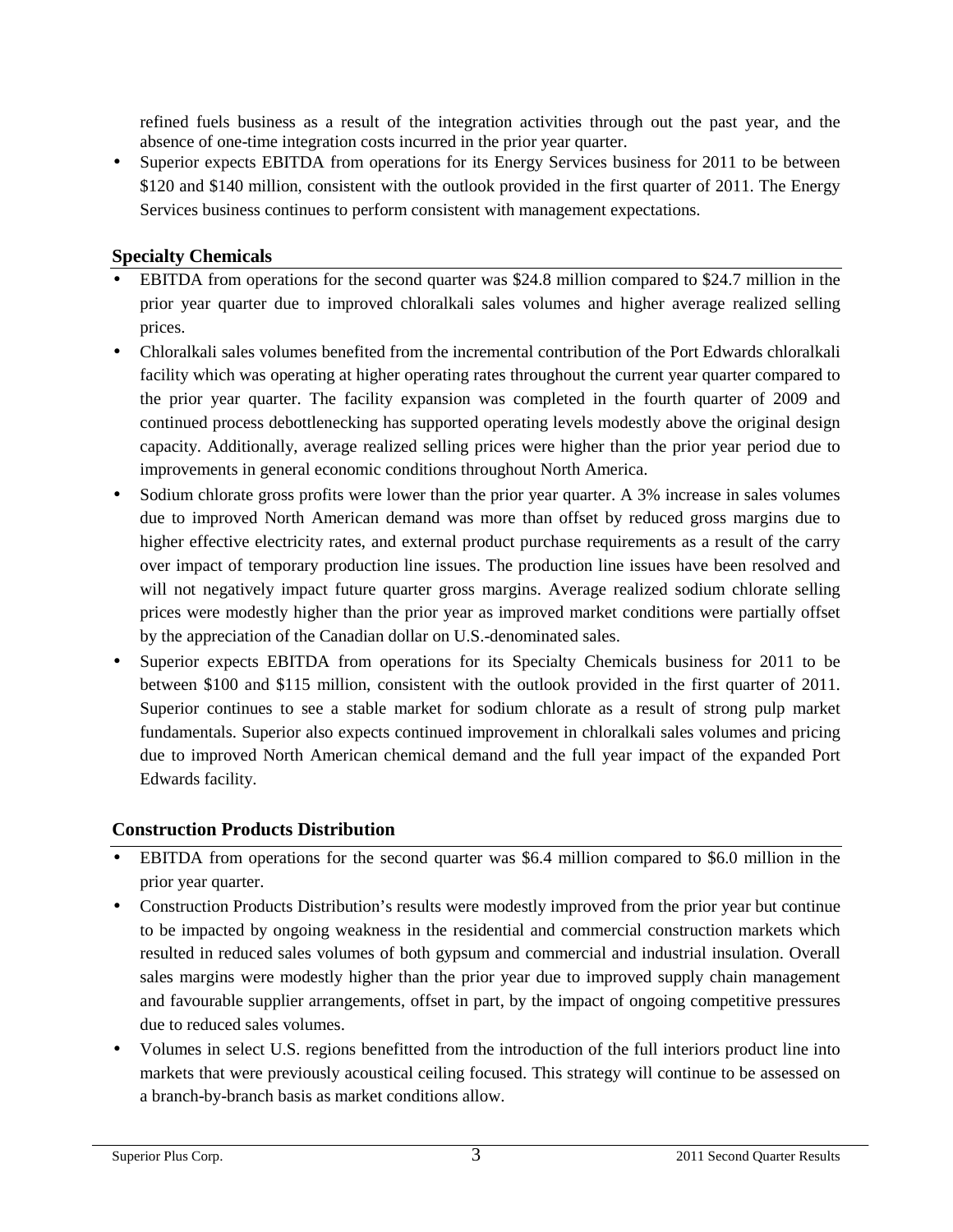refined fuels business as a result of the integration activities through out the past year, and the absence of one-time integration costs incurred in the prior year quarter.

- Superior expects EBITDA from operations for its Energy Services business for 2011 to be between $120 and $140 million, consistent with the outlook provided in the first quarter of 2011. The Energy Services business continues to perform consistent with management expectations.

## Specialty Chemicals

- EBITDA from operations for the second quarter was $24.8 million compared to $24.7 million in the prior year quarter due to improved chloralkali sales volumes and higher average realized selling prices.
- Chloralkali sales volumes benefited from the incremental contribution of the Port Edwards chloralkali facility which was operating at higher operating rates throughout the current year quarter compared to the prior year quarter. The facility expansion was completed in the fourth quarter of 2009 and continued process debottlenecking has supported operating levels modestly above the original design capacity. Additionally, average realized selling prices were higher than the prior year period due to improvements in general economic conditions throughout North America.
- Sodium chlorate gross profits were lower than the prior year quarter. A 3% increase in sales volumes due to improved North American demand was more than offset by reduced gross margins due to higher effective electricity rates, and external product purchase requirements as a result of the carry over impact of temporary production line issues. The production line issues have been resolved and will not negatively impact future quarter gross margins. Average realized sodium chlorate selling prices were modestly higher than the prior year as improved market conditions were partially offset by the appreciation of the Canadian dollar on U.S.-denominated sales.
- Superior expects EBITDA from operations for its Specialty Chemicals business for 2011 to be between $100 and $115 million, consistent with the outlook provided in the first quarter of 2011. Superior continues to see a stable market for sodium chlorate as a result of strong pulp market fundamentals. Superior also expects continued improvement in chloralkali sales volumes and pricing due to improved North American chemical demand and the full year impact of the expanded Port Edwards facility.

## Construction Products Distribution

- EBITDA from operations for the second quarter was $6.4 million compared to $6.0 million in the prior year quarter.
- Construction Products Distribution's results were modestly improved from the prior year but continue to be impacted by ongoing weakness in the residential and commercial construction markets which resulted in reduced sales volumes of both gypsum and commercial and industrial insulation. Overall sales margins were modestly higher than the prior year due to improved supply chain management and favourable supplier arrangements, offset in part, by the impact of ongoing competitive pressures due to reduced sales volumes.
- Volumes in select U.S. regions benefitted from the introduction of the full interiors product line into markets that were previously acoustical ceiling focused. This strategy will continue to be assessed on a branch-by-branch basis as market conditions allow.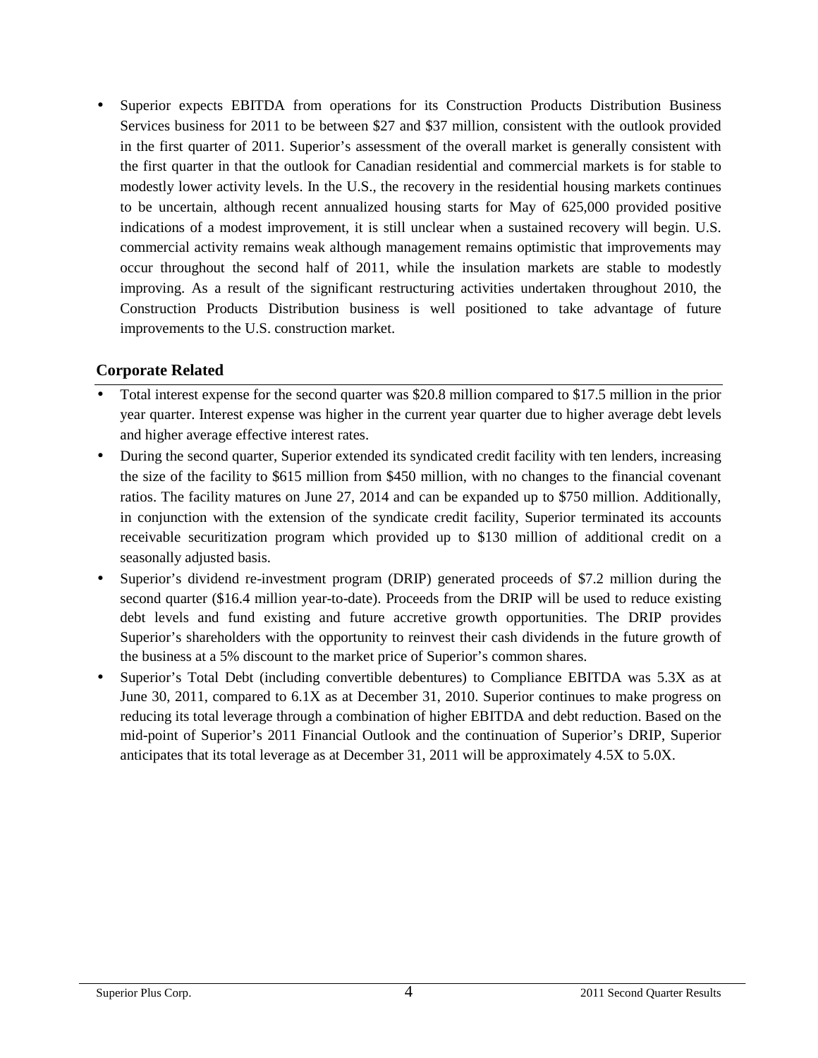- Superior expects EBITDA from operations for its Construction Products Distribution Business Services business for 2011 to be between $27 and $37 million, consistent with the outlook provided in the first quarter of 2011. Superior's assessment of the overall market is generally consistent with the first quarter in that the outlook for Canadian residential and commercial markets is for stable to modestly lower activity levels. In the U.S., the recovery in the residential housing markets continues to be uncertain, although recent annualized housing starts for May of 625,000 provided positive indications of a modest improvement, it is still unclear when a sustained recovery will begin. U.S. commercial activity remains weak although management remains optimistic that improvements may occur throughout the second half of 2011, while the insulation markets are stable to modestly improving. As a result of the significant restructuring activities undertaken throughout 2010, the Construction Products Distribution business is well positioned to take advantage of future improvements to the U.S. construction market.

## Corporate Related

- Total interest expense for the second quarter was $20.8 million compared to $17.5 million in the prior year quarter. Interest expense was higher in the current year quarter due to higher average debt levels and higher average effective interest rates.
- During the second quarter, Superior extended its syndicated credit facility with ten lenders, increasing the size of the facility to $615 million from $450 million, with no changes to the financial covenant ratios. The facility matures on June 27, 2014 and can be expanded up to $750 million. Additionally, in conjunction with the extension of the syndicate credit facility, Superior terminated its accounts receivable securitization program which provided up to $130 million of additional credit on a seasonally adjusted basis.
- Superior's dividend re-investment program (DRIP) generated proceeds of $7.2 million during the second quarter ($16.4 million year-to-date). Proceeds from the DRIP will be used to reduce existing debt levels and fund existing and future accretive growth opportunities. The DRIP provides Superior's shareholders with the opportunity to reinvest their cash dividends in the future growth of the business at a 5% discount to the market price of Superior's common shares.
- Superior's Total Debt (including convertible debentures) to Compliance EBITDA was 5.3X as at June 30, 2011, compared to 6.1X as at December 31, 2010. Superior continues to make progress on reducing its total leverage through a combination of higher EBITDA and debt reduction. Based on the mid-point of Superior's 2011 Financial Outlook and the continuation of Superior's DRIP, Superior anticipates that its total leverage as at December 31, 2011 will be approximately 4.5X to 5.0X.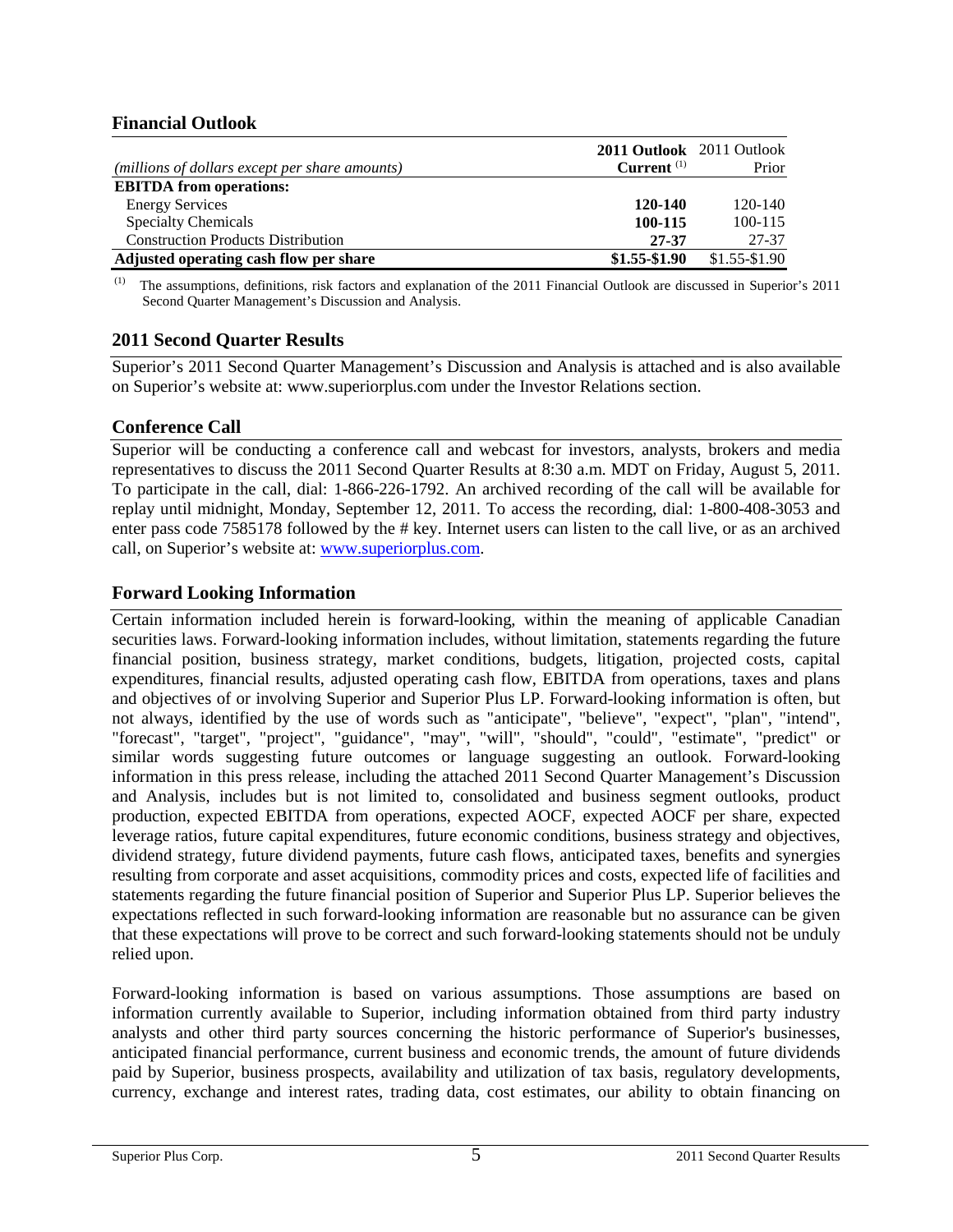## Financial Outlook

| *(millions of dollars except per share amounts)* | **2011 Outlook Current** [(1)] | 2011 Outlook Prior |
|---|---|---|
| **EBITDA from operations:** | | |
| Energy Services | **120-140** | 120-140 |
| Specialty Chemicals | **100-115** | 100-115 |
| Construction Products Distribution | **27-37** | 27-37 |
| **Adjusted operating cash flow per share** | **$1.55-$1.90** | $1.55-$1.90 |

(1) The assumptions, definitions, risk factors and explanation of the 2011 Financial Outlook are discussed in Superior's 2011 Second Quarter Management's Discussion and Analysis.

## 2011 Second Quarter Results

Superior's 2011 Second Quarter Management's Discussion and Analysis is attached and is also available on Superior's website at: www.superiorplus.com under the Investor Relations section.

## Conference Call

Superior will be conducting a conference call and webcast for investors, analysts, brokers and media representatives to discuss the 2011 Second Quarter Results at 8:30 a.m. MDT on Friday, August 5, 2011. To participate in the call, dial: 1-866-226-1792. An archived recording of the call will be available for replay until midnight, Monday, September 12, 2011. To access the recording, dial: 1-800-408-3053 and enter pass code 7585178 followed by the # key. Internet users can listen to the call live, or as an archived call, on Superior's website at: [www.superiorplus.com](http://www.superiorplus.com).

## Forward Looking Information

Certain information included herein is forward-looking, within the meaning of applicable Canadian securities laws. Forward-looking information includes, without limitation, statements regarding the future financial position, business strategy, market conditions, budgets, litigation, projected costs, capital expenditures, financial results, adjusted operating cash flow, EBITDA from operations, taxes and plans and objectives of or involving Superior and Superior Plus LP. Forward-looking information is often, but not always, identified by the use of words such as "anticipate", "believe", "expect", "plan", "intend", "forecast", "target", "project", "guidance", "may", "will", "should", "could", "estimate", "predict" or similar words suggesting future outcomes or language suggesting an outlook. Forward-looking information in this press release, including the attached 2011 Second Quarter Management's Discussion and Analysis, includes but is not limited to, consolidated and business segment outlooks, product production, expected EBITDA from operations, expected AOCF, expected AOCF per share, expected leverage ratios, future capital expenditures, future economic conditions, business strategy and objectives, dividend strategy, future dividend payments, future cash flows, anticipated taxes, benefits and synergies resulting from corporate and asset acquisitions, commodity prices and costs, expected life of facilities and statements regarding the future financial position of Superior and Superior Plus LP. Superior believes the expectations reflected in such forward-looking information are reasonable but no assurance can be given that these expectations will prove to be correct and such forward-looking statements should not be unduly relied upon.

Forward-looking information is based on various assumptions. Those assumptions are based on information currently available to Superior, including information obtained from third party industry analysts and other third party sources concerning the historic performance of Superior's businesses, anticipated financial performance, current business and economic trends, the amount of future dividends paid by Superior, business prospects, availability and utilization of tax basis, regulatory developments, currency, exchange and interest rates, trading data, cost estimates, our ability to obtain financing on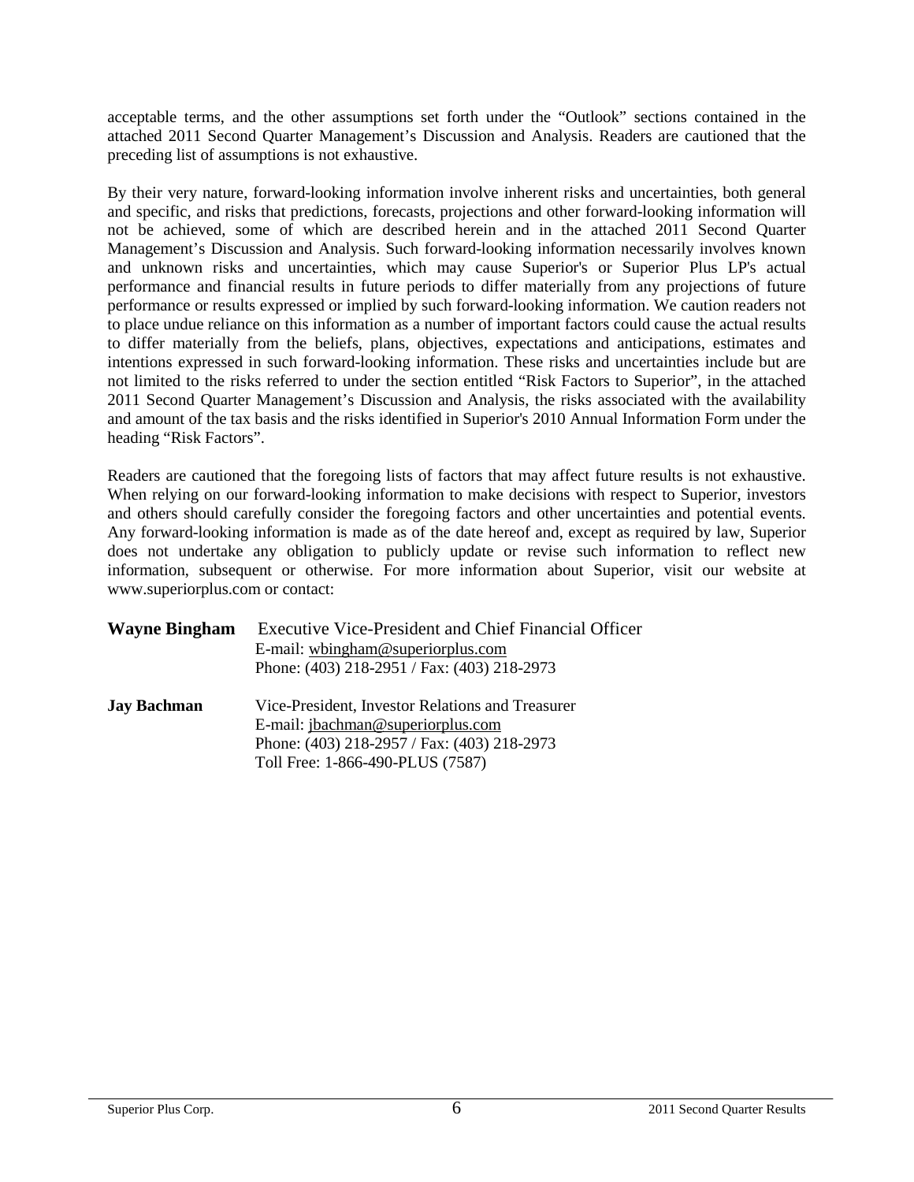acceptable terms, and the other assumptions set forth under the "Outlook" sections contained in the attached 2011 Second Quarter Management's Discussion and Analysis. Readers are cautioned that the preceding list of assumptions is not exhaustive.

By their very nature, forward-looking information involve inherent risks and uncertainties, both general and specific, and risks that predictions, forecasts, projections and other forward-looking information will not be achieved, some of which are described herein and in the attached 2011 Second Quarter Management's Discussion and Analysis. Such forward-looking information necessarily involves known and unknown risks and uncertainties, which may cause Superior's or Superior Plus LP's actual performance and financial results in future periods to differ materially from any projections of future performance or results expressed or implied by such forward-looking information. We caution readers not to place undue reliance on this information as a number of important factors could cause the actual results to differ materially from the beliefs, plans, objectives, expectations and anticipations, estimates and intentions expressed in such forward-looking information. These risks and uncertainties include but are not limited to the risks referred to under the section entitled "Risk Factors to Superior", in the attached 2011 Second Quarter Management's Discussion and Analysis, the risks associated with the availability and amount of the tax basis and the risks identified in Superior's 2010 Annual Information Form under the heading "Risk Factors".

Readers are cautioned that the foregoing lists of factors that may affect future results is not exhaustive. When relying on our forward-looking information to make decisions with respect to Superior, investors and others should carefully consider the foregoing factors and other uncertainties and potential events. Any forward-looking information is made as of the date hereof and, except as required by law, Superior does not undertake any obligation to publicly update or revise such information to reflect new information, subsequent or otherwise. For more information about Superior, visit our website at www.superiorplus.com or contact:

**Wayne Bingham** Executive Vice-President and Chief Financial Officer
E-mail: wbingham@superiorplus.com
Phone: (403) 218-2951 / Fax: (403) 218-2973

**Jay Bachman** Vice-President, Investor Relations and Treasurer
E-mail: jbachman@superiorplus.com
Phone: (403) 218-2957 / Fax: (403) 218-2973
Toll Free: 1-866-490-PLUS (7587)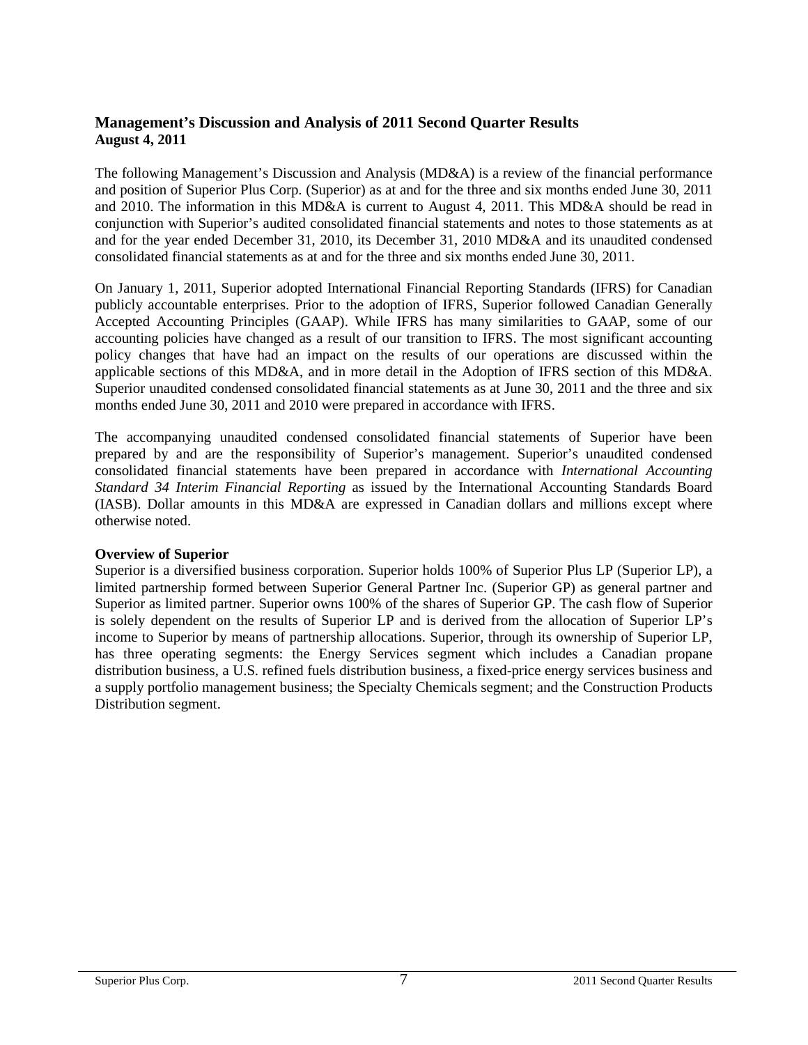## Management's Discussion and Analysis of 2011 Second Quarter Results
**August 4, 2011**

The following Management's Discussion and Analysis (MD&A) is a review of the financial performance and position of Superior Plus Corp. (Superior) as at and for the three and six months ended June 30, 2011 and 2010. The information in this MD&A is current to August 4, 2011. This MD&A should be read in conjunction with Superior's audited consolidated financial statements and notes to those statements as at and for the year ended December 31, 2010, its December 31, 2010 MD&A and its unaudited condensed consolidated financial statements as at and for the three and six months ended June 30, 2011.

On January 1, 2011, Superior adopted International Financial Reporting Standards (IFRS) for Canadian publicly accountable enterprises. Prior to the adoption of IFRS, Superior followed Canadian Generally Accepted Accounting Principles (GAAP). While IFRS has many similarities to GAAP, some of our accounting policies have changed as a result of our transition to IFRS. The most significant accounting policy changes that have had an impact on the results of our operations are discussed within the applicable sections of this MD&A, and in more detail in the Adoption of IFRS section of this MD&A. Superior unaudited condensed consolidated financial statements as at June 30, 2011 and the three and six months ended June 30, 2011 and 2010 were prepared in accordance with IFRS.

The accompanying unaudited condensed consolidated financial statements of Superior have been prepared by and are the responsibility of Superior's management. Superior's unaudited condensed consolidated financial statements have been prepared in accordance with *International Accounting Standard 34 Interim Financial Reporting* as issued by the International Accounting Standards Board (IASB). Dollar amounts in this MD&A are expressed in Canadian dollars and millions except where otherwise noted.

**Overview of Superior**

Superior is a diversified business corporation. Superior holds 100% of Superior Plus LP (Superior LP), a limited partnership formed between Superior General Partner Inc. (Superior GP) as general partner and Superior as limited partner. Superior owns 100% of the shares of Superior GP. The cash flow of Superior is solely dependent on the results of Superior LP and is derived from the allocation of Superior LP's income to Superior by means of partnership allocations. Superior, through its ownership of Superior LP, has three operating segments: the Energy Services segment which includes a Canadian propane distribution business, a U.S. refined fuels distribution business, a fixed-price energy services business and a supply portfolio management business; the Specialty Chemicals segment; and the Construction Products Distribution segment.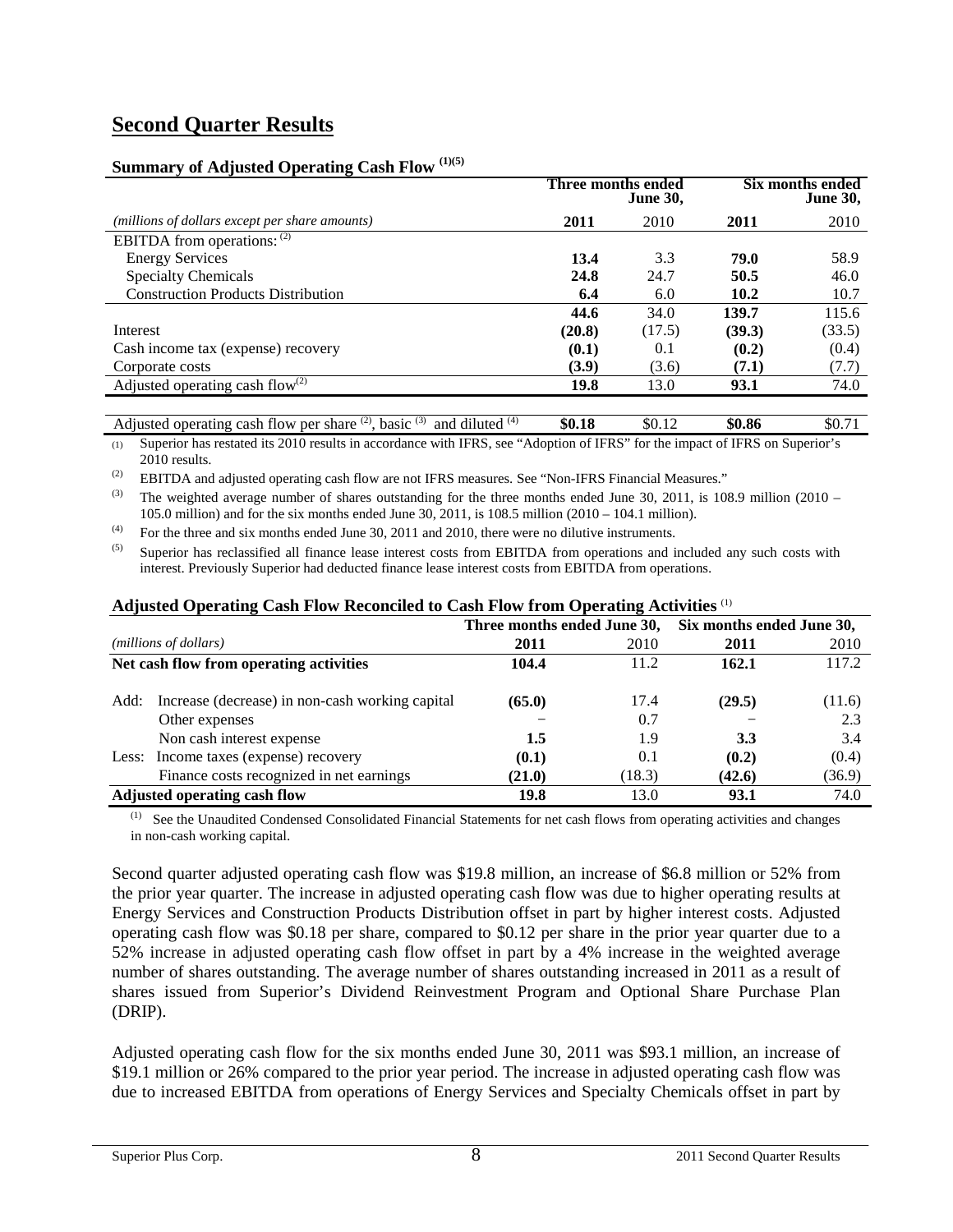# Second Quarter Results

### Summary of Adjusted Operating Cash Flow [(1)(5)]

| | Three months ended June 30, | | Six months ended June 30, | |
|---|---|---|---|---|
| *(millions of dollars except per share amounts)* | **2011** | 2010 | **2011** | 2010 |
| EBITDA from operations: [(2)] | | | | |
| Energy Services | **13.4** | 3.3 | **79.0** | 58.9 |
| Specialty Chemicals | **24.8** | 24.7 | **50.5** | 46.0 |
| Construction Products Distribution | **6.4** | 6.0 | **10.2** | 10.7 |
| | **44.6** | 34.0 | **139.7** | 115.6 |
| Interest | **(20.8)** | (17.5) | **(39.3)** | (33.5) |
| Cash income tax (expense) recovery | **(0.1)** | 0.1 | **(0.2)** | (0.4) |
| Corporate costs | **(3.9)** | (3.6) | **(7.1)** | (7.7) |
| Adjusted operating cash flow[(2)] | **19.8** | 13.0 | **93.1** | 74.0 |
| Adjusted operating cash flow per share [(2)], basic [(3)] and diluted [(4)] | **$0.18** | $0.12 | **$0.86** | $0.71 |

(1) Superior has restated its 2010 results in accordance with IFRS, see "Adoption of IFRS" for the impact of IFRS on Superior's 2010 results.

(2) EBITDA and adjusted operating cash flow are not IFRS measures. See "Non-IFRS Financial Measures."

(3) The weighted average number of shares outstanding for the three months ended June 30, 2011, is 108.9 million (2010 – 105.0 million) and for the six months ended June 30, 2011, is 108.5 million (2010 – 104.1 million).

(4) For the three and six months ended June 30, 2011 and 2010, there were no dilutive instruments.

(5) Superior has reclassified all finance lease interest costs from EBITDA from operations and included any such costs with interest. Previously Superior had deducted finance lease interest costs from EBITDA from operations.

### Adjusted Operating Cash Flow Reconciled to Cash Flow from Operating Activities [(1)]

| | Three months ended June 30, | | Six months ended June 30, | |
|---|---|---|---|---|
| *(millions of dollars)* | **2011** | 2010 | **2011** | 2010 |
| **Net cash flow from operating activities** | **104.4** | 11.2 | **162.1** | 117.2 |
| Add: Increase (decrease) in non-cash working capital | **(65.0)** | 17.4 | **(29.5)** | (11.6) |
| Other expenses | – | 0.7 | – | 2.3 |
| Non cash interest expense | **1.5** | 1.9 | **3.3** | 3.4 |
| Less: Income taxes (expense) recovery | **(0.1)** | 0.1 | **(0.2)** | (0.4) |
| Finance costs recognized in net earnings | **(21.0)** | (18.3) | **(42.6)** | (36.9) |
| **Adjusted operating cash flow** | **19.8** | 13.0 | **93.1** | 74.0 |

(1) See the Unaudited Condensed Consolidated Financial Statements for net cash flows from operating activities and changes in non-cash working capital.

Second quarter adjusted operating cash flow was $19.8 million, an increase of $6.8 million or 52% from the prior year quarter. The increase in adjusted operating cash flow was due to higher operating results at Energy Services and Construction Products Distribution offset in part by higher interest costs. Adjusted operating cash flow was $0.18 per share, compared to $0.12 per share in the prior year quarter due to a 52% increase in adjusted operating cash flow offset in part by a 4% increase in the weighted average number of shares outstanding. The average number of shares outstanding increased in 2011 as a result of shares issued from Superior's Dividend Reinvestment Program and Optional Share Purchase Plan (DRIP).

Adjusted operating cash flow for the six months ended June 30, 2011 was $93.1 million, an increase of $19.1 million or 26% compared to the prior year period. The increase in adjusted operating cash flow was due to increased EBITDA from operations of Energy Services and Specialty Chemicals offset in part by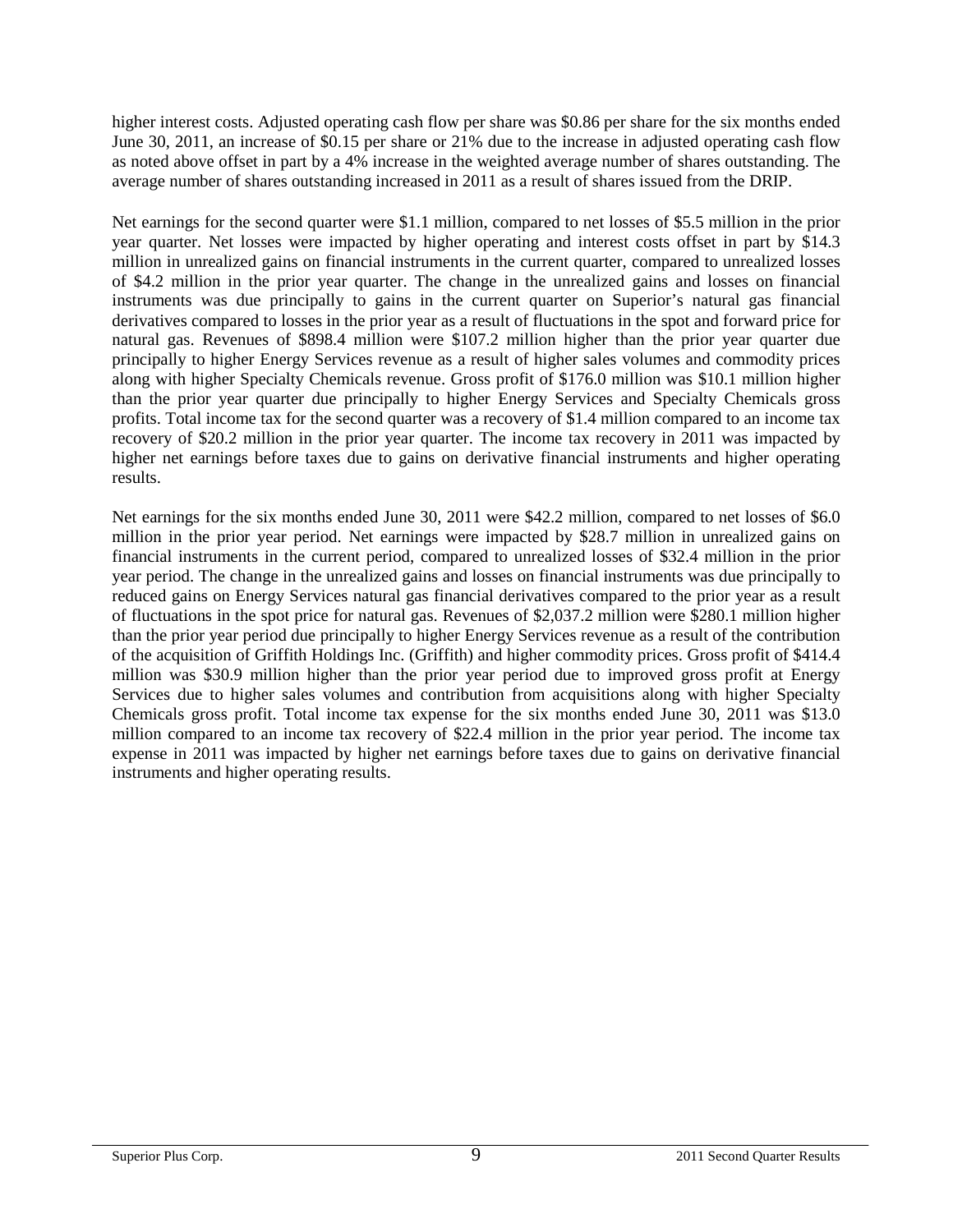higher interest costs. Adjusted operating cash flow per share was $0.86 per share for the six months ended June 30, 2011, an increase of $0.15 per share or 21% due to the increase in adjusted operating cash flow as noted above offset in part by a 4% increase in the weighted average number of shares outstanding. The average number of shares outstanding increased in 2011 as a result of shares issued from the DRIP.

Net earnings for the second quarter were $1.1 million, compared to net losses of $5.5 million in the prior year quarter. Net losses were impacted by higher operating and interest costs offset in part by $14.3 million in unrealized gains on financial instruments in the current quarter, compared to unrealized losses of $4.2 million in the prior year quarter. The change in the unrealized gains and losses on financial instruments was due principally to gains in the current quarter on Superior's natural gas financial derivatives compared to losses in the prior year as a result of fluctuations in the spot and forward price for natural gas. Revenues of $898.4 million were $107.2 million higher than the prior year quarter due principally to higher Energy Services revenue as a result of higher sales volumes and commodity prices along with higher Specialty Chemicals revenue. Gross profit of $176.0 million was $10.1 million higher than the prior year quarter due principally to higher Energy Services and Specialty Chemicals gross profits. Total income tax for the second quarter was a recovery of $1.4 million compared to an income tax recovery of $20.2 million in the prior year quarter. The income tax recovery in 2011 was impacted by higher net earnings before taxes due to gains on derivative financial instruments and higher operating results.

Net earnings for the six months ended June 30, 2011 were $42.2 million, compared to net losses of $6.0 million in the prior year period. Net earnings were impacted by $28.7 million in unrealized gains on financial instruments in the current period, compared to unrealized losses of $32.4 million in the prior year period. The change in the unrealized gains and losses on financial instruments was due principally to reduced gains on Energy Services natural gas financial derivatives compared to the prior year as a result of fluctuations in the spot price for natural gas. Revenues of $2,037.2 million were $280.1 million higher than the prior year period due principally to higher Energy Services revenue as a result of the contribution of the acquisition of Griffith Holdings Inc. (Griffith) and higher commodity prices. Gross profit of $414.4 million was $30.9 million higher than the prior year period due to improved gross profit at Energy Services due to higher sales volumes and contribution from acquisitions along with higher Specialty Chemicals gross profit. Total income tax expense for the six months ended June 30, 2011 was $13.0 million compared to an income tax recovery of $22.4 million in the prior year period. The income tax expense in 2011 was impacted by higher net earnings before taxes due to gains on derivative financial instruments and higher operating results.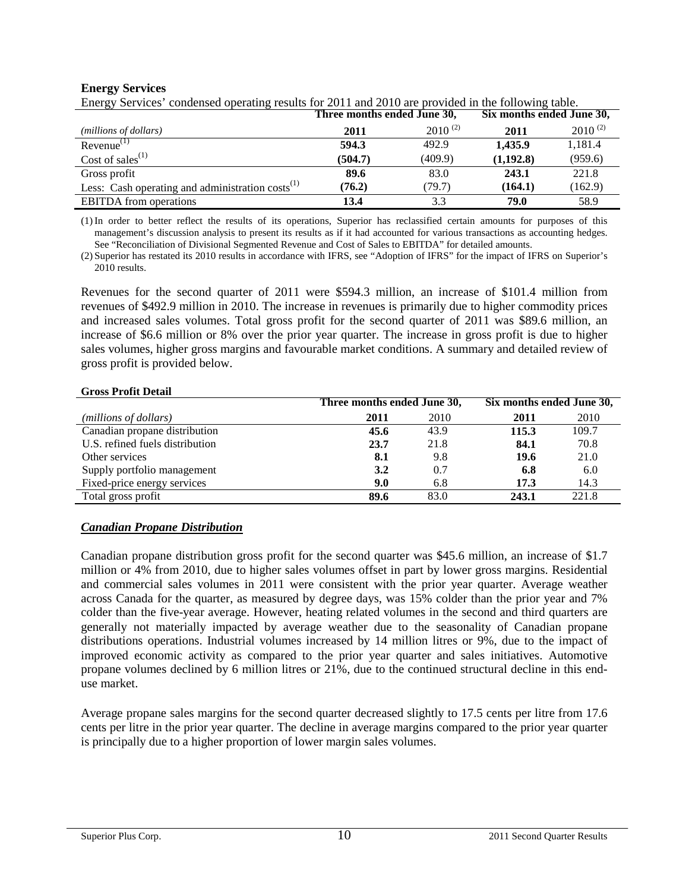**Energy Services**

Energy Services' condensed operating results for 2011 and 2010 are provided in the following table.

| | Three months ended June 30, | | Six months ended June 30, | |
|---|---|---|---|---|
| *(millions of dollars)* | **2011** | 2010 (2) | **2011** | 2010 (2) |
| Revenue(1) | **594.3** | 492.9 | **1,435.9** | 1,181.4 |
| Cost of sales(1) | **(504.7)** | (409.9) | **(1,192.8)** | (959.6) |
| Gross profit | **89.6** | 83.0 | **243.1** | 221.8 |
| Less: Cash operating and administration costs(1) | **(76.2)** | (79.7) | **(164.1)** | (162.9) |
| EBITDA from operations | **13.4** | 3.3 | **79.0** | 58.9 |

(1) In order to better reflect the results of its operations, Superior has reclassified certain amounts for purposes of this management's discussion analysis to present its results as if it had accounted for various transactions as accounting hedges. See "Reconciliation of Divisional Segmented Revenue and Cost of Sales to EBITDA" for detailed amounts.

(2) Superior has restated its 2010 results in accordance with IFRS, see "Adoption of IFRS" for the impact of IFRS on Superior's 2010 results.

Revenues for the second quarter of 2011 were $594.3 million, an increase of $101.4 million from revenues of $492.9 million in 2010. The increase in revenues is primarily due to higher commodity prices and increased sales volumes. Total gross profit for the second quarter of 2011 was $89.6 million, an increase of $6.6 million or 8% over the prior year quarter. The increase in gross profit is due to higher sales volumes, higher gross margins and favourable market conditions. A summary and detailed review of gross profit is provided below.

**Gross Profit Detail**

| | Three months ended June 30, | | Six months ended June 30, | |
|---|---|---|---|---|
| *(millions of dollars)* | **2011** | 2010 | **2011** | 2010 |
| Canadian propane distribution | **45.6** | 43.9 | **115.3** | 109.7 |
| U.S. refined fuels distribution | **23.7** | 21.8 | **84.1** | 70.8 |
| Other services | **8.1** | 9.8 | **19.6** | 21.0 |
| Supply portfolio management | **3.2** | 0.7 | **6.8** | 6.0 |
| Fixed-price energy services | **9.0** | 6.8 | **17.3** | 14.3 |
| Total gross profit | **89.6** | 83.0 | **243.1** | 221.8 |

***Canadian Propane Distribution***

Canadian propane distribution gross profit for the second quarter was $45.6 million, an increase of $1.7 million or 4% from 2010, due to higher sales volumes offset in part by lower gross margins. Residential and commercial sales volumes in 2011 were consistent with the prior year quarter. Average weather across Canada for the quarter, as measured by degree days, was 15% colder than the prior year and 7% colder than the five-year average. However, heating related volumes in the second and third quarters are generally not materially impacted by average weather due to the seasonality of Canadian propane distributions operations. Industrial volumes increased by 14 million litres or 9%, due to the impact of improved economic activity as compared to the prior year quarter and sales initiatives. Automotive propane volumes declined by 6 million litres or 21%, due to the continued structural decline in this end-use market.

Average propane sales margins for the second quarter decreased slightly to 17.5 cents per litre from 17.6 cents per litre in the prior year quarter. The decline in average margins compared to the prior year quarter is principally due to a higher proportion of lower margin sales volumes.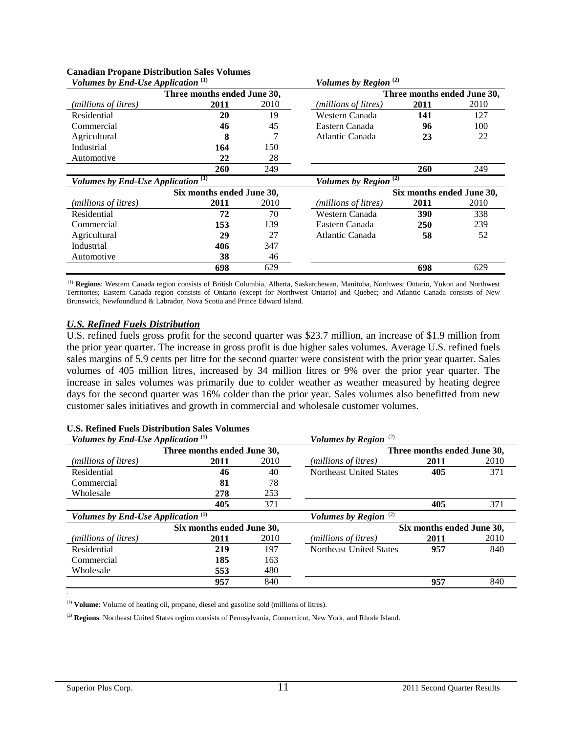**Canadian Propane Distribution Sales Volumes**

| *Volumes by End-Use Application* [(1)] | | | *Volumes by Region* [(2)] | | |
|---|---|---|---|---|---|
| | **Three months ended June 30,** | | | **Three months ended June 30,** | |
| *(millions of litres)* | **2011** | 2010 | *(millions of litres)* | **2011** | 2010 |
| Residential | **20** | 19 | Western Canada | **141** | 127 |
| Commercial | **46** | 45 | Eastern Canada | **96** | 100 |
| Agricultural | **8** | 7 | Atlantic Canada | **23** | 22 |
| Industrial | **164** | 150 | | | |
| Automotive | **22** | 28 | | | |
| | **260** | 249 | | **260** | 249 |

| *Volumes by End-Use Application* [(1)] | | | *Volumes by Region* [(2)] | | |
|---|---|---|---|---|---|
| | **Six months ended June 30,** | | | **Six months ended June 30,** | |
| *(millions of litres)* | **2011** | 2010 | *(millions of litres)* | **2011** | 2010 |
| Residential | **72** | 70 | Western Canada | **390** | 338 |
| Commercial | **153** | 139 | Eastern Canada | **250** | 239 |
| Agricultural | **29** | 27 | Atlantic Canada | **58** | 52 |
| Industrial | **406** | 347 | | | |
| Automotive | **38** | 46 | | | |
| | **698** | 629 | | **698** | 629 |

[(1)] **Regions**: Western Canada region consists of British Columbia, Alberta, Saskatchewan, Manitoba, Northwest Ontario, Yukon and Northwest Territories; Eastern Canada region consists of Ontario (except for Northwest Ontario) and Quebec; and Atlantic Canada consists of New Brunswick, Newfoundland & Labrador, Nova Scotia and Prince Edward Island.

### ***U.S. Refined Fuels Distribution***

U.S. refined fuels gross profit for the second quarter was $23.7 million, an increase of $1.9 million from the prior year quarter. The increase in gross profit is due higher sales volumes. Average U.S. refined fuels sales margins of 5.9 cents per litre for the second quarter were consistent with the prior year quarter. Sales volumes of 405 million litres, increased by 34 million litres or 9% over the prior year quarter. The increase in sales volumes was primarily due to colder weather as weather measured by heating degree days for the second quarter was 16% colder than the prior year. Sales volumes also benefitted from new customer sales initiatives and growth in commercial and wholesale customer volumes.

**U.S. Refined Fuels Distribution Sales Volumes**

| *Volumes by End-Use Application* [(1)] | | | *Volumes by Region* [(2)] | | |
|---|---|---|---|---|---|
| | **Three months ended June 30,** | | | **Three months ended June 30,** | |
| *(millions of litres)* | **2011** | 2010 | *(millions of litres)* | **2011** | 2010 |
| Residential | **46** | 40 | Northeast United States | **405** | 371 |
| Commercial | **81** | 78 | | | |
| Wholesale | **278** | 253 | | | |
| | **405** | 371 | | **405** | 371 |

| *Volumes by End-Use Application* [(1)] | | | *Volumes by Region* [(2)] | | |
|---|---|---|---|---|---|
| | **Six months ended June 30,** | | | **Six months ended June 30,** | |
| *(millions of litres)* | **2011** | 2010 | *(millions of litres)* | **2011** | 2010 |
| Residential | **219** | 197 | Northeast United States | **957** | 840 |
| Commercial | **185** | 163 | | | |
| Wholesale | **553** | 480 | | | |
| | **957** | 840 | | **957** | 840 |

[(1)] **Volume**: Volume of heating oil, propane, diesel and gasoline sold (millions of litres).

[(2)] **Regions**: Northeast United States region consists of Pennsylvania, Connecticut, New York, and Rhode Island.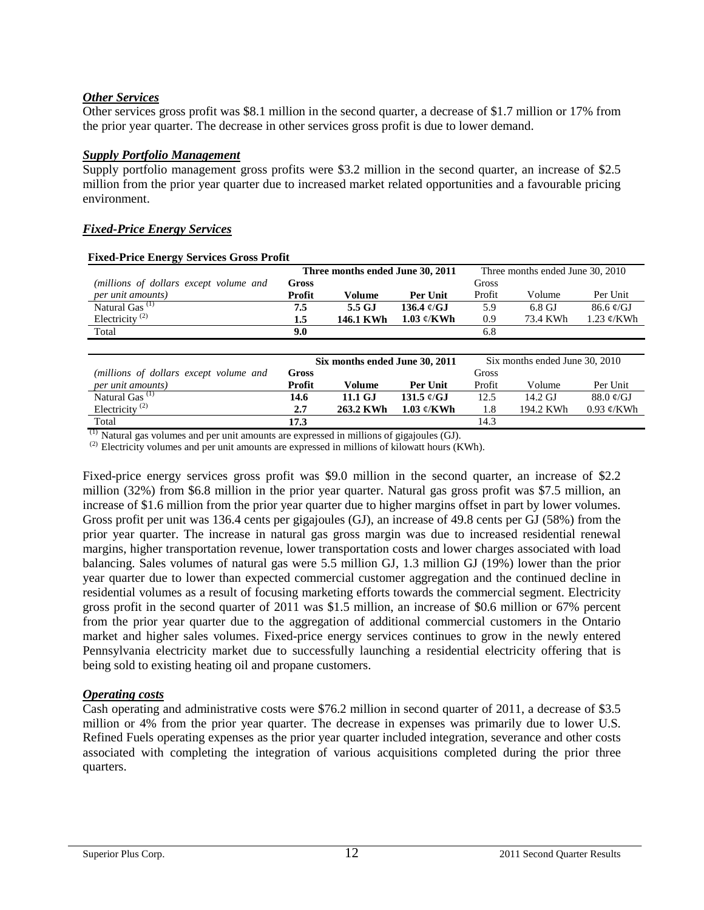### *Other Services*

Other services gross profit was $8.1 million in the second quarter, a decrease of $1.7 million or 17% from the prior year quarter. The decrease in other services gross profit is due to lower demand.

### *Supply Portfolio Management*

Supply portfolio management gross profits were $3.2 million in the second quarter, an increase of $2.5 million from the prior year quarter due to increased market related opportunities and a favourable pricing environment.

### *Fixed-Price Energy Services*

**Fixed-Price Energy Services Gross Profit**

| | **Three months ended June 30, 2011** | | | Three months ended June 30, 2010 | | |
|---|---|---|---|---|---|---|
| *(millions of dollars except volume and per unit amounts)* | **Gross Profit** | **Volume** | **Per Unit** | Gross Profit | Volume | Per Unit |
| Natural Gas [(1)] | **7.5** | **5.5 GJ** | **136.4 ¢/GJ** | 5.9 | 6.8 GJ | 86.6 ¢/GJ |
| Electricity [(2)] | **1.5** | **146.1 KWh** | **1.03 ¢/KWh** | 0.9 | 73.4 KWh | 1.23 ¢/KWh |
| Total | **9.0** | | | 6.8 | | |

| | **Six months ended June 30, 2011** | | | Six months ended June 30, 2010 | | |
|---|---|---|---|---|---|---|
| *(millions of dollars except volume and per unit amounts)* | **Gross Profit** | **Volume** | **Per Unit** | Gross Profit | Volume | Per Unit |
| Natural Gas [(1)] | **14.6** | **11.1 GJ** | **131.5 ¢/GJ** | 12.5 | 14.2 GJ | 88.0 ¢/GJ |
| Electricity [(2)] | **2.7** | **263.2 KWh** | **1.03 ¢/KWh** | 1.8 | 194.2 KWh | 0.93 ¢/KWh |
| Total | **17.3** | | | 14.3 | | |

(1) Natural gas volumes and per unit amounts are expressed in millions of gigajoules (GJ).
(2) Electricity volumes and per unit amounts are expressed in millions of kilowatt hours (KWh).

Fixed-price energy services gross profit was $9.0 million in the second quarter, an increase of $2.2 million (32%) from $6.8 million in the prior year quarter. Natural gas gross profit was $7.5 million, an increase of $1.6 million from the prior year quarter due to higher margins offset in part by lower volumes. Gross profit per unit was 136.4 cents per gigajoules (GJ), an increase of 49.8 cents per GJ (58%) from the prior year quarter. The increase in natural gas gross margin was due to increased residential renewal margins, higher transportation revenue, lower transportation costs and lower charges associated with load balancing. Sales volumes of natural gas were 5.5 million GJ, 1.3 million GJ (19%) lower than the prior year quarter due to lower than expected commercial customer aggregation and the continued decline in residential volumes as a result of focusing marketing efforts towards the commercial segment. Electricity gross profit in the second quarter of 2011 was $1.5 million, an increase of $0.6 million or 67% percent from the prior year quarter due to the aggregation of additional commercial customers in the Ontario market and higher sales volumes. Fixed-price energy services continues to grow in the newly entered Pennsylvania electricity market due to successfully launching a residential electricity offering that is being sold to existing heating oil and propane customers.

### *Operating costs*

Cash operating and administrative costs were $76.2 million in second quarter of 2011, a decrease of $3.5 million or 4% from the prior year quarter. The decrease in expenses was primarily due to lower U.S. Refined Fuels operating expenses as the prior year quarter included integration, severance and other costs associated with completing the integration of various acquisitions completed during the prior three quarters.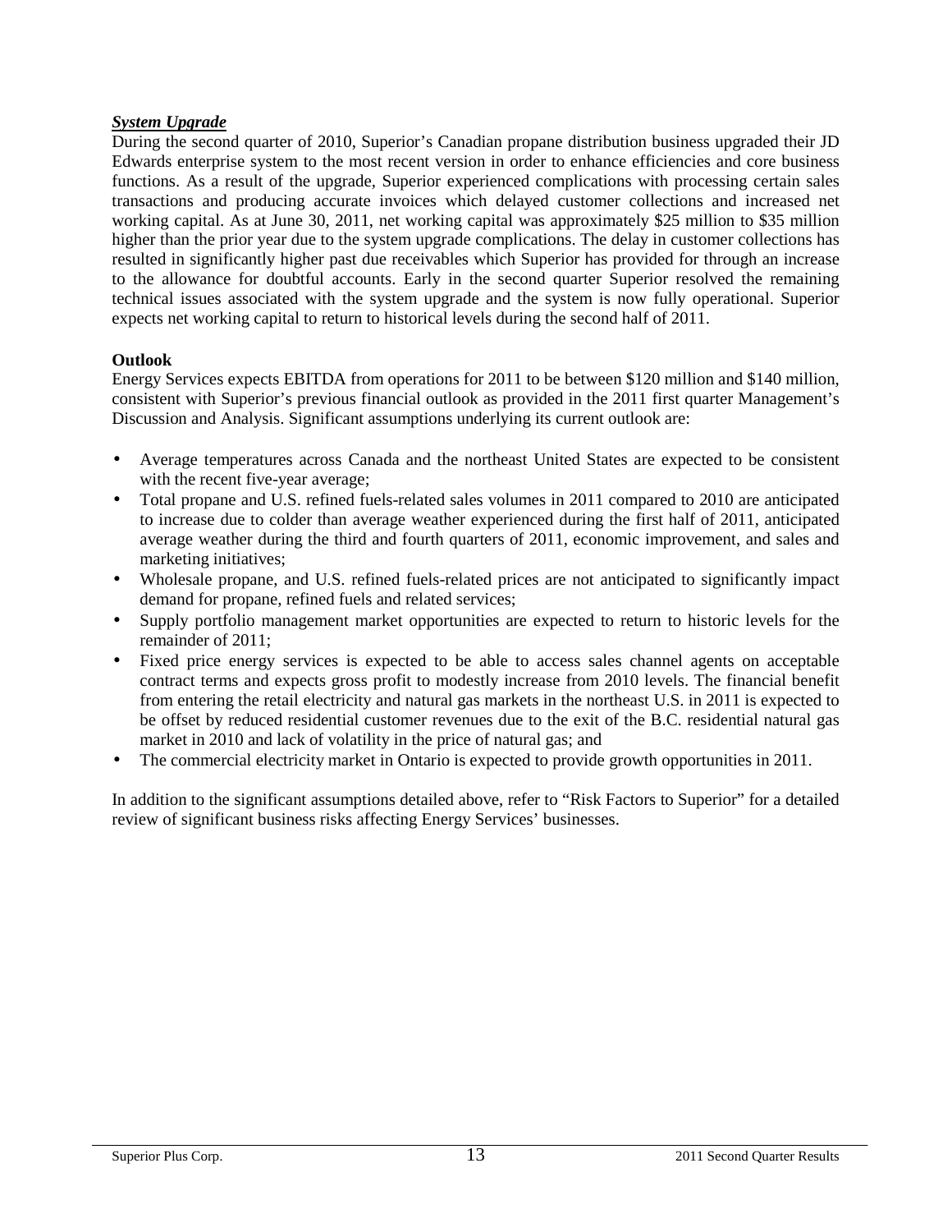***System Upgrade***

During the second quarter of 2010, Superior's Canadian propane distribution business upgraded their JD Edwards enterprise system to the most recent version in order to enhance efficiencies and core business functions. As a result of the upgrade, Superior experienced complications with processing certain sales transactions and producing accurate invoices which delayed customer collections and increased net working capital. As at June 30, 2011, net working capital was approximately \$25 million to \$35 million higher than the prior year due to the system upgrade complications. The delay in customer collections has resulted in significantly higher past due receivables which Superior has provided for through an increase to the allowance for doubtful accounts. Early in the second quarter Superior resolved the remaining technical issues associated with the system upgrade and the system is now fully operational. Superior expects net working capital to return to historical levels during the second half of 2011.

**Outlook**

Energy Services expects EBITDA from operations for 2011 to be between \$120 million and \$140 million, consistent with Superior's previous financial outlook as provided in the 2011 first quarter Management's Discussion and Analysis. Significant assumptions underlying its current outlook are:

- Average temperatures across Canada and the northeast United States are expected to be consistent with the recent five-year average;
- Total propane and U.S. refined fuels-related sales volumes in 2011 compared to 2010 are anticipated to increase due to colder than average weather experienced during the first half of 2011, anticipated average weather during the third and fourth quarters of 2011, economic improvement, and sales and marketing initiatives;
- Wholesale propane, and U.S. refined fuels-related prices are not anticipated to significantly impact demand for propane, refined fuels and related services;
- Supply portfolio management market opportunities are expected to return to historic levels for the remainder of 2011;
- Fixed price energy services is expected to be able to access sales channel agents on acceptable contract terms and expects gross profit to modestly increase from 2010 levels. The financial benefit from entering the retail electricity and natural gas markets in the northeast U.S. in 2011 is expected to be offset by reduced residential customer revenues due to the exit of the B.C. residential natural gas market in 2010 and lack of volatility in the price of natural gas; and
- The commercial electricity market in Ontario is expected to provide growth opportunities in 2011.

In addition to the significant assumptions detailed above, refer to "Risk Factors to Superior" for a detailed review of significant business risks affecting Energy Services' businesses.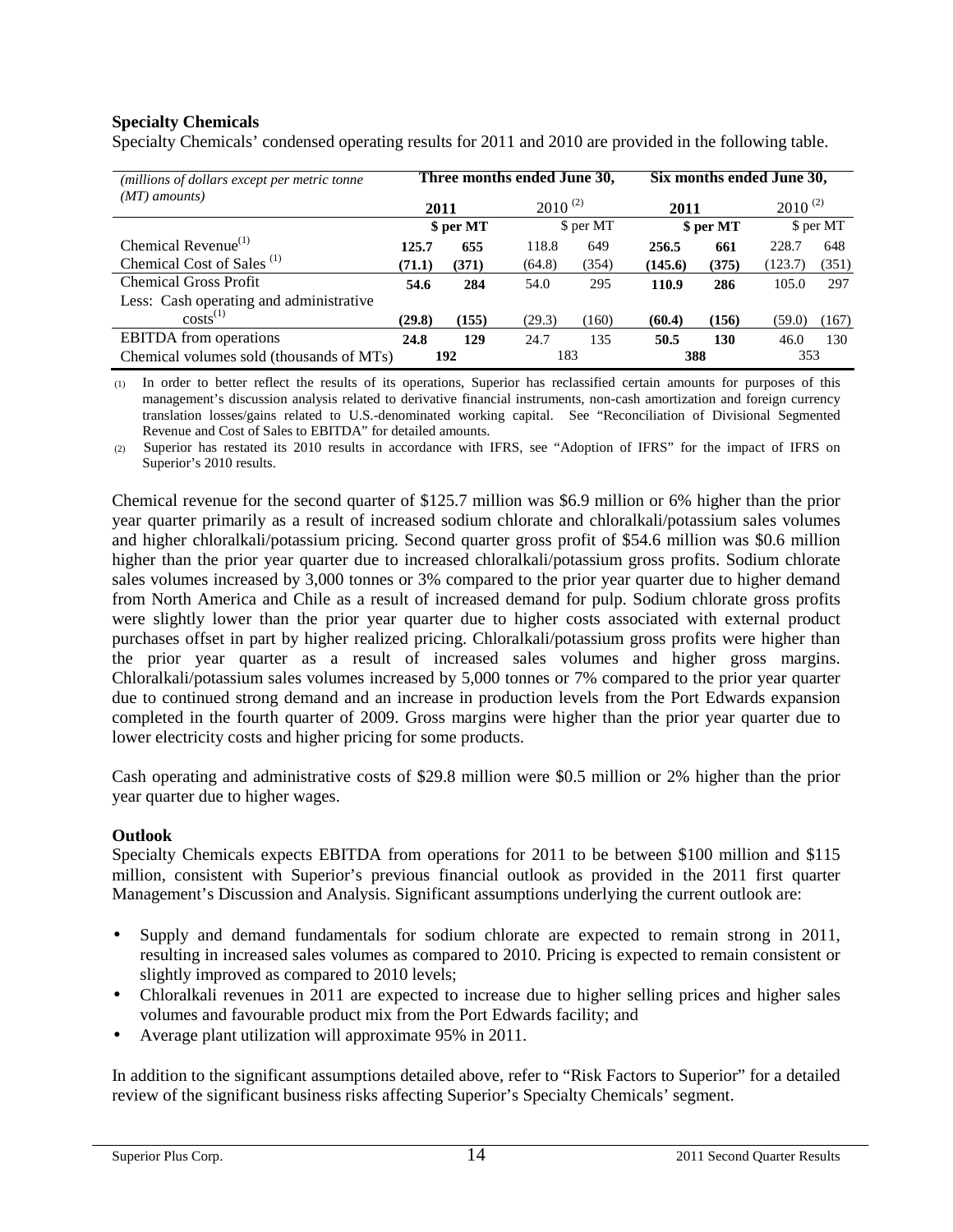**Specialty Chemicals**

Specialty Chemicals' condensed operating results for 2011 and 2010 are provided in the following table.

| *(millions of dollars except per metric tonne (MT) amounts)* | Three months ended June 30, | | | | Six months ended June 30, | | | |
|---|---|---|---|---|---|---|---|---|
| | **2011** | | 2010 [(2)] | | **2011** | | 2010 [(2)] | |
| | | **$ per MT** | | $ per MT | | **$ per MT** | | $ per MT |
| Chemical Revenue[(1)] | **125.7** | **655** | 118.8 | 649 | **256.5** | **661** | 228.7 | 648 |
| Chemical Cost of Sales [(1)] | **(71.1)** | **(371)** | (64.8) | (354) | **(145.6)** | **(375)** | (123.7) | (351) |
| Chemical Gross Profit | **54.6** | **284** | 54.0 | 295 | **110.9** | **286** | 105.0 | 297 |
| Less: Cash operating and administrative costs[(1)] | **(29.8)** | **(155)** | (29.3) | (160) | **(60.4)** | **(156)** | (59.0) | (167) |
| EBITDA from operations | **24.8** | **129** | 24.7 | 135 | **50.5** | **130** | 46.0 | 130 |
| Chemical volumes sold (thousands of MTs) | **192** | | 183 | | **388** | | 353 | |

(1) In order to better reflect the results of its operations, Superior has reclassified certain amounts for purposes of this management's discussion analysis related to derivative financial instruments, non-cash amortization and foreign currency translation losses/gains related to U.S.-denominated working capital. See "Reconciliation of Divisional Segmented Revenue and Cost of Sales to EBITDA" for detailed amounts.

(2) Superior has restated its 2010 results in accordance with IFRS, see "Adoption of IFRS" for the impact of IFRS on Superior's 2010 results.

Chemical revenue for the second quarter of $125.7 million was $6.9 million or 6% higher than the prior year quarter primarily as a result of increased sodium chlorate and chloralkali/potassium sales volumes and higher chloralkali/potassium pricing. Second quarter gross profit of $54.6 million was $0.6 million higher than the prior year quarter due to increased chloralkali/potassium gross profits. Sodium chlorate sales volumes increased by 3,000 tonnes or 3% compared to the prior year quarter due to higher demand from North America and Chile as a result of increased demand for pulp. Sodium chlorate gross profits were slightly lower than the prior year quarter due to higher costs associated with external product purchases offset in part by higher realized pricing. Chloralkali/potassium gross profits were higher than the prior year quarter as a result of increased sales volumes and higher gross margins. Chloralkali/potassium sales volumes increased by 5,000 tonnes or 7% compared to the prior year quarter due to continued strong demand and an increase in production levels from the Port Edwards expansion completed in the fourth quarter of 2009. Gross margins were higher than the prior year quarter due to lower electricity costs and higher pricing for some products.

Cash operating and administrative costs of $29.8 million were $0.5 million or 2% higher than the prior year quarter due to higher wages.

**Outlook**

Specialty Chemicals expects EBITDA from operations for 2011 to be between $100 million and $115 million, consistent with Superior's previous financial outlook as provided in the 2011 first quarter Management's Discussion and Analysis. Significant assumptions underlying the current outlook are:

- Supply and demand fundamentals for sodium chlorate are expected to remain strong in 2011, resulting in increased sales volumes as compared to 2010. Pricing is expected to remain consistent or slightly improved as compared to 2010 levels;
- Chloralkali revenues in 2011 are expected to increase due to higher selling prices and higher sales volumes and favourable product mix from the Port Edwards facility; and
- Average plant utilization will approximate 95% in 2011.

In addition to the significant assumptions detailed above, refer to "Risk Factors to Superior" for a detailed review of the significant business risks affecting Superior's Specialty Chemicals' segment.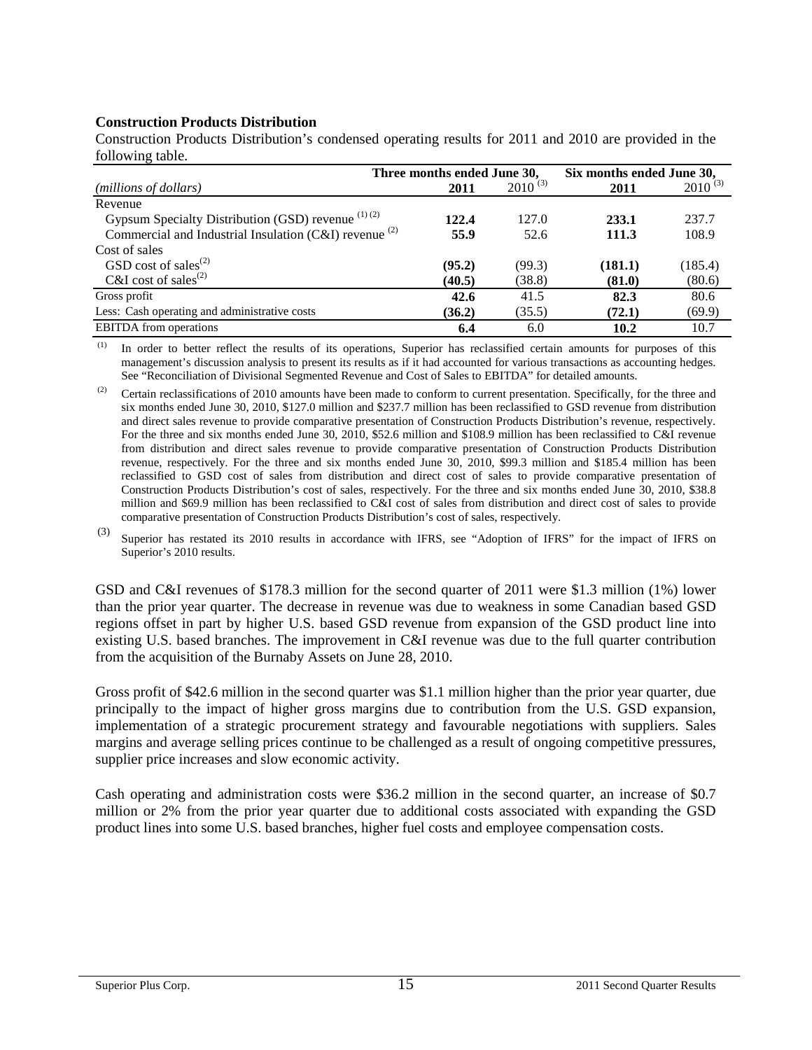**Construction Products Distribution**

Construction Products Distribution's condensed operating results for 2011 and 2010 are provided in the following table.

| *(millions of dollars)* | Three months ended June 30, | | Six months ended June 30, | |
|---|---|---|---|---|
| | **2011** | 2010 [3] | **2011** | 2010 [3] |
| Revenue | | | | |
| Gypsum Specialty Distribution (GSD) revenue [1] [2] | **122.4** | 127.0 | **233.1** | 237.7 |
| Commercial and Industrial Insulation (C&I) revenue [2] | **55.9** | 52.6 | **111.3** | 108.9 |
| Cost of sales | | | | |
| GSD cost of sales[2] | **(95.2)** | (99.3) | **(181.1)** | (185.4) |
| C&I cost of sales[2] | **(40.5)** | (38.8) | **(81.0)** | (80.6) |
| Gross profit | **42.6** | 41.5 | **82.3** | 80.6 |
| Less: Cash operating and administrative costs | **(36.2)** | (35.5) | **(72.1)** | (69.9) |
| EBITDA from operations | **6.4** | 6.0 | **10.2** | 10.7 |

(1) In order to better reflect the results of its operations, Superior has reclassified certain amounts for purposes of this management's discussion analysis to present its results as if it had accounted for various transactions as accounting hedges. See "Reconciliation of Divisional Segmented Revenue and Cost of Sales to EBITDA" for detailed amounts.

(2) Certain reclassifications of 2010 amounts have been made to conform to current presentation. Specifically, for the three and six months ended June 30, 2010, $127.0 million and $237.7 million has been reclassified to GSD revenue from distribution and direct sales revenue to provide comparative presentation of Construction Products Distribution's revenue, respectively. For the three and six months ended June 30, 2010, $52.6 million and $108.9 million has been reclassified to C&I revenue from distribution and direct sales revenue to provide comparative presentation of Construction Products Distribution revenue, respectively. For the three and six months ended June 30, 2010, $99.3 million and $185.4 million has been reclassified to GSD cost of sales from distribution and direct cost of sales to provide comparative presentation of Construction Products Distribution's cost of sales, respectively. For the three and six months ended June 30, 2010, $38.8 million and $69.9 million has been reclassified to C&I cost of sales from distribution and direct cost of sales to provide comparative presentation of Construction Products Distribution's cost of sales, respectively.

(3) Superior has restated its 2010 results in accordance with IFRS, see "Adoption of IFRS" for the impact of IFRS on Superior's 2010 results.

GSD and C&I revenues of $178.3 million for the second quarter of 2011 were $1.3 million (1%) lower than the prior year quarter. The decrease in revenue was due to weakness in some Canadian based GSD regions offset in part by higher U.S. based GSD revenue from expansion of the GSD product line into existing U.S. based branches. The improvement in C&I revenue was due to the full quarter contribution from the acquisition of the Burnaby Assets on June 28, 2010.

Gross profit of $42.6 million in the second quarter was $1.1 million higher than the prior year quarter, due principally to the impact of higher gross margins due to contribution from the U.S. GSD expansion, implementation of a strategic procurement strategy and favourable negotiations with suppliers. Sales margins and average selling prices continue to be challenged as a result of ongoing competitive pressures, supplier price increases and slow economic activity.

Cash operating and administration costs were $36.2 million in the second quarter, an increase of $0.7 million or 2% from the prior year quarter due to additional costs associated with expanding the GSD product lines into some U.S. based branches, higher fuel costs and employee compensation costs.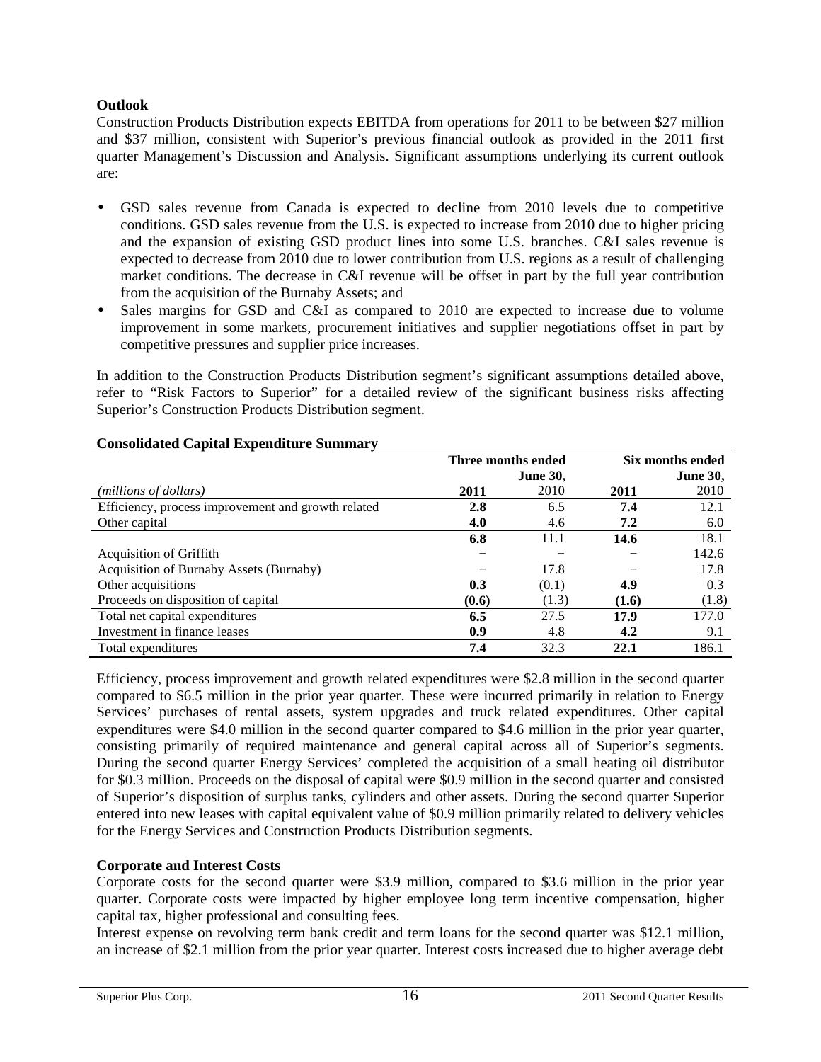**Outlook**

Construction Products Distribution expects EBITDA from operations for 2011 to be between $27 million and $37 million, consistent with Superior's previous financial outlook as provided in the 2011 first quarter Management's Discussion and Analysis. Significant assumptions underlying its current outlook are:

- GSD sales revenue from Canada is expected to decline from 2010 levels due to competitive conditions. GSD sales revenue from the U.S. is expected to increase from 2010 due to higher pricing and the expansion of existing GSD product lines into some U.S. branches. C&I sales revenue is expected to decrease from 2010 due to lower contribution from U.S. regions as a result of challenging market conditions. The decrease in C&I revenue will be offset in part by the full year contribution from the acquisition of the Burnaby Assets; and
- Sales margins for GSD and C&I as compared to 2010 are expected to increase due to volume improvement in some markets, procurement initiatives and supplier negotiations offset in part by competitive pressures and supplier price increases.

In addition to the Construction Products Distribution segment's significant assumptions detailed above, refer to "Risk Factors to Superior" for a detailed review of the significant business risks affecting Superior's Construction Products Distribution segment.

**Consolidated Capital Expenditure Summary**

| | Three months ended June 30, | | Six months ended June 30, | |
|---|---|---|---|---|
| *(millions of dollars)* | **2011** | 2010 | **2011** | 2010 |
| Efficiency, process improvement and growth related | **2.8** | 6.5 | **7.4** | 12.1 |
| Other capital | **4.0** | 4.6 | **7.2** | 6.0 |
| | **6.8** | 11.1 | **14.6** | 18.1 |
| Acquisition of Griffith | – | – | – | 142.6 |
| Acquisition of Burnaby Assets (Burnaby) | – | 17.8 | – | 17.8 |
| Other acquisitions | **0.3** | (0.1) | **4.9** | 0.3 |
| Proceeds on disposition of capital | **(0.6)** | (1.3) | **(1.6)** | (1.8) |
| Total net capital expenditures | **6.5** | 27.5 | **17.9** | 177.0 |
| Investment in finance leases | **0.9** | 4.8 | **4.2** | 9.1 |
| Total expenditures | **7.4** | 32.3 | **22.1** | 186.1 |

Efficiency, process improvement and growth related expenditures were $2.8 million in the second quarter compared to $6.5 million in the prior year quarter. These were incurred primarily in relation to Energy Services' purchases of rental assets, system upgrades and truck related expenditures. Other capital expenditures were $4.0 million in the second quarter compared to $4.6 million in the prior year quarter, consisting primarily of required maintenance and general capital across all of Superior's segments. During the second quarter Energy Services' completed the acquisition of a small heating oil distributor for $0.3 million. Proceeds on the disposal of capital were $0.9 million in the second quarter and consisted of Superior's disposition of surplus tanks, cylinders and other assets. During the second quarter Superior entered into new leases with capital equivalent value of $0.9 million primarily related to delivery vehicles for the Energy Services and Construction Products Distribution segments.

**Corporate and Interest Costs**

Corporate costs for the second quarter were $3.9 million, compared to $3.6 million in the prior year quarter. Corporate costs were impacted by higher employee long term incentive compensation, higher capital tax, higher professional and consulting fees.

Interest expense on revolving term bank credit and term loans for the second quarter was $12.1 million, an increase of $2.1 million from the prior year quarter. Interest costs increased due to higher average debt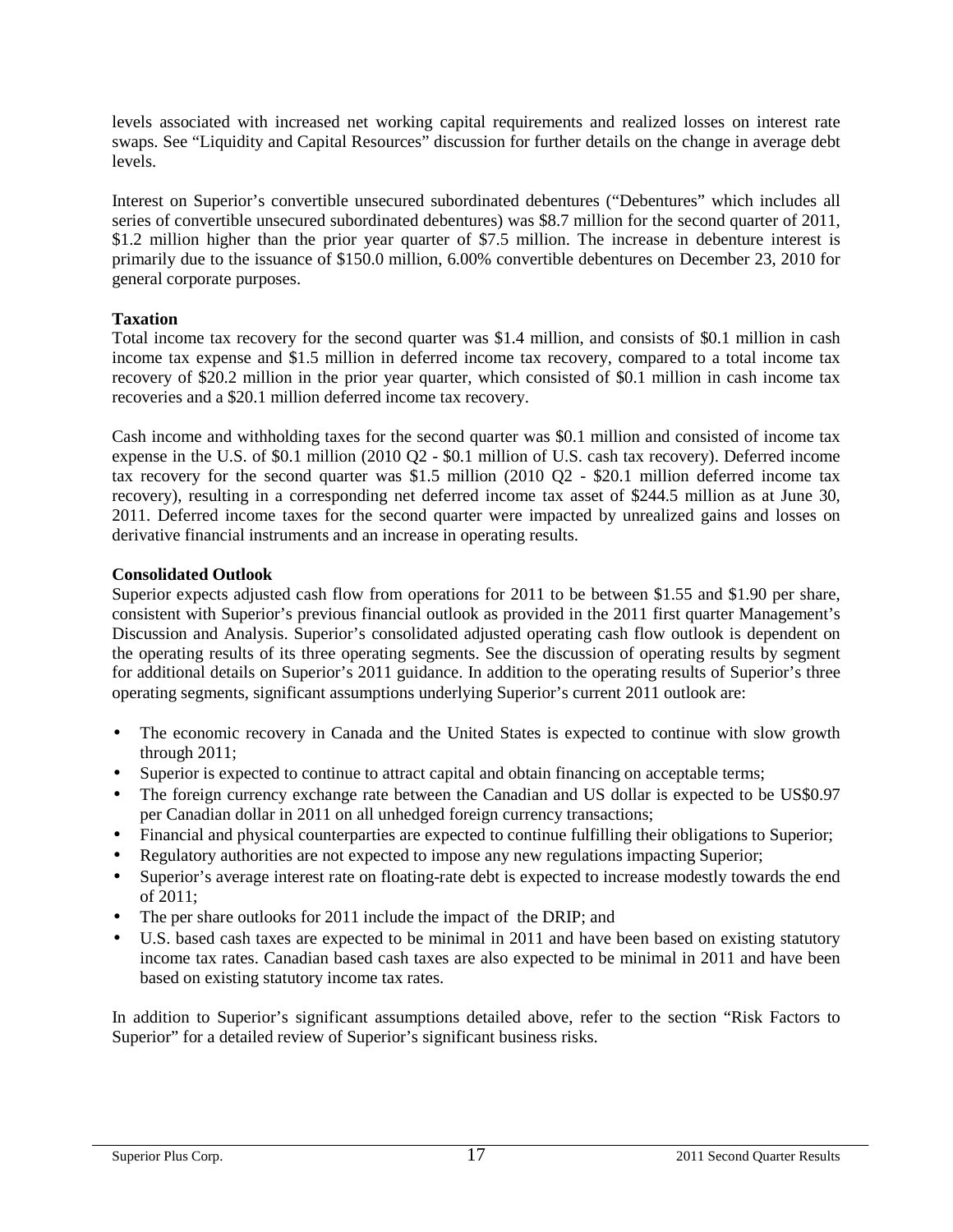levels associated with increased net working capital requirements and realized losses on interest rate swaps. See "Liquidity and Capital Resources" discussion for further details on the change in average debt levels.

Interest on Superior's convertible unsecured subordinated debentures ("Debentures" which includes all series of convertible unsecured subordinated debentures) was $8.7 million for the second quarter of 2011, $1.2 million higher than the prior year quarter of $7.5 million. The increase in debenture interest is primarily due to the issuance of $150.0 million, 6.00% convertible debentures on December 23, 2010 for general corporate purposes.

**Taxation**

Total income tax recovery for the second quarter was $1.4 million, and consists of $0.1 million in cash income tax expense and $1.5 million in deferred income tax recovery, compared to a total income tax recovery of $20.2 million in the prior year quarter, which consisted of $0.1 million in cash income tax recoveries and a $20.1 million deferred income tax recovery.

Cash income and withholding taxes for the second quarter was $0.1 million and consisted of income tax expense in the U.S. of $0.1 million (2010 Q2 - $0.1 million of U.S. cash tax recovery). Deferred income tax recovery for the second quarter was $1.5 million (2010 Q2 - $20.1 million deferred income tax recovery), resulting in a corresponding net deferred income tax asset of $244.5 million as at June 30, 2011. Deferred income taxes for the second quarter were impacted by unrealized gains and losses on derivative financial instruments and an increase in operating results.

**Consolidated Outlook**

Superior expects adjusted cash flow from operations for 2011 to be between $1.55 and $1.90 per share, consistent with Superior's previous financial outlook as provided in the 2011 first quarter Management's Discussion and Analysis. Superior's consolidated adjusted operating cash flow outlook is dependent on the operating results of its three operating segments. See the discussion of operating results by segment for additional details on Superior's 2011 guidance. In addition to the operating results of Superior's three operating segments, significant assumptions underlying Superior's current 2011 outlook are:

- The economic recovery in Canada and the United States is expected to continue with slow growth through 2011;
- Superior is expected to continue to attract capital and obtain financing on acceptable terms;
- The foreign currency exchange rate between the Canadian and US dollar is expected to be US$0.97 per Canadian dollar in 2011 on all unhedged foreign currency transactions;
- Financial and physical counterparties are expected to continue fulfilling their obligations to Superior;
- Regulatory authorities are not expected to impose any new regulations impacting Superior;
- Superior's average interest rate on floating-rate debt is expected to increase modestly towards the end of 2011;
- The per share outlooks for 2011 include the impact of the DRIP; and
- U.S. based cash taxes are expected to be minimal in 2011 and have been based on existing statutory income tax rates. Canadian based cash taxes are also expected to be minimal in 2011 and have been based on existing statutory income tax rates.

In addition to Superior's significant assumptions detailed above, refer to the section "Risk Factors to Superior" for a detailed review of Superior's significant business risks.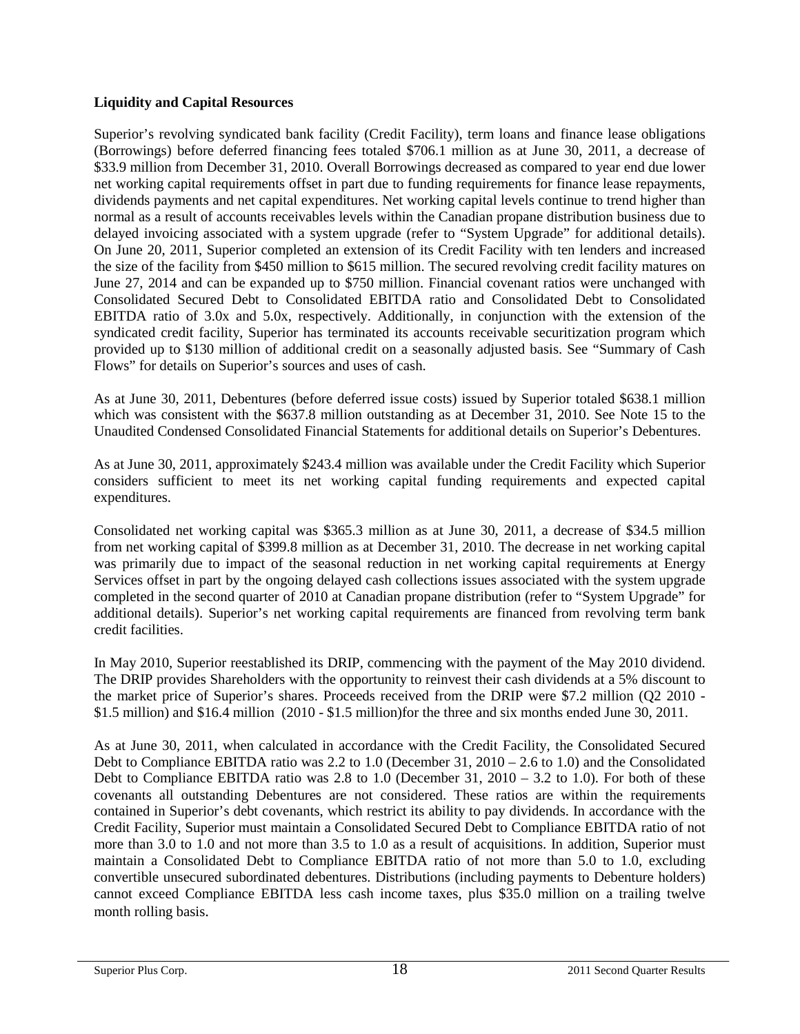**Liquidity and Capital Resources**

Superior's revolving syndicated bank facility (Credit Facility), term loans and finance lease obligations (Borrowings) before deferred financing fees totaled $706.1 million as at June 30, 2011, a decrease of $33.9 million from December 31, 2010. Overall Borrowings decreased as compared to year end due lower net working capital requirements offset in part due to funding requirements for finance lease repayments, dividends payments and net capital expenditures. Net working capital levels continue to trend higher than normal as a result of accounts receivables levels within the Canadian propane distribution business due to delayed invoicing associated with a system upgrade (refer to "System Upgrade" for additional details). On June 20, 2011, Superior completed an extension of its Credit Facility with ten lenders and increased the size of the facility from $450 million to $615 million. The secured revolving credit facility matures on June 27, 2014 and can be expanded up to $750 million. Financial covenant ratios were unchanged with Consolidated Secured Debt to Consolidated EBITDA ratio and Consolidated Debt to Consolidated EBITDA ratio of 3.0x and 5.0x, respectively. Additionally, in conjunction with the extension of the syndicated credit facility, Superior has terminated its accounts receivable securitization program which provided up to $130 million of additional credit on a seasonally adjusted basis. See "Summary of Cash Flows" for details on Superior's sources and uses of cash.

As at June 30, 2011, Debentures (before deferred issue costs) issued by Superior totaled $638.1 million which was consistent with the $637.8 million outstanding as at December 31, 2010. See Note 15 to the Unaudited Condensed Consolidated Financial Statements for additional details on Superior's Debentures.

As at June 30, 2011, approximately $243.4 million was available under the Credit Facility which Superior considers sufficient to meet its net working capital funding requirements and expected capital expenditures.

Consolidated net working capital was $365.3 million as at June 30, 2011, a decrease of $34.5 million from net working capital of $399.8 million as at December 31, 2010. The decrease in net working capital was primarily due to impact of the seasonal reduction in net working capital requirements at Energy Services offset in part by the ongoing delayed cash collections issues associated with the system upgrade completed in the second quarter of 2010 at Canadian propane distribution (refer to "System Upgrade" for additional details). Superior's net working capital requirements are financed from revolving term bank credit facilities.

In May 2010, Superior reestablished its DRIP, commencing with the payment of the May 2010 dividend. The DRIP provides Shareholders with the opportunity to reinvest their cash dividends at a 5% discount to the market price of Superior's shares. Proceeds received from the DRIP were $7.2 million (Q2 2010 - $1.5 million) and $16.4 million (2010 - $1.5 million)for the three and six months ended June 30, 2011.

As at June 30, 2011, when calculated in accordance with the Credit Facility, the Consolidated Secured Debt to Compliance EBITDA ratio was 2.2 to 1.0 (December 31, 2010 – 2.6 to 1.0) and the Consolidated Debt to Compliance EBITDA ratio was 2.8 to 1.0 (December 31, 2010 – 3.2 to 1.0). For both of these covenants all outstanding Debentures are not considered. These ratios are within the requirements contained in Superior's debt covenants, which restrict its ability to pay dividends. In accordance with the Credit Facility, Superior must maintain a Consolidated Secured Debt to Compliance EBITDA ratio of not more than 3.0 to 1.0 and not more than 3.5 to 1.0 as a result of acquisitions. In addition, Superior must maintain a Consolidated Debt to Compliance EBITDA ratio of not more than 5.0 to 1.0, excluding convertible unsecured subordinated debentures. Distributions (including payments to Debenture holders) cannot exceed Compliance EBITDA less cash income taxes, plus $35.0 million on a trailing twelve month rolling basis.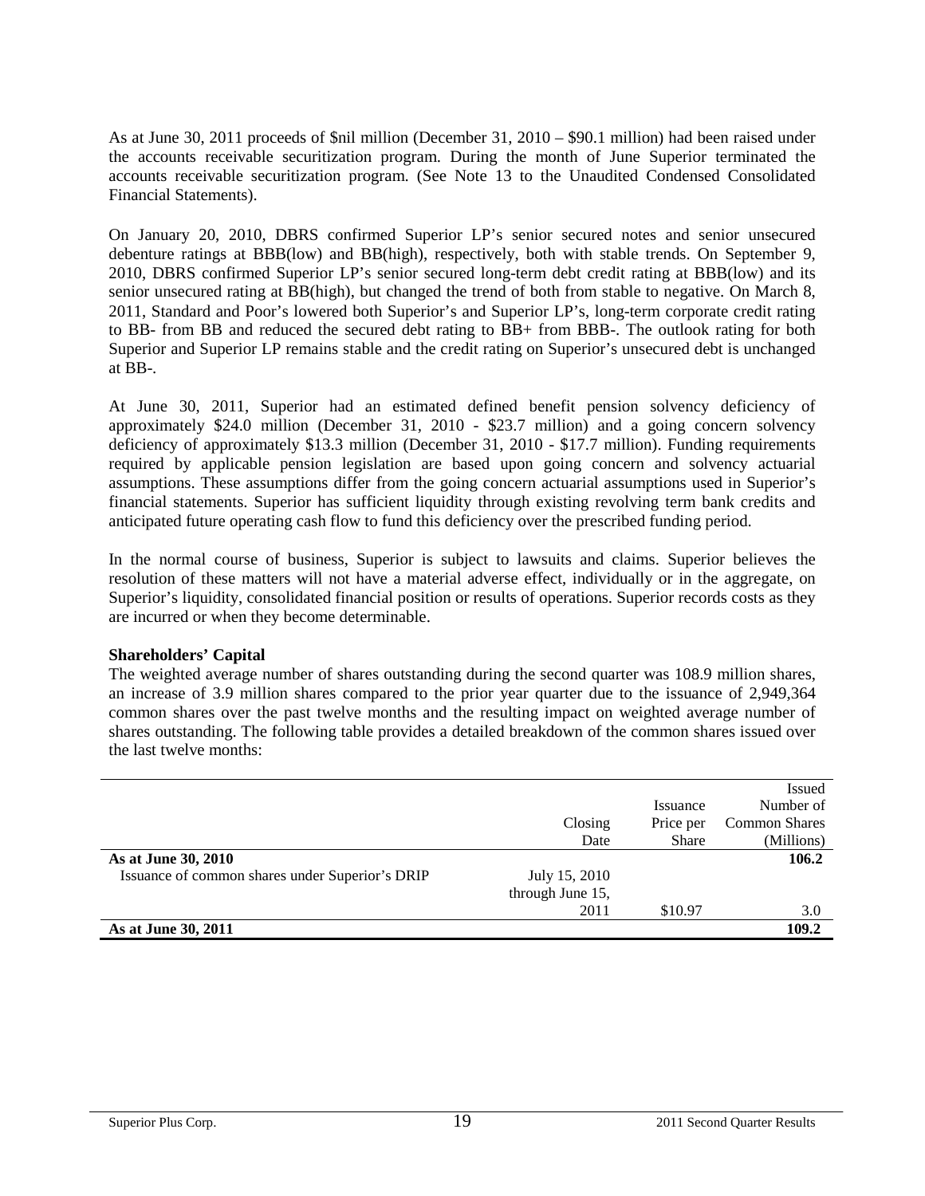As at June 30, 2011 proceeds of $nil million (December 31, 2010 – $90.1 million) had been raised under the accounts receivable securitization program. During the month of June Superior terminated the accounts receivable securitization program. (See Note 13 to the Unaudited Condensed Consolidated Financial Statements).

On January 20, 2010, DBRS confirmed Superior LP's senior secured notes and senior unsecured debenture ratings at BBB(low) and BB(high), respectively, both with stable trends. On September 9, 2010, DBRS confirmed Superior LP's senior secured long-term debt credit rating at BBB(low) and its senior unsecured rating at BB(high), but changed the trend of both from stable to negative. On March 8, 2011, Standard and Poor's lowered both Superior's and Superior LP's, long-term corporate credit rating to BB- from BB and reduced the secured debt rating to BB+ from BBB-. The outlook rating for both Superior and Superior LP remains stable and the credit rating on Superior's unsecured debt is unchanged at BB-.

At June 30, 2011, Superior had an estimated defined benefit pension solvency deficiency of approximately $24.0 million (December 31, 2010 - $23.7 million) and a going concern solvency deficiency of approximately $13.3 million (December 31, 2010 - $17.7 million). Funding requirements required by applicable pension legislation are based upon going concern and solvency actuarial assumptions. These assumptions differ from the going concern actuarial assumptions used in Superior's financial statements. Superior has sufficient liquidity through existing revolving term bank credits and anticipated future operating cash flow to fund this deficiency over the prescribed funding period.

In the normal course of business, Superior is subject to lawsuits and claims. Superior believes the resolution of these matters will not have a material adverse effect, individually or in the aggregate, on Superior's liquidity, consolidated financial position or results of operations. Superior records costs as they are incurred or when they become determinable.

**Shareholders' Capital**

The weighted average number of shares outstanding during the second quarter was 108.9 million shares, an increase of 3.9 million shares compared to the prior year quarter due to the issuance of 2,949,364 common shares over the past twelve months and the resulting impact on weighted average number of shares outstanding. The following table provides a detailed breakdown of the common shares issued over the last twelve months:

| | Closing Date | Issuance Price per Share | Issued Number of Common Shares (Millions) |
|---|---|---|---|
| **As at June 30, 2010** | | | **106.2** |
| Issuance of common shares under Superior's DRIP | July 15, 2010 through June 15, 2011 | $10.97 | 3.0 |
| **As at June 30, 2011** | | | **109.2** |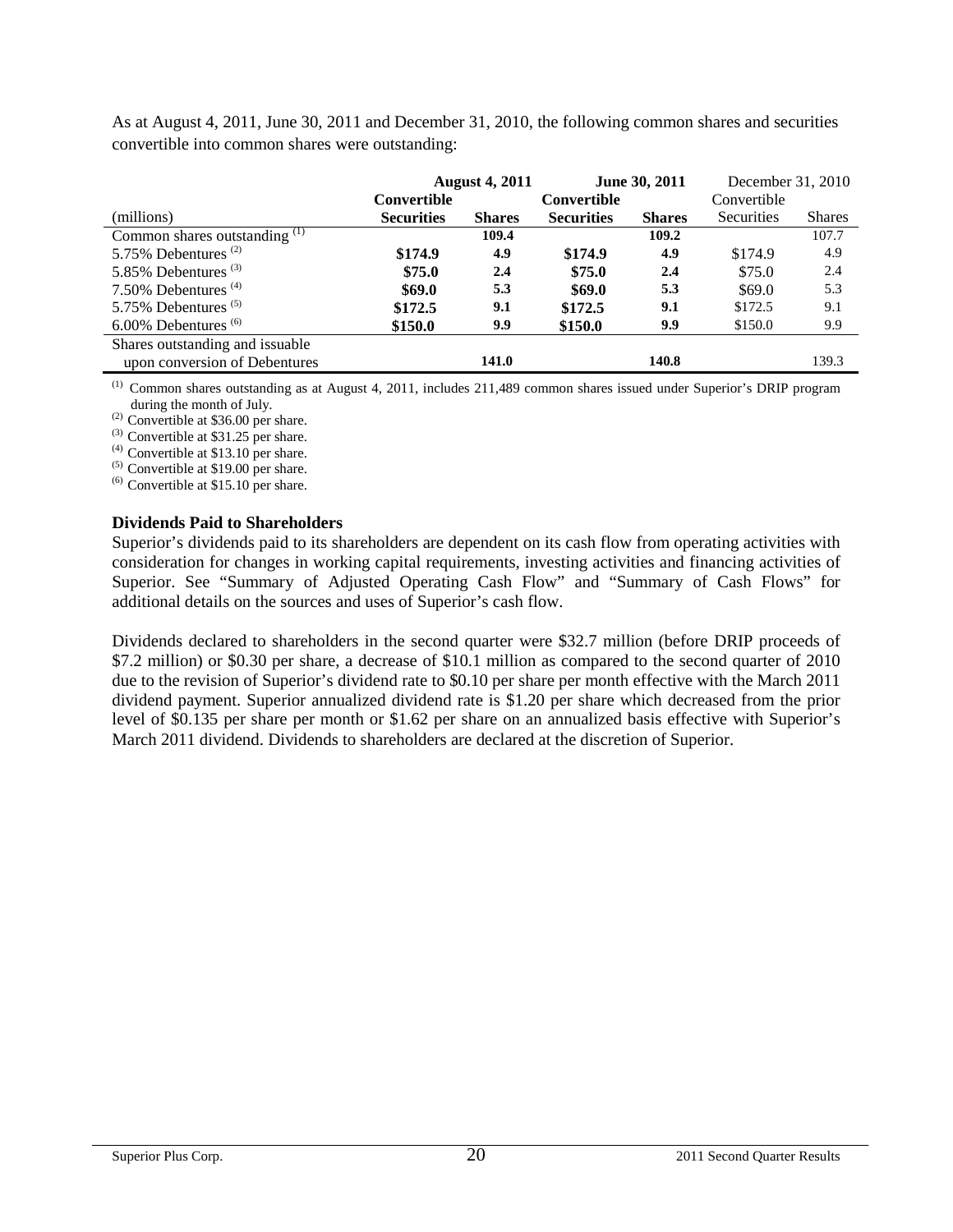As at August 4, 2011, June 30, 2011 and December 31, 2010, the following common shares and securities convertible into common shares were outstanding:

| | **August 4, 2011** | | **June 30, 2011** | | December 31, 2010 | |
|---|---|---|---|---|---|---|
| (millions) | **Convertible Securities** | **Shares** | **Convertible Securities** | **Shares** | Convertible Securities | Shares |
| Common shares outstanding [(1)] | | **109.4** | | **109.2** | | 107.7 |
| 5.75% Debentures [(2)] | **$174.9** | **4.9** | **$174.9** | **4.9** | $174.9 | 4.9 |
| 5.85% Debentures [(3)] | **$75.0** | **2.4** | **$75.0** | **2.4** | $75.0 | 2.4 |
| 7.50% Debentures [(4)] | **$69.0** | **5.3** | **$69.0** | **5.3** | $69.0 | 5.3 |
| 5.75% Debentures [(5)] | **$172.5** | **9.1** | **$172.5** | **9.1** | $172.5 | 9.1 |
| 6.00% Debentures [(6)] | **$150.0** | **9.9** | **$150.0** | **9.9** | $150.0 | 9.9 |
| Shares outstanding and issuable upon conversion of Debentures | | **141.0** | | **140.8** | | 139.3 |

(1) Common shares outstanding as at August 4, 2011, includes 211,489 common shares issued under Superior's DRIP program during the month of July.
(2) Convertible at $36.00 per share.
(3) Convertible at $31.25 per share.
(4) Convertible at $13.10 per share.
(5) Convertible at $19.00 per share.
(6) Convertible at $15.10 per share.

**Dividends Paid to Shareholders**

Superior's dividends paid to its shareholders are dependent on its cash flow from operating activities with consideration for changes in working capital requirements, investing activities and financing activities of Superior. See "Summary of Adjusted Operating Cash Flow" and "Summary of Cash Flows" for additional details on the sources and uses of Superior's cash flow.

Dividends declared to shareholders in the second quarter were $32.7 million (before DRIP proceeds of $7.2 million) or $0.30 per share, a decrease of $10.1 million as compared to the second quarter of 2010 due to the revision of Superior's dividend rate to $0.10 per share per month effective with the March 2011 dividend payment. Superior annualized dividend rate is $1.20 per share which decreased from the prior level of $0.135 per share per month or $1.62 per share on an annualized basis effective with Superior's March 2011 dividend. Dividends to shareholders are declared at the discretion of Superior.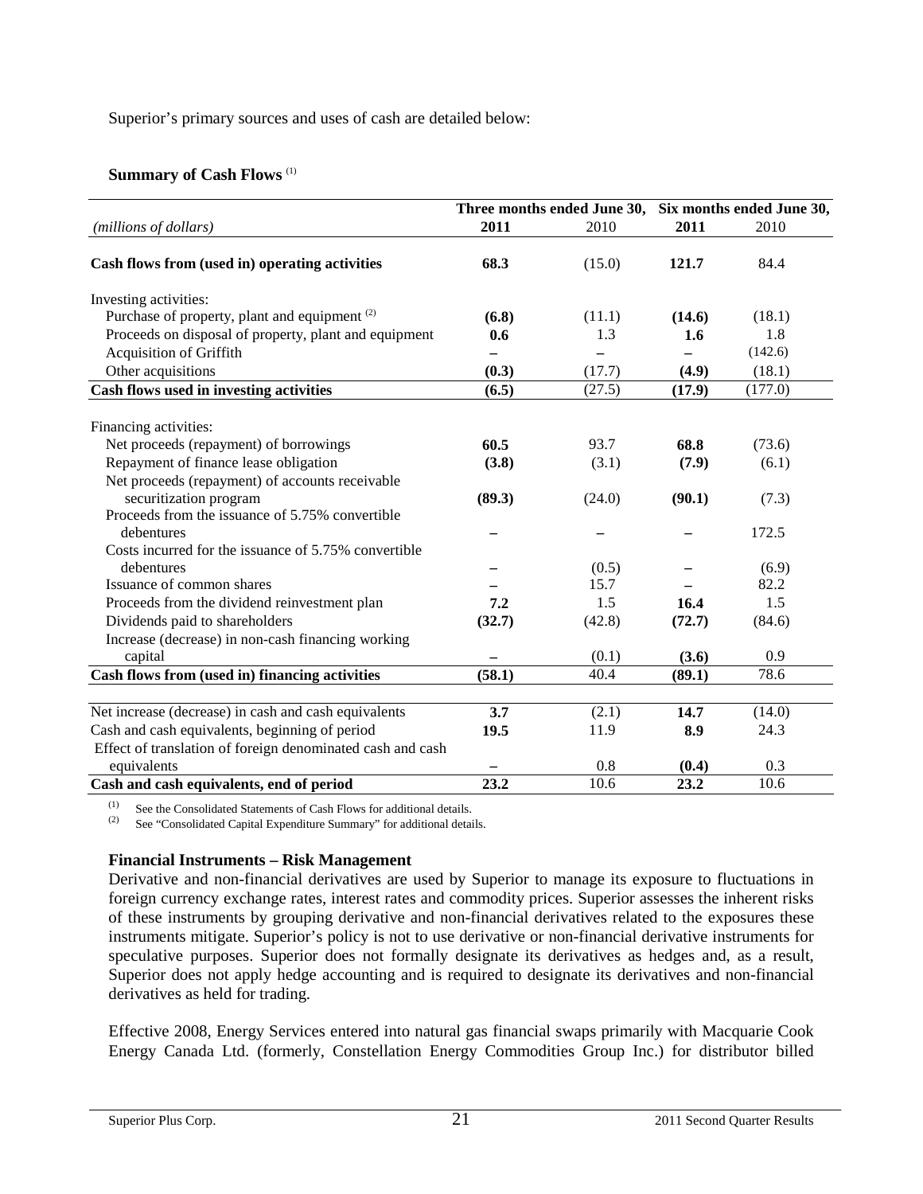Superior's primary sources and uses of cash are detailed below:

**Summary of Cash Flows** [(1)]

| *(millions of dollars)* | Three months ended June 30, | | Six months ended June 30, | |
|---|---|---|---|---|
| | **2011** | 2010 | **2011** | 2010 |
| **Cash flows from (used in) operating activities** | **68.3** | (15.0) | **121.7** | 84.4 |
| Investing activities: | | | | |
| Purchase of property, plant and equipment [(2)] | **(6.8)** | (11.1) | **(14.6)** | (18.1) |
| Proceeds on disposal of property, plant and equipment | **0.6** | 1.3 | **1.6** | 1.8 |
| Acquisition of Griffith | **–** | – | **–** | (142.6) |
| Other acquisitions | **(0.3)** | (17.7) | **(4.9)** | (18.1) |
| **Cash flows used in investing activities** | **(6.5)** | (27.5) | **(17.9)** | (177.0) |
| Financing activities: | | | | |
| Net proceeds (repayment) of borrowings | **60.5** | 93.7 | **68.8** | (73.6) |
| Repayment of finance lease obligation | **(3.8)** | (3.1) | **(7.9)** | (6.1) |
| Net proceeds (repayment) of accounts receivable securitization program | **(89.3)** | (24.0) | **(90.1)** | (7.3) |
| Proceeds from the issuance of 5.75% convertible debentures | **–** | – | **–** | 172.5 |
| Costs incurred for the issuance of 5.75% convertible debentures | **–** | (0.5) | **–** | (6.9) |
| Issuance of common shares | **–** | 15.7 | **–** | 82.2 |
| Proceeds from the dividend reinvestment plan | **7.2** | 1.5 | **16.4** | 1.5 |
| Dividends paid to shareholders | **(32.7)** | (42.8) | **(72.7)** | (84.6) |
| Increase (decrease) in non-cash financing working capital | **–** | (0.1) | **(3.6)** | 0.9 |
| **Cash flows from (used in) financing activities** | **(58.1)** | 40.4 | **(89.1)** | 78.6 |
| Net increase (decrease) in cash and cash equivalents | **3.7** | (2.1) | **14.7** | (14.0) |
| Cash and cash equivalents, beginning of period | **19.5** | 11.9 | **8.9** | 24.3 |
| Effect of translation of foreign denominated cash and cash equivalents | **–** | 0.8 | **(0.4)** | 0.3 |
| **Cash and cash equivalents, end of period** | **23.2** | 10.6 | **23.2** | 10.6 |

(1) See the Consolidated Statements of Cash Flows for additional details.
(2) See "Consolidated Capital Expenditure Summary" for additional details.

**Financial Instruments – Risk Management**

Derivative and non-financial derivatives are used by Superior to manage its exposure to fluctuations in foreign currency exchange rates, interest rates and commodity prices. Superior assesses the inherent risks of these instruments by grouping derivative and non-financial derivatives related to the exposures these instruments mitigate. Superior's policy is not to use derivative or non-financial derivative instruments for speculative purposes. Superior does not formally designate its derivatives as hedges and, as a result, Superior does not apply hedge accounting and is required to designate its derivatives and non-financial derivatives as held for trading.

Effective 2008, Energy Services entered into natural gas financial swaps primarily with Macquarie Cook Energy Canada Ltd. (formerly, Constellation Energy Commodities Group Inc.) for distributor billed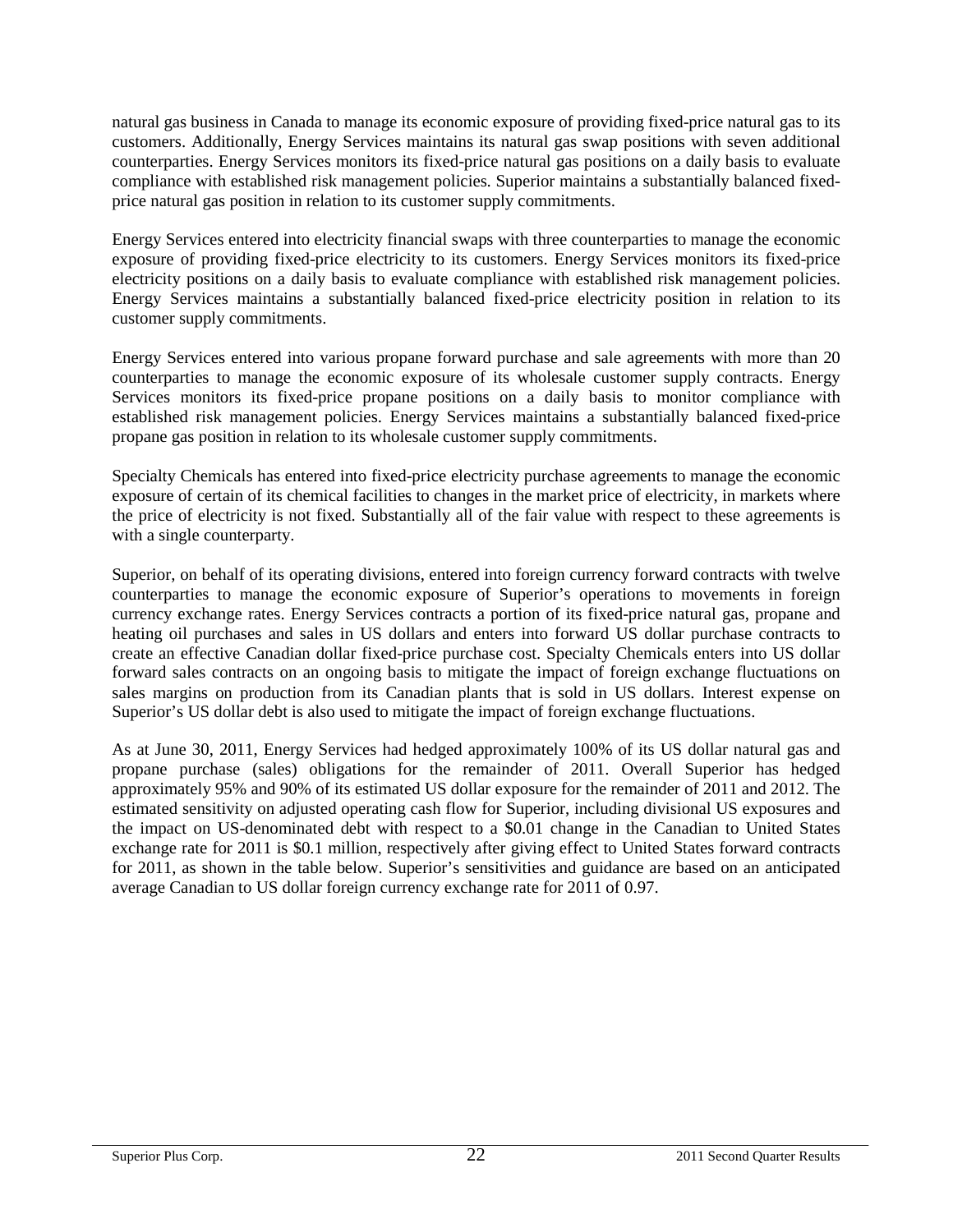natural gas business in Canada to manage its economic exposure of providing fixed-price natural gas to its customers. Additionally, Energy Services maintains its natural gas swap positions with seven additional counterparties. Energy Services monitors its fixed-price natural gas positions on a daily basis to evaluate compliance with established risk management policies. Superior maintains a substantially balanced fixed-price natural gas position in relation to its customer supply commitments.

Energy Services entered into electricity financial swaps with three counterparties to manage the economic exposure of providing fixed-price electricity to its customers. Energy Services monitors its fixed-price electricity positions on a daily basis to evaluate compliance with established risk management policies. Energy Services maintains a substantially balanced fixed-price electricity position in relation to its customer supply commitments.

Energy Services entered into various propane forward purchase and sale agreements with more than 20 counterparties to manage the economic exposure of its wholesale customer supply contracts. Energy Services monitors its fixed-price propane positions on a daily basis to monitor compliance with established risk management policies. Energy Services maintains a substantially balanced fixed-price propane gas position in relation to its wholesale customer supply commitments.

Specialty Chemicals has entered into fixed-price electricity purchase agreements to manage the economic exposure of certain of its chemical facilities to changes in the market price of electricity, in markets where the price of electricity is not fixed. Substantially all of the fair value with respect to these agreements is with a single counterparty.

Superior, on behalf of its operating divisions, entered into foreign currency forward contracts with twelve counterparties to manage the economic exposure of Superior's operations to movements in foreign currency exchange rates. Energy Services contracts a portion of its fixed-price natural gas, propane and heating oil purchases and sales in US dollars and enters into forward US dollar purchase contracts to create an effective Canadian dollar fixed-price purchase cost. Specialty Chemicals enters into US dollar forward sales contracts on an ongoing basis to mitigate the impact of foreign exchange fluctuations on sales margins on production from its Canadian plants that is sold in US dollars. Interest expense on Superior's US dollar debt is also used to mitigate the impact of foreign exchange fluctuations.

As at June 30, 2011, Energy Services had hedged approximately 100% of its US dollar natural gas and propane purchase (sales) obligations for the remainder of 2011. Overall Superior has hedged approximately 95% and 90% of its estimated US dollar exposure for the remainder of 2011 and 2012. The estimated sensitivity on adjusted operating cash flow for Superior, including divisional US exposures and the impact on US-denominated debt with respect to a $0.01 change in the Canadian to United States exchange rate for 2011 is $0.1 million, respectively after giving effect to United States forward contracts for 2011, as shown in the table below. Superior's sensitivities and guidance are based on an anticipated average Canadian to US dollar foreign currency exchange rate for 2011 of 0.97.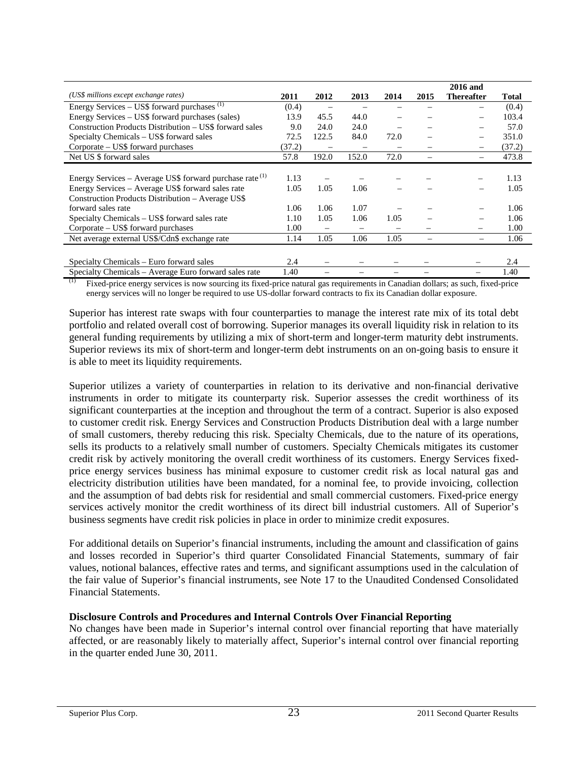| (US$ millions except exchange rates) | 2011 | 2012 | 2013 | 2014 | 2015 | 2016 and Thereafter | Total |
|---|---|---|---|---|---|---|---|
| Energy Services – US$ forward purchases [(1)] | (0.4) | – | – | – | – | – | (0.4) |
| Energy Services – US$ forward purchases (sales) | 13.9 | 45.5 | 44.0 | – | – | – | 103.4 |
| Construction Products Distribution – US$ forward sales | 9.0 | 24.0 | 24.0 | – | – | – | 57.0 |
| Specialty Chemicals – US$ forward sales | 72.5 | 122.5 | 84.0 | 72.0 | – | – | 351.0 |
| Corporate – US$ forward purchases | (37.2) | – | – | – | – | – | (37.2) |
| Net US $ forward sales | 57.8 | 192.0 | 152.0 | 72.0 | – | – | 473.8 |
| | | | | | | | |
| Energy Services – Average US$ forward purchase rate [(1)] | 1.13 | – | – | – | – | – | 1.13 |
| Energy Services – Average US$ forward sales rate | 1.05 | 1.05 | 1.06 | – | – | – | 1.05 |
| Construction Products Distribution – Average US$ forward sales rate | 1.06 | 1.06 | 1.07 | – | – | – | 1.06 |
| Specialty Chemicals – US$ forward sales rate | 1.10 | 1.05 | 1.06 | 1.05 | – | – | 1.06 |
| Corporate – US$ forward purchases | 1.00 | – | – | – | – | – | 1.00 |
| Net average external US$/Cdn$ exchange rate | 1.14 | 1.05 | 1.06 | 1.05 | – | – | 1.06 |
| | | | | | | | |
| Specialty Chemicals – Euro forward sales | 2.4 | – | – | – | – | – | 2.4 |
| Specialty Chemicals – Average Euro forward sales rate | 1.40 | – | – | – | – | – | 1.40 |

(1) Fixed-price energy services is now sourcing its fixed-price natural gas requirements in Canadian dollars; as such, fixed-price energy services will no longer be required to use US-dollar forward contracts to fix its Canadian dollar exposure.

Superior has interest rate swaps with four counterparties to manage the interest rate mix of its total debt portfolio and related overall cost of borrowing. Superior manages its overall liquidity risk in relation to its general funding requirements by utilizing a mix of short-term and longer-term maturity debt instruments. Superior reviews its mix of short-term and longer-term debt instruments on an on-going basis to ensure it is able to meet its liquidity requirements.

Superior utilizes a variety of counterparties in relation to its derivative and non-financial derivative instruments in order to mitigate its counterparty risk. Superior assesses the credit worthiness of its significant counterparties at the inception and throughout the term of a contract. Superior is also exposed to customer credit risk. Energy Services and Construction Products Distribution deal with a large number of small customers, thereby reducing this risk. Specialty Chemicals, due to the nature of its operations, sells its products to a relatively small number of customers. Specialty Chemicals mitigates its customer credit risk by actively monitoring the overall credit worthiness of its customers. Energy Services fixed-price energy services business has minimal exposure to customer credit risk as local natural gas and electricity distribution utilities have been mandated, for a nominal fee, to provide invoicing, collection and the assumption of bad debts risk for residential and small commercial customers. Fixed-price energy services actively monitor the credit worthiness of its direct bill industrial customers. All of Superior's business segments have credit risk policies in place in order to minimize credit exposures.

For additional details on Superior's financial instruments, including the amount and classification of gains and losses recorded in Superior's third quarter Consolidated Financial Statements, summary of fair values, notional balances, effective rates and terms, and significant assumptions used in the calculation of the fair value of Superior's financial instruments, see Note 17 to the Unaudited Condensed Consolidated Financial Statements.

**Disclosure Controls and Procedures and Internal Controls Over Financial Reporting**

No changes have been made in Superior's internal control over financial reporting that have materially affected, or are reasonably likely to materially affect, Superior's internal control over financial reporting in the quarter ended June 30, 2011.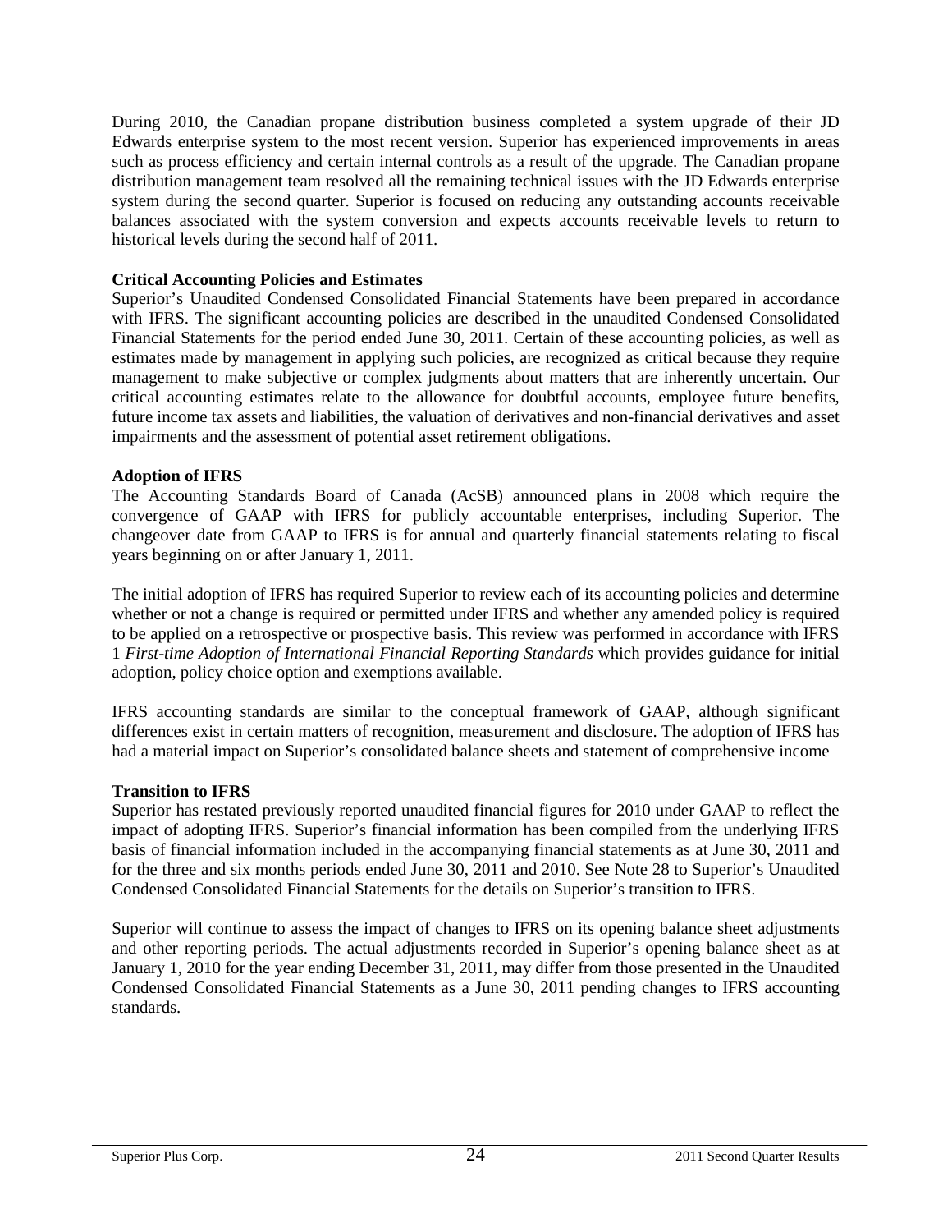During 2010, the Canadian propane distribution business completed a system upgrade of their JD Edwards enterprise system to the most recent version. Superior has experienced improvements in areas such as process efficiency and certain internal controls as a result of the upgrade. The Canadian propane distribution management team resolved all the remaining technical issues with the JD Edwards enterprise system during the second quarter. Superior is focused on reducing any outstanding accounts receivable balances associated with the system conversion and expects accounts receivable levels to return to historical levels during the second half of 2011.

**Critical Accounting Policies and Estimates**

Superior's Unaudited Condensed Consolidated Financial Statements have been prepared in accordance with IFRS. The significant accounting policies are described in the unaudited Condensed Consolidated Financial Statements for the period ended June 30, 2011. Certain of these accounting policies, as well as estimates made by management in applying such policies, are recognized as critical because they require management to make subjective or complex judgments about matters that are inherently uncertain. Our critical accounting estimates relate to the allowance for doubtful accounts, employee future benefits, future income tax assets and liabilities, the valuation of derivatives and non-financial derivatives and asset impairments and the assessment of potential asset retirement obligations.

**Adoption of IFRS**

The Accounting Standards Board of Canada (AcSB) announced plans in 2008 which require the convergence of GAAP with IFRS for publicly accountable enterprises, including Superior. The changeover date from GAAP to IFRS is for annual and quarterly financial statements relating to fiscal years beginning on or after January 1, 2011.

The initial adoption of IFRS has required Superior to review each of its accounting policies and determine whether or not a change is required or permitted under IFRS and whether any amended policy is required to be applied on a retrospective or prospective basis. This review was performed in accordance with IFRS 1 *First-time Adoption of International Financial Reporting Standards* which provides guidance for initial adoption, policy choice option and exemptions available.

IFRS accounting standards are similar to the conceptual framework of GAAP, although significant differences exist in certain matters of recognition, measurement and disclosure. The adoption of IFRS has had a material impact on Superior's consolidated balance sheets and statement of comprehensive income

**Transition to IFRS**

Superior has restated previously reported unaudited financial figures for 2010 under GAAP to reflect the impact of adopting IFRS. Superior's financial information has been compiled from the underlying IFRS basis of financial information included in the accompanying financial statements as at June 30, 2011 and for the three and six months periods ended June 30, 2011 and 2010. See Note 28 to Superior's Unaudited Condensed Consolidated Financial Statements for the details on Superior's transition to IFRS.

Superior will continue to assess the impact of changes to IFRS on its opening balance sheet adjustments and other reporting periods. The actual adjustments recorded in Superior's opening balance sheet as at January 1, 2010 for the year ending December 31, 2011, may differ from those presented in the Unaudited Condensed Consolidated Financial Statements as a June 30, 2011 pending changes to IFRS accounting standards.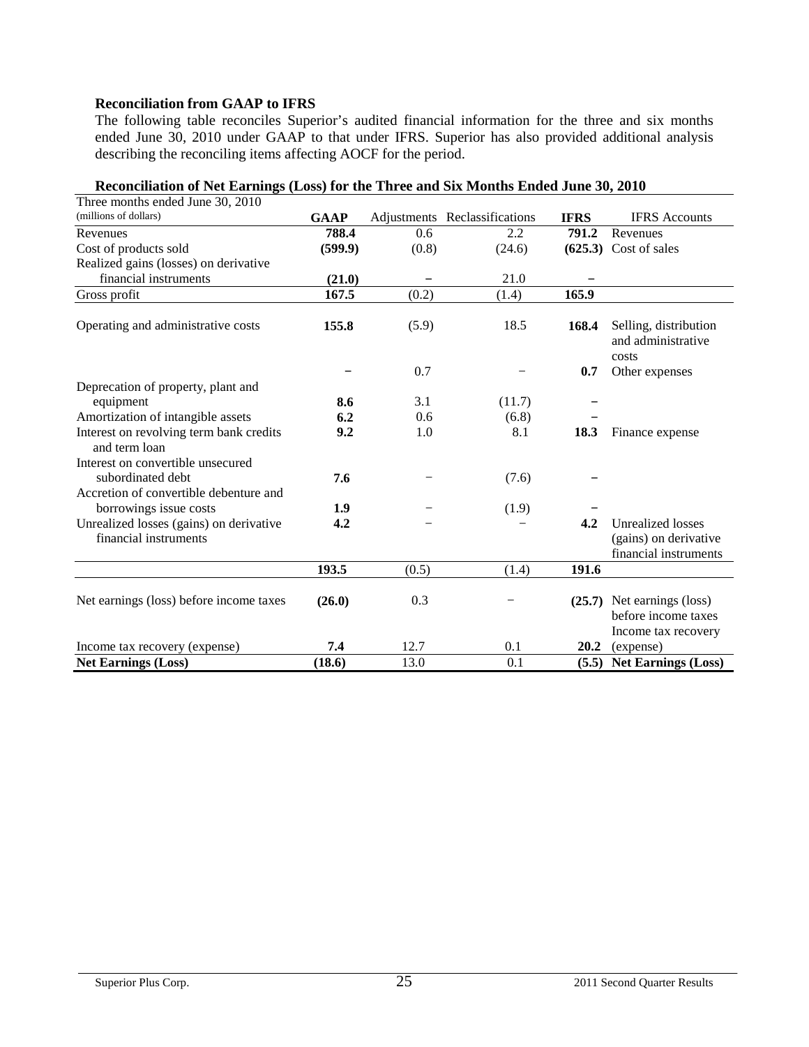### Reconciliation from GAAP to IFRS

The following table reconciles Superior's audited financial information for the three and six months ended June 30, 2010 under GAAP to that under IFRS. Superior has also provided additional analysis describing the reconciling items affecting AOCF for the period.

**Reconciliation of Net Earnings (Loss) for the Three and Six Months Ended June 30, 2010**

| Three months ended June 30, 2010 (millions of dollars) | GAAP | Adjustments | Reclassifications | IFRS | IFRS Accounts |
|---|---|---|---|---|---|
| Revenues | **788.4** | 0.6 | 2.2 | **791.2** | Revenues |
| Cost of products sold | **(599.9)** | (0.8) | (24.6) | **(625.3)** | Cost of sales |
| Realized gains (losses) on derivative financial instruments | **(21.0)** | – | 21.0 | – | |
| Gross profit | **167.5** | (0.2) | (1.4) | **165.9** | |
| Operating and administrative costs | **155.8** | (5.9) | 18.5 | **168.4** | Selling, distribution and administrative costs |
| | – | 0.7 | – | **0.7** | Other expenses |
| Deprecation of property, plant and equipment | **8.6** | 3.1 | (11.7) | – | |
| Amortization of intangible assets | **6.2** | 0.6 | (6.8) | – | |
| Interest on revolving term bank credits and term loan | **9.2** | 1.0 | 8.1 | **18.3** | Finance expense |
| Interest on convertible unsecured subordinated debt | **7.6** | – | (7.6) | – | |
| Accretion of convertible debenture and borrowings issue costs | **1.9** | – | (1.9) | – | |
| Unrealized losses (gains) on derivative financial instruments | **4.2** | – | – | **4.2** | Unrealized losses (gains) on derivative financial instruments |
| | **193.5** | (0.5) | (1.4) | **191.6** | |
| Net earnings (loss) before income taxes | **(26.0)** | 0.3 | – | **(25.7)** | Net earnings (loss) before income taxes |
| Income tax recovery (expense) | **7.4** | 12.7 | 0.1 | **20.2** | Income tax recovery (expense) |
| **Net Earnings (Loss)** | **(18.6)** | 13.0 | 0.1 | **(5.5)** | **Net Earnings (Loss)** |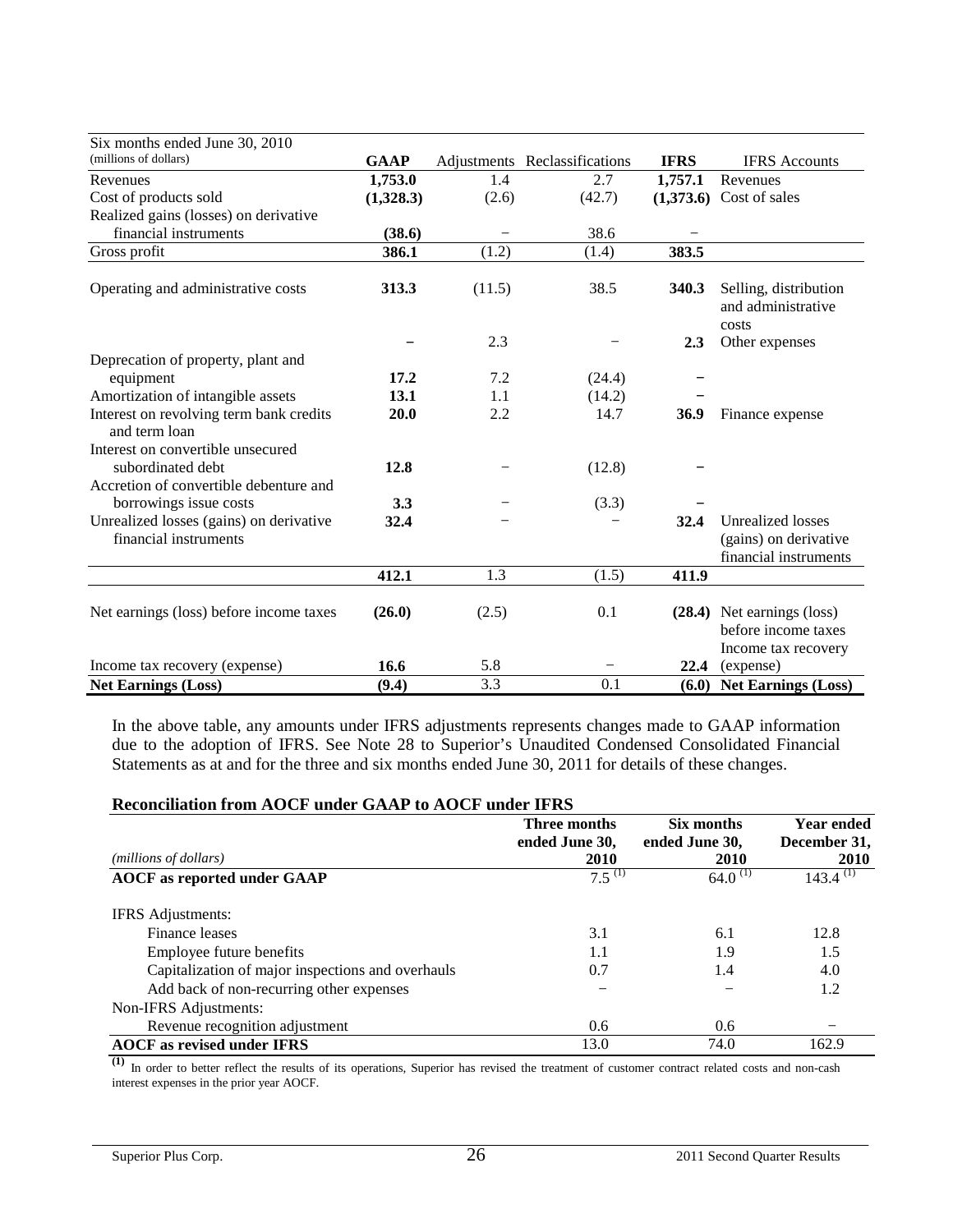| Six months ended June 30, 2010 (millions of dollars) | GAAP | Adjustments | Reclassifications | IFRS | IFRS Accounts |
|---|---|---|---|---|---|
| Revenues | **1,753.0** | 1.4 | 2.7 | **1,757.1** | Revenues |
| Cost of products sold | **(1,328.3)** | (2.6) | (42.7) | **(1,373.6)** | Cost of sales |
| Realized gains (losses) on derivative financial instruments | **(38.6)** | − | 38.6 | − | |
| Gross profit | **386.1** | (1.2) | (1.4) | **383.5** | |
| Operating and administrative costs | **313.3** | (11.5) | 38.5 | **340.3** | Selling, distribution and administrative costs |
| | **−** | 2.3 | − | **2.3** | Other expenses |
| Deprecation of property, plant and equipment | **17.2** | 7.2 | (24.4) | **−** | |
| Amortization of intangible assets | **13.1** | 1.1 | (14.2) | **−** | |
| Interest on revolving term bank credits and term loan | **20.0** | 2.2 | 14.7 | **36.9** | Finance expense |
| Interest on convertible unsecured subordinated debt | **12.8** | − | (12.8) | **−** | |
| Accretion of convertible debenture and borrowings issue costs | **3.3** | − | (3.3) | **−** | |
| Unrealized losses (gains) on derivative financial instruments | **32.4** | − | − | **32.4** | Unrealized losses (gains) on derivative financial instruments |
| | **412.1** | 1.3 | (1.5) | **411.9** | |
| Net earnings (loss) before income taxes | **(26.0)** | (2.5) | 0.1 | **(28.4)** | Net earnings (loss) before income taxes |
| Income tax recovery (expense) | **16.6** | 5.8 | − | **22.4** | Income tax recovery (expense) |
| **Net Earnings (Loss)** | **(9.4)** | 3.3 | 0.1 | **(6.0)** | **Net Earnings (Loss)** |

In the above table, any amounts under IFRS adjustments represents changes made to GAAP information due to the adoption of IFRS. See Note 28 to Superior's Unaudited Condensed Consolidated Financial Statements as at and for the three and six months ended June 30, 2011 for details of these changes.

**Reconciliation from AOCF under GAAP to AOCF under IFRS**

| *(millions of dollars)* | Three months ended June 30, 2010 | Six months ended June 30, 2010 | Year ended December 31, 2010 |
|---|---|---|---|
| **AOCF as reported under GAAP** | 7.5 [(1)] | 64.0 [(1)] | 143.4 [(1)] |
| IFRS Adjustments: | | | |
| Finance leases | 3.1 | 6.1 | 12.8 |
| Employee future benefits | 1.1 | 1.9 | 1.5 |
| Capitalization of major inspections and overhauls | 0.7 | 1.4 | 4.0 |
| Add back of non-recurring other expenses | − | − | 1.2 |
| Non-IFRS Adjustments: | | | |
| Revenue recognition adjustment | 0.6 | 0.6 | − |
| **AOCF as revised under IFRS** | 13.0 | 74.0 | 162.9 |

**(1)** In order to better reflect the results of its operations, Superior has revised the treatment of customer contract related costs and non-cash interest expenses in the prior year AOCF.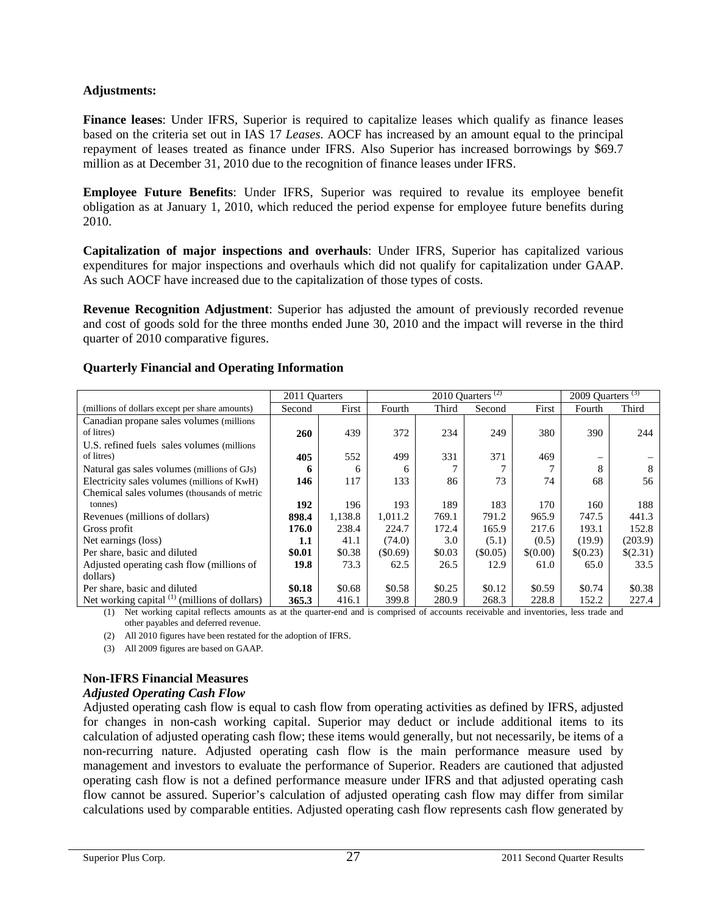**Adjustments:**

**Finance leases**: Under IFRS, Superior is required to capitalize leases which qualify as finance leases based on the criteria set out in IAS 17 *Leases.* AOCF has increased by an amount equal to the principal repayment of leases treated as finance under IFRS. Also Superior has increased borrowings by $69.7 million as at December 31, 2010 due to the recognition of finance leases under IFRS.

**Employee Future Benefits**: Under IFRS, Superior was required to revalue its employee benefit obligation as at January 1, 2010, which reduced the period expense for employee future benefits during 2010.

**Capitalization of major inspections and overhauls**: Under IFRS, Superior has capitalized various expenditures for major inspections and overhauls which did not qualify for capitalization under GAAP. As such AOCF have increased due to the capitalization of those types of costs.

**Revenue Recognition Adjustment**: Superior has adjusted the amount of previously recorded revenue and cost of goods sold for the three months ended June 30, 2010 and the impact will reverse in the third quarter of 2010 comparative figures.

## Quarterly Financial and Operating Information

| | 2011 Quarters | | 2010 Quarters [2] | | | | 2009 Quarters [3] | |
|---|---|---|---|---|---|---|---|---|
| (millions of dollars except per share amounts) | Second | First | Fourth | Third | Second | First | Fourth | Third |
| Canadian propane sales volumes (millions of litres) | **260** | 439 | 372 | 234 | 249 | 380 | 390 | 244 |
| U.S. refined fuels sales volumes (millions of litres) | **405** | 552 | 499 | 331 | 371 | 469 | – | – |
| Natural gas sales volumes (millions of GJs) | **6** | 6 | 6 | 7 | 7 | 7 | 8 | 8 |
| Electricity sales volumes (millions of KwH) | **146** | 117 | 133 | 86 | 73 | 74 | 68 | 56 |
| Chemical sales volumes (thousands of metric tonnes) | **192** | 196 | 193 | 189 | 183 | 170 | 160 | 188 |
| Revenues (millions of dollars) | **898.4** | 1,138.8 | 1,011.2 | 769.1 | 791.2 | 965.9 | 747.5 | 441.3 |
| Gross profit | **176.0** | 238.4 | 224.7 | 172.4 | 165.9 | 217.6 | 193.1 | 152.8 |
| Net earnings (loss) | **1.1** | 41.1 | (74.0) | 3.0 | (5.1) | (0.5) | (19.9) | (203.9) |
| Per share, basic and diluted | **$0.01** | $0.38 | ($0.69) | $0.03 | ($0.05) | $(0.00) | $(0.23) | $(2.31) |
| Adjusted operating cash flow (millions of dollars) | **19.8** | 73.3 | 62.5 | 26.5 | 12.9 | 61.0 | 65.0 | 33.5 |
| Per share, basic and diluted | **$0.18** | $0.68 | $0.58 | $0.25 | $0.12 | $0.59 | $0.74 | $0.38 |
| Net working capital [1] (millions of dollars) | **365.3** | 416.1 | 399.8 | 280.9 | 268.3 | 228.8 | 152.2 | 227.4 |

(1) Net working capital reflects amounts as at the quarter-end and is comprised of accounts receivable and inventories, less trade and other payables and deferred revenue.

(2) All 2010 figures have been restated for the adoption of IFRS.

(3) All 2009 figures are based on GAAP.

## Non-IFRS Financial Measures

### *Adjusted Operating Cash Flow*

Adjusted operating cash flow is equal to cash flow from operating activities as defined by IFRS, adjusted for changes in non-cash working capital. Superior may deduct or include additional items to its calculation of adjusted operating cash flow; these items would generally, but not necessarily, be items of a non-recurring nature. Adjusted operating cash flow is the main performance measure used by management and investors to evaluate the performance of Superior. Readers are cautioned that adjusted operating cash flow is not a defined performance measure under IFRS and that adjusted operating cash flow cannot be assured. Superior's calculation of adjusted operating cash flow may differ from similar calculations used by comparable entities. Adjusted operating cash flow represents cash flow generated by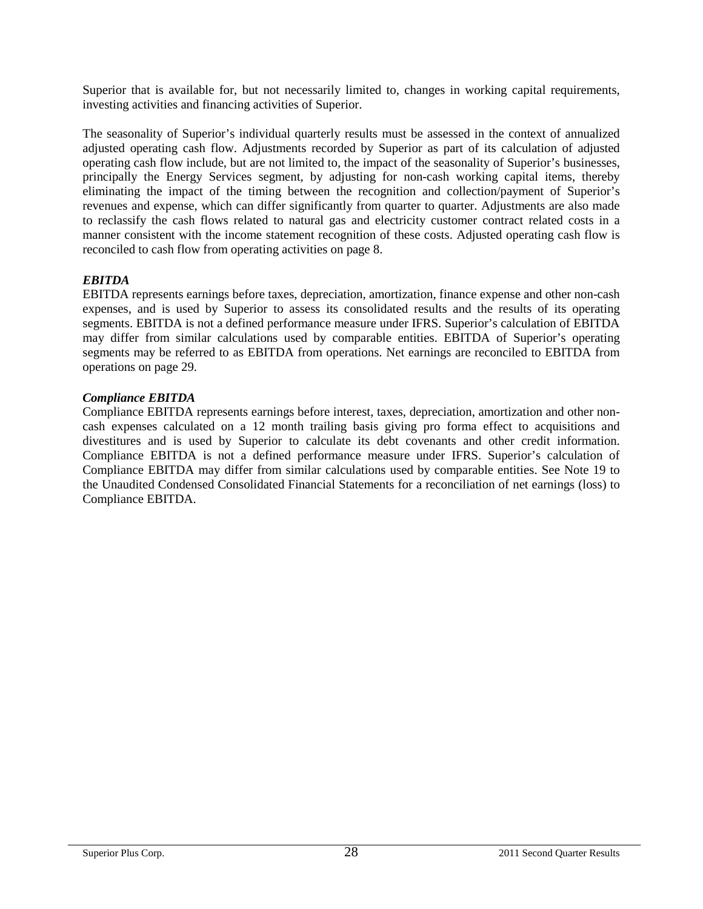Superior that is available for, but not necessarily limited to, changes in working capital requirements, investing activities and financing activities of Superior.

The seasonality of Superior's individual quarterly results must be assessed in the context of annualized adjusted operating cash flow. Adjustments recorded by Superior as part of its calculation of adjusted operating cash flow include, but are not limited to, the impact of the seasonality of Superior's businesses, principally the Energy Services segment, by adjusting for non-cash working capital items, thereby eliminating the impact of the timing between the recognition and collection/payment of Superior's revenues and expense, which can differ significantly from quarter to quarter. Adjustments are also made to reclassify the cash flows related to natural gas and electricity customer contract related costs in a manner consistent with the income statement recognition of these costs. Adjusted operating cash flow is reconciled to cash flow from operating activities on page 8.

***EBITDA***

EBITDA represents earnings before taxes, depreciation, amortization, finance expense and other non-cash expenses, and is used by Superior to assess its consolidated results and the results of its operating segments. EBITDA is not a defined performance measure under IFRS. Superior's calculation of EBITDA may differ from similar calculations used by comparable entities. EBITDA of Superior's operating segments may be referred to as EBITDA from operations. Net earnings are reconciled to EBITDA from operations on page 29.

***Compliance EBITDA***

Compliance EBITDA represents earnings before interest, taxes, depreciation, amortization and other non-cash expenses calculated on a 12 month trailing basis giving pro forma effect to acquisitions and divestitures and is used by Superior to calculate its debt covenants and other credit information. Compliance EBITDA is not a defined performance measure under IFRS. Superior's calculation of Compliance EBITDA may differ from similar calculations used by comparable entities. See Note 19 to the Unaudited Condensed Consolidated Financial Statements for a reconciliation of net earnings (loss) to Compliance EBITDA.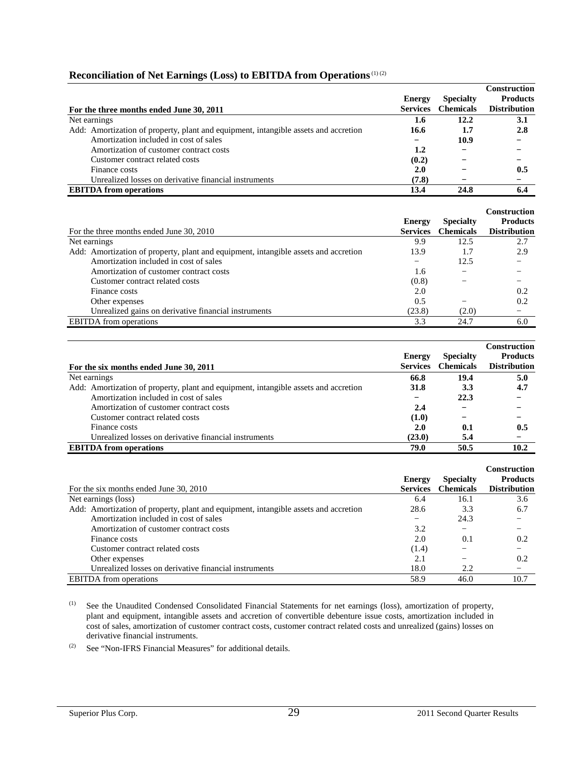## Reconciliation of Net Earnings (Loss) to EBITDA from Operations [(1) (2)]

| **For the three months ended June 30, 2011** | **Energy Services** | **Specialty Chemicals** | **Construction Products Distribution** |
|---|---|---|---|
| Net earnings | **1.6** | **12.2** | **3.1** |
| Add: Amortization of property, plant and equipment, intangible assets and accretion | **16.6** | **1.7** | **2.8** |
| Amortization included in cost of sales | **–** | **10.9** | **–** |
| Amortization of customer contract costs | **1.2** | **–** | **–** |
| Customer contract related costs | **(0.2)** | **–** | **–** |
| Finance costs | **2.0** | **–** | **0.5** |
| Unrealized losses on derivative financial instruments | **(7.8)** | **–** | **–** |
| **EBITDA from operations** | **13.4** | **24.8** | **6.4** |

| For the three months ended June 30, 2010 | **Energy Services** | **Specialty Chemicals** | **Construction Products Distribution** |
|---|---|---|---|
| Net earnings | 9.9 | 12.5 | 2.7 |
| Add: Amortization of property, plant and equipment, intangible assets and accretion | 13.9 | 1.7 | 2.9 |
| Amortization included in cost of sales | – | 12.5 | – |
| Amortization of customer contract costs | 1.6 | – | – |
| Customer contract related costs | (0.8) | – | – |
| Finance costs | 2.0 | | 0.2 |
| Other expenses | 0.5 | – | 0.2 |
| Unrealized gains on derivative financial instruments | (23.8) | (2.0) | – |
| EBITDA from operations | 3.3 | 24.7 | 6.0 |

| **For the six months ended June 30, 2011** | **Energy Services** | **Specialty Chemicals** | **Construction Products Distribution** |
|---|---|---|---|
| Net earnings | **66.8** | **19.4** | **5.0** |
| Add: Amortization of property, plant and equipment, intangible assets and accretion | **31.8** | **3.3** | **4.7** |
| Amortization included in cost of sales | **–** | **22.3** | **–** |
| Amortization of customer contract costs | **2.4** | **–** | **–** |
| Customer contract related costs | **(1.0)** | **–** | **–** |
| Finance costs | **2.0** | **0.1** | **0.5** |
| Unrealized losses on derivative financial instruments | **(23.0)** | **5.4** | **–** |
| **EBITDA from operations** | **79.0** | **50.5** | **10.2** |

| For the six months ended June 30, 2010 | **Energy Services** | **Specialty Chemicals** | **Construction Products Distribution** |
|---|---|---|---|
| Net earnings (loss) | 6.4 | 16.1 | 3.6 |
| Add: Amortization of property, plant and equipment, intangible assets and accretion | 28.6 | 3.3 | 6.7 |
| Amortization included in cost of sales | – | 24.3 | – |
| Amortization of customer contract costs | 3.2 | – | – |
| Finance costs | 2.0 | 0.1 | 0.2 |
| Customer contract related costs | (1.4) | – | – |
| Other expenses | 2.1 | – | 0.2 |
| Unrealized losses on derivative financial instruments | 18.0 | 2.2 | – |
| EBITDA from operations | 58.9 | 46.0 | 10.7 |

(1) See the Unaudited Condensed Consolidated Financial Statements for net earnings (loss), amortization of property, plant and equipment, intangible assets and accretion of convertible debenture issue costs, amortization included in cost of sales, amortization of customer contract costs, customer contract related costs and unrealized (gains) losses on derivative financial instruments.

(2) See "Non-IFRS Financial Measures" for additional details.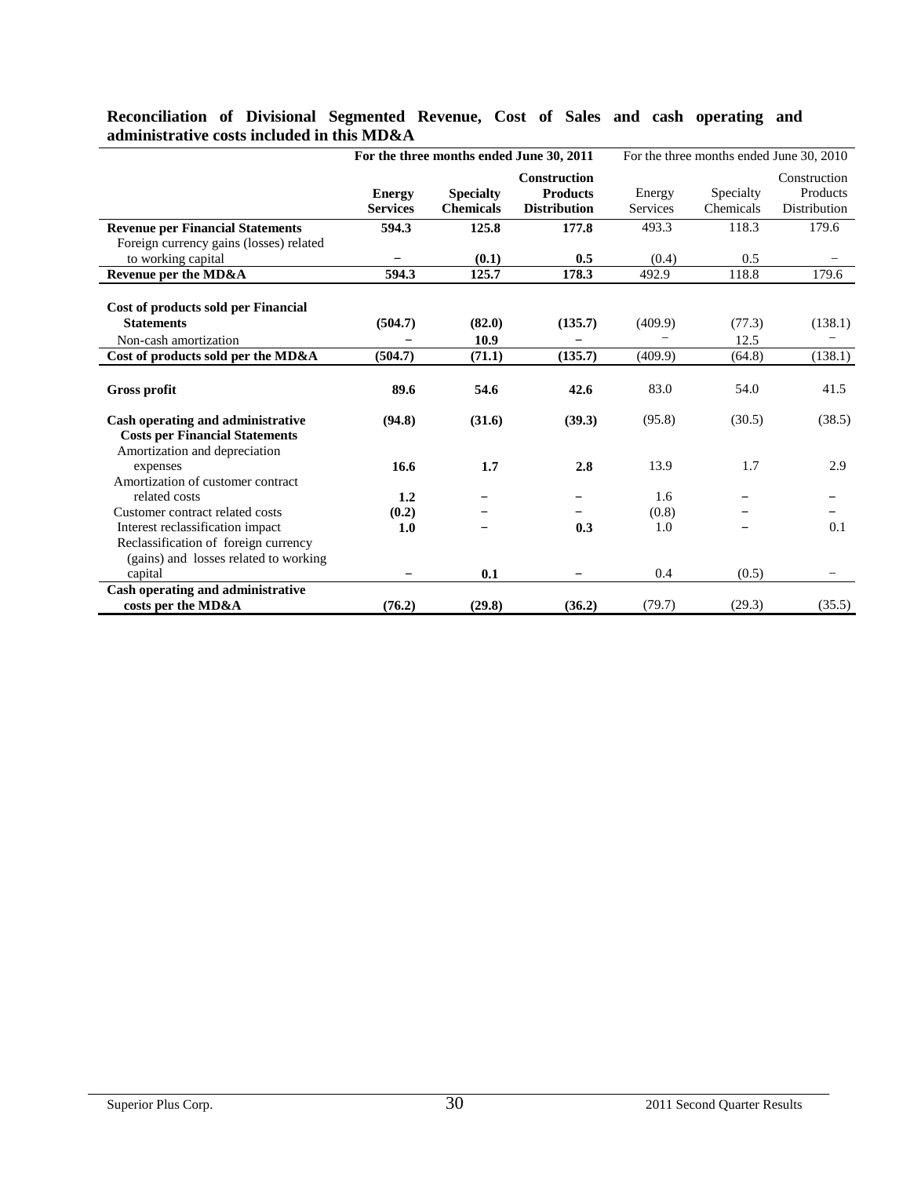**Reconciliation of Divisional Segmented Revenue, Cost of Sales and cash operating and administrative costs included in this MD&A**

| | **For the three months ended June 30, 2011** | | | For the three months ended June 30, 2010 | | |
|---|---|---|---|---|---|---|
| | **Energy Services** | **Specialty Chemicals** | **Construction Products Distribution** | Energy Services | Specialty Chemicals | Construction Products Distribution |
| **Revenue per Financial Statements** | **594.3** | **125.8** | **177.8** | 493.3 | 118.3 | 179.6 |
| Foreign currency gains (losses) related to working capital | **–** | **(0.1)** | **0.5** | (0.4) | 0.5 | – |
| **Revenue per the MD&A** | **594.3** | **125.7** | **178.3** | 492.9 | 118.8 | 179.6 |
| **Cost of products sold per Financial Statements** | **(504.7)** | **(82.0)** | **(135.7)** | (409.9) | (77.3) | (138.1) |
| Non-cash amortization | **–** | **10.9** | **–** | – | 12.5 | – |
| **Cost of products sold per the MD&A** | **(504.7)** | **(71.1)** | **(135.7)** | (409.9) | (64.8) | (138.1) |
| **Gross profit** | **89.6** | **54.6** | **42.6** | 83.0 | 54.0 | 41.5 |
| **Cash operating and administrative Costs per Financial Statements** | **(94.8)** | **(31.6)** | **(39.3)** | (95.8) | (30.5) | (38.5) |
| Amortization and depreciation expenses | **16.6** | **1.7** | **2.8** | 13.9 | 1.7 | 2.9 |
| Amortization of customer contract related costs | **1.2** | **–** | **–** | 1.6 | – | – |
| Customer contract related costs | **(0.2)** | **–** | **–** | (0.8) | – | – |
| Interest reclassification impact | **1.0** | **–** | **0.3** | 1.0 | – | 0.1 |
| Reclassification of foreign currency (gains) and losses related to working capital | **–** | **0.1** | **–** | 0.4 | (0.5) | – |
| **Cash operating and administrative costs per the MD&A** | **(76.2)** | **(29.8)** | **(36.2)** | (79.7) | (29.3) | (35.5) |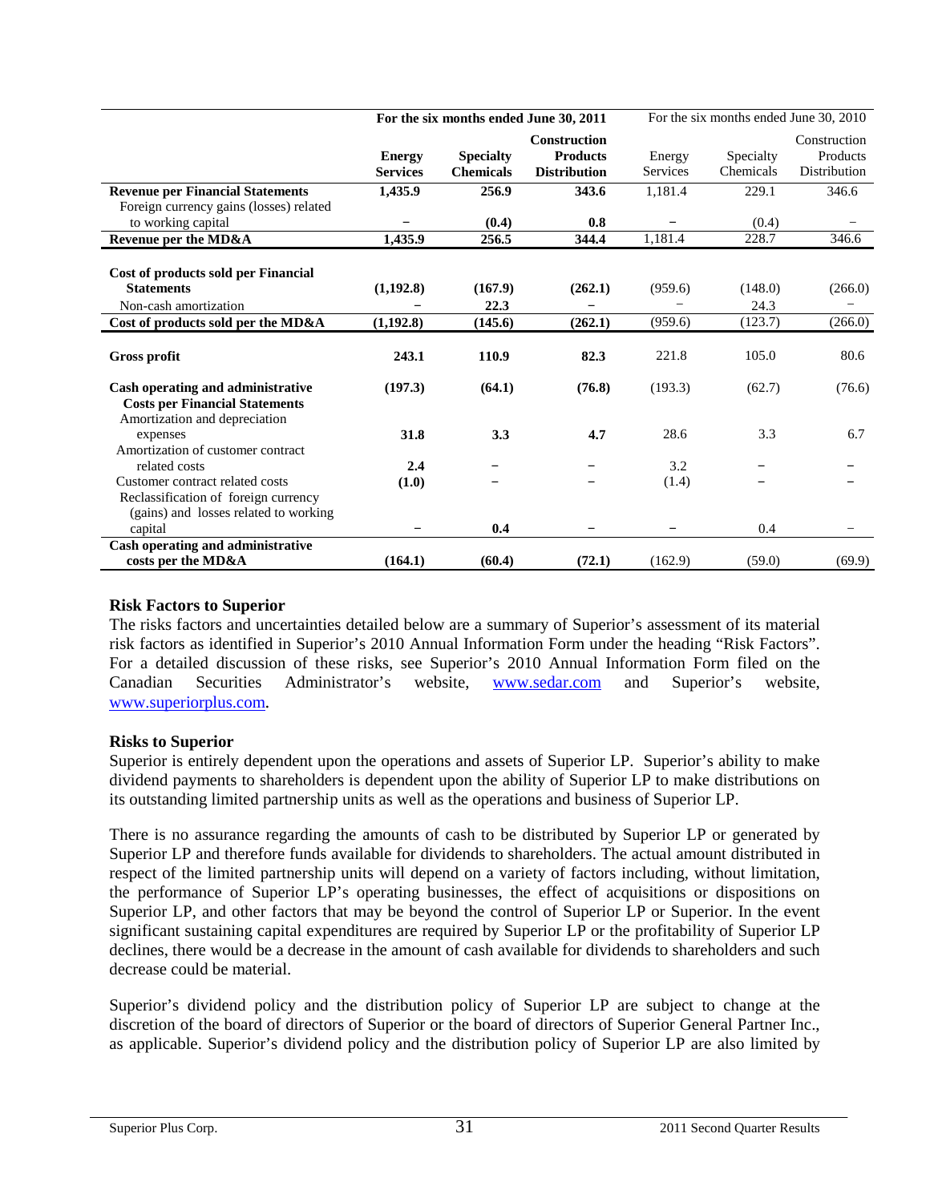| | For the six months ended June 30, 2011 | | | For the six months ended June 30, 2010 | | |
|---|---|---|---|---|---|---|
| | **Energy Services** | **Specialty Chemicals** | **Construction Products Distribution** | Energy Services | Specialty Chemicals | Construction Products Distribution |
| **Revenue per Financial Statements** | **1,435.9** | **256.9** | **343.6** | 1,181.4 | 229.1 | 346.6 |
| Foreign currency gains (losses) related to working capital | – | **(0.4)** | **0.8** | – | (0.4) | – |
| **Revenue per the MD&A** | **1,435.9** | **256.5** | **344.4** | 1,181.4 | 228.7 | 346.6 |
| **Cost of products sold per Financial Statements** | **(1,192.8)** | **(167.9)** | **(262.1)** | (959.6) | (148.0) | (266.0) |
| Non-cash amortization | – | **22.3** | – | – | 24.3 | – |
| **Cost of products sold per the MD&A** | **(1,192.8)** | **(145.6)** | **(262.1)** | (959.6) | (123.7) | (266.0) |
| **Gross profit** | **243.1** | **110.9** | **82.3** | 221.8 | 105.0 | 80.6 |
| **Cash operating and administrative Costs per Financial Statements** | **(197.3)** | **(64.1)** | **(76.8)** | (193.3) | (62.7) | (76.6) |
| Amortization and depreciation expenses | **31.8** | **3.3** | **4.7** | 28.6 | 3.3 | 6.7 |
| Amortization of customer contract related costs | **2.4** | – | – | 3.2 | – | – |
| Customer contract related costs | **(1.0)** | – | – | (1.4) | – | – |
| Reclassification of foreign currency (gains) and losses related to working capital | – | **0.4** | – | – | 0.4 | – |
| **Cash operating and administrative costs per the MD&A** | **(164.1)** | **(60.4)** | **(72.1)** | (162.9) | (59.0) | (69.9) |

### Risk Factors to Superior

The risks factors and uncertainties detailed below are a summary of Superior's assessment of its material risk factors as identified in Superior's 2010 Annual Information Form under the heading "Risk Factors". For a detailed discussion of these risks, see Superior's 2010 Annual Information Form filed on the Canadian Securities Administrator's website, www.sedar.com and Superior's website, www.superiorplus.com.

### Risks to Superior

Superior is entirely dependent upon the operations and assets of Superior LP. Superior's ability to make dividend payments to shareholders is dependent upon the ability of Superior LP to make distributions on its outstanding limited partnership units as well as the operations and business of Superior LP.

There is no assurance regarding the amounts of cash to be distributed by Superior LP or generated by Superior LP and therefore funds available for dividends to shareholders. The actual amount distributed in respect of the limited partnership units will depend on a variety of factors including, without limitation, the performance of Superior LP's operating businesses, the effect of acquisitions or dispositions on Superior LP, and other factors that may be beyond the control of Superior LP or Superior. In the event significant sustaining capital expenditures are required by Superior LP or the profitability of Superior LP declines, there would be a decrease in the amount of cash available for dividends to shareholders and such decrease could be material.

Superior's dividend policy and the distribution policy of Superior LP are subject to change at the discretion of the board of directors of Superior or the board of directors of Superior General Partner Inc., as applicable. Superior's dividend policy and the distribution policy of Superior LP are also limited by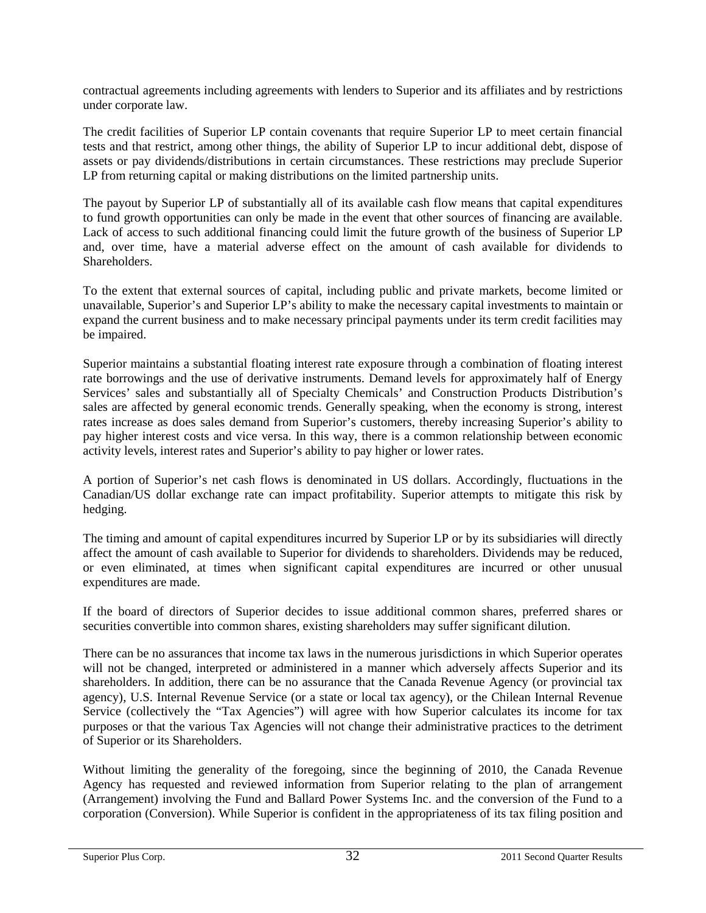contractual agreements including agreements with lenders to Superior and its affiliates and by restrictions under corporate law.

The credit facilities of Superior LP contain covenants that require Superior LP to meet certain financial tests and that restrict, among other things, the ability of Superior LP to incur additional debt, dispose of assets or pay dividends/distributions in certain circumstances. These restrictions may preclude Superior LP from returning capital or making distributions on the limited partnership units.

The payout by Superior LP of substantially all of its available cash flow means that capital expenditures to fund growth opportunities can only be made in the event that other sources of financing are available. Lack of access to such additional financing could limit the future growth of the business of Superior LP and, over time, have a material adverse effect on the amount of cash available for dividends to Shareholders.

To the extent that external sources of capital, including public and private markets, become limited or unavailable, Superior's and Superior LP's ability to make the necessary capital investments to maintain or expand the current business and to make necessary principal payments under its term credit facilities may be impaired.

Superior maintains a substantial floating interest rate exposure through a combination of floating interest rate borrowings and the use of derivative instruments. Demand levels for approximately half of Energy Services' sales and substantially all of Specialty Chemicals' and Construction Products Distribution's sales are affected by general economic trends. Generally speaking, when the economy is strong, interest rates increase as does sales demand from Superior's customers, thereby increasing Superior's ability to pay higher interest costs and vice versa. In this way, there is a common relationship between economic activity levels, interest rates and Superior's ability to pay higher or lower rates.

A portion of Superior's net cash flows is denominated in US dollars. Accordingly, fluctuations in the Canadian/US dollar exchange rate can impact profitability. Superior attempts to mitigate this risk by hedging.

The timing and amount of capital expenditures incurred by Superior LP or by its subsidiaries will directly affect the amount of cash available to Superior for dividends to shareholders. Dividends may be reduced, or even eliminated, at times when significant capital expenditures are incurred or other unusual expenditures are made.

If the board of directors of Superior decides to issue additional common shares, preferred shares or securities convertible into common shares, existing shareholders may suffer significant dilution.

There can be no assurances that income tax laws in the numerous jurisdictions in which Superior operates will not be changed, interpreted or administered in a manner which adversely affects Superior and its shareholders. In addition, there can be no assurance that the Canada Revenue Agency (or provincial tax agency), U.S. Internal Revenue Service (or a state or local tax agency), or the Chilean Internal Revenue Service (collectively the "Tax Agencies") will agree with how Superior calculates its income for tax purposes or that the various Tax Agencies will not change their administrative practices to the detriment of Superior or its Shareholders.

Without limiting the generality of the foregoing, since the beginning of 2010, the Canada Revenue Agency has requested and reviewed information from Superior relating to the plan of arrangement (Arrangement) involving the Fund and Ballard Power Systems Inc. and the conversion of the Fund to a corporation (Conversion). While Superior is confident in the appropriateness of its tax filing position and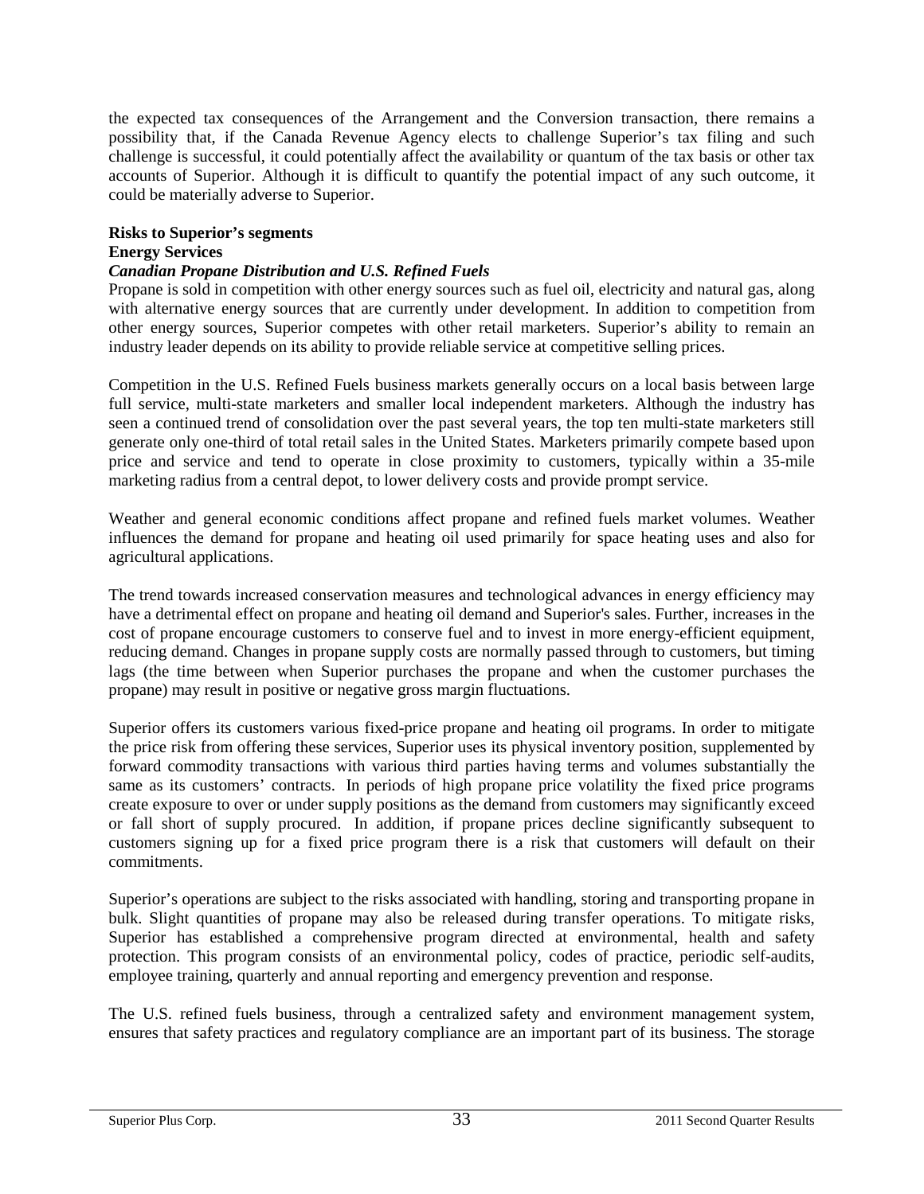the expected tax consequences of the Arrangement and the Conversion transaction, there remains a possibility that, if the Canada Revenue Agency elects to challenge Superior's tax filing and such challenge is successful, it could potentially affect the availability or quantum of the tax basis or other tax accounts of Superior. Although it is difficult to quantify the potential impact of any such outcome, it could be materially adverse to Superior.

**Risks to Superior's segments**

**Energy Services**

***Canadian Propane Distribution and U.S. Refined Fuels***

Propane is sold in competition with other energy sources such as fuel oil, electricity and natural gas, along with alternative energy sources that are currently under development. In addition to competition from other energy sources, Superior competes with other retail marketers. Superior's ability to remain an industry leader depends on its ability to provide reliable service at competitive selling prices.

Competition in the U.S. Refined Fuels business markets generally occurs on a local basis between large full service, multi-state marketers and smaller local independent marketers. Although the industry has seen a continued trend of consolidation over the past several years, the top ten multi-state marketers still generate only one-third of total retail sales in the United States. Marketers primarily compete based upon price and service and tend to operate in close proximity to customers, typically within a 35-mile marketing radius from a central depot, to lower delivery costs and provide prompt service.

Weather and general economic conditions affect propane and refined fuels market volumes. Weather influences the demand for propane and heating oil used primarily for space heating uses and also for agricultural applications.

The trend towards increased conservation measures and technological advances in energy efficiency may have a detrimental effect on propane and heating oil demand and Superior's sales. Further, increases in the cost of propane encourage customers to conserve fuel and to invest in more energy-efficient equipment, reducing demand. Changes in propane supply costs are normally passed through to customers, but timing lags (the time between when Superior purchases the propane and when the customer purchases the propane) may result in positive or negative gross margin fluctuations.

Superior offers its customers various fixed-price propane and heating oil programs. In order to mitigate the price risk from offering these services, Superior uses its physical inventory position, supplemented by forward commodity transactions with various third parties having terms and volumes substantially the same as its customers' contracts. In periods of high propane price volatility the fixed price programs create exposure to over or under supply positions as the demand from customers may significantly exceed or fall short of supply procured. In addition, if propane prices decline significantly subsequent to customers signing up for a fixed price program there is a risk that customers will default on their commitments.

Superior's operations are subject to the risks associated with handling, storing and transporting propane in bulk. Slight quantities of propane may also be released during transfer operations. To mitigate risks, Superior has established a comprehensive program directed at environmental, health and safety protection. This program consists of an environmental policy, codes of practice, periodic self-audits, employee training, quarterly and annual reporting and emergency prevention and response.

The U.S. refined fuels business, through a centralized safety and environment management system, ensures that safety practices and regulatory compliance are an important part of its business. The storage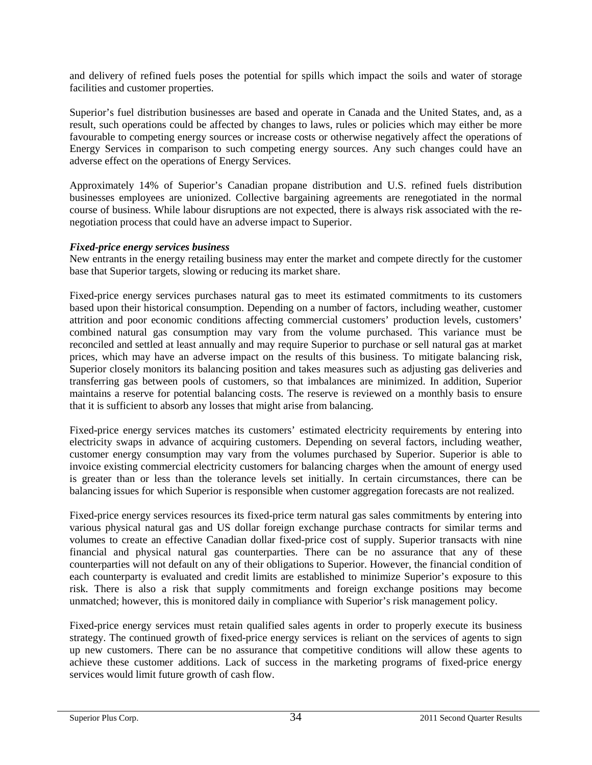and delivery of refined fuels poses the potential for spills which impact the soils and water of storage facilities and customer properties.

Superior's fuel distribution businesses are based and operate in Canada and the United States, and, as a result, such operations could be affected by changes to laws, rules or policies which may either be more favourable to competing energy sources or increase costs or otherwise negatively affect the operations of Energy Services in comparison to such competing energy sources. Any such changes could have an adverse effect on the operations of Energy Services.

Approximately 14% of Superior's Canadian propane distribution and U.S. refined fuels distribution businesses employees are unionized. Collective bargaining agreements are renegotiated in the normal course of business. While labour disruptions are not expected, there is always risk associated with the re-negotiation process that could have an adverse impact to Superior.

***Fixed-price energy services business***

New entrants in the energy retailing business may enter the market and compete directly for the customer base that Superior targets, slowing or reducing its market share.

Fixed-price energy services purchases natural gas to meet its estimated commitments to its customers based upon their historical consumption. Depending on a number of factors, including weather, customer attrition and poor economic conditions affecting commercial customers' production levels, customers' combined natural gas consumption may vary from the volume purchased. This variance must be reconciled and settled at least annually and may require Superior to purchase or sell natural gas at market prices, which may have an adverse impact on the results of this business. To mitigate balancing risk, Superior closely monitors its balancing position and takes measures such as adjusting gas deliveries and transferring gas between pools of customers, so that imbalances are minimized. In addition, Superior maintains a reserve for potential balancing costs. The reserve is reviewed on a monthly basis to ensure that it is sufficient to absorb any losses that might arise from balancing.

Fixed-price energy services matches its customers' estimated electricity requirements by entering into electricity swaps in advance of acquiring customers. Depending on several factors, including weather, customer energy consumption may vary from the volumes purchased by Superior. Superior is able to invoice existing commercial electricity customers for balancing charges when the amount of energy used is greater than or less than the tolerance levels set initially. In certain circumstances, there can be balancing issues for which Superior is responsible when customer aggregation forecasts are not realized.

Fixed-price energy services resources its fixed-price term natural gas sales commitments by entering into various physical natural gas and US dollar foreign exchange purchase contracts for similar terms and volumes to create an effective Canadian dollar fixed-price cost of supply. Superior transacts with nine financial and physical natural gas counterparties. There can be no assurance that any of these counterparties will not default on any of their obligations to Superior. However, the financial condition of each counterparty is evaluated and credit limits are established to minimize Superior's exposure to this risk. There is also a risk that supply commitments and foreign exchange positions may become unmatched; however, this is monitored daily in compliance with Superior's risk management policy.

Fixed-price energy services must retain qualified sales agents in order to properly execute its business strategy. The continued growth of fixed-price energy services is reliant on the services of agents to sign up new customers. There can be no assurance that competitive conditions will allow these agents to achieve these customer additions. Lack of success in the marketing programs of fixed-price energy services would limit future growth of cash flow.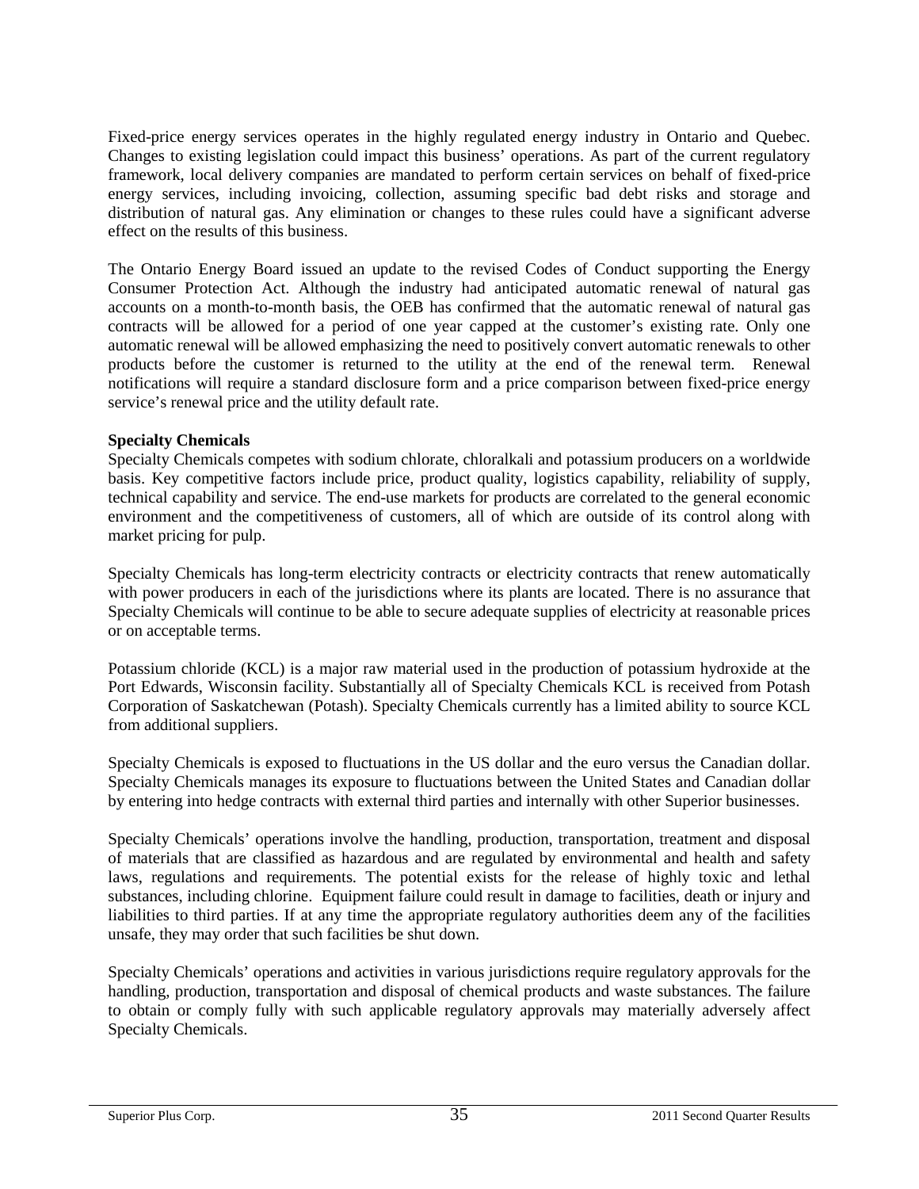Fixed-price energy services operates in the highly regulated energy industry in Ontario and Quebec. Changes to existing legislation could impact this business' operations. As part of the current regulatory framework, local delivery companies are mandated to perform certain services on behalf of fixed-price energy services, including invoicing, collection, assuming specific bad debt risks and storage and distribution of natural gas. Any elimination or changes to these rules could have a significant adverse effect on the results of this business.

The Ontario Energy Board issued an update to the revised Codes of Conduct supporting the Energy Consumer Protection Act. Although the industry had anticipated automatic renewal of natural gas accounts on a month-to-month basis, the OEB has confirmed that the automatic renewal of natural gas contracts will be allowed for a period of one year capped at the customer's existing rate. Only one automatic renewal will be allowed emphasizing the need to positively convert automatic renewals to other products before the customer is returned to the utility at the end of the renewal term. Renewal notifications will require a standard disclosure form and a price comparison between fixed-price energy service's renewal price and the utility default rate.

**Specialty Chemicals**

Specialty Chemicals competes with sodium chlorate, chloralkali and potassium producers on a worldwide basis. Key competitive factors include price, product quality, logistics capability, reliability of supply, technical capability and service. The end-use markets for products are correlated to the general economic environment and the competitiveness of customers, all of which are outside of its control along with market pricing for pulp.

Specialty Chemicals has long-term electricity contracts or electricity contracts that renew automatically with power producers in each of the jurisdictions where its plants are located. There is no assurance that Specialty Chemicals will continue to be able to secure adequate supplies of electricity at reasonable prices or on acceptable terms.

Potassium chloride (KCL) is a major raw material used in the production of potassium hydroxide at the Port Edwards, Wisconsin facility. Substantially all of Specialty Chemicals KCL is received from Potash Corporation of Saskatchewan (Potash). Specialty Chemicals currently has a limited ability to source KCL from additional suppliers.

Specialty Chemicals is exposed to fluctuations in the US dollar and the euro versus the Canadian dollar. Specialty Chemicals manages its exposure to fluctuations between the United States and Canadian dollar by entering into hedge contracts with external third parties and internally with other Superior businesses.

Specialty Chemicals' operations involve the handling, production, transportation, treatment and disposal of materials that are classified as hazardous and are regulated by environmental and health and safety laws, regulations and requirements. The potential exists for the release of highly toxic and lethal substances, including chlorine. Equipment failure could result in damage to facilities, death or injury and liabilities to third parties. If at any time the appropriate regulatory authorities deem any of the facilities unsafe, they may order that such facilities be shut down.

Specialty Chemicals' operations and activities in various jurisdictions require regulatory approvals for the handling, production, transportation and disposal of chemical products and waste substances. The failure to obtain or comply fully with such applicable regulatory approvals may materially adversely affect Specialty Chemicals.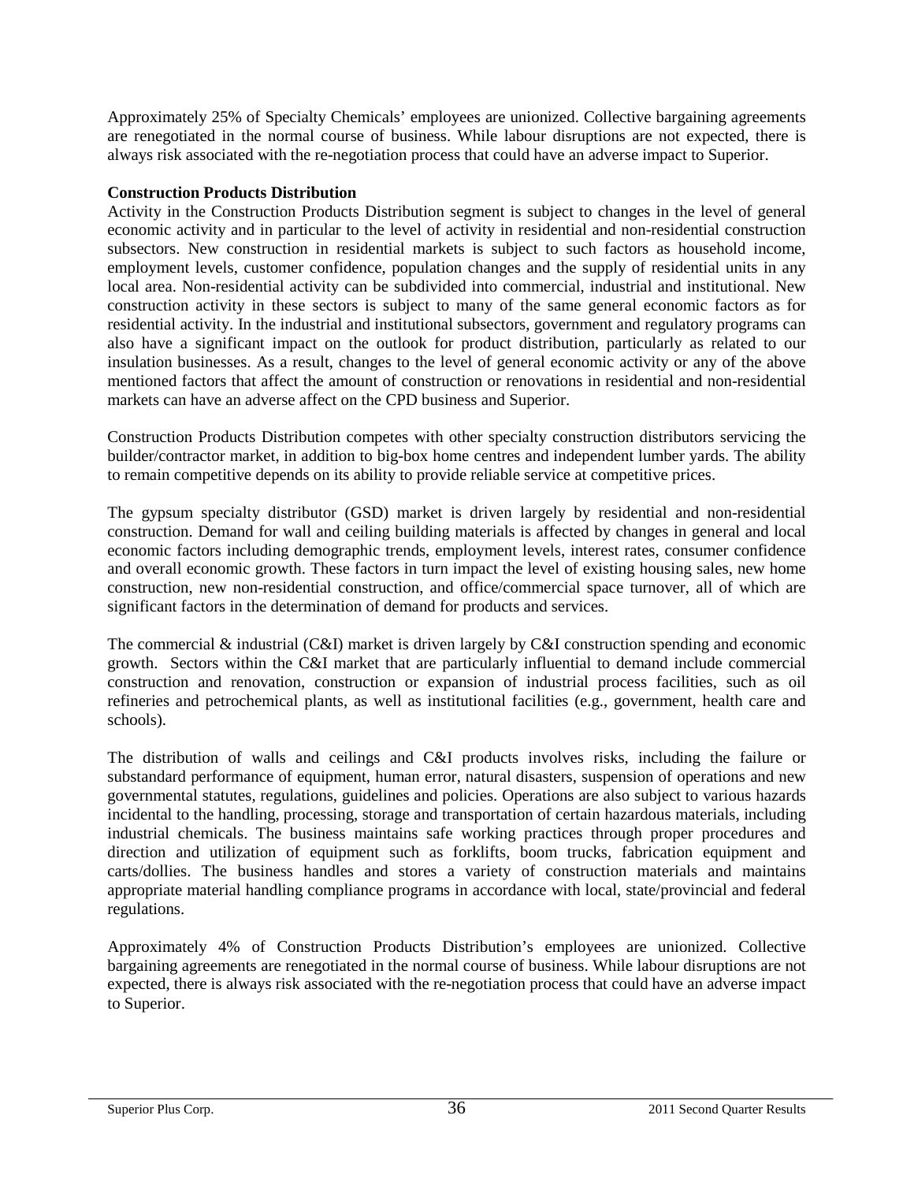Approximately 25% of Specialty Chemicals' employees are unionized. Collective bargaining agreements are renegotiated in the normal course of business. While labour disruptions are not expected, there is always risk associated with the re-negotiation process that could have an adverse impact to Superior.

**Construction Products Distribution**

Activity in the Construction Products Distribution segment is subject to changes in the level of general economic activity and in particular to the level of activity in residential and non-residential construction subsectors. New construction in residential markets is subject to such factors as household income, employment levels, customer confidence, population changes and the supply of residential units in any local area. Non-residential activity can be subdivided into commercial, industrial and institutional. New construction activity in these sectors is subject to many of the same general economic factors as for residential activity. In the industrial and institutional subsectors, government and regulatory programs can also have a significant impact on the outlook for product distribution, particularly as related to our insulation businesses. As a result, changes to the level of general economic activity or any of the above mentioned factors that affect the amount of construction or renovations in residential and non-residential markets can have an adverse affect on the CPD business and Superior.

Construction Products Distribution competes with other specialty construction distributors servicing the builder/contractor market, in addition to big-box home centres and independent lumber yards. The ability to remain competitive depends on its ability to provide reliable service at competitive prices.

The gypsum specialty distributor (GSD) market is driven largely by residential and non-residential construction. Demand for wall and ceiling building materials is affected by changes in general and local economic factors including demographic trends, employment levels, interest rates, consumer confidence and overall economic growth. These factors in turn impact the level of existing housing sales, new home construction, new non-residential construction, and office/commercial space turnover, all of which are significant factors in the determination of demand for products and services.

The commercial & industrial (C&I) market is driven largely by C&I construction spending and economic growth. Sectors within the C&I market that are particularly influential to demand include commercial construction and renovation, construction or expansion of industrial process facilities, such as oil refineries and petrochemical plants, as well as institutional facilities (e.g., government, health care and schools).

The distribution of walls and ceilings and C&I products involves risks, including the failure or substandard performance of equipment, human error, natural disasters, suspension of operations and new governmental statutes, regulations, guidelines and policies. Operations are also subject to various hazards incidental to the handling, processing, storage and transportation of certain hazardous materials, including industrial chemicals. The business maintains safe working practices through proper procedures and direction and utilization of equipment such as forklifts, boom trucks, fabrication equipment and carts/dollies. The business handles and stores a variety of construction materials and maintains appropriate material handling compliance programs in accordance with local, state/provincial and federal regulations.

Approximately 4% of Construction Products Distribution's employees are unionized. Collective bargaining agreements are renegotiated in the normal course of business. While labour disruptions are not expected, there is always risk associated with the re-negotiation process that could have an adverse impact to Superior.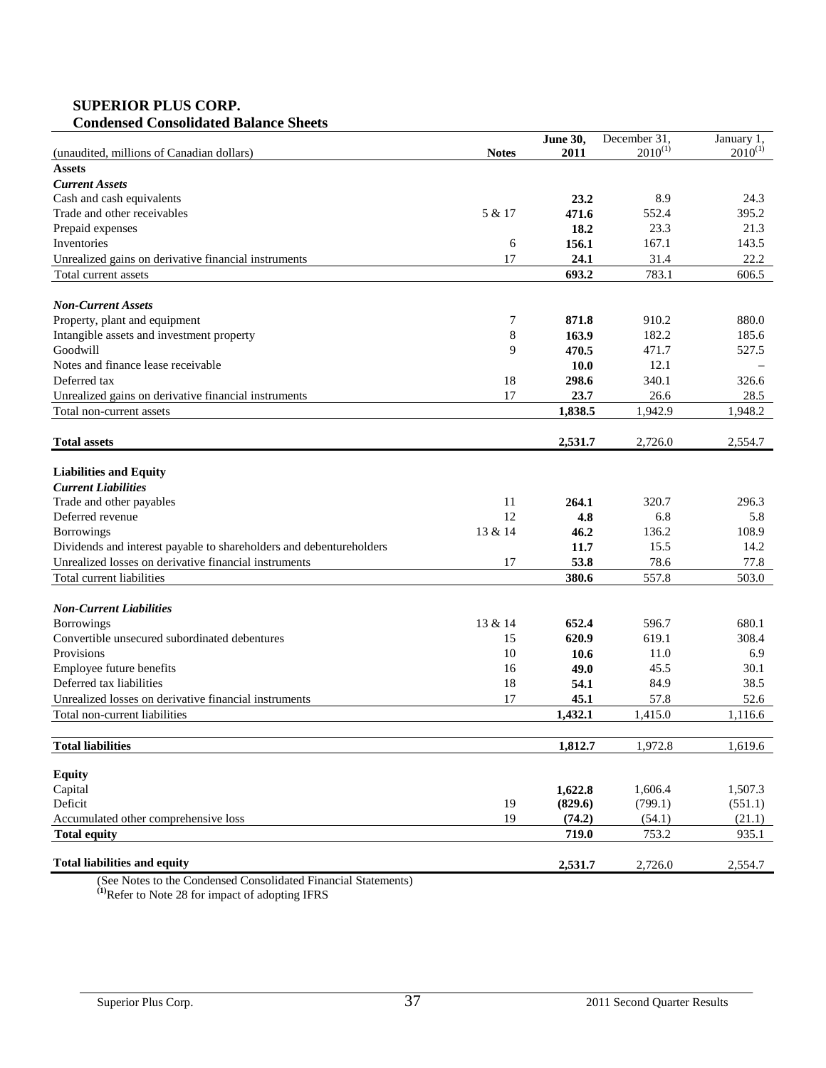## SUPERIOR PLUS CORP.
### Condensed Consolidated Balance Sheets

| (unaudited, millions of Canadian dollars) | Notes | **June 30, 2011** | December 31, 2010[(1)] | January 1, 2010[(1)] |
|---|---|---|---|---|
| **Assets** | | | | |
| ***Current Assets*** | | | | |
| Cash and cash equivalents | | **23.2** | 8.9 | 24.3 |
| Trade and other receivables | 5 & 17 | **471.6** | 552.4 | 395.2 |
| Prepaid expenses | | **18.2** | 23.3 | 21.3 |
| Inventories | 6 | **156.1** | 167.1 | 143.5 |
| Unrealized gains on derivative financial instruments | 17 | **24.1** | 31.4 | 22.2 |
| Total current assets | | **693.2** | 783.1 | 606.5 |
| ***Non-Current Assets*** | | | | |
| Property, plant and equipment | 7 | **871.8** | 910.2 | 880.0 |
| Intangible assets and investment property | 8 | **163.9** | 182.2 | 185.6 |
| Goodwill | 9 | **470.5** | 471.7 | 527.5 |
| Notes and finance lease receivable | | **10.0** | 12.1 | – |
| Deferred tax | 18 | **298.6** | 340.1 | 326.6 |
| Unrealized gains on derivative financial instruments | 17 | **23.7** | 26.6 | 28.5 |
| Total non-current assets | | **1,838.5** | 1,942.9 | 1,948.2 |
| **Total assets** | | **2,531.7** | 2,726.0 | 2,554.7 |
| **Liabilities and Equity** | | | | |
| ***Current Liabilities*** | | | | |
| Trade and other payables | 11 | **264.1** | 320.7 | 296.3 |
| Deferred revenue | 12 | **4.8** | 6.8 | 5.8 |
| Borrowings | 13 & 14 | **46.2** | 136.2 | 108.9 |
| Dividends and interest payable to shareholders and debentureholders | | **11.7** | 15.5 | 14.2 |
| Unrealized losses on derivative financial instruments | 17 | **53.8** | 78.6 | 77.8 |
| Total current liabilities | | **380.6** | 557.8 | 503.0 |
| ***Non-Current Liabilities*** | | | | |
| Borrowings | 13 & 14 | **652.4** | 596.7 | 680.1 |
| Convertible unsecured subordinated debentures | 15 | **620.9** | 619.1 | 308.4 |
| Provisions | 10 | **10.6** | 11.0 | 6.9 |
| Employee future benefits | 16 | **49.0** | 45.5 | 30.1 |
| Deferred tax liabilities | 18 | **54.1** | 84.9 | 38.5 |
| Unrealized losses on derivative financial instruments | 17 | **45.1** | 57.8 | 52.6 |
| Total non-current liabilities | | **1,432.1** | 1,415.0 | 1,116.6 |
| **Total liabilities** | | **1,812.7** | 1,972.8 | 1,619.6 |
| **Equity** | | | | |
| Capital | | **1,622.8** | 1,606.4 | 1,507.3 |
| Deficit | 19 | **(829.6)** | (799.1) | (551.1) |
| Accumulated other comprehensive loss | 19 | **(74.2)** | (54.1) | (21.1) |
| **Total equity** | | **719.0** | 753.2 | 935.1 |
| **Total liabilities and equity** | | **2,531.7** | 2,726.0 | 2,554.7 |

(See Notes to the Condensed Consolidated Financial Statements)

**(1)** Refer to Note 28 for impact of adopting IFRS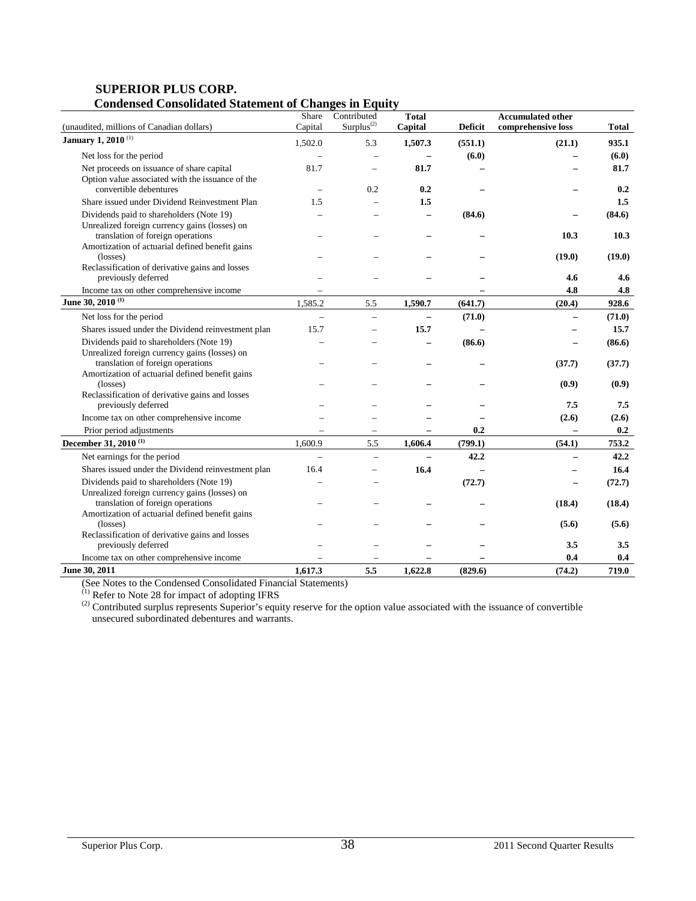# SUPERIOR PLUS CORP.

## Condensed Consolidated Statement of Changes in Equity

| (unaudited, millions of Canadian dollars) | Share Capital | Contributed Surplus[(2)] | Total Capital | Deficit | Accumulated other comprehensive loss | Total |
|---|---|---|---|---|---|---|
| **January 1, 2010** [(1)] | 1,502.0 | 5.3 | **1,507.3** | **(551.1)** | **(21.1)** | **935.1** |
| Net loss for the period | – | – | **–** | **(6.0)** | **–** | **(6.0)** |
| Net proceeds on issuance of share capital | 81.7 | – | **81.7** | **–** | **–** | **81.7** |
| Option value associated with the issuance of the convertible debentures | – | 0.2 | **0.2** | **–** | **–** | **0.2** |
| Share issued under Dividend Reinvestment Plan | 1.5 | – | **1.5** | | | **1.5** |
| Dividends paid to shareholders (Note 19) | – | – | **–** | **(84.6)** | **–** | **(84.6)** |
| Unrealized foreign currency gains (losses) on translation of foreign operations | – | – | **–** | **–** | **10.3** | **10.3** |
| Amortization of actuarial defined benefit gains (losses) | – | – | **–** | **–** | **(19.0)** | **(19.0)** |
| Reclassification of derivative gains and losses previously deferred | – | – | **–** | **–** | **4.6** | **4.6** |
| Income tax on other comprehensive income | – | | | **–** | **4.8** | **4.8** |
| **June 30, 2010** [(1)] | 1,585.2 | 5.5 | **1,590.7** | **(641.7)** | **(20.4)** | **928.6** |
| Net loss for the period | – | – | **–** | **(71.0)** | **–** | **(71.0)** |
| Shares issued under the Dividend reinvestment plan | 15.7 | – | **15.7** | **–** | **–** | **15.7** |
| Dividends paid to shareholders (Note 19) | – | – | **–** | **(86.6)** | **–** | **(86.6)** |
| Unrealized foreign currency gains (losses) on translation of foreign operations | – | – | **–** | **–** | **(37.7)** | **(37.7)** |
| Amortization of actuarial defined benefit gains (losses) | – | – | **–** | **–** | **(0.9)** | **(0.9)** |
| Reclassification of derivative gains and losses previously deferred | – | – | **–** | **–** | **7.5** | **7.5** |
| Income tax on other comprehensive income | – | – | **–** | **–** | **(2.6)** | **(2.6)** |
| Prior period adjustments | – | – | **–** | **0.2** | **–** | **0.2** |
| **December 31, 2010** [(1)] | 1,600.9 | 5.5 | **1,606.4** | **(799.1)** | **(54.1)** | **753.2** |
| Net earnings for the period | – | – | **–** | **42.2** | **–** | **42.2** |
| Shares issued under the Dividend reinvestment plan | 16.4 | – | **16.4** | **–** | **–** | **16.4** |
| Dividends paid to shareholders (Note 19) | – | – | | **(72.7)** | **–** | **(72.7)** |
| Unrealized foreign currency gains (losses) on translation of foreign operations | – | – | **–** | **–** | **(18.4)** | **(18.4)** |
| Amortization of actuarial defined benefit gains (losses) | – | – | **–** | **–** | **(5.6)** | **(5.6)** |
| Reclassification of derivative gains and losses previously deferred | – | – | **–** | **–** | **3.5** | **3.5** |
| Income tax on other comprehensive income | – | – | **–** | **–** | **0.4** | **0.4** |
| **June 30, 2011** | **1,617.3** | **5.5** | **1,622.8** | **(829.6)** | **(74.2)** | **719.0** |

(See Notes to the Condensed Consolidated Financial Statements)

(1) Refer to Note 28 for impact of adopting IFRS

(2) Contributed surplus represents Superior's equity reserve for the option value associated with the issuance of convertible unsecured subordinated debentures and warrants.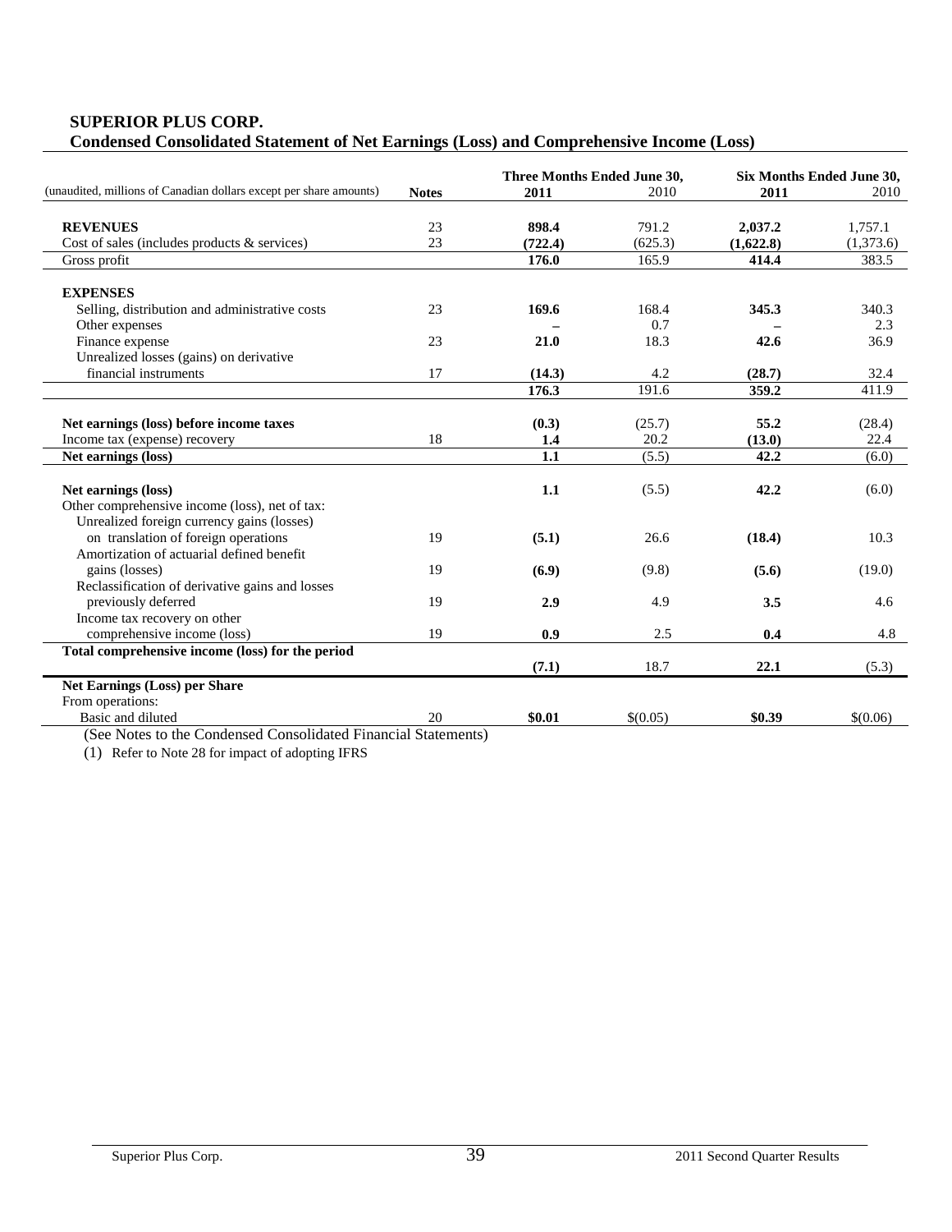**SUPERIOR PLUS CORP.**
**Condensed Consolidated Statement of Net Earnings (Loss) and Comprehensive Income (Loss)**

| (unaudited, millions of Canadian dollars except per share amounts) | Notes | Three Months Ended June 30, 2011 | 2010 | Six Months Ended June 30, 2011 | 2010 |
|---|---|---|---|---|---|
| **REVENUES** | 23 | **898.4** | 791.2 | **2,037.2** | 1,757.1 |
| Cost of sales (includes products & services) | 23 | **(722.4)** | (625.3) | **(1,622.8)** | (1,373.6) |
| Gross profit | | **176.0** | 165.9 | **414.4** | 383.5 |
| **EXPENSES** | | | | | |
| Selling, distribution and administrative costs | 23 | **169.6** | 168.4 | **345.3** | 340.3 |
| Other expenses | | **–** | 0.7 | **–** | 2.3 |
| Finance expense | 23 | **21.0** | 18.3 | **42.6** | 36.9 |
| Unrealized losses (gains) on derivative financial instruments | 17 | **(14.3)** | 4.2 | **(28.7)** | 32.4 |
| | | **176.3** | 191.6 | **359.2** | 411.9 |
| **Net earnings (loss) before income taxes** | | **(0.3)** | (25.7) | **55.2** | (28.4) |
| Income tax (expense) recovery | 18 | **1.4** | 20.2 | **(13.0)** | 22.4 |
| **Net earnings (loss)** | | **1.1** | (5.5) | **42.2** | (6.0) |
| **Net earnings (loss)** | | **1.1** | (5.5) | **42.2** | (6.0) |
| Other comprehensive income (loss), net of tax: | | | | | |
| Unrealized foreign currency gains (losses) on translation of foreign operations | 19 | **(5.1)** | 26.6 | **(18.4)** | 10.3 |
| Amortization of actuarial defined benefit gains (losses) | 19 | **(6.9)** | (9.8) | **(5.6)** | (19.0) |
| Reclassification of derivative gains and losses previously deferred | 19 | **2.9** | 4.9 | **3.5** | 4.6 |
| Income tax recovery on other comprehensive income (loss) | 19 | **0.9** | 2.5 | **0.4** | 4.8 |
| **Total comprehensive income (loss) for the period** | | **(7.1)** | 18.7 | **22.1** | (5.3) |
| **Net Earnings (Loss) per Share** | | | | | |
| From operations: | | | | | |
| Basic and diluted | 20 | **$0.01** | $(0.05) | **$0.39** | $(0.06) |

(See Notes to the Condensed Consolidated Financial Statements)

(1) Refer to Note 28 for impact of adopting IFRS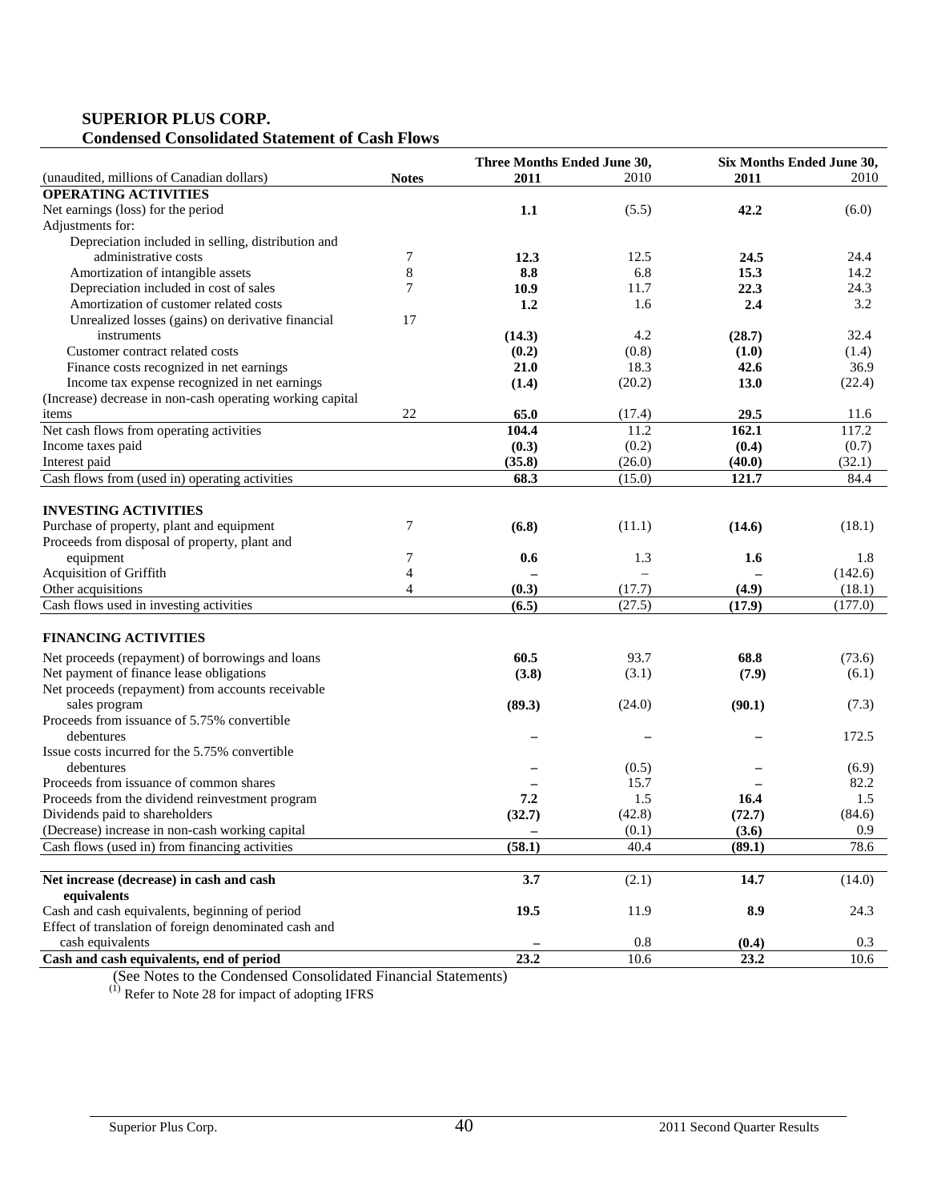# SUPERIOR PLUS CORP.

## Condensed Consolidated Statement of Cash Flows

| (unaudited, millions of Canadian dollars) | Notes | Three Months Ended June 30, 2011 | Three Months Ended June 30, 2010 | Six Months Ended June 30, 2011 | Six Months Ended June 30, 2010 |
|---|---|---|---|---|---|
| **OPERATING ACTIVITIES** | | | | | |
| Net earnings (loss) for the period | | **1.1** | (5.5) | **42.2** | (6.0) |
| Adjustments for: | | | | | |
| Depreciation included in selling, distribution and administrative costs | 7 | **12.3** | 12.5 | **24.5** | 24.4 |
| Amortization of intangible assets | 8 | **8.8** | 6.8 | **15.3** | 14.2 |
| Depreciation included in cost of sales | 7 | **10.9** | 11.7 | **22.3** | 24.3 |
| Amortization of customer related costs | | **1.2** | 1.6 | **2.4** | 3.2 |
| Unrealized losses (gains) on derivative financial instruments | 17 | **(14.3)** | 4.2 | **(28.7)** | 32.4 |
| Customer contract related costs | | **(0.2)** | (0.8) | **(1.0)** | (1.4) |
| Finance costs recognized in net earnings | | **21.0** | 18.3 | **42.6** | 36.9 |
| Income tax expense recognized in net earnings | | **(1.4)** | (20.2) | **13.0** | (22.4) |
| (Increase) decrease in non-cash operating working capital items | 22 | **65.0** | (17.4) | **29.5** | 11.6 |
| Net cash flows from operating activities | | **104.4** | 11.2 | **162.1** | 117.2 |
| Income taxes paid | | **(0.3)** | (0.2) | **(0.4)** | (0.7) |
| Interest paid | | **(35.8)** | (26.0) | **(40.0)** | (32.1) |
| Cash flows from (used in) operating activities | | **68.3** | (15.0) | **121.7** | 84.4 |
| **INVESTING ACTIVITIES** | | | | | |
| Purchase of property, plant and equipment | 7 | **(6.8)** | (11.1) | **(14.6)** | (18.1) |
| Proceeds from disposal of property, plant and equipment | 7 | **0.6** | 1.3 | **1.6** | 1.8 |
| Acquisition of Griffith | 4 | **–** | – | **–** | (142.6) |
| Other acquisitions | 4 | **(0.3)** | (17.7) | **(4.9)** | (18.1) |
| Cash flows used in investing activities | | **(6.5)** | (27.5) | **(17.9)** | (177.0) |
| **FINANCING ACTIVITIES** | | | | | |
| Net proceeds (repayment) of borrowings and loans | | **60.5** | 93.7 | **68.8** | (73.6) |
| Net payment of finance lease obligations | | **(3.8)** | (3.1) | **(7.9)** | (6.1) |
| Net proceeds (repayment) from accounts receivable sales program | | **(89.3)** | (24.0) | **(90.1)** | (7.3) |
| Proceeds from issuance of 5.75% convertible debentures | | **–** | – | **–** | 172.5 |
| Issue costs incurred for the 5.75% convertible debentures | | **–** | (0.5) | **–** | (6.9) |
| Proceeds from issuance of common shares | | **–** | 15.7 | **–** | 82.2 |
| Proceeds from the dividend reinvestment program | | **7.2** | 1.5 | **16.4** | 1.5 |
| Dividends paid to shareholders | | **(32.7)** | (42.8) | **(72.7)** | (84.6) |
| (Decrease) increase in non-cash working capital | | **–** | (0.1) | **(3.6)** | 0.9 |
| Cash flows (used in) from financing activities | | **(58.1)** | 40.4 | **(89.1)** | 78.6 |
| **Net increase (decrease) in cash and cash equivalents** | | **3.7** | (2.1) | **14.7** | (14.0) |
| Cash and cash equivalents, beginning of period | | **19.5** | 11.9 | **8.9** | 24.3 |
| Effect of translation of foreign denominated cash and cash equivalents | | **–** | 0.8 | **(0.4)** | 0.3 |
| **Cash and cash equivalents, end of period** | | **23.2** | 10.6 | **23.2** | 10.6 |

(See Notes to the Condensed Consolidated Financial Statements)

(1) Refer to Note 28 for impact of adopting IFRS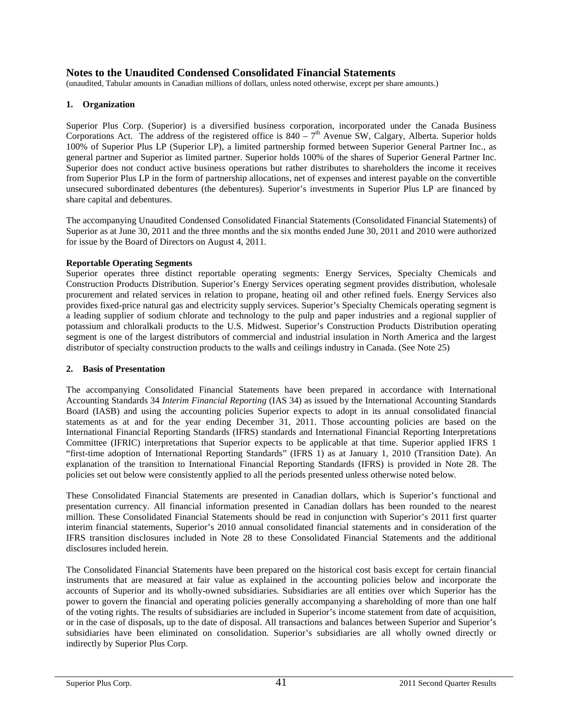# Notes to the Unaudited Condensed Consolidated Financial Statements

(unaudited, Tabular amounts in Canadian millions of dollars, unless noted otherwise, except per share amounts.)

## 1. Organization

Superior Plus Corp. (Superior) is a diversified business corporation, incorporated under the Canada Business Corporations Act. The address of the registered office is 840 – 7th Avenue SW, Calgary, Alberta. Superior holds 100% of Superior Plus LP (Superior LP), a limited partnership formed between Superior General Partner Inc., as general partner and Superior as limited partner. Superior holds 100% of the shares of Superior General Partner Inc. Superior does not conduct active business operations but rather distributes to shareholders the income it receives from Superior Plus LP in the form of partnership allocations, net of expenses and interest payable on the convertible unsecured subordinated debentures (the debentures). Superior's investments in Superior Plus LP are financed by share capital and debentures.

The accompanying Unaudited Condensed Consolidated Financial Statements (Consolidated Financial Statements) of Superior as at June 30, 2011 and the three months and the six months ended June 30, 2011 and 2010 were authorized for issue by the Board of Directors on August 4, 2011.

**Reportable Operating Segments**

Superior operates three distinct reportable operating segments: Energy Services, Specialty Chemicals and Construction Products Distribution. Superior's Energy Services operating segment provides distribution, wholesale procurement and related services in relation to propane, heating oil and other refined fuels. Energy Services also provides fixed-price natural gas and electricity supply services. Superior's Specialty Chemicals operating segment is a leading supplier of sodium chlorate and technology to the pulp and paper industries and a regional supplier of potassium and chloralkali products to the U.S. Midwest. Superior's Construction Products Distribution operating segment is one of the largest distributors of commercial and industrial insulation in North America and the largest distributor of specialty construction products to the walls and ceilings industry in Canada. (See Note 25)

## 2. Basis of Presentation

The accompanying Consolidated Financial Statements have been prepared in accordance with International Accounting Standards 34 *Interim Financial Reporting* (IAS 34) as issued by the International Accounting Standards Board (IASB) and using the accounting policies Superior expects to adopt in its annual consolidated financial statements as at and for the year ending December 31, 2011. Those accounting policies are based on the International Financial Reporting Standards (IFRS) standards and International Financial Reporting Interpretations Committee (IFRIC) interpretations that Superior expects to be applicable at that time. Superior applied IFRS 1 "first-time adoption of International Reporting Standards" (IFRS 1) as at January 1, 2010 (Transition Date). An explanation of the transition to International Financial Reporting Standards (IFRS) is provided in Note 28. The policies set out below were consistently applied to all the periods presented unless otherwise noted below.

These Consolidated Financial Statements are presented in Canadian dollars, which is Superior's functional and presentation currency. All financial information presented in Canadian dollars has been rounded to the nearest million. These Consolidated Financial Statements should be read in conjunction with Superior's 2011 first quarter interim financial statements, Superior's 2010 annual consolidated financial statements and in consideration of the IFRS transition disclosures included in Note 28 to these Consolidated Financial Statements and the additional disclosures included herein.

The Consolidated Financial Statements have been prepared on the historical cost basis except for certain financial instruments that are measured at fair value as explained in the accounting policies below and incorporate the accounts of Superior and its wholly-owned subsidiaries. Subsidiaries are all entities over which Superior has the power to govern the financial and operating policies generally accompanying a shareholding of more than one half of the voting rights. The results of subsidiaries are included in Superior's income statement from date of acquisition, or in the case of disposals, up to the date of disposal. All transactions and balances between Superior and Superior's subsidiaries have been eliminated on consolidation. Superior's subsidiaries are all wholly owned directly or indirectly by Superior Plus Corp.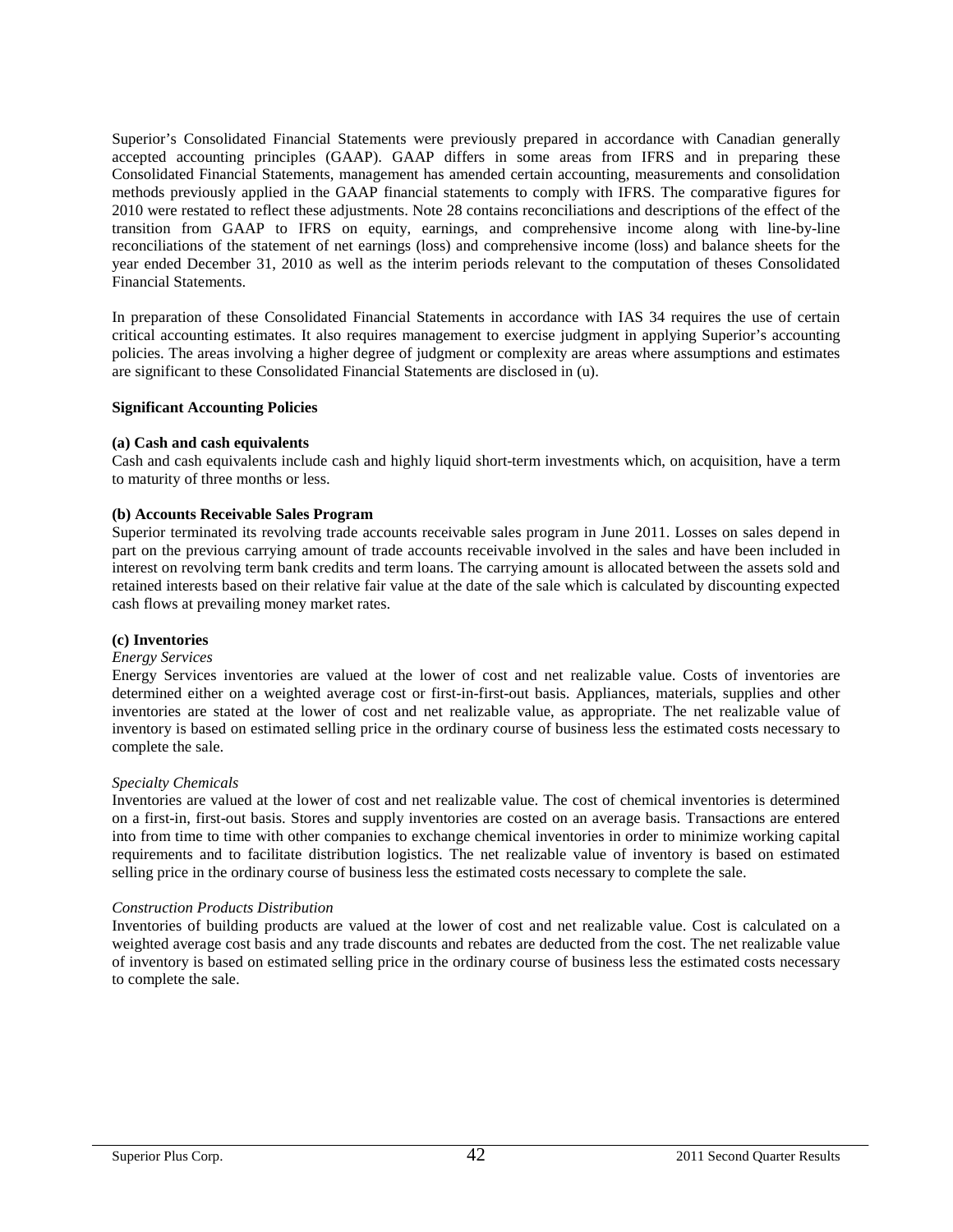Superior's Consolidated Financial Statements were previously prepared in accordance with Canadian generally accepted accounting principles (GAAP). GAAP differs in some areas from IFRS and in preparing these Consolidated Financial Statements, management has amended certain accounting, measurements and consolidation methods previously applied in the GAAP financial statements to comply with IFRS. The comparative figures for 2010 were restated to reflect these adjustments. Note 28 contains reconciliations and descriptions of the effect of the transition from GAAP to IFRS on equity, earnings, and comprehensive income along with line-by-line reconciliations of the statement of net earnings (loss) and comprehensive income (loss) and balance sheets for the year ended December 31, 2010 as well as the interim periods relevant to the computation of theses Consolidated Financial Statements.

In preparation of these Consolidated Financial Statements in accordance with IAS 34 requires the use of certain critical accounting estimates. It also requires management to exercise judgment in applying Superior's accounting policies. The areas involving a higher degree of judgment or complexity are areas where assumptions and estimates are significant to these Consolidated Financial Statements are disclosed in (u).

**Significant Accounting Policies**

**(a) Cash and cash equivalents**

Cash and cash equivalents include cash and highly liquid short-term investments which, on acquisition, have a term to maturity of three months or less.

**(b) Accounts Receivable Sales Program**

Superior terminated its revolving trade accounts receivable sales program in June 2011. Losses on sales depend in part on the previous carrying amount of trade accounts receivable involved in the sales and have been included in interest on revolving term bank credits and term loans. The carrying amount is allocated between the assets sold and retained interests based on their relative fair value at the date of the sale which is calculated by discounting expected cash flows at prevailing money market rates.

**(c) Inventories**

*Energy Services*

Energy Services inventories are valued at the lower of cost and net realizable value. Costs of inventories are determined either on a weighted average cost or first-in-first-out basis. Appliances, materials, supplies and other inventories are stated at the lower of cost and net realizable value, as appropriate. The net realizable value of inventory is based on estimated selling price in the ordinary course of business less the estimated costs necessary to complete the sale.

*Specialty Chemicals*

Inventories are valued at the lower of cost and net realizable value. The cost of chemical inventories is determined on a first-in, first-out basis. Stores and supply inventories are costed on an average basis. Transactions are entered into from time to time with other companies to exchange chemical inventories in order to minimize working capital requirements and to facilitate distribution logistics. The net realizable value of inventory is based on estimated selling price in the ordinary course of business less the estimated costs necessary to complete the sale.

*Construction Products Distribution*

Inventories of building products are valued at the lower of cost and net realizable value. Cost is calculated on a weighted average cost basis and any trade discounts and rebates are deducted from the cost. The net realizable value of inventory is based on estimated selling price in the ordinary course of business less the estimated costs necessary to complete the sale.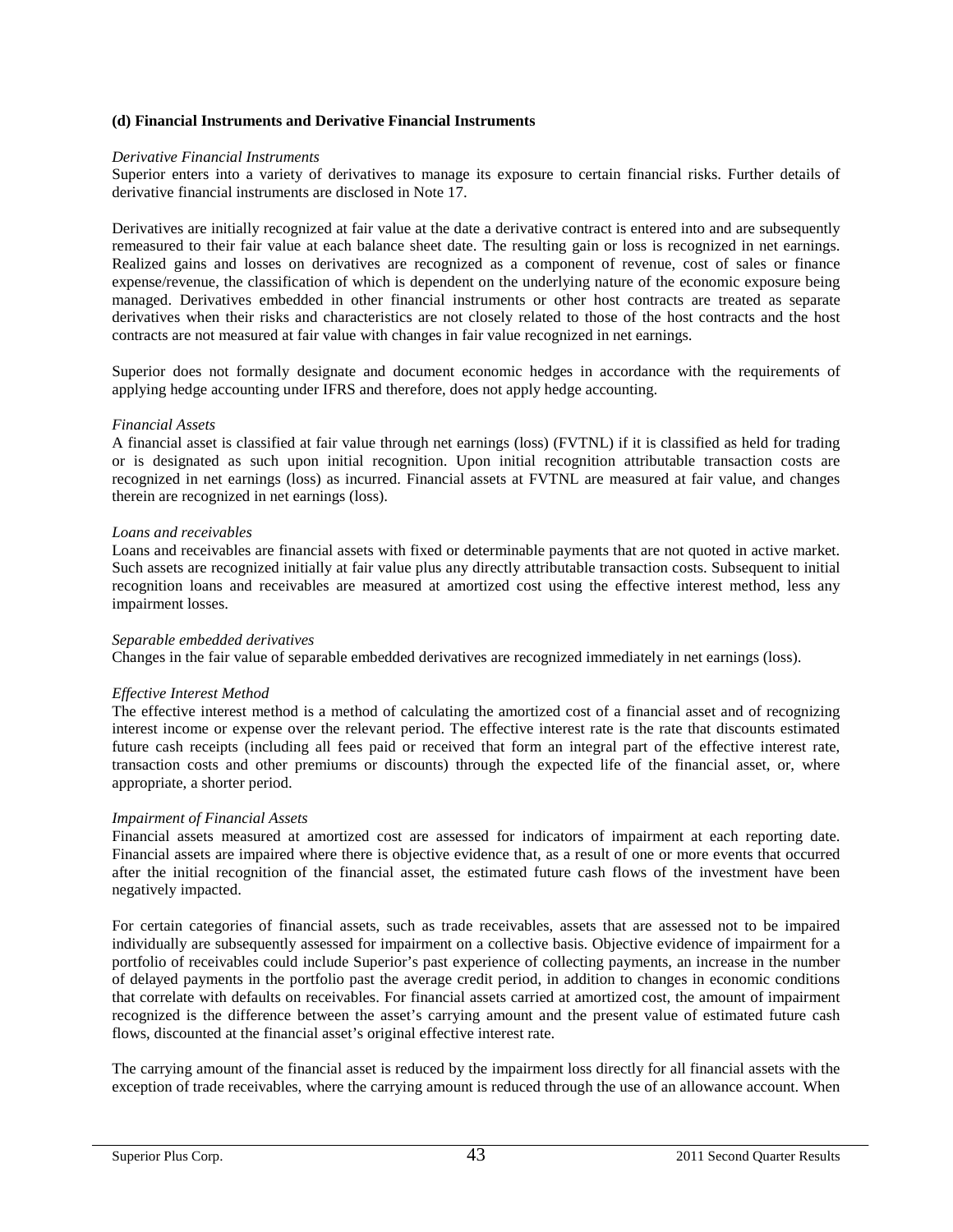**(d) Financial Instruments and Derivative Financial Instruments**

*Derivative Financial Instruments*

Superior enters into a variety of derivatives to manage its exposure to certain financial risks. Further details of derivative financial instruments are disclosed in Note 17.

Derivatives are initially recognized at fair value at the date a derivative contract is entered into and are subsequently remeasured to their fair value at each balance sheet date. The resulting gain or loss is recognized in net earnings. Realized gains and losses on derivatives are recognized as a component of revenue, cost of sales or finance expense/revenue, the classification of which is dependent on the underlying nature of the economic exposure being managed. Derivatives embedded in other financial instruments or other host contracts are treated as separate derivatives when their risks and characteristics are not closely related to those of the host contracts and the host contracts are not measured at fair value with changes in fair value recognized in net earnings.

Superior does not formally designate and document economic hedges in accordance with the requirements of applying hedge accounting under IFRS and therefore, does not apply hedge accounting.

*Financial Assets*

A financial asset is classified at fair value through net earnings (loss) (FVTNL) if it is classified as held for trading or is designated as such upon initial recognition. Upon initial recognition attributable transaction costs are recognized in net earnings (loss) as incurred. Financial assets at FVTNL are measured at fair value, and changes therein are recognized in net earnings (loss).

*Loans and receivables*

Loans and receivables are financial assets with fixed or determinable payments that are not quoted in active market. Such assets are recognized initially at fair value plus any directly attributable transaction costs. Subsequent to initial recognition loans and receivables are measured at amortized cost using the effective interest method, less any impairment losses.

*Separable embedded derivatives*

Changes in the fair value of separable embedded derivatives are recognized immediately in net earnings (loss).

*Effective Interest Method*

The effective interest method is a method of calculating the amortized cost of a financial asset and of recognizing interest income or expense over the relevant period. The effective interest rate is the rate that discounts estimated future cash receipts (including all fees paid or received that form an integral part of the effective interest rate, transaction costs and other premiums or discounts) through the expected life of the financial asset, or, where appropriate, a shorter period.

*Impairment of Financial Assets*

Financial assets measured at amortized cost are assessed for indicators of impairment at each reporting date. Financial assets are impaired where there is objective evidence that, as a result of one or more events that occurred after the initial recognition of the financial asset, the estimated future cash flows of the investment have been negatively impacted.

For certain categories of financial assets, such as trade receivables, assets that are assessed not to be impaired individually are subsequently assessed for impairment on a collective basis. Objective evidence of impairment for a portfolio of receivables could include Superior's past experience of collecting payments, an increase in the number of delayed payments in the portfolio past the average credit period, in addition to changes in economic conditions that correlate with defaults on receivables. For financial assets carried at amortized cost, the amount of impairment recognized is the difference between the asset's carrying amount and the present value of estimated future cash flows, discounted at the financial asset's original effective interest rate.

The carrying amount of the financial asset is reduced by the impairment loss directly for all financial assets with the exception of trade receivables, where the carrying amount is reduced through the use of an allowance account. When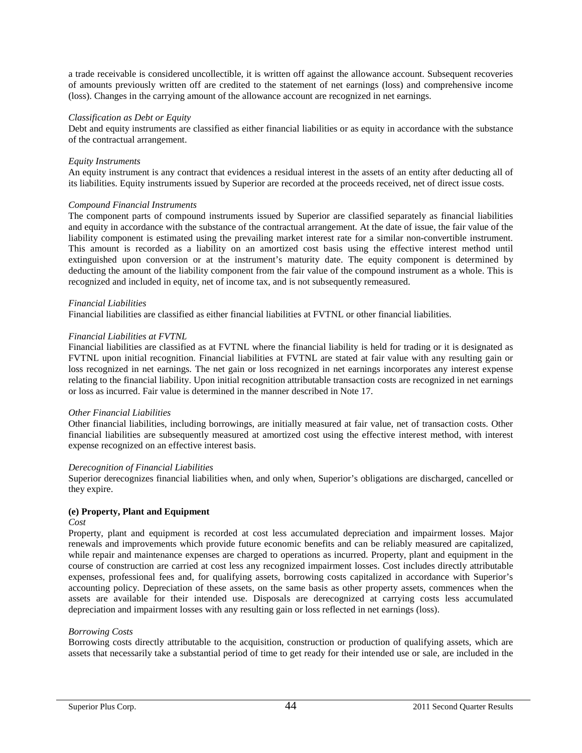a trade receivable is considered uncollectible, it is written off against the allowance account. Subsequent recoveries of amounts previously written off are credited to the statement of net earnings (loss) and comprehensive income (loss). Changes in the carrying amount of the allowance account are recognized in net earnings.

*Classification as Debt or Equity*

Debt and equity instruments are classified as either financial liabilities or as equity in accordance with the substance of the contractual arrangement.

*Equity Instruments*

An equity instrument is any contract that evidences a residual interest in the assets of an entity after deducting all of its liabilities. Equity instruments issued by Superior are recorded at the proceeds received, net of direct issue costs.

*Compound Financial Instruments*

The component parts of compound instruments issued by Superior are classified separately as financial liabilities and equity in accordance with the substance of the contractual arrangement. At the date of issue, the fair value of the liability component is estimated using the prevailing market interest rate for a similar non-convertible instrument. This amount is recorded as a liability on an amortized cost basis using the effective interest method until extinguished upon conversion or at the instrument's maturity date. The equity component is determined by deducting the amount of the liability component from the fair value of the compound instrument as a whole. This is recognized and included in equity, net of income tax, and is not subsequently remeasured.

*Financial Liabilities*

Financial liabilities are classified as either financial liabilities at FVTNL or other financial liabilities.

*Financial Liabilities at FVTNL*

Financial liabilities are classified as at FVTNL where the financial liability is held for trading or it is designated as FVTNL upon initial recognition. Financial liabilities at FVTNL are stated at fair value with any resulting gain or loss recognized in net earnings. The net gain or loss recognized in net earnings incorporates any interest expense relating to the financial liability. Upon initial recognition attributable transaction costs are recognized in net earnings or loss as incurred. Fair value is determined in the manner described in Note 17.

*Other Financial Liabilities*

Other financial liabilities, including borrowings, are initially measured at fair value, net of transaction costs. Other financial liabilities are subsequently measured at amortized cost using the effective interest method, with interest expense recognized on an effective interest basis.

*Derecognition of Financial Liabilities*

Superior derecognizes financial liabilities when, and only when, Superior's obligations are discharged, cancelled or they expire.

**(e) Property, Plant and Equipment**

*Cost*

Property, plant and equipment is recorded at cost less accumulated depreciation and impairment losses. Major renewals and improvements which provide future economic benefits and can be reliably measured are capitalized, while repair and maintenance expenses are charged to operations as incurred. Property, plant and equipment in the course of construction are carried at cost less any recognized impairment losses. Cost includes directly attributable expenses, professional fees and, for qualifying assets, borrowing costs capitalized in accordance with Superior's accounting policy. Depreciation of these assets, on the same basis as other property assets, commences when the assets are available for their intended use. Disposals are derecognized at carrying costs less accumulated depreciation and impairment losses with any resulting gain or loss reflected in net earnings (loss).

*Borrowing Costs*

Borrowing costs directly attributable to the acquisition, construction or production of qualifying assets, which are assets that necessarily take a substantial period of time to get ready for their intended use or sale, are included in the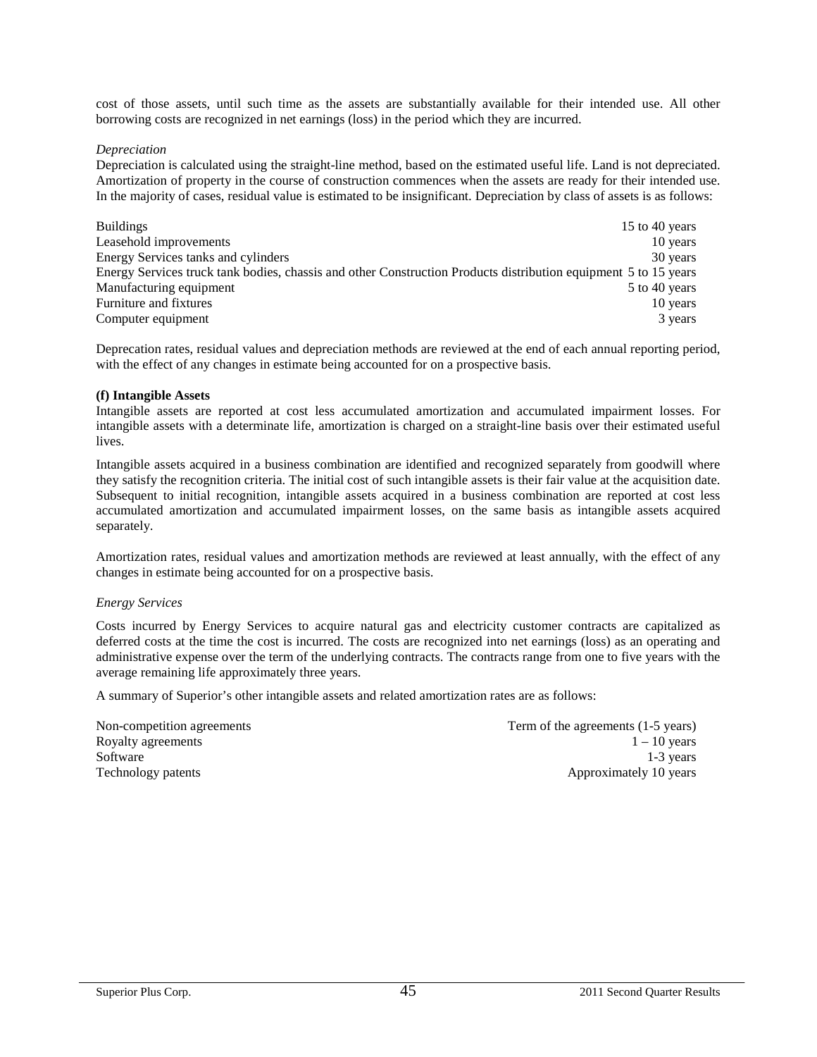cost of those assets, until such time as the assets are substantially available for their intended use. All other borrowing costs are recognized in net earnings (loss) in the period which they are incurred.

*Depreciation*

Depreciation is calculated using the straight-line method, based on the estimated useful life. Land is not depreciated. Amortization of property in the course of construction commences when the assets are ready for their intended use. In the majority of cases, residual value is estimated to be insignificant. Depreciation by class of assets is as follows:

| | |
|---|---|
| Buildings | 15 to 40 years |
| Leasehold improvements | 10 years |
| Energy Services tanks and cylinders | 30 years |
| Energy Services truck tank bodies, chassis and other Construction Products distribution equipment | 5 to 15 years |
| Manufacturing equipment | 5 to 40 years |
| Furniture and fixtures | 10 years |
| Computer equipment | 3 years |

Deprecation rates, residual values and depreciation methods are reviewed at the end of each annual reporting period, with the effect of any changes in estimate being accounted for on a prospective basis.

**(f) Intangible Assets**

Intangible assets are reported at cost less accumulated amortization and accumulated impairment losses. For intangible assets with a determinate life, amortization is charged on a straight-line basis over their estimated useful lives.

Intangible assets acquired in a business combination are identified and recognized separately from goodwill where they satisfy the recognition criteria. The initial cost of such intangible assets is their fair value at the acquisition date. Subsequent to initial recognition, intangible assets acquired in a business combination are reported at cost less accumulated amortization and accumulated impairment losses, on the same basis as intangible assets acquired separately.

Amortization rates, residual values and amortization methods are reviewed at least annually, with the effect of any changes in estimate being accounted for on a prospective basis.

*Energy Services*

Costs incurred by Energy Services to acquire natural gas and electricity customer contracts are capitalized as deferred costs at the time the cost is incurred. The costs are recognized into net earnings (loss) as an operating and administrative expense over the term of the underlying contracts. The contracts range from one to five years with the average remaining life approximately three years.

A summary of Superior's other intangible assets and related amortization rates are as follows:

| | |
|---|---|
| Non-competition agreements | Term of the agreements (1-5 years) |
| Royalty agreements | 1 – 10 years |
| Software | 1-3 years |
| Technology patents | Approximately 10 years |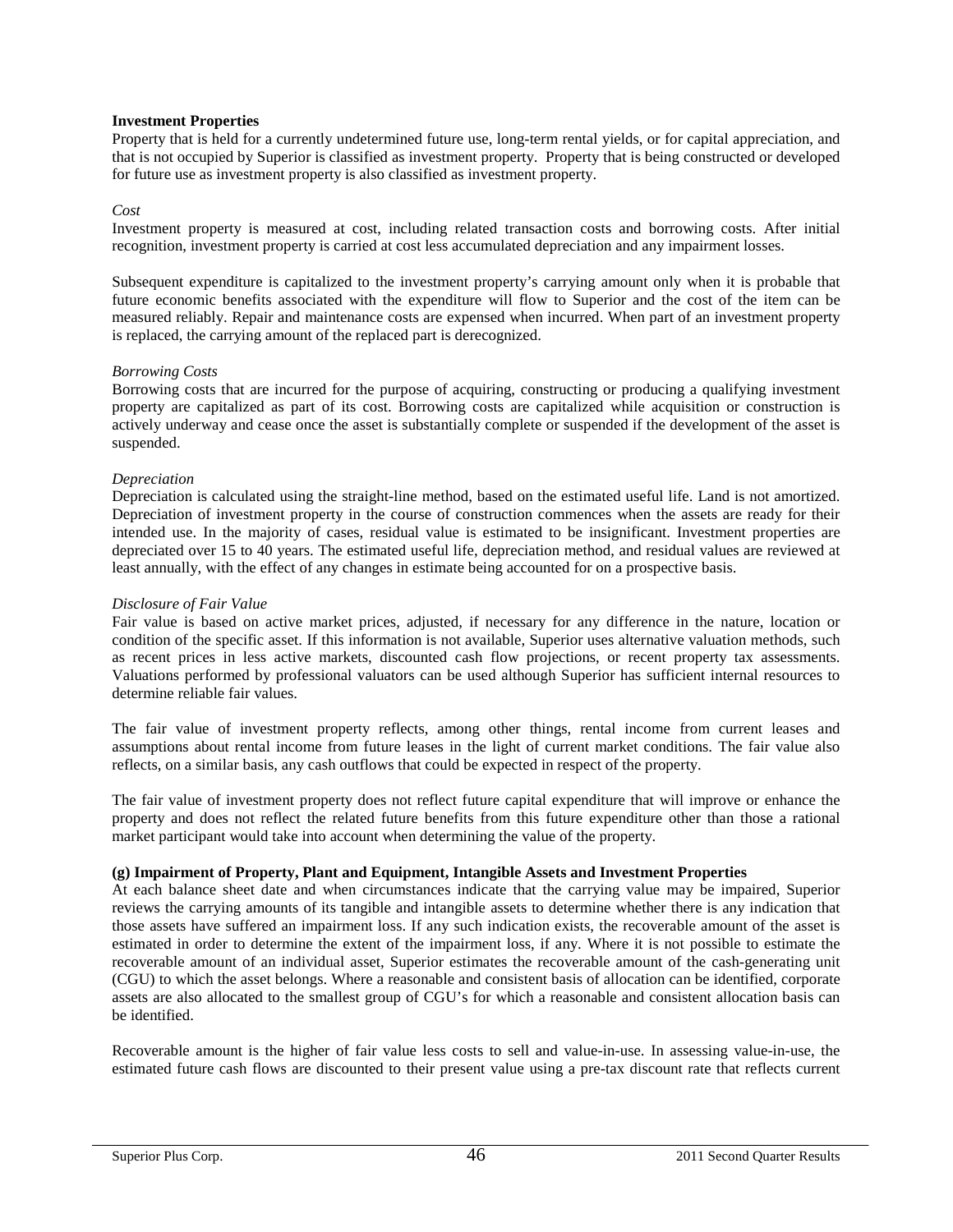**Investment Properties**

Property that is held for a currently undetermined future use, long-term rental yields, or for capital appreciation, and that is not occupied by Superior is classified as investment property. Property that is being constructed or developed for future use as investment property is also classified as investment property.

*Cost*

Investment property is measured at cost, including related transaction costs and borrowing costs. After initial recognition, investment property is carried at cost less accumulated depreciation and any impairment losses.

Subsequent expenditure is capitalized to the investment property's carrying amount only when it is probable that future economic benefits associated with the expenditure will flow to Superior and the cost of the item can be measured reliably. Repair and maintenance costs are expensed when incurred. When part of an investment property is replaced, the carrying amount of the replaced part is derecognized.

*Borrowing Costs*

Borrowing costs that are incurred for the purpose of acquiring, constructing or producing a qualifying investment property are capitalized as part of its cost. Borrowing costs are capitalized while acquisition or construction is actively underway and cease once the asset is substantially complete or suspended if the development of the asset is suspended.

*Depreciation*

Depreciation is calculated using the straight-line method, based on the estimated useful life. Land is not amortized. Depreciation of investment property in the course of construction commences when the assets are ready for their intended use. In the majority of cases, residual value is estimated to be insignificant. Investment properties are depreciated over 15 to 40 years. The estimated useful life, depreciation method, and residual values are reviewed at least annually, with the effect of any changes in estimate being accounted for on a prospective basis.

*Disclosure of Fair Value*

Fair value is based on active market prices, adjusted, if necessary for any difference in the nature, location or condition of the specific asset. If this information is not available, Superior uses alternative valuation methods, such as recent prices in less active markets, discounted cash flow projections, or recent property tax assessments. Valuations performed by professional valuators can be used although Superior has sufficient internal resources to determine reliable fair values.

The fair value of investment property reflects, among other things, rental income from current leases and assumptions about rental income from future leases in the light of current market conditions. The fair value also reflects, on a similar basis, any cash outflows that could be expected in respect of the property.

The fair value of investment property does not reflect future capital expenditure that will improve or enhance the property and does not reflect the related future benefits from this future expenditure other than those a rational market participant would take into account when determining the value of the property.

**(g) Impairment of Property, Plant and Equipment, Intangible Assets and Investment Properties**

At each balance sheet date and when circumstances indicate that the carrying value may be impaired, Superior reviews the carrying amounts of its tangible and intangible assets to determine whether there is any indication that those assets have suffered an impairment loss. If any such indication exists, the recoverable amount of the asset is estimated in order to determine the extent of the impairment loss, if any. Where it is not possible to estimate the recoverable amount of an individual asset, Superior estimates the recoverable amount of the cash-generating unit (CGU) to which the asset belongs. Where a reasonable and consistent basis of allocation can be identified, corporate assets are also allocated to the smallest group of CGU's for which a reasonable and consistent allocation basis can be identified.

Recoverable amount is the higher of fair value less costs to sell and value-in-use. In assessing value-in-use, the estimated future cash flows are discounted to their present value using a pre-tax discount rate that reflects current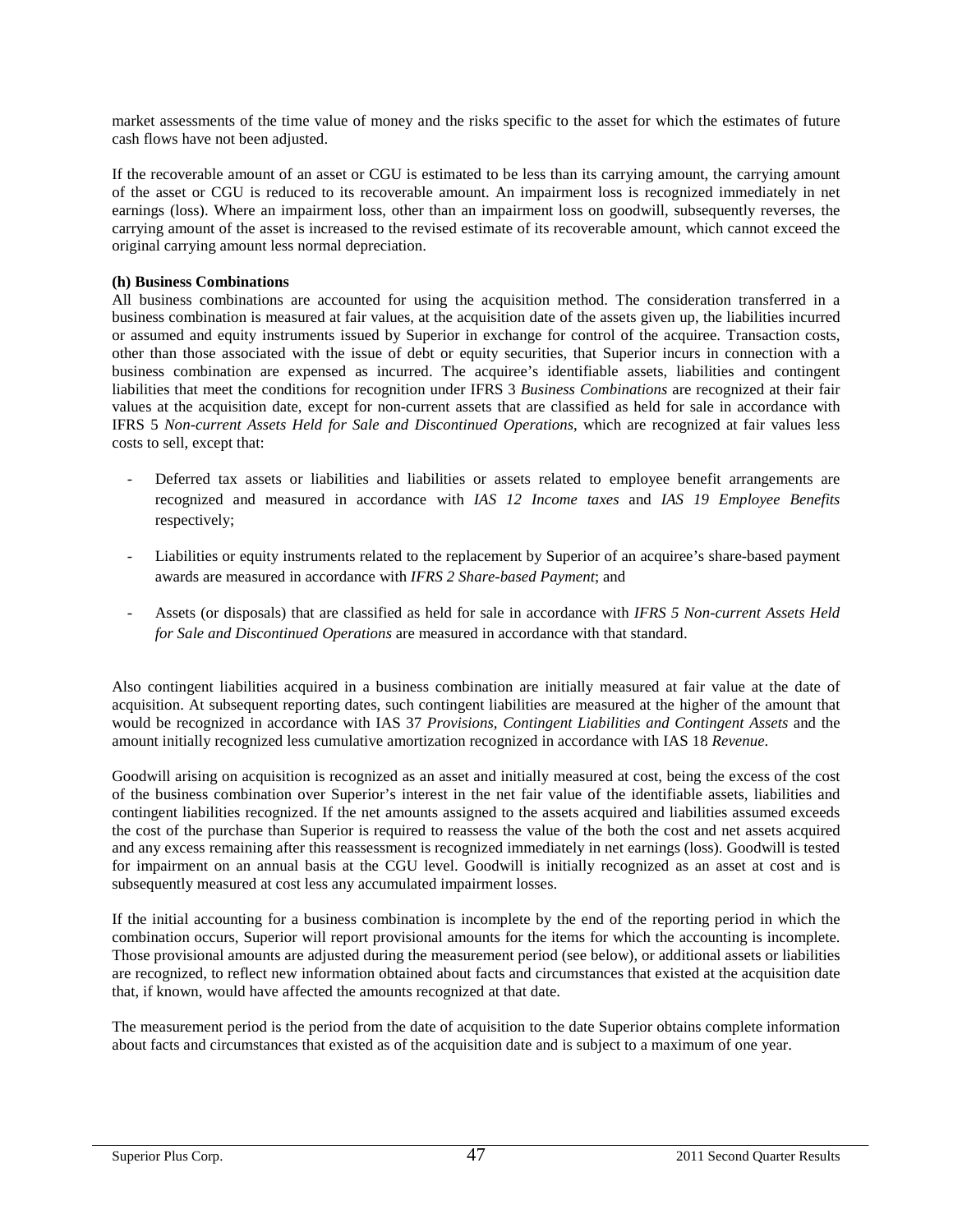market assessments of the time value of money and the risks specific to the asset for which the estimates of future cash flows have not been adjusted.

If the recoverable amount of an asset or CGU is estimated to be less than its carrying amount, the carrying amount of the asset or CGU is reduced to its recoverable amount. An impairment loss is recognized immediately in net earnings (loss). Where an impairment loss, other than an impairment loss on goodwill, subsequently reverses, the carrying amount of the asset is increased to the revised estimate of its recoverable amount, which cannot exceed the original carrying amount less normal depreciation.

**(h) Business Combinations**

All business combinations are accounted for using the acquisition method. The consideration transferred in a business combination is measured at fair values, at the acquisition date of the assets given up, the liabilities incurred or assumed and equity instruments issued by Superior in exchange for control of the acquiree. Transaction costs, other than those associated with the issue of debt or equity securities, that Superior incurs in connection with a business combination are expensed as incurred. The acquiree's identifiable assets, liabilities and contingent liabilities that meet the conditions for recognition under IFRS 3 *Business Combinations* are recognized at their fair values at the acquisition date, except for non-current assets that are classified as held for sale in accordance with IFRS 5 *Non-current Assets Held for Sale and Discontinued Operations*, which are recognized at fair values less costs to sell, except that:

- Deferred tax assets or liabilities and liabilities or assets related to employee benefit arrangements are recognized and measured in accordance with *IAS 12 Income taxes* and *IAS 19 Employee Benefits* respectively;

- Liabilities or equity instruments related to the replacement by Superior of an acquiree's share-based payment awards are measured in accordance with *IFRS 2 Share-based Payment*; and

- Assets (or disposals) that are classified as held for sale in accordance with *IFRS 5 Non-current Assets Held for Sale and Discontinued Operations* are measured in accordance with that standard.

Also contingent liabilities acquired in a business combination are initially measured at fair value at the date of acquisition. At subsequent reporting dates, such contingent liabilities are measured at the higher of the amount that would be recognized in accordance with IAS 37 *Provisions, Contingent Liabilities and Contingent Assets* and the amount initially recognized less cumulative amortization recognized in accordance with IAS 18 *Revenue*.

Goodwill arising on acquisition is recognized as an asset and initially measured at cost, being the excess of the cost of the business combination over Superior's interest in the net fair value of the identifiable assets, liabilities and contingent liabilities recognized. If the net amounts assigned to the assets acquired and liabilities assumed exceeds the cost of the purchase than Superior is required to reassess the value of the both the cost and net assets acquired and any excess remaining after this reassessment is recognized immediately in net earnings (loss). Goodwill is tested for impairment on an annual basis at the CGU level. Goodwill is initially recognized as an asset at cost and is subsequently measured at cost less any accumulated impairment losses.

If the initial accounting for a business combination is incomplete by the end of the reporting period in which the combination occurs, Superior will report provisional amounts for the items for which the accounting is incomplete. Those provisional amounts are adjusted during the measurement period (see below), or additional assets or liabilities are recognized, to reflect new information obtained about facts and circumstances that existed at the acquisition date that, if known, would have affected the amounts recognized at that date.

The measurement period is the period from the date of acquisition to the date Superior obtains complete information about facts and circumstances that existed as of the acquisition date and is subject to a maximum of one year.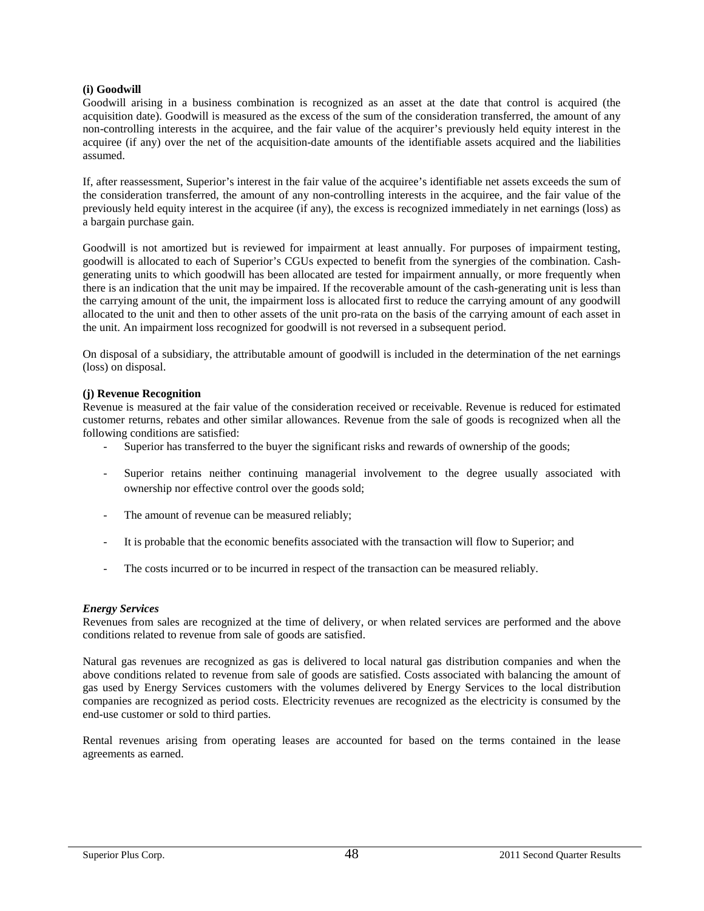**(i) Goodwill**

Goodwill arising in a business combination is recognized as an asset at the date that control is acquired (the acquisition date). Goodwill is measured as the excess of the sum of the consideration transferred, the amount of any non-controlling interests in the acquiree, and the fair value of the acquirer's previously held equity interest in the acquiree (if any) over the net of the acquisition-date amounts of the identifiable assets acquired and the liabilities assumed.

If, after reassessment, Superior's interest in the fair value of the acquiree's identifiable net assets exceeds the sum of the consideration transferred, the amount of any non-controlling interests in the acquiree, and the fair value of the previously held equity interest in the acquiree (if any), the excess is recognized immediately in net earnings (loss) as a bargain purchase gain.

Goodwill is not amortized but is reviewed for impairment at least annually. For purposes of impairment testing, goodwill is allocated to each of Superior's CGUs expected to benefit from the synergies of the combination. Cash-generating units to which goodwill has been allocated are tested for impairment annually, or more frequently when there is an indication that the unit may be impaired. If the recoverable amount of the cash-generating unit is less than the carrying amount of the unit, the impairment loss is allocated first to reduce the carrying amount of any goodwill allocated to the unit and then to other assets of the unit pro-rata on the basis of the carrying amount of each asset in the unit. An impairment loss recognized for goodwill is not reversed in a subsequent period.

On disposal of a subsidiary, the attributable amount of goodwill is included in the determination of the net earnings (loss) on disposal.

**(j) Revenue Recognition**

Revenue is measured at the fair value of the consideration received or receivable. Revenue is reduced for estimated customer returns, rebates and other similar allowances. Revenue from the sale of goods is recognized when all the following conditions are satisfied:

- Superior has transferred to the buyer the significant risks and rewards of ownership of the goods;
- Superior retains neither continuing managerial involvement to the degree usually associated with ownership nor effective control over the goods sold;
- The amount of revenue can be measured reliably;
- It is probable that the economic benefits associated with the transaction will flow to Superior; and
- The costs incurred or to be incurred in respect of the transaction can be measured reliably.

***Energy Services***

Revenues from sales are recognized at the time of delivery, or when related services are performed and the above conditions related to revenue from sale of goods are satisfied.

Natural gas revenues are recognized as gas is delivered to local natural gas distribution companies and when the above conditions related to revenue from sale of goods are satisfied. Costs associated with balancing the amount of gas used by Energy Services customers with the volumes delivered by Energy Services to the local distribution companies are recognized as period costs. Electricity revenues are recognized as the electricity is consumed by the end-use customer or sold to third parties.

Rental revenues arising from operating leases are accounted for based on the terms contained in the lease agreements as earned.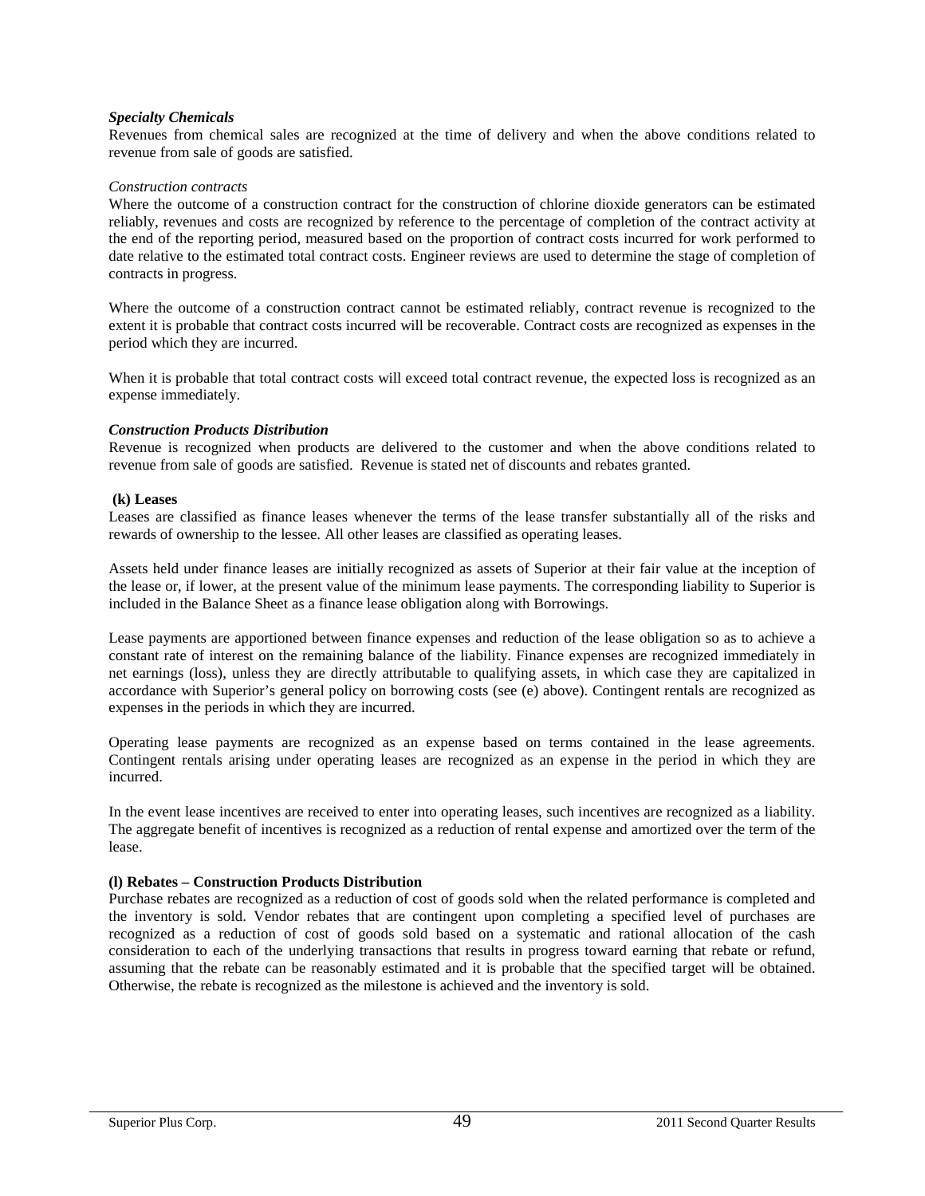***Specialty Chemicals***

Revenues from chemical sales are recognized at the time of delivery and when the above conditions related to revenue from sale of goods are satisfied.

*Construction contracts*

Where the outcome of a construction contract for the construction of chlorine dioxide generators can be estimated reliably, revenues and costs are recognized by reference to the percentage of completion of the contract activity at the end of the reporting period, measured based on the proportion of contract costs incurred for work performed to date relative to the estimated total contract costs. Engineer reviews are used to determine the stage of completion of contracts in progress.

Where the outcome of a construction contract cannot be estimated reliably, contract revenue is recognized to the extent it is probable that contract costs incurred will be recoverable. Contract costs are recognized as expenses in the period which they are incurred.

When it is probable that total contract costs will exceed total contract revenue, the expected loss is recognized as an expense immediately.

***Construction Products Distribution***

Revenue is recognized when products are delivered to the customer and when the above conditions related to revenue from sale of goods are satisfied. Revenue is stated net of discounts and rebates granted.

**(k) Leases**

Leases are classified as finance leases whenever the terms of the lease transfer substantially all of the risks and rewards of ownership to the lessee. All other leases are classified as operating leases.

Assets held under finance leases are initially recognized as assets of Superior at their fair value at the inception of the lease or, if lower, at the present value of the minimum lease payments. The corresponding liability to Superior is included in the Balance Sheet as a finance lease obligation along with Borrowings.

Lease payments are apportioned between finance expenses and reduction of the lease obligation so as to achieve a constant rate of interest on the remaining balance of the liability. Finance expenses are recognized immediately in net earnings (loss), unless they are directly attributable to qualifying assets, in which case they are capitalized in accordance with Superior's general policy on borrowing costs (see (e) above). Contingent rentals are recognized as expenses in the periods in which they are incurred.

Operating lease payments are recognized as an expense based on terms contained in the lease agreements. Contingent rentals arising under operating leases are recognized as an expense in the period in which they are incurred.

In the event lease incentives are received to enter into operating leases, such incentives are recognized as a liability. The aggregate benefit of incentives is recognized as a reduction of rental expense and amortized over the term of the lease.

**(l) Rebates – Construction Products Distribution**

Purchase rebates are recognized as a reduction of cost of goods sold when the related performance is completed and the inventory is sold. Vendor rebates that are contingent upon completing a specified level of purchases are recognized as a reduction of cost of goods sold based on a systematic and rational allocation of the cash consideration to each of the underlying transactions that results in progress toward earning that rebate or refund, assuming that the rebate can be reasonably estimated and it is probable that the specified target will be obtained. Otherwise, the rebate is recognized as the milestone is achieved and the inventory is sold.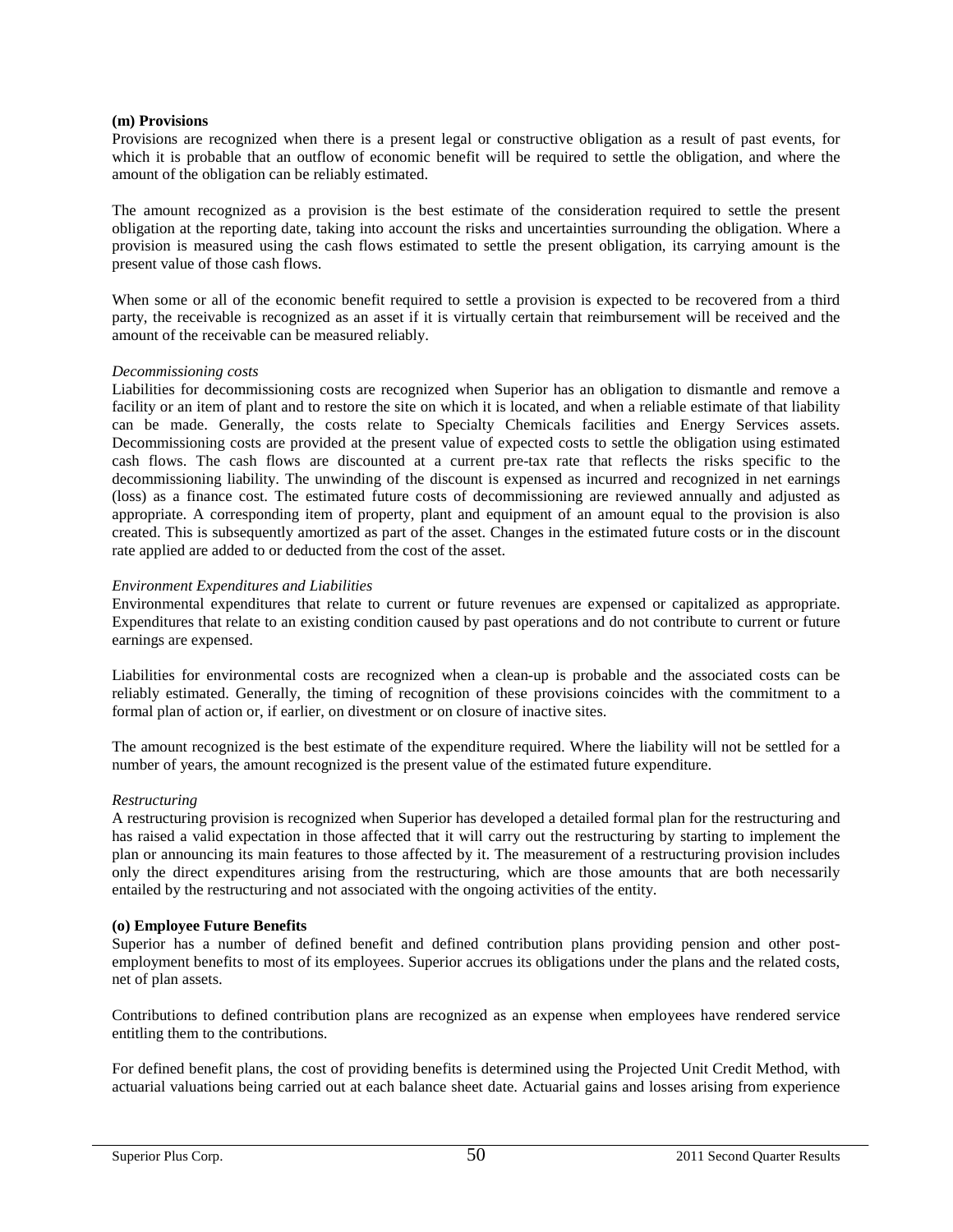**(m) Provisions**

Provisions are recognized when there is a present legal or constructive obligation as a result of past events, for which it is probable that an outflow of economic benefit will be required to settle the obligation, and where the amount of the obligation can be reliably estimated.

The amount recognized as a provision is the best estimate of the consideration required to settle the present obligation at the reporting date, taking into account the risks and uncertainties surrounding the obligation. Where a provision is measured using the cash flows estimated to settle the present obligation, its carrying amount is the present value of those cash flows.

When some or all of the economic benefit required to settle a provision is expected to be recovered from a third party, the receivable is recognized as an asset if it is virtually certain that reimbursement will be received and the amount of the receivable can be measured reliably.

*Decommissioning costs*

Liabilities for decommissioning costs are recognized when Superior has an obligation to dismantle and remove a facility or an item of plant and to restore the site on which it is located, and when a reliable estimate of that liability can be made. Generally, the costs relate to Specialty Chemicals facilities and Energy Services assets. Decommissioning costs are provided at the present value of expected costs to settle the obligation using estimated cash flows. The cash flows are discounted at a current pre-tax rate that reflects the risks specific to the decommissioning liability. The unwinding of the discount is expensed as incurred and recognized in net earnings (loss) as a finance cost. The estimated future costs of decommissioning are reviewed annually and adjusted as appropriate. A corresponding item of property, plant and equipment of an amount equal to the provision is also created. This is subsequently amortized as part of the asset. Changes in the estimated future costs or in the discount rate applied are added to or deducted from the cost of the asset.

*Environment Expenditures and Liabilities*

Environmental expenditures that relate to current or future revenues are expensed or capitalized as appropriate. Expenditures that relate to an existing condition caused by past operations and do not contribute to current or future earnings are expensed.

Liabilities for environmental costs are recognized when a clean-up is probable and the associated costs can be reliably estimated. Generally, the timing of recognition of these provisions coincides with the commitment to a formal plan of action or, if earlier, on divestment or on closure of inactive sites.

The amount recognized is the best estimate of the expenditure required. Where the liability will not be settled for a number of years, the amount recognized is the present value of the estimated future expenditure.

*Restructuring*

A restructuring provision is recognized when Superior has developed a detailed formal plan for the restructuring and has raised a valid expectation in those affected that it will carry out the restructuring by starting to implement the plan or announcing its main features to those affected by it. The measurement of a restructuring provision includes only the direct expenditures arising from the restructuring, which are those amounts that are both necessarily entailed by the restructuring and not associated with the ongoing activities of the entity.

**(o) Employee Future Benefits**

Superior has a number of defined benefit and defined contribution plans providing pension and other post-employment benefits to most of its employees. Superior accrues its obligations under the plans and the related costs, net of plan assets.

Contributions to defined contribution plans are recognized as an expense when employees have rendered service entitling them to the contributions.

For defined benefit plans, the cost of providing benefits is determined using the Projected Unit Credit Method, with actuarial valuations being carried out at each balance sheet date. Actuarial gains and losses arising from experience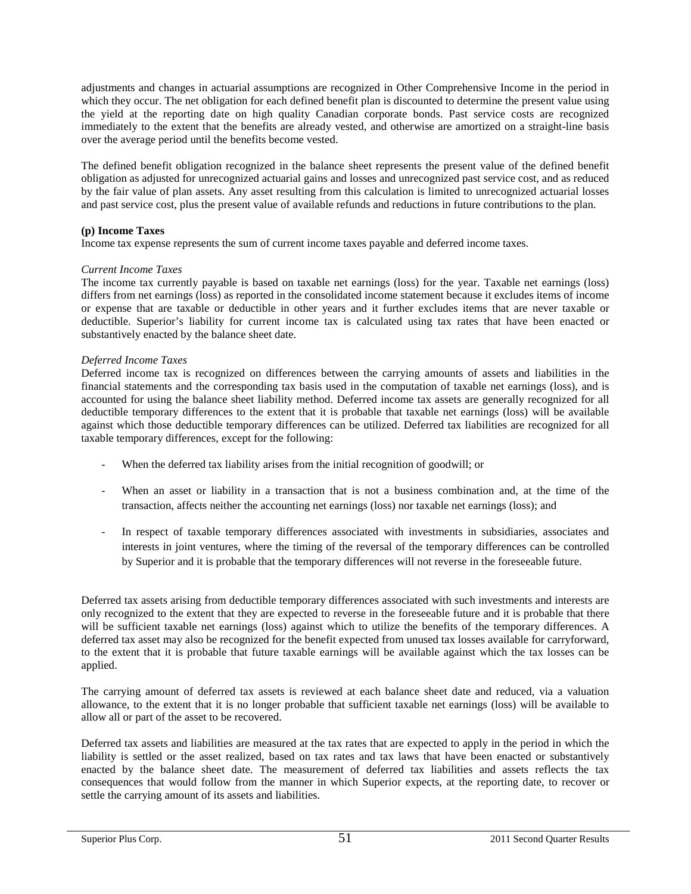adjustments and changes in actuarial assumptions are recognized in Other Comprehensive Income in the period in which they occur. The net obligation for each defined benefit plan is discounted to determine the present value using the yield at the reporting date on high quality Canadian corporate bonds. Past service costs are recognized immediately to the extent that the benefits are already vested, and otherwise are amortized on a straight-line basis over the average period until the benefits become vested.

The defined benefit obligation recognized in the balance sheet represents the present value of the defined benefit obligation as adjusted for unrecognized actuarial gains and losses and unrecognized past service cost, and as reduced by the fair value of plan assets. Any asset resulting from this calculation is limited to unrecognized actuarial losses and past service cost, plus the present value of available refunds and reductions in future contributions to the plan.

**(p) Income Taxes**

Income tax expense represents the sum of current income taxes payable and deferred income taxes.

*Current Income Taxes*

The income tax currently payable is based on taxable net earnings (loss) for the year. Taxable net earnings (loss) differs from net earnings (loss) as reported in the consolidated income statement because it excludes items of income or expense that are taxable or deductible in other years and it further excludes items that are never taxable or deductible. Superior's liability for current income tax is calculated using tax rates that have been enacted or substantively enacted by the balance sheet date.

*Deferred Income Taxes*

Deferred income tax is recognized on differences between the carrying amounts of assets and liabilities in the financial statements and the corresponding tax basis used in the computation of taxable net earnings (loss), and is accounted for using the balance sheet liability method. Deferred income tax assets are generally recognized for all deductible temporary differences to the extent that it is probable that taxable net earnings (loss) will be available against which those deductible temporary differences can be utilized. Deferred tax liabilities are recognized for all taxable temporary differences, except for the following:

- When the deferred tax liability arises from the initial recognition of goodwill; or
- When an asset or liability in a transaction that is not a business combination and, at the time of the transaction, affects neither the accounting net earnings (loss) nor taxable net earnings (loss); and
- In respect of taxable temporary differences associated with investments in subsidiaries, associates and interests in joint ventures, where the timing of the reversal of the temporary differences can be controlled by Superior and it is probable that the temporary differences will not reverse in the foreseeable future.

Deferred tax assets arising from deductible temporary differences associated with such investments and interests are only recognized to the extent that they are expected to reverse in the foreseeable future and it is probable that there will be sufficient taxable net earnings (loss) against which to utilize the benefits of the temporary differences. A deferred tax asset may also be recognized for the benefit expected from unused tax losses available for carryforward, to the extent that it is probable that future taxable earnings will be available against which the tax losses can be applied.

The carrying amount of deferred tax assets is reviewed at each balance sheet date and reduced, via a valuation allowance, to the extent that it is no longer probable that sufficient taxable net earnings (loss) will be available to allow all or part of the asset to be recovered.

Deferred tax assets and liabilities are measured at the tax rates that are expected to apply in the period in which the liability is settled or the asset realized, based on tax rates and tax laws that have been enacted or substantively enacted by the balance sheet date. The measurement of deferred tax liabilities and assets reflects the tax consequences that would follow from the manner in which Superior expects, at the reporting date, to recover or settle the carrying amount of its assets and liabilities.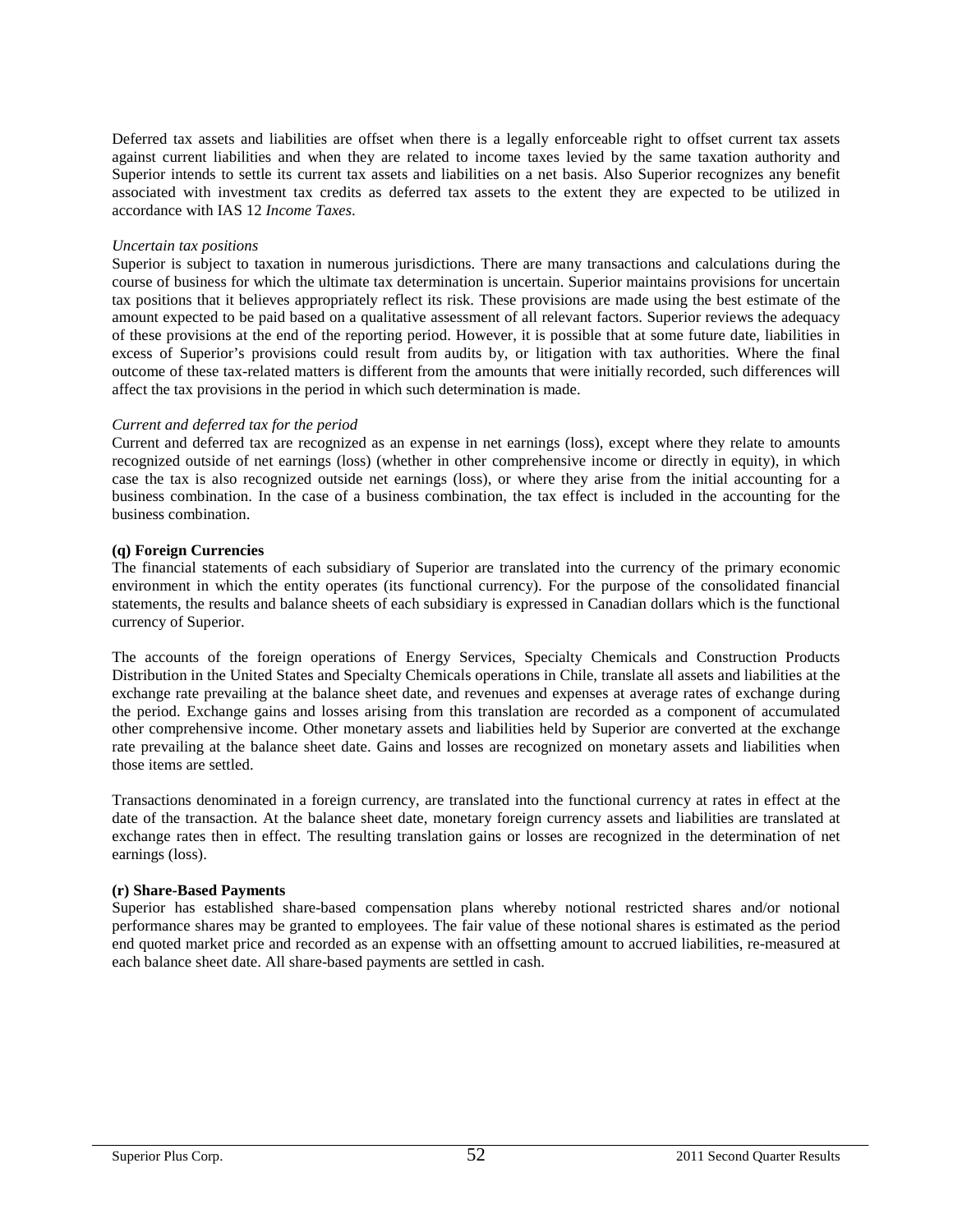Deferred tax assets and liabilities are offset when there is a legally enforceable right to offset current tax assets against current liabilities and when they are related to income taxes levied by the same taxation authority and Superior intends to settle its current tax assets and liabilities on a net basis. Also Superior recognizes any benefit associated with investment tax credits as deferred tax assets to the extent they are expected to be utilized in accordance with IAS 12 *Income Taxes*.

*Uncertain tax positions*

Superior is subject to taxation in numerous jurisdictions. There are many transactions and calculations during the course of business for which the ultimate tax determination is uncertain. Superior maintains provisions for uncertain tax positions that it believes appropriately reflect its risk. These provisions are made using the best estimate of the amount expected to be paid based on a qualitative assessment of all relevant factors. Superior reviews the adequacy of these provisions at the end of the reporting period. However, it is possible that at some future date, liabilities in excess of Superior's provisions could result from audits by, or litigation with tax authorities. Where the final outcome of these tax-related matters is different from the amounts that were initially recorded, such differences will affect the tax provisions in the period in which such determination is made.

*Current and deferred tax for the period*

Current and deferred tax are recognized as an expense in net earnings (loss), except where they relate to amounts recognized outside of net earnings (loss) (whether in other comprehensive income or directly in equity), in which case the tax is also recognized outside net earnings (loss), or where they arise from the initial accounting for a business combination. In the case of a business combination, the tax effect is included in the accounting for the business combination.

**(q) Foreign Currencies**

The financial statements of each subsidiary of Superior are translated into the currency of the primary economic environment in which the entity operates (its functional currency). For the purpose of the consolidated financial statements, the results and balance sheets of each subsidiary is expressed in Canadian dollars which is the functional currency of Superior.

The accounts of the foreign operations of Energy Services, Specialty Chemicals and Construction Products Distribution in the United States and Specialty Chemicals operations in Chile, translate all assets and liabilities at the exchange rate prevailing at the balance sheet date, and revenues and expenses at average rates of exchange during the period. Exchange gains and losses arising from this translation are recorded as a component of accumulated other comprehensive income. Other monetary assets and liabilities held by Superior are converted at the exchange rate prevailing at the balance sheet date. Gains and losses are recognized on monetary assets and liabilities when those items are settled.

Transactions denominated in a foreign currency, are translated into the functional currency at rates in effect at the date of the transaction. At the balance sheet date, monetary foreign currency assets and liabilities are translated at exchange rates then in effect. The resulting translation gains or losses are recognized in the determination of net earnings (loss).

**(r) Share-Based Payments**

Superior has established share-based compensation plans whereby notional restricted shares and/or notional performance shares may be granted to employees. The fair value of these notional shares is estimated as the period end quoted market price and recorded as an expense with an offsetting amount to accrued liabilities, re-measured at each balance sheet date. All share-based payments are settled in cash.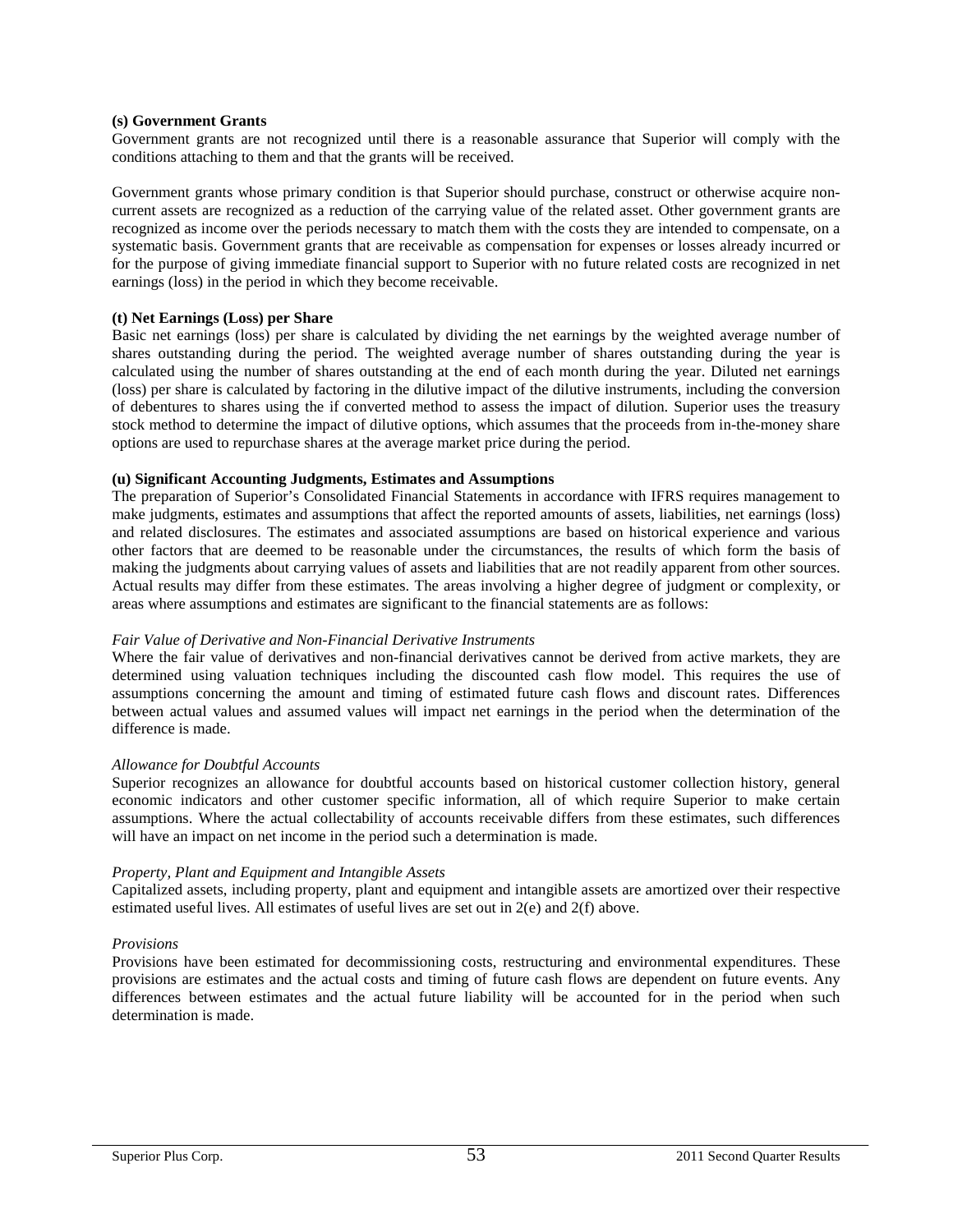**(s) Government Grants**

Government grants are not recognized until there is a reasonable assurance that Superior will comply with the conditions attaching to them and that the grants will be received.

Government grants whose primary condition is that Superior should purchase, construct or otherwise acquire non-current assets are recognized as a reduction of the carrying value of the related asset. Other government grants are recognized as income over the periods necessary to match them with the costs they are intended to compensate, on a systematic basis. Government grants that are receivable as compensation for expenses or losses already incurred or for the purpose of giving immediate financial support to Superior with no future related costs are recognized in net earnings (loss) in the period in which they become receivable.

**(t) Net Earnings (Loss) per Share**

Basic net earnings (loss) per share is calculated by dividing the net earnings by the weighted average number of shares outstanding during the period. The weighted average number of shares outstanding during the year is calculated using the number of shares outstanding at the end of each month during the year. Diluted net earnings (loss) per share is calculated by factoring in the dilutive impact of the dilutive instruments, including the conversion of debentures to shares using the if converted method to assess the impact of dilution. Superior uses the treasury stock method to determine the impact of dilutive options, which assumes that the proceeds from in-the-money share options are used to repurchase shares at the average market price during the period.

**(u) Significant Accounting Judgments, Estimates and Assumptions**

The preparation of Superior's Consolidated Financial Statements in accordance with IFRS requires management to make judgments, estimates and assumptions that affect the reported amounts of assets, liabilities, net earnings (loss) and related disclosures. The estimates and associated assumptions are based on historical experience and various other factors that are deemed to be reasonable under the circumstances, the results of which form the basis of making the judgments about carrying values of assets and liabilities that are not readily apparent from other sources. Actual results may differ from these estimates. The areas involving a higher degree of judgment or complexity, or areas where assumptions and estimates are significant to the financial statements are as follows:

*Fair Value of Derivative and Non-Financial Derivative Instruments*

Where the fair value of derivatives and non-financial derivatives cannot be derived from active markets, they are determined using valuation techniques including the discounted cash flow model. This requires the use of assumptions concerning the amount and timing of estimated future cash flows and discount rates. Differences between actual values and assumed values will impact net earnings in the period when the determination of the difference is made.

*Allowance for Doubtful Accounts*

Superior recognizes an allowance for doubtful accounts based on historical customer collection history, general economic indicators and other customer specific information, all of which require Superior to make certain assumptions. Where the actual collectability of accounts receivable differs from these estimates, such differences will have an impact on net income in the period such a determination is made.

*Property, Plant and Equipment and Intangible Assets*

Capitalized assets, including property, plant and equipment and intangible assets are amortized over their respective estimated useful lives. All estimates of useful lives are set out in 2(e) and 2(f) above.

*Provisions*

Provisions have been estimated for decommissioning costs, restructuring and environmental expenditures. These provisions are estimates and the actual costs and timing of future cash flows are dependent on future events. Any differences between estimates and the actual future liability will be accounted for in the period when such determination is made.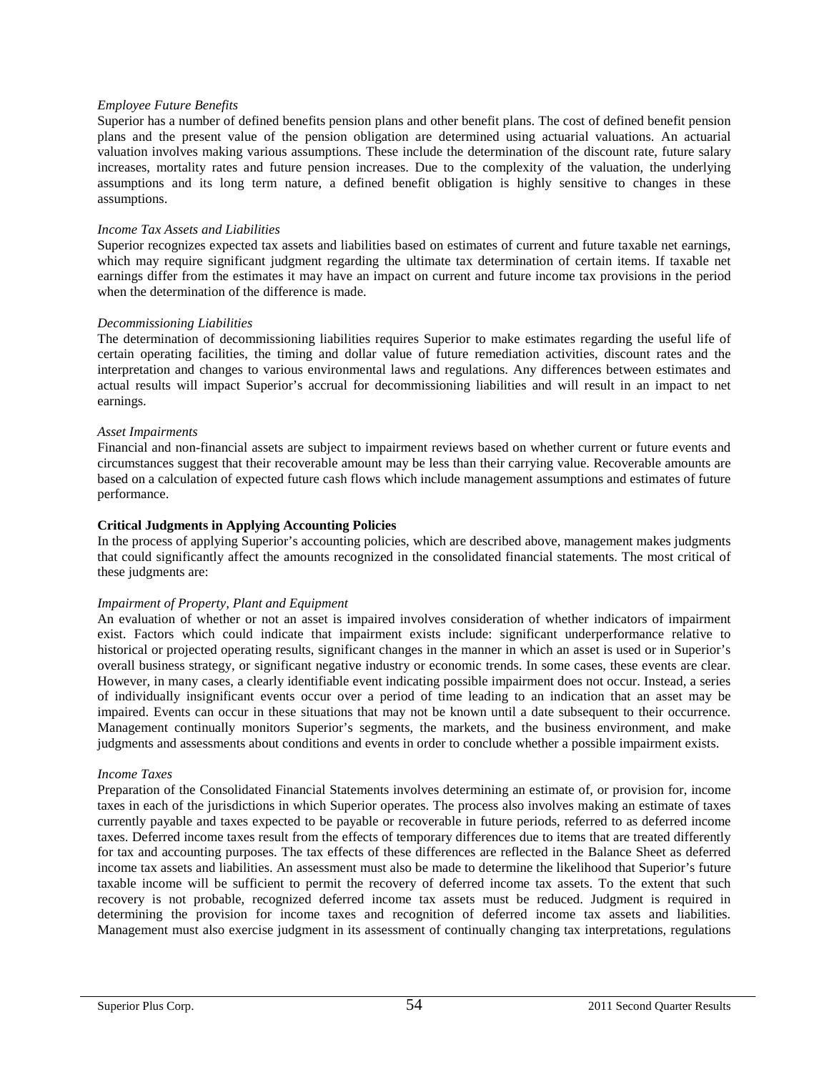*Employee Future Benefits*

Superior has a number of defined benefits pension plans and other benefit plans. The cost of defined benefit pension plans and the present value of the pension obligation are determined using actuarial valuations. An actuarial valuation involves making various assumptions. These include the determination of the discount rate, future salary increases, mortality rates and future pension increases. Due to the complexity of the valuation, the underlying assumptions and its long term nature, a defined benefit obligation is highly sensitive to changes in these assumptions.

*Income Tax Assets and Liabilities*

Superior recognizes expected tax assets and liabilities based on estimates of current and future taxable net earnings, which may require significant judgment regarding the ultimate tax determination of certain items. If taxable net earnings differ from the estimates it may have an impact on current and future income tax provisions in the period when the determination of the difference is made.

*Decommissioning Liabilities*

The determination of decommissioning liabilities requires Superior to make estimates regarding the useful life of certain operating facilities, the timing and dollar value of future remediation activities, discount rates and the interpretation and changes to various environmental laws and regulations. Any differences between estimates and actual results will impact Superior's accrual for decommissioning liabilities and will result in an impact to net earnings.

*Asset Impairments*

Financial and non-financial assets are subject to impairment reviews based on whether current or future events and circumstances suggest that their recoverable amount may be less than their carrying value. Recoverable amounts are based on a calculation of expected future cash flows which include management assumptions and estimates of future performance.

**Critical Judgments in Applying Accounting Policies**

In the process of applying Superior's accounting policies, which are described above, management makes judgments that could significantly affect the amounts recognized in the consolidated financial statements. The most critical of these judgments are:

*Impairment of Property, Plant and Equipment*

An evaluation of whether or not an asset is impaired involves consideration of whether indicators of impairment exist. Factors which could indicate that impairment exists include: significant underperformance relative to historical or projected operating results, significant changes in the manner in which an asset is used or in Superior's overall business strategy, or significant negative industry or economic trends. In some cases, these events are clear. However, in many cases, a clearly identifiable event indicating possible impairment does not occur. Instead, a series of individually insignificant events occur over a period of time leading to an indication that an asset may be impaired. Events can occur in these situations that may not be known until a date subsequent to their occurrence. Management continually monitors Superior's segments, the markets, and the business environment, and make judgments and assessments about conditions and events in order to conclude whether a possible impairment exists.

*Income Taxes*

Preparation of the Consolidated Financial Statements involves determining an estimate of, or provision for, income taxes in each of the jurisdictions in which Superior operates. The process also involves making an estimate of taxes currently payable and taxes expected to be payable or recoverable in future periods, referred to as deferred income taxes. Deferred income taxes result from the effects of temporary differences due to items that are treated differently for tax and accounting purposes. The tax effects of these differences are reflected in the Balance Sheet as deferred income tax assets and liabilities. An assessment must also be made to determine the likelihood that Superior's future taxable income will be sufficient to permit the recovery of deferred income tax assets. To the extent that such recovery is not probable, recognized deferred income tax assets must be reduced. Judgment is required in determining the provision for income taxes and recognition of deferred income tax assets and liabilities. Management must also exercise judgment in its assessment of continually changing tax interpretations, regulations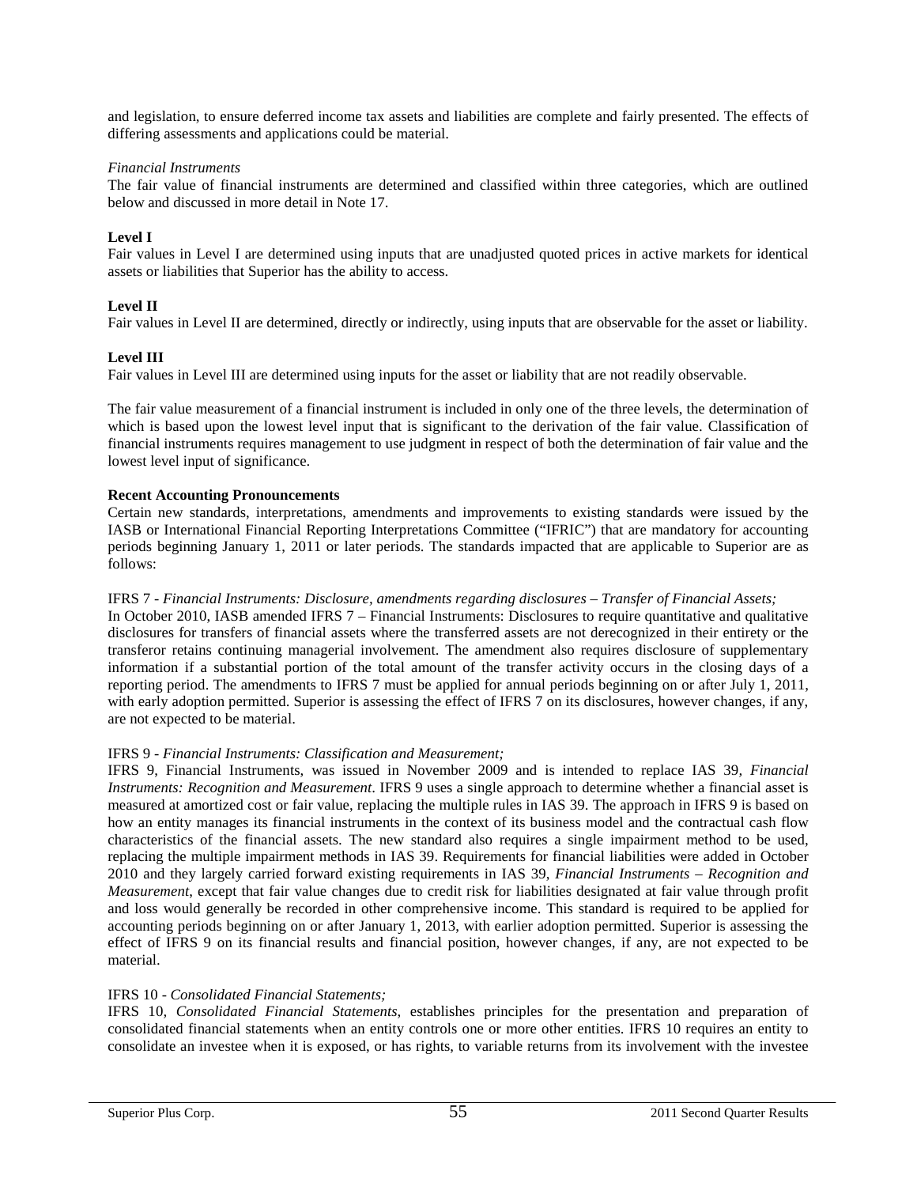and legislation, to ensure deferred income tax assets and liabilities are complete and fairly presented. The effects of differing assessments and applications could be material.

*Financial Instruments*

The fair value of financial instruments are determined and classified within three categories, which are outlined below and discussed in more detail in Note 17.

**Level I**

Fair values in Level I are determined using inputs that are unadjusted quoted prices in active markets for identical assets or liabilities that Superior has the ability to access.

**Level II**

Fair values in Level II are determined, directly or indirectly, using inputs that are observable for the asset or liability.

**Level III**

Fair values in Level III are determined using inputs for the asset or liability that are not readily observable.

The fair value measurement of a financial instrument is included in only one of the three levels, the determination of which is based upon the lowest level input that is significant to the derivation of the fair value. Classification of financial instruments requires management to use judgment in respect of both the determination of fair value and the lowest level input of significance.

**Recent Accounting Pronouncements**

Certain new standards, interpretations, amendments and improvements to existing standards were issued by the IASB or International Financial Reporting Interpretations Committee ("IFRIC") that are mandatory for accounting periods beginning January 1, 2011 or later periods. The standards impacted that are applicable to Superior are as follows:

IFRS 7 - *Financial Instruments: Disclosure, amendments regarding disclosures – Transfer of Financial Assets;*

In October 2010, IASB amended IFRS 7 – Financial Instruments: Disclosures to require quantitative and qualitative disclosures for transfers of financial assets where the transferred assets are not derecognized in their entirety or the transferor retains continuing managerial involvement. The amendment also requires disclosure of supplementary information if a substantial portion of the total amount of the transfer activity occurs in the closing days of a reporting period. The amendments to IFRS 7 must be applied for annual periods beginning on or after July 1, 2011, with early adoption permitted. Superior is assessing the effect of IFRS 7 on its disclosures, however changes, if any, are not expected to be material.

IFRS 9 - *Financial Instruments: Classification and Measurement;*

IFRS 9, Financial Instruments, was issued in November 2009 and is intended to replace IAS 39, *Financial Instruments: Recognition and Measurement*. IFRS 9 uses a single approach to determine whether a financial asset is measured at amortized cost or fair value, replacing the multiple rules in IAS 39. The approach in IFRS 9 is based on how an entity manages its financial instruments in the context of its business model and the contractual cash flow characteristics of the financial assets. The new standard also requires a single impairment method to be used, replacing the multiple impairment methods in IAS 39. Requirements for financial liabilities were added in October 2010 and they largely carried forward existing requirements in IAS 39, *Financial Instruments – Recognition and Measurement*, except that fair value changes due to credit risk for liabilities designated at fair value through profit and loss would generally be recorded in other comprehensive income. This standard is required to be applied for accounting periods beginning on or after January 1, 2013, with earlier adoption permitted. Superior is assessing the effect of IFRS 9 on its financial results and financial position, however changes, if any, are not expected to be material.

IFRS 10 - *Consolidated Financial Statements;*

IFRS 10, *Consolidated Financial Statements*, establishes principles for the presentation and preparation of consolidated financial statements when an entity controls one or more other entities. IFRS 10 requires an entity to consolidate an investee when it is exposed, or has rights, to variable returns from its involvement with the investee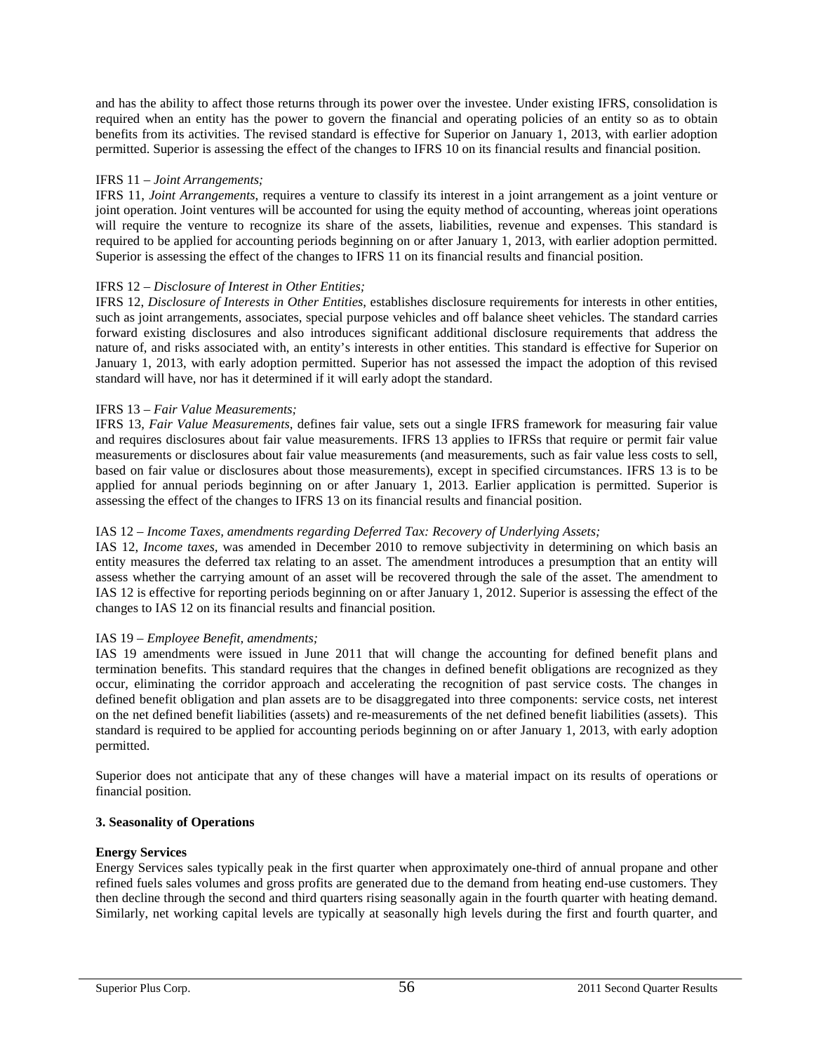and has the ability to affect those returns through its power over the investee. Under existing IFRS, consolidation is required when an entity has the power to govern the financial and operating policies of an entity so as to obtain benefits from its activities. The revised standard is effective for Superior on January 1, 2013, with earlier adoption permitted. Superior is assessing the effect of the changes to IFRS 10 on its financial results and financial position.

IFRS 11 – *Joint Arrangements;*
IFRS 11, *Joint Arrangements*, requires a venture to classify its interest in a joint arrangement as a joint venture or joint operation. Joint ventures will be accounted for using the equity method of accounting, whereas joint operations will require the venture to recognize its share of the assets, liabilities, revenue and expenses. This standard is required to be applied for accounting periods beginning on or after January 1, 2013, with earlier adoption permitted. Superior is assessing the effect of the changes to IFRS 11 on its financial results and financial position.

IFRS 12 – *Disclosure of Interest in Other Entities;*
IFRS 12, *Disclosure of Interests in Other Entities*, establishes disclosure requirements for interests in other entities, such as joint arrangements, associates, special purpose vehicles and off balance sheet vehicles. The standard carries forward existing disclosures and also introduces significant additional disclosure requirements that address the nature of, and risks associated with, an entity's interests in other entities. This standard is effective for Superior on January 1, 2013, with early adoption permitted. Superior has not assessed the impact the adoption of this revised standard will have, nor has it determined if it will early adopt the standard.

IFRS 13 – *Fair Value Measurements;*
IFRS 13, *Fair Value Measurements*, defines fair value, sets out a single IFRS framework for measuring fair value and requires disclosures about fair value measurements. IFRS 13 applies to IFRSs that require or permit fair value measurements or disclosures about fair value measurements (and measurements, such as fair value less costs to sell, based on fair value or disclosures about those measurements), except in specified circumstances. IFRS 13 is to be applied for annual periods beginning on or after January 1, 2013. Earlier application is permitted. Superior is assessing the effect of the changes to IFRS 13 on its financial results and financial position.

IAS 12 – *Income Taxes, amendments regarding Deferred Tax: Recovery of Underlying Assets;*
IAS 12, *Income taxes*, was amended in December 2010 to remove subjectivity in determining on which basis an entity measures the deferred tax relating to an asset. The amendment introduces a presumption that an entity will assess whether the carrying amount of an asset will be recovered through the sale of the asset. The amendment to IAS 12 is effective for reporting periods beginning on or after January 1, 2012. Superior is assessing the effect of the changes to IAS 12 on its financial results and financial position.

IAS 19 – *Employee Benefit, amendments;*
IAS 19 amendments were issued in June 2011 that will change the accounting for defined benefit plans and termination benefits. This standard requires that the changes in defined benefit obligations are recognized as they occur, eliminating the corridor approach and accelerating the recognition of past service costs. The changes in defined benefit obligation and plan assets are to be disaggregated into three components: service costs, net interest on the net defined benefit liabilities (assets) and re-measurements of the net defined benefit liabilities (assets). This standard is required to be applied for accounting periods beginning on or after January 1, 2013, with early adoption permitted.

Superior does not anticipate that any of these changes will have a material impact on its results of operations or financial position.

**3. Seasonality of Operations**

**Energy Services**
Energy Services sales typically peak in the first quarter when approximately one-third of annual propane and other refined fuels sales volumes and gross profits are generated due to the demand from heating end-use customers. They then decline through the second and third quarters rising seasonally again in the fourth quarter with heating demand. Similarly, net working capital levels are typically at seasonally high levels during the first and fourth quarter, and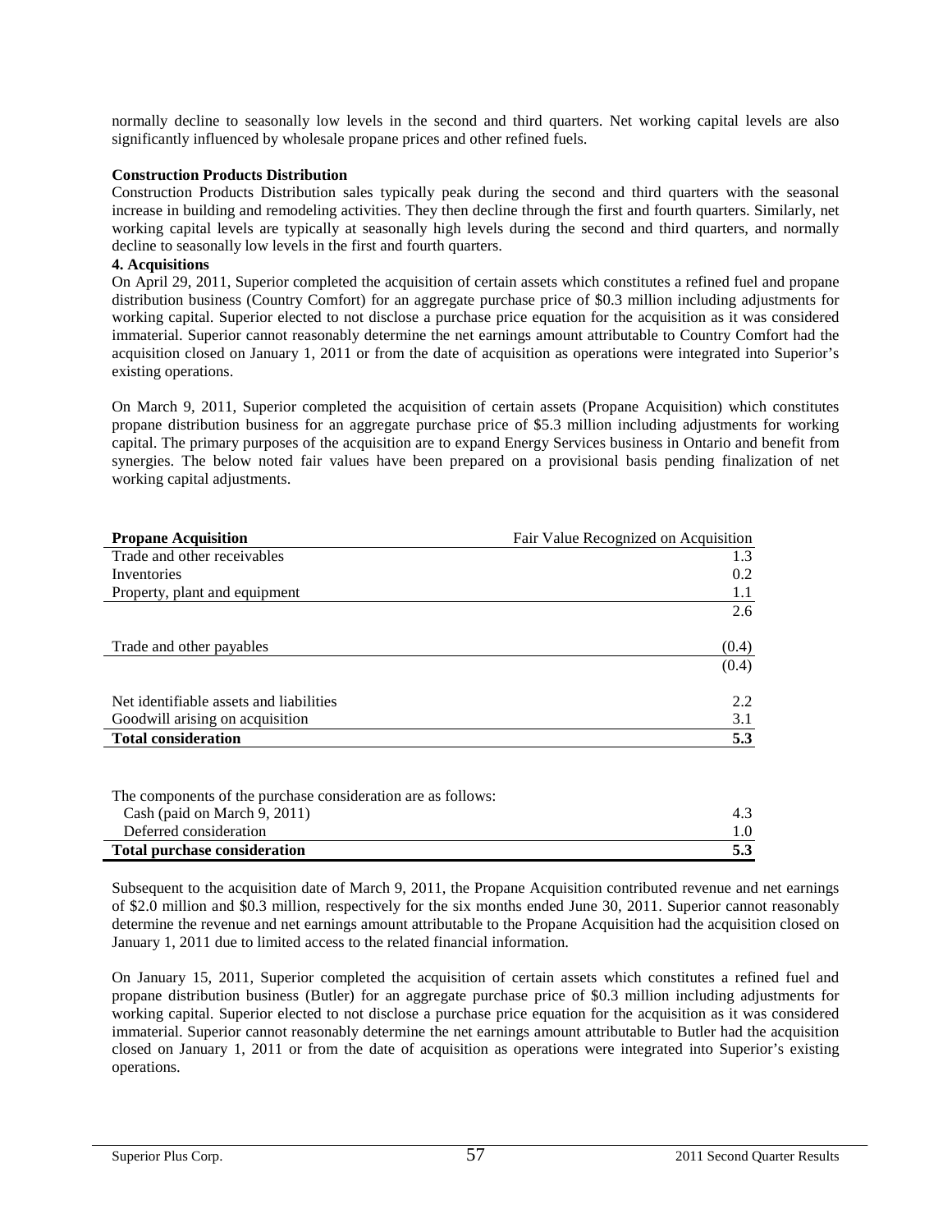normally decline to seasonally low levels in the second and third quarters. Net working capital levels are also significantly influenced by wholesale propane prices and other refined fuels.

**Construction Products Distribution**

Construction Products Distribution sales typically peak during the second and third quarters with the seasonal increase in building and remodeling activities. They then decline through the first and fourth quarters. Similarly, net working capital levels are typically at seasonally high levels during the second and third quarters, and normally decline to seasonally low levels in the first and fourth quarters.

**4. Acquisitions**

On April 29, 2011, Superior completed the acquisition of certain assets which constitutes a refined fuel and propane distribution business (Country Comfort) for an aggregate purchase price of \$0.3 million including adjustments for working capital. Superior elected to not disclose a purchase price equation for the acquisition as it was considered immaterial. Superior cannot reasonably determine the net earnings amount attributable to Country Comfort had the acquisition closed on January 1, 2011 or from the date of acquisition as operations were integrated into Superior's existing operations.

On March 9, 2011, Superior completed the acquisition of certain assets (Propane Acquisition) which constitutes propane distribution business for an aggregate purchase price of \$5.3 million including adjustments for working capital. The primary purposes of the acquisition are to expand Energy Services business in Ontario and benefit from synergies. The below noted fair values have been prepared on a provisional basis pending finalization of net working capital adjustments.

| **Propane Acquisition** | Fair Value Recognized on Acquisition |
|---|---|
| Trade and other receivables | 1.3 |
| Inventories | 0.2 |
| Property, plant and equipment | 1.1 |
| | 2.6 |
| Trade and other payables | (0.4) |
| | (0.4) |
| Net identifiable assets and liabilities | 2.2 |
| Goodwill arising on acquisition | 3.1 |
| **Total consideration** | **5.3** |

| The components of the purchase consideration are as follows: | |
|---|---|
| Cash (paid on March 9, 2011) | 4.3 |
| Deferred consideration | 1.0 |
| **Total purchase consideration** | **5.3** |

Subsequent to the acquisition date of March 9, 2011, the Propane Acquisition contributed revenue and net earnings of \$2.0 million and \$0.3 million, respectively for the six months ended June 30, 2011. Superior cannot reasonably determine the revenue and net earnings amount attributable to the Propane Acquisition had the acquisition closed on January 1, 2011 due to limited access to the related financial information.

On January 15, 2011, Superior completed the acquisition of certain assets which constitutes a refined fuel and propane distribution business (Butler) for an aggregate purchase price of \$0.3 million including adjustments for working capital. Superior elected to not disclose a purchase price equation for the acquisition as it was considered immaterial. Superior cannot reasonably determine the net earnings amount attributable to Butler had the acquisition closed on January 1, 2011 or from the date of acquisition as operations were integrated into Superior's existing operations.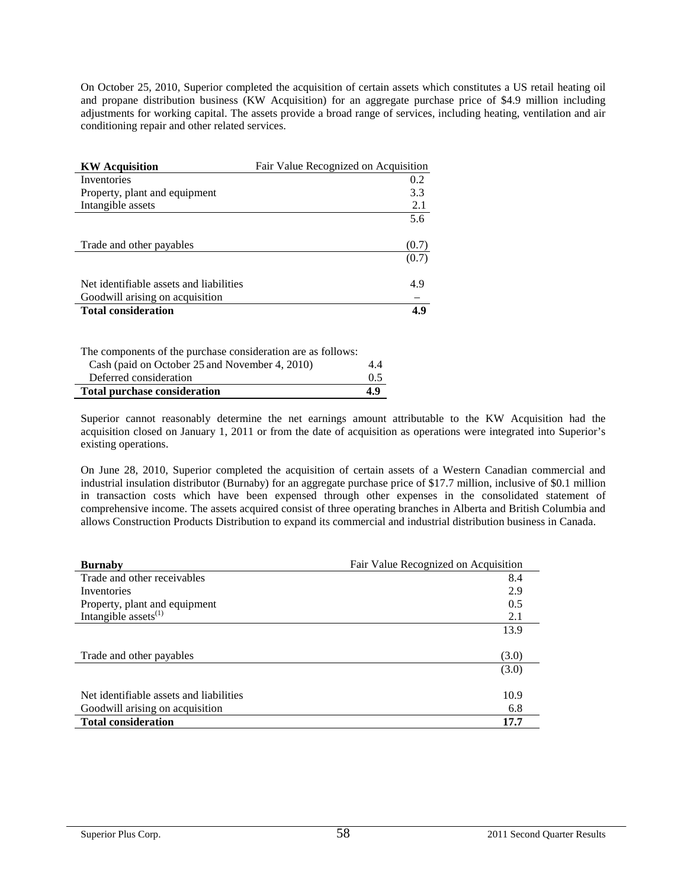On October 25, 2010, Superior completed the acquisition of certain assets which constitutes a US retail heating oil and propane distribution business (KW Acquisition) for an aggregate purchase price of $4.9 million including adjustments for working capital. The assets provide a broad range of services, including heating, ventilation and air conditioning repair and other related services.

| **KW Acquisition** | Fair Value Recognized on Acquisition |
|---|---|
| Inventories | 0.2 |
| Property, plant and equipment | 3.3 |
| Intangible assets | 2.1 |
| | 5.6 |
| Trade and other payables | (0.7) |
| | (0.7) |
| Net identifiable assets and liabilities | 4.9 |
| Goodwill arising on acquisition | – |
| **Total consideration** | **4.9** |

| The components of the purchase consideration are as follows: | |
|---|---|
| Cash (paid on October 25 and November 4, 2010) | 4.4 |
| Deferred consideration | 0.5 |
| **Total purchase consideration** | **4.9** |

Superior cannot reasonably determine the net earnings amount attributable to the KW Acquisition had the acquisition closed on January 1, 2011 or from the date of acquisition as operations were integrated into Superior's existing operations.

On June 28, 2010, Superior completed the acquisition of certain assets of a Western Canadian commercial and industrial insulation distributor (Burnaby) for an aggregate purchase price of $17.7 million, inclusive of $0.1 million in transaction costs which have been expensed through other expenses in the consolidated statement of comprehensive income. The assets acquired consist of three operating branches in Alberta and British Columbia and allows Construction Products Distribution to expand its commercial and industrial distribution business in Canada.

| **Burnaby** | Fair Value Recognized on Acquisition |
|---|---|
| Trade and other receivables | 8.4 |
| Inventories | 2.9 |
| Property, plant and equipment | 0.5 |
| Intangible assets[(1)] | 2.1 |
| | 13.9 |
| Trade and other payables | (3.0) |
| | (3.0) |
| Net identifiable assets and liabilities | 10.9 |
| Goodwill arising on acquisition | 6.8 |
| **Total consideration** | **17.7** |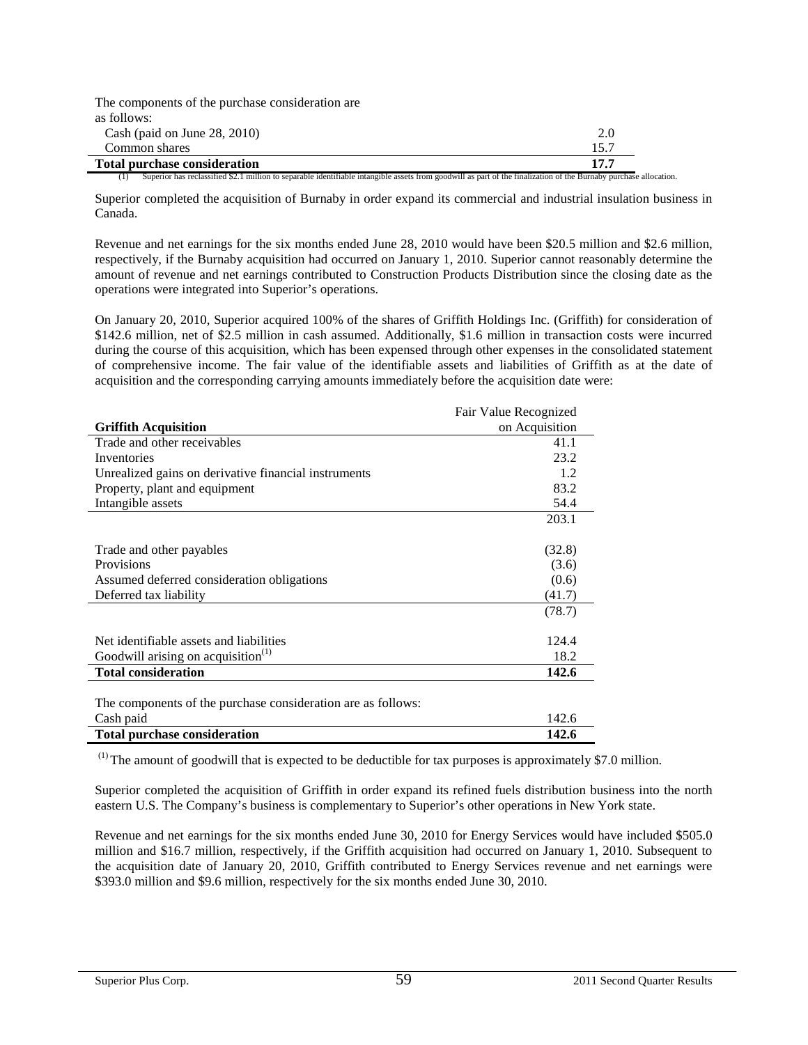| The components of the purchase consideration are as follows: | |
|---|---|
| Cash (paid on June 28, 2010) | 2.0 |
| Common shares | 15.7 |
| **Total purchase consideration** | **17.7** |

(1) Superior has reclassified \$2.1 million to separable identifiable intangible assets from goodwill as part of the finalization of the Burnaby purchase allocation.

Superior completed the acquisition of Burnaby in order expand its commercial and industrial insulation business in Canada.

Revenue and net earnings for the six months ended June 28, 2010 would have been \$20.5 million and \$2.6 million, respectively, if the Burnaby acquisition had occurred on January 1, 2010. Superior cannot reasonably determine the amount of revenue and net earnings contributed to Construction Products Distribution since the closing date as the operations were integrated into Superior's operations.

On January 20, 2010, Superior acquired 100% of the shares of Griffith Holdings Inc. (Griffith) for consideration of \$142.6 million, net of \$2.5 million in cash assumed. Additionally, \$1.6 million in transaction costs were incurred during the course of this acquisition, which has been expensed through other expenses in the consolidated statement of comprehensive income. The fair value of the identifiable assets and liabilities of Griffith as at the date of acquisition and the corresponding carrying amounts immediately before the acquisition date were:

| **Griffith Acquisition** | Fair Value Recognized on Acquisition |
|---|---|
| Trade and other receivables | 41.1 |
| Inventories | 23.2 |
| Unrealized gains on derivative financial instruments | 1.2 |
| Property, plant and equipment | 83.2 |
| Intangible assets | 54.4 |
| | 203.1 |
| | |
| Trade and other payables | (32.8) |
| Provisions | (3.6) |
| Assumed deferred consideration obligations | (0.6) |
| Deferred tax liability | (41.7) |
| | (78.7) |
| | |
| Net identifiable assets and liabilities | 124.4 |
| Goodwill arising on acquisition[1] | 18.2 |
| **Total consideration** | **142.6** |
| | |
| The components of the purchase consideration are as follows: | |
| Cash paid | 142.6 |
| **Total purchase consideration** | **142.6** |

[1] The amount of goodwill that is expected to be deductible for tax purposes is approximately \$7.0 million.

Superior completed the acquisition of Griffith in order expand its refined fuels distribution business into the north eastern U.S. The Company's business is complementary to Superior's other operations in New York state.

Revenue and net earnings for the six months ended June 30, 2010 for Energy Services would have included \$505.0 million and \$16.7 million, respectively, if the Griffith acquisition had occurred on January 1, 2010. Subsequent to the acquisition date of January 20, 2010, Griffith contributed to Energy Services revenue and net earnings were \$393.0 million and \$9.6 million, respectively for the six months ended June 30, 2010.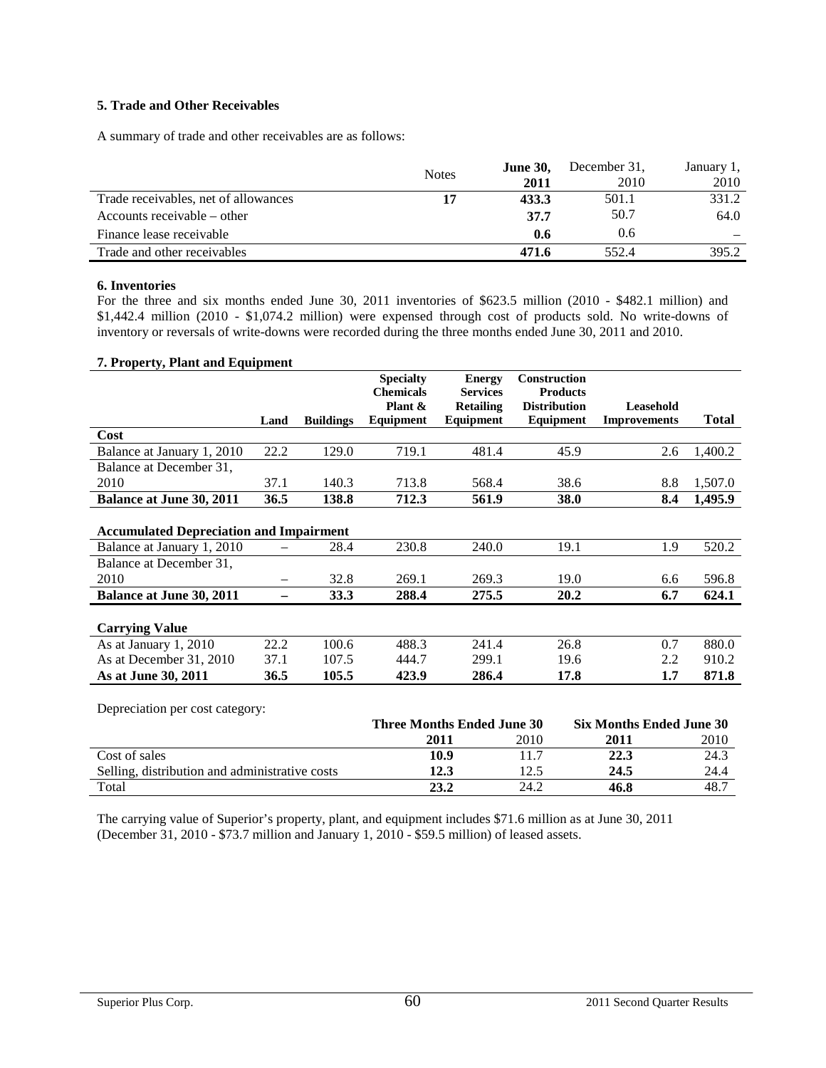### 5. Trade and Other Receivables

A summary of trade and other receivables are as follows:

| | Notes | **June 30, 2011** | December 31, 2010 | January 1, 2010 |
|---|---|---|---|---|
| Trade receivables, net of allowances | **17** | **433.3** | 501.1 | 331.2 |
| Accounts receivable – other | | **37.7** | 50.7 | 64.0 |
| Finance lease receivable | | **0.6** | 0.6 | – |
| Trade and other receivables | | **471.6** | 552.4 | 395.2 |

### 6. Inventories

For the three and six months ended June 30, 2011 inventories of $623.5 million (2010 - $482.1 million) and $1,442.4 million (2010 - $1,074.2 million) were expensed through cost of products sold. No write-downs of inventory or reversals of write-downs were recorded during the three months ended June 30, 2011 and 2010.

### 7. Property, Plant and Equipment

| | Land | Buildings | Specialty Chemicals Plant & Equipment | Energy Services Retailing Equipment | Construction Products Distribution Equipment | Leasehold Improvements | Total |
|---|---|---|---|---|---|---|---|
| **Cost** | | | | | | | |
| Balance at January 1, 2010 | 22.2 | 129.0 | 719.1 | 481.4 | 45.9 | 2.6 | 1,400.2 |
| Balance at December 31, 2010 | 37.1 | 140.3 | 713.8 | 568.4 | 38.6 | 8.8 | 1,507.0 |
| **Balance at June 30, 2011** | **36.5** | **138.8** | **712.3** | **561.9** | **38.0** | **8.4** | **1,495.9** |
| **Accumulated Depreciation and Impairment** | | | | | | | |
| Balance at January 1, 2010 | – | 28.4 | 230.8 | 240.0 | 19.1 | 1.9 | 520.2 |
| Balance at December 31, 2010 | – | 32.8 | 269.1 | 269.3 | 19.0 | 6.6 | 596.8 |
| **Balance at June 30, 2011** | **–** | **33.3** | **288.4** | **275.5** | **20.2** | **6.7** | **624.1** |
| **Carrying Value** | | | | | | | |
| As at January 1, 2010 | 22.2 | 100.6 | 488.3 | 241.4 | 26.8 | 0.7 | 880.0 |
| As at December 31, 2010 | 37.1 | 107.5 | 444.7 | 299.1 | 19.6 | 2.2 | 910.2 |
| **As at June 30, 2011** | **36.5** | **105.5** | **423.9** | **286.4** | **17.8** | **1.7** | **871.8** |

Depreciation per cost category:

| | **Three Months Ended June 30** | | **Six Months Ended June 30** | |
|---|---|---|---|---|
| | **2011** | 2010 | **2011** | 2010 |
| Cost of sales | **10.9** | 11.7 | **22.3** | 24.3 |
| Selling, distribution and administrative costs | **12.3** | 12.5 | **24.5** | 24.4 |
| Total | **23.2** | 24.2 | **46.8** | 48.7 |

The carrying value of Superior's property, plant, and equipment includes $71.6 million as at June 30, 2011 (December 31, 2010 - $73.7 million and January 1, 2010 - $59.5 million) of leased assets.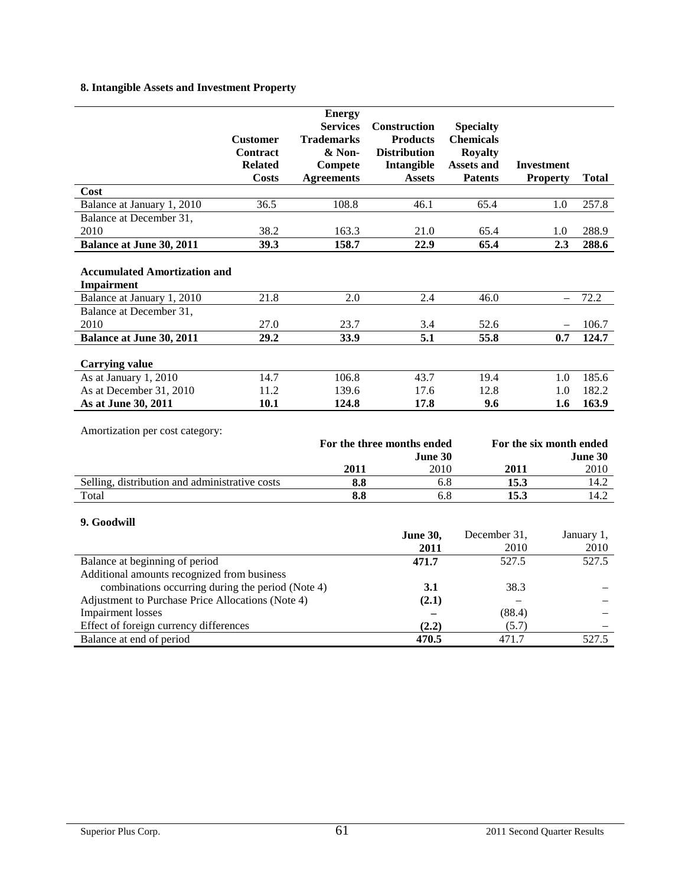### 8. Intangible Assets and Investment Property

| | Customer Contract Related Costs | Energy Services Trademarks & Non-Compete Agreements | Construction Products Distribution Intangible Assets | Specialty Chemicals Royalty Assets and Patents | Investment Property | Total |
|---|---|---|---|---|---|---|
| **Cost** | | | | | | |
| Balance at January 1, 2010 | 36.5 | 108.8 | 46.1 | 65.4 | 1.0 | 257.8 |
| Balance at December 31, 2010 | 38.2 | 163.3 | 21.0 | 65.4 | 1.0 | 288.9 |
| **Balance at June 30, 2011** | **39.3** | **158.7** | **22.9** | **65.4** | **2.3** | **288.6** |
| **Accumulated Amortization and Impairment** | | | | | | |
| Balance at January 1, 2010 | 21.8 | 2.0 | 2.4 | 46.0 | – | 72.2 |
| Balance at December 31, 2010 | 27.0 | 23.7 | 3.4 | 52.6 | – | 106.7 |
| **Balance at June 30, 2011** | **29.2** | **33.9** | **5.1** | **55.8** | **0.7** | **124.7** |
| **Carrying value** | | | | | | |
| As at January 1, 2010 | 14.7 | 106.8 | 43.7 | 19.4 | 1.0 | 185.6 |
| As at December 31, 2010 | 11.2 | 139.6 | 17.6 | 12.8 | 1.0 | 182.2 |
| **As at June 30, 2011** | **10.1** | **124.8** | **17.8** | **9.6** | **1.6** | **163.9** |

Amortization per cost category:

| | For the three months ended June 30 | | For the six month ended June 30 | |
|---|---|---|---|---|
| | **2011** | 2010 | **2011** | 2010 |
| Selling, distribution and administrative costs | **8.8** | 6.8 | **15.3** | 14.2 |
| Total | **8.8** | 6.8 | **15.3** | 14.2 |

### 9. Goodwill

| | **June 30, 2011** | December 31, 2010 | January 1, 2010 |
|---|---|---|---|
| Balance at beginning of period | **471.7** | 527.5 | 527.5 |
| Additional amounts recognized from business combinations occurring during the period (Note 4) | **3.1** | 38.3 | – |
| Adjustment to Purchase Price Allocations (Note 4) | **(2.1)** | – | – |
| Impairment losses | **–** | (88.4) | – |
| Effect of foreign currency differences | **(2.2)** | (5.7) | – |
| Balance at end of period | **470.5** | 471.7 | 527.5 |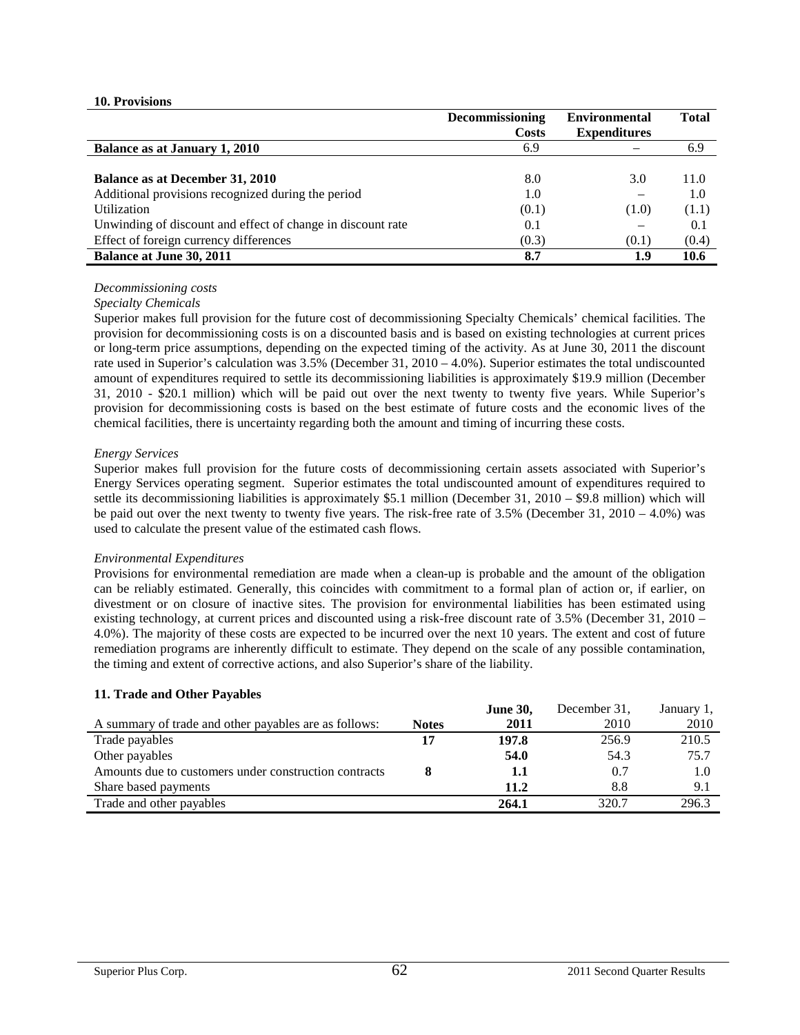## 10. Provisions

| | Decommissioning Costs | Environmental Expenditures | Total |
|---|---|---|---|
| **Balance as at January 1, 2010** | 6.9 | – | 6.9 |
| | | | |
| **Balance as at December 31, 2010** | 8.0 | 3.0 | 11.0 |
| Additional provisions recognized during the period | 1.0 | – | 1.0 |
| Utilization | (0.1) | (1.0) | (1.1) |
| Unwinding of discount and effect of change in discount rate | 0.1 | – | 0.1 |
| Effect of foreign currency differences | (0.3) | (0.1) | (0.4) |
| **Balance at June 30, 2011** | **8.7** | **1.9** | **10.6** |

*Decommissioning costs*

*Specialty Chemicals*

Superior makes full provision for the future cost of decommissioning Specialty Chemicals' chemical facilities. The provision for decommissioning costs is on a discounted basis and is based on existing technologies at current prices or long-term price assumptions, depending on the expected timing of the activity. As at June 30, 2011 the discount rate used in Superior's calculation was 3.5% (December 31, 2010 – 4.0%). Superior estimates the total undiscounted amount of expenditures required to settle its decommissioning liabilities is approximately $19.9 million (December 31, 2010 - $20.1 million) which will be paid out over the next twenty to twenty five years. While Superior's provision for decommissioning costs is based on the best estimate of future costs and the economic lives of the chemical facilities, there is uncertainty regarding both the amount and timing of incurring these costs.

*Energy Services*

Superior makes full provision for the future costs of decommissioning certain assets associated with Superior's Energy Services operating segment. Superior estimates the total undiscounted amount of expenditures required to settle its decommissioning liabilities is approximately $5.1 million (December 31, 2010 – $9.8 million) which will be paid out over the next twenty to twenty five years. The risk-free rate of 3.5% (December 31, 2010 – 4.0%) was used to calculate the present value of the estimated cash flows.

*Environmental Expenditures*

Provisions for environmental remediation are made when a clean-up is probable and the amount of the obligation can be reliably estimated. Generally, this coincides with commitment to a formal plan of action or, if earlier, on divestment or on closure of inactive sites. The provision for environmental liabilities has been estimated using existing technology, at current prices and discounted using a risk-free discount rate of 3.5% (December 31, 2010 – 4.0%). The majority of these costs are expected to be incurred over the next 10 years. The extent and cost of future remediation programs are inherently difficult to estimate. They depend on the scale of any possible contamination, the timing and extent of corrective actions, and also Superior's share of the liability.

## 11. Trade and Other Payables

| A summary of trade and other payables are as follows: | Notes | June 30, 2011 | December 31, 2010 | January 1, 2010 |
|---|---|---|---|---|
| Trade payables | **17** | **197.8** | 256.9 | 210.5 |
| Other payables | | **54.0** | 54.3 | 75.7 |
| Amounts due to customers under construction contracts | **8** | **1.1** | 0.7 | 1.0 |
| Share based payments | | **11.2** | 8.8 | 9.1 |
| Trade and other payables | | **264.1** | 320.7 | 296.3 |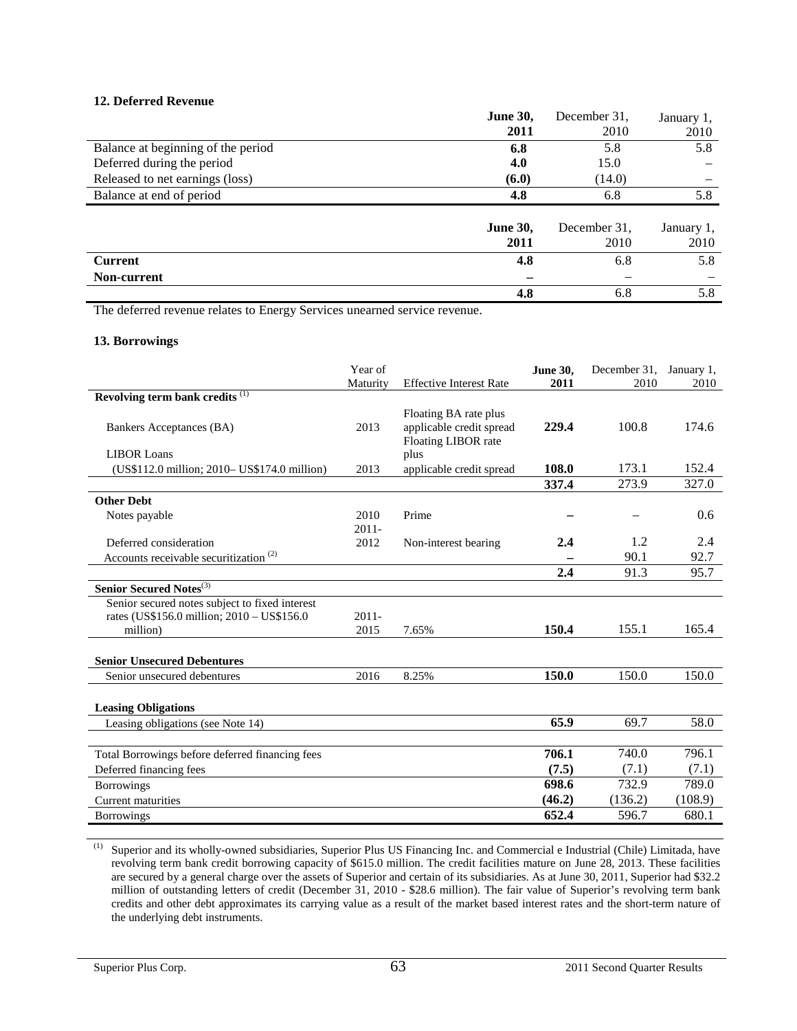**12. Deferred Revenue**

| | **June 30, 2011** | December 31, 2010 | January 1, 2010 |
|---|---|---|---|
| Balance at beginning of the period | **6.8** | 5.8 | 5.8 |
| Deferred during the period | **4.0** | 15.0 | – |
| Released to net earnings (loss) | **(6.0)** | (14.0) | – |
| Balance at end of period | **4.8** | 6.8 | 5.8 |

| | **June 30, 2011** | December 31, 2010 | January 1, 2010 |
|---|---|---|---|
| **Current** | **4.8** | 6.8 | 5.8 |
| **Non-current** | **–** | – | – |
| | **4.8** | 6.8 | 5.8 |

The deferred revenue relates to Energy Services unearned service revenue.

**13. Borrowings**

| | Year of Maturity | Effective Interest Rate | **June 30, 2011** | December 31, 2010 | January 1, 2010 |
|---|---|---|---|---|---|
| **Revolving term bank credits** [(1)] | | | | | |
| Bankers Acceptances (BA) | 2013 | Floating BA rate plus applicable credit spread | **229.4** | 100.8 | 174.6 |
| LIBOR Loans (US$112.0 million; 2010– US$174.0 million) | 2013 | Floating LIBOR rate plus applicable credit spread | **108.0** | 173.1 | 152.4 |
| | | | **337.4** | 273.9 | 327.0 |
| **Other Debt** | | | | | |
| Notes payable | 2010 | Prime | **–** | – | 0.6 |
| Deferred consideration | 2011-2012 | Non-interest bearing | **2.4** | 1.2 | 2.4 |
| Accounts receivable securitization [(2)] | | | **–** | 90.1 | 92.7 |
| | | | **2.4** | 91.3 | 95.7 |
| **Senior Secured Notes**[(3)] | | | | | |
| Senior secured notes subject to fixed interest rates (US$156.0 million; 2010 – US$156.0 million) | 2011-2015 | 7.65% | **150.4** | 155.1 | 165.4 |
| **Senior Unsecured Debentures** | | | | | |
| Senior unsecured debentures | 2016 | 8.25% | **150.0** | 150.0 | 150.0 |
| **Leasing Obligations** | | | | | |
| Leasing obligations (see Note 14) | | | **65.9** | 69.7 | 58.0 |
| Total Borrowings before deferred financing fees | | | **706.1** | 740.0 | 796.1 |
| Deferred financing fees | | | **(7.5)** | (7.1) | (7.1) |
| Borrowings | | | **698.6** | 732.9 | 789.0 |
| Current maturities | | | **(46.2)** | (136.2) | (108.9) |
| Borrowings | | | **652.4** | 596.7 | 680.1 |

(1) Superior and its wholly-owned subsidiaries, Superior Plus US Financing Inc. and Commercial e Industrial (Chile) Limitada, have revolving term bank credit borrowing capacity of $615.0 million. The credit facilities mature on June 28, 2013. These facilities are secured by a general charge over the assets of Superior and certain of its subsidiaries. As at June 30, 2011, Superior had $32.2 million of outstanding letters of credit (December 31, 2010 - $28.6 million). The fair value of Superior's revolving term bank credits and other debt approximates its carrying value as a result of the market based interest rates and the short-term nature of the underlying debt instruments.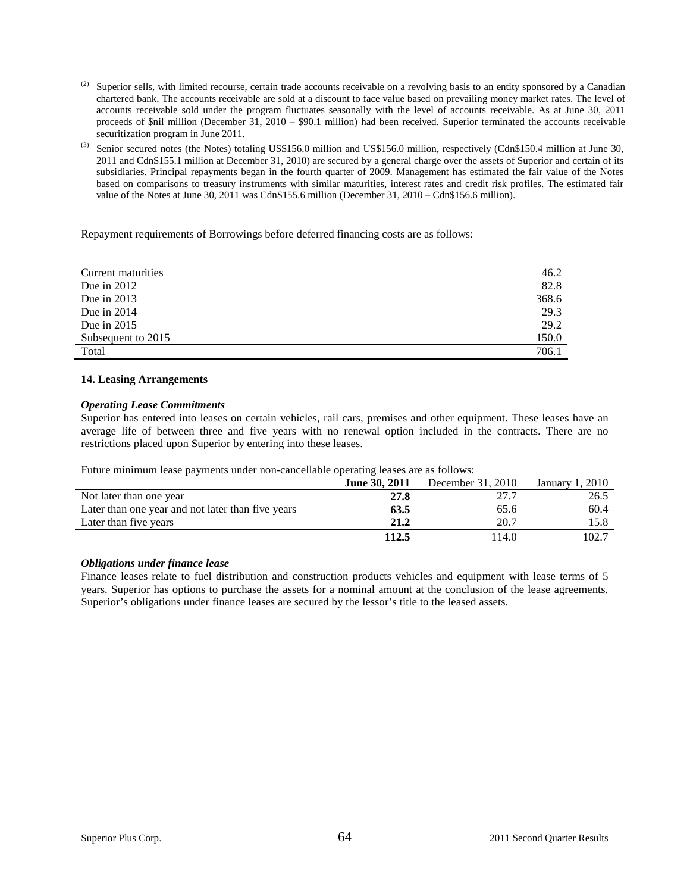[2] Superior sells, with limited recourse, certain trade accounts receivable on a revolving basis to an entity sponsored by a Canadian chartered bank. The accounts receivable are sold at a discount to face value based on prevailing money market rates. The level of accounts receivable sold under the program fluctuates seasonally with the level of accounts receivable. As at June 30, 2011 proceeds of $nil million (December 31, 2010 – $90.1 million) had been received. Superior terminated the accounts receivable securitization program in June 2011.

[3] Senior secured notes (the Notes) totaling US$156.0 million and US$156.0 million, respectively (Cdn$150.4 million at June 30, 2011 and Cdn$155.1 million at December 31, 2010) are secured by a general charge over the assets of Superior and certain of its subsidiaries. Principal repayments began in the fourth quarter of 2009. Management has estimated the fair value of the Notes based on comparisons to treasury instruments with similar maturities, interest rates and credit risk profiles. The estimated fair value of the Notes at June 30, 2011 was Cdn$155.6 million (December 31, 2010 – Cdn$156.6 million).

Repayment requirements of Borrowings before deferred financing costs are as follows:

| | |
|---|---|
| Current maturities | 46.2 |
| Due in 2012 | 82.8 |
| Due in 2013 | 368.6 |
| Due in 2014 | 29.3 |
| Due in 2015 | 29.2 |
| Subsequent to 2015 | 150.0 |
| Total | 706.1 |

**14. Leasing Arrangements**

***Operating Lease Commitments***

Superior has entered into leases on certain vehicles, rail cars, premises and other equipment. These leases have an average life of between three and five years with no renewal option included in the contracts. There are no restrictions placed upon Superior by entering into these leases.

Future minimum lease payments under non-cancellable operating leases are as follows:

| | **June 30, 2011** | December 31, 2010 | January 1, 2010 |
|---|---|---|---|
| Not later than one year | **27.8** | 27.7 | 26.5 |
| Later than one year and not later than five years | **63.5** | 65.6 | 60.4 |
| Later than five years | **21.2** | 20.7 | 15.8 |
| | **112.5** | 114.0 | 102.7 |

***Obligations under finance lease***

Finance leases relate to fuel distribution and construction products vehicles and equipment with lease terms of 5 years. Superior has options to purchase the assets for a nominal amount at the conclusion of the lease agreements. Superior's obligations under finance leases are secured by the lessor's title to the leased assets.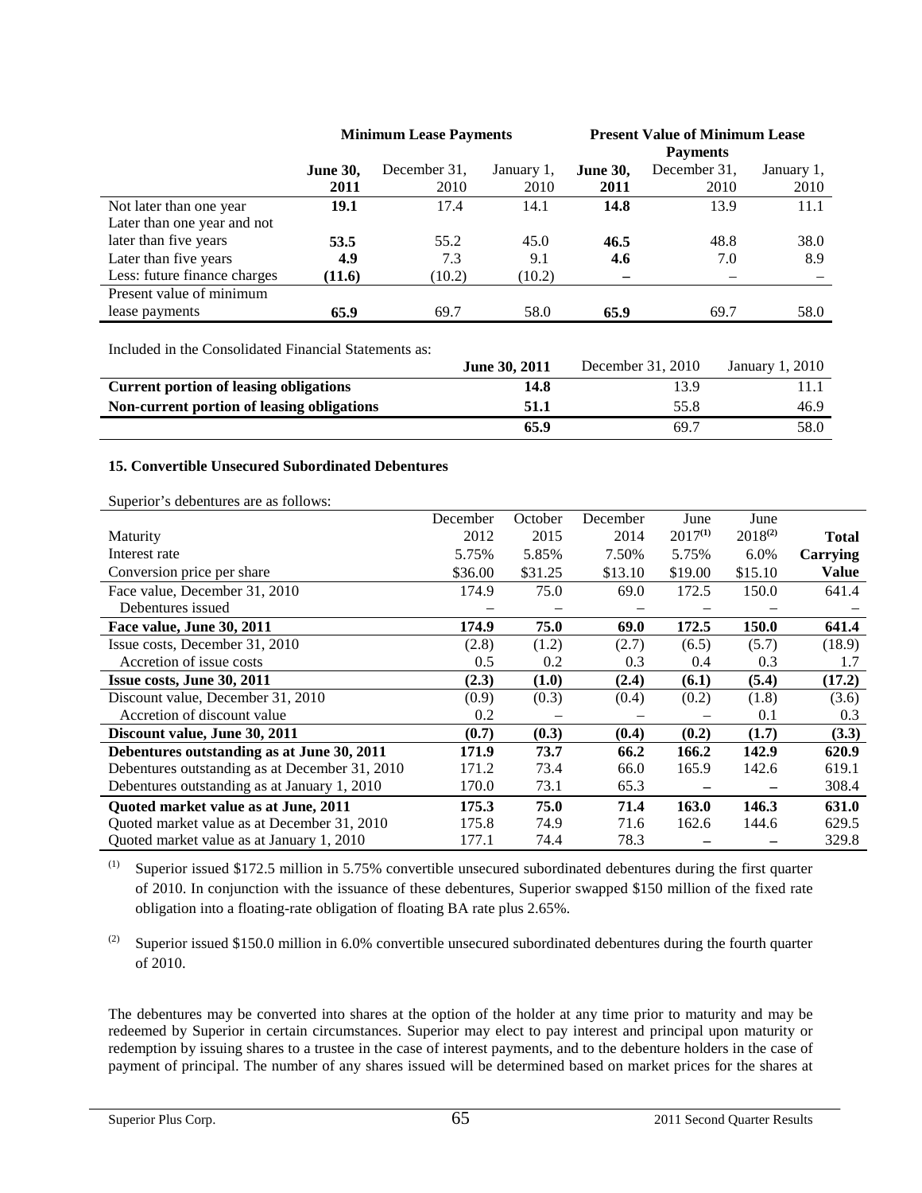| | Minimum Lease Payments | | | Present Value of Minimum Lease Payments | | |
|---|---|---|---|---|---|---|
| | **June 30, 2011** | December 31, 2010 | January 1, 2010 | **June 30, 2011** | December 31, 2010 | January 1, 2010 |
| Not later than one year | **19.1** | 17.4 | 14.1 | **14.8** | 13.9 | 11.1 |
| Later than one year and not later than five years | **53.5** | 55.2 | 45.0 | **46.5** | 48.8 | 38.0 |
| Later than five years | **4.9** | 7.3 | 9.1 | **4.6** | 7.0 | 8.9 |
| Less: future finance charges | **(11.6)** | (10.2) | (10.2) | **–** | – | – |
| Present value of minimum lease payments | **65.9** | 69.7 | 58.0 | **65.9** | 69.7 | 58.0 |

Included in the Consolidated Financial Statements as:

| | **June 30, 2011** | December 31, 2010 | January 1, 2010 |
|---|---|---|---|
| **Current portion of leasing obligations** | **14.8** | 13.9 | 11.1 |
| **Non-current portion of leasing obligations** | **51.1** | 55.8 | 46.9 |
| | **65.9** | 69.7 | 58.0 |

**15. Convertible Unsecured Subordinated Debentures**

Superior's debentures are as follows:

| Maturity | December 2012 | October 2015 | December 2014 | June 2017[(1)] | June 2018[(2)] | **Total** |
|---|---|---|---|---|---|---|
| Interest rate | 5.75% | 5.85% | 7.50% | 5.75% | 6.0% | **Carrying** |
| Conversion price per share | \$36.00 | \$31.25 | \$13.10 | \$19.00 | \$15.10 | **Value** |
| Face value, December 31, 2010 | 174.9 | 75.0 | 69.0 | 172.5 | 150.0 | 641.4 |
| Debentures issued | – | – | – | – | – | – |
| **Face value, June 30, 2011** | **174.9** | **75.0** | **69.0** | **172.5** | **150.0** | **641.4** |
| Issue costs, December 31, 2010 | (2.8) | (1.2) | (2.7) | (6.5) | (5.7) | (18.9) |
| Accretion of issue costs | 0.5 | 0.2 | 0.3 | 0.4 | 0.3 | 1.7 |
| **Issue costs, June 30, 2011** | **(2.3)** | **(1.0)** | **(2.4)** | **(6.1)** | **(5.4)** | **(17.2)** |
| Discount value, December 31, 2010 | (0.9) | (0.3) | (0.4) | (0.2) | (1.8) | (3.6) |
| Accretion of discount value | 0.2 | – | – | – | 0.1 | 0.3 |
| **Discount value, June 30, 2011** | **(0.7)** | **(0.3)** | **(0.4)** | **(0.2)** | **(1.7)** | **(3.3)** |
| **Debentures outstanding as at June 30, 2011** | **171.9** | **73.7** | **66.2** | **166.2** | **142.9** | **620.9** |
| Debentures outstanding as at December 31, 2010 | 171.2 | 73.4 | 66.0 | 165.9 | 142.6 | 619.1 |
| Debentures outstanding as at January 1, 2010 | 170.0 | 73.1 | 65.3 | – | – | 308.4 |
| **Quoted market value as at June, 2011** | **175.3** | **75.0** | **71.4** | **163.0** | **146.3** | **631.0** |
| Quoted market value as at December 31, 2010 | 175.8 | 74.9 | 71.6 | 162.6 | 144.6 | 629.5 |
| Quoted market value as at January 1, 2010 | 177.1 | 74.4 | 78.3 | – | – | 329.8 |

(1) Superior issued \$172.5 million in 5.75% convertible unsecured subordinated debentures during the first quarter of 2010. In conjunction with the issuance of these debentures, Superior swapped \$150 million of the fixed rate obligation into a floating-rate obligation of floating BA rate plus 2.65%.

(2) Superior issued \$150.0 million in 6.0% convertible unsecured subordinated debentures during the fourth quarter of 2010.

The debentures may be converted into shares at the option of the holder at any time prior to maturity and may be redeemed by Superior in certain circumstances. Superior may elect to pay interest and principal upon maturity or redemption by issuing shares to a trustee in the case of interest payments, and to the debenture holders in the case of payment of principal. The number of any shares issued will be determined based on market prices for the shares at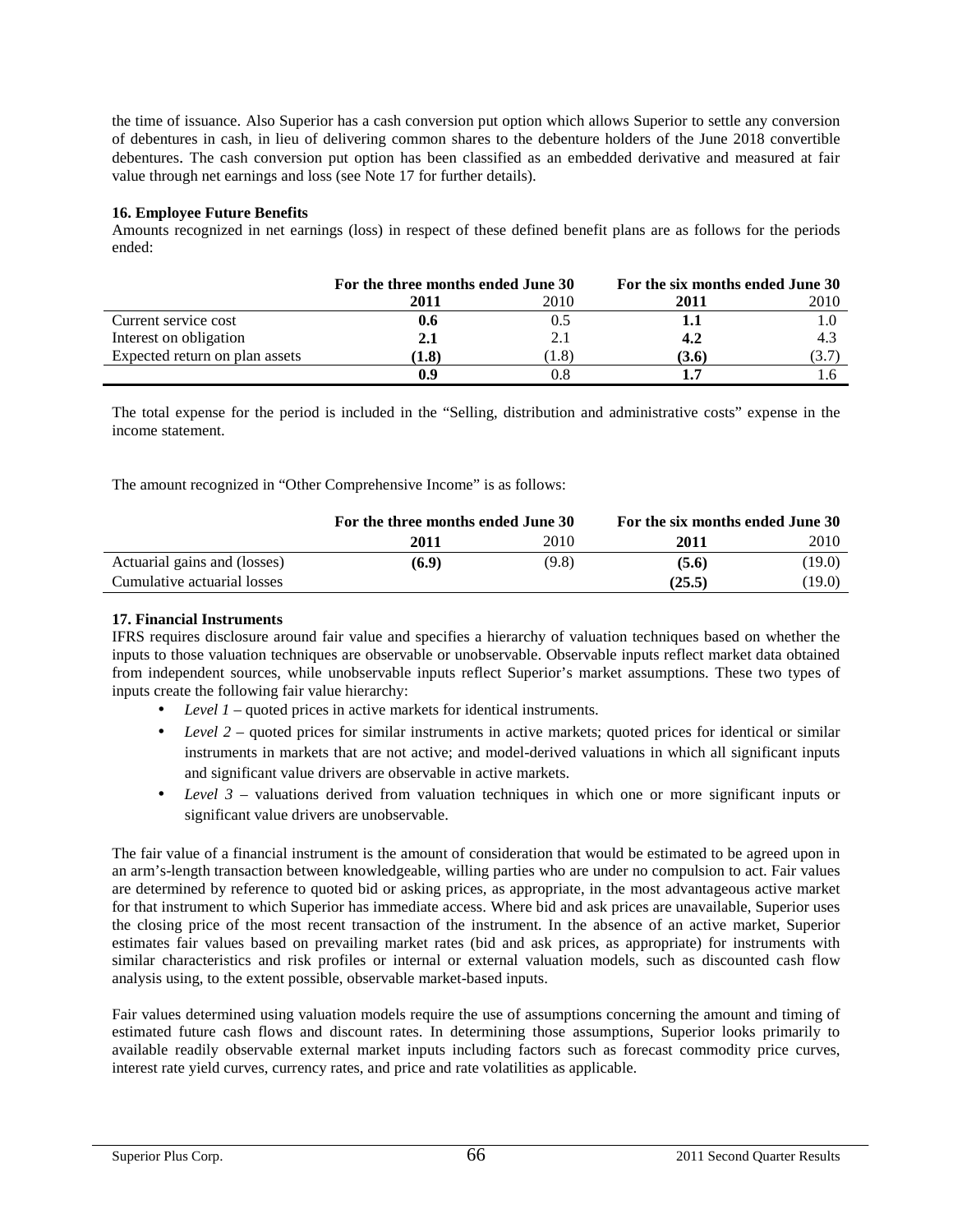the time of issuance. Also Superior has a cash conversion put option which allows Superior to settle any conversion of debentures in cash, in lieu of delivering common shares to the debenture holders of the June 2018 convertible debentures. The cash conversion put option has been classified as an embedded derivative and measured at fair value through net earnings and loss (see Note 17 for further details).

**16. Employee Future Benefits**

Amounts recognized in net earnings (loss) in respect of these defined benefit plans are as follows for the periods ended:

| | For the three months ended June 30 | | For the six months ended June 30 | |
|---|---|---|---|---|
| | **2011** | 2010 | **2011** | 2010 |
| Current service cost | **0.6** | 0.5 | **1.1** | 1.0 |
| Interest on obligation | **2.1** | 2.1 | **4.2** | 4.3 |
| Expected return on plan assets | **(1.8)** | (1.8) | **(3.6)** | (3.7) |
| | **0.9** | 0.8 | **1.7** | 1.6 |

The total expense for the period is included in the "Selling, distribution and administrative costs" expense in the income statement.

The amount recognized in "Other Comprehensive Income" is as follows:

| | For the three months ended June 30 | | For the six months ended June 30 | |
|---|---|---|---|---|
| | **2011** | 2010 | **2011** | 2010 |
| Actuarial gains and (losses) | **(6.9)** | (9.8) | **(5.6)** | (19.0) |
| Cumulative actuarial losses | | | **(25.5)** | (19.0) |

**17. Financial Instruments**

IFRS requires disclosure around fair value and specifies a hierarchy of valuation techniques based on whether the inputs to those valuation techniques are observable or unobservable. Observable inputs reflect market data obtained from independent sources, while unobservable inputs reflect Superior's market assumptions. These two types of inputs create the following fair value hierarchy:

- *Level 1* – quoted prices in active markets for identical instruments.
- *Level 2* – quoted prices for similar instruments in active markets; quoted prices for identical or similar instruments in markets that are not active; and model-derived valuations in which all significant inputs and significant value drivers are observable in active markets.
- *Level 3* – valuations derived from valuation techniques in which one or more significant inputs or significant value drivers are unobservable.

The fair value of a financial instrument is the amount of consideration that would be estimated to be agreed upon in an arm's-length transaction between knowledgeable, willing parties who are under no compulsion to act. Fair values are determined by reference to quoted bid or asking prices, as appropriate, in the most advantageous active market for that instrument to which Superior has immediate access. Where bid and ask prices are unavailable, Superior uses the closing price of the most recent transaction of the instrument. In the absence of an active market, Superior estimates fair values based on prevailing market rates (bid and ask prices, as appropriate) for instruments with similar characteristics and risk profiles or internal or external valuation models, such as discounted cash flow analysis using, to the extent possible, observable market-based inputs.

Fair values determined using valuation models require the use of assumptions concerning the amount and timing of estimated future cash flows and discount rates. In determining those assumptions, Superior looks primarily to available readily observable external market inputs including factors such as forecast commodity price curves, interest rate yield curves, currency rates, and price and rate volatilities as applicable.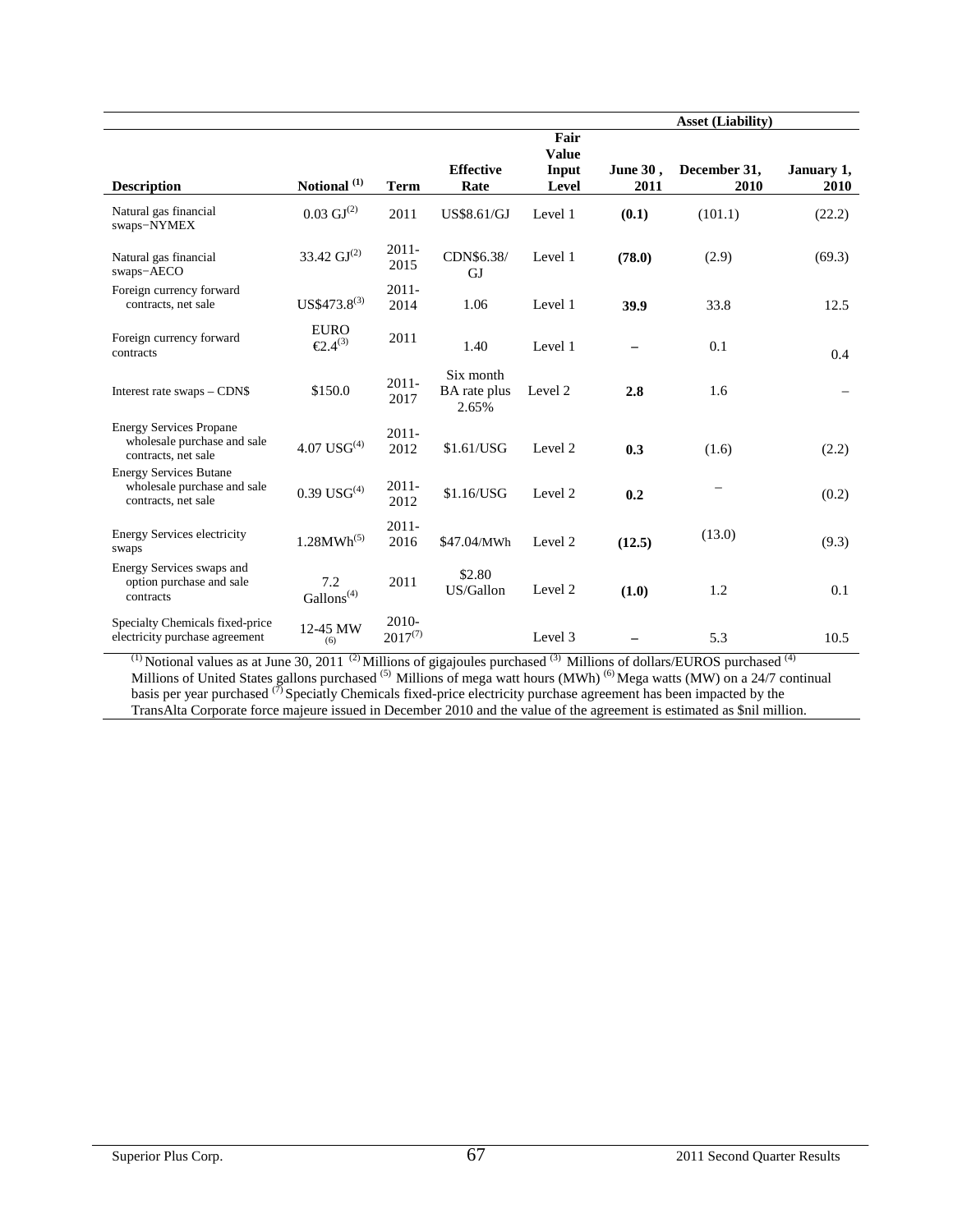| Description | Notional (1) | Term | Effective Rate | Fair Value Input Level | Asset (Liability) June 30, 2011 | December 31, 2010 | January 1, 2010 |
|---|---|---|---|---|---|---|---|
| Natural gas financial swaps−NYMEX | 0.03 GJ(2) | 2011 | US$8.61/GJ | Level 1 | **(0.1)** | (101.1) | (22.2) |
| Natural gas financial swaps−AECO | 33.42 GJ(2) | 2011-2015 | CDN$6.38/GJ | Level 1 | **(78.0)** | (2.9) | (69.3) |
| Foreign currency forward contracts, net sale | US$473.8(3) | 2011-2014 | 1.06 | Level 1 | **39.9** | 33.8 | 12.5 |
| Foreign currency forward contracts | EURO €2.4(3) | 2011 | 1.40 | Level 1 | **–** | 0.1 | 0.4 |
| Interest rate swaps – CDN$ | $150.0 | 2011-2017 | Six month BA rate plus 2.65% | Level 2 | **2.8** | 1.6 | – |
| Energy Services Propane wholesale purchase and sale contracts, net sale | 4.07 USG(4) | 2011-2012 | $1.61/USG | Level 2 | **0.3** | (1.6) | (2.2) |
| Energy Services Butane wholesale purchase and sale contracts, net sale | 0.39 USG(4) | 2011-2012 | $1.16/USG | Level 2 | **0.2** | – | (0.2) |
| Energy Services electricity swaps | 1.28MWh(5) | 2011-2016 | $47.04/MWh | Level 2 | **(12.5)** | (13.0) | (9.3) |
| Energy Services swaps and option purchase and sale contracts | 7.2 Gallons(4) | 2011 | $2.80 US/Gallon | Level 2 | **(1.0)** | 1.2 | 0.1 |
| Specialty Chemicals fixed-price electricity purchase agreement | 12-45 MW (6) | 2010-2017(7) | | Level 3 | **–** | 5.3 | 10.5 |

(1) Notional values as at June 30, 2011 (2) Millions of gigajoules purchased (3) Millions of dollars/EUROS purchased (4) Millions of United States gallons purchased (5) Millions of mega watt hours (MWh) (6) Mega watts (MW) on a 24/7 continual basis per year purchased (7) Speciatly Chemicals fixed-price electricity purchase agreement has been impacted by the TransAlta Corporate force majeure issued in December 2010 and the value of the agreement is estimated as $nil million.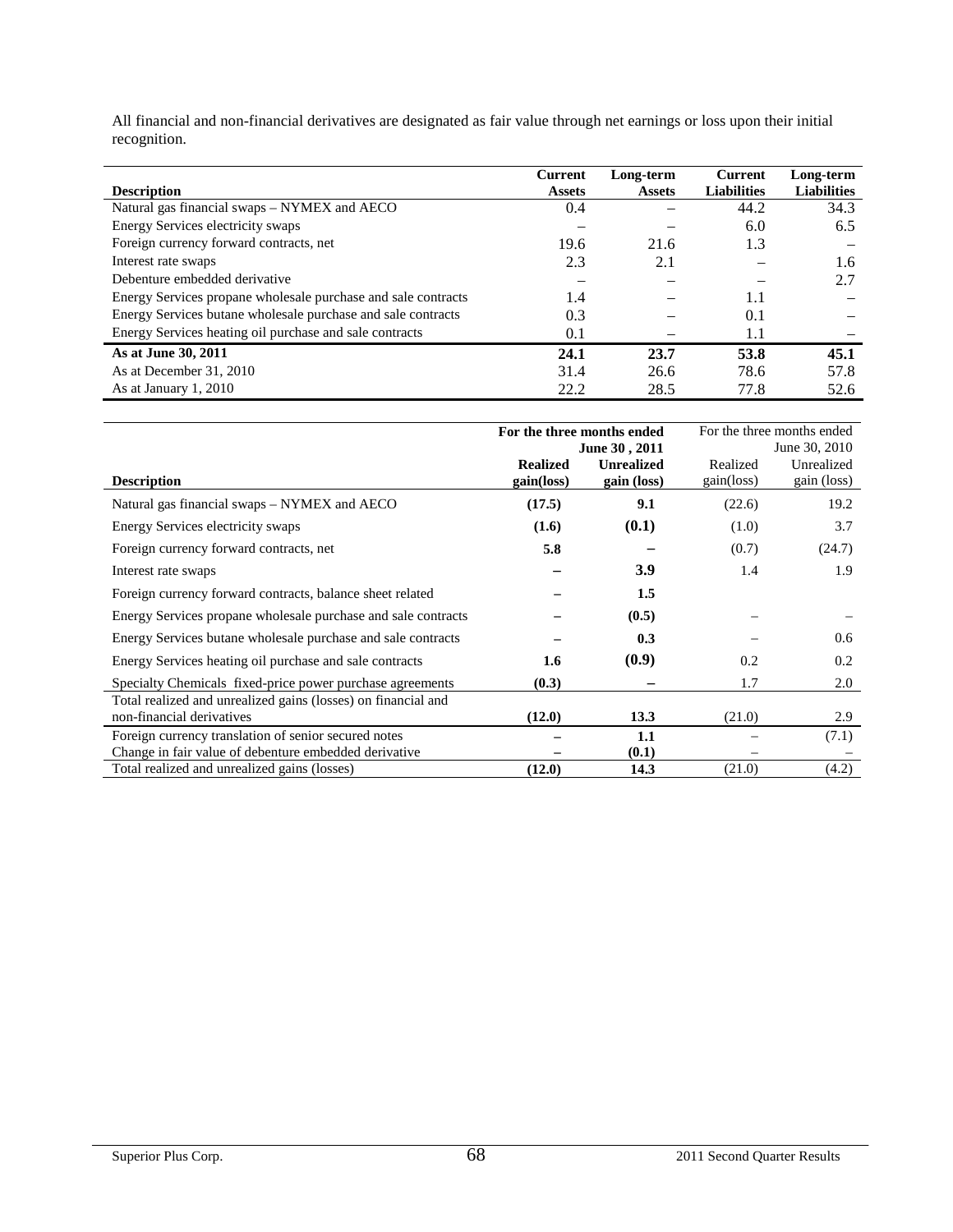All financial and non-financial derivatives are designated as fair value through net earnings or loss upon their initial recognition.

| Description | Current Assets | Long-term Assets | Current Liabilities | Long-term Liabilities |
|---|---|---|---|---|
| Natural gas financial swaps – NYMEX and AECO | 0.4 | – | 44.2 | 34.3 |
| Energy Services electricity swaps | – | – | 6.0 | 6.5 |
| Foreign currency forward contracts, net | 19.6 | 21.6 | 1.3 | – |
| Interest rate swaps | 2.3 | 2.1 | – | 1.6 |
| Debenture embedded derivative | – | – | – | 2.7 |
| Energy Services propane wholesale purchase and sale contracts | 1.4 | – | 1.1 | – |
| Energy Services butane wholesale purchase and sale contracts | 0.3 | – | 0.1 | – |
| Energy Services heating oil purchase and sale contracts | 0.1 | – | 1.1 | – |
| **As at June 30, 2011** | **24.1** | **23.7** | **53.8** | **45.1** |
| As at December 31, 2010 | 31.4 | 26.6 | 78.6 | 57.8 |
| As at January 1, 2010 | 22.2 | 28.5 | 77.8 | 52.6 |

| | **For the three months ended June 30 , 2011** | | For the three months ended June 30, 2010 | |
|---|---|---|---|---|
| **Description** | **Realized gain(loss)** | **Unrealized gain (loss)** | Realized gain(loss) | Unrealized gain (loss) |
| Natural gas financial swaps – NYMEX and AECO | **(17.5)** | **9.1** | (22.6) | 19.2 |
| Energy Services electricity swaps | **(1.6)** | **(0.1)** | (1.0) | 3.7 |
| Foreign currency forward contracts, net | **5.8** | **–** | (0.7) | (24.7) |
| Interest rate swaps | **–** | **3.9** | 1.4 | 1.9 |
| Foreign currency forward contracts, balance sheet related | **–** | **1.5** | | |
| Energy Services propane wholesale purchase and sale contracts | **–** | **(0.5)** | – | – |
| Energy Services butane wholesale purchase and sale contracts | **–** | **0.3** | – | 0.6 |
| Energy Services heating oil purchase and sale contracts | **1.6** | **(0.9)** | 0.2 | 0.2 |
| Specialty Chemicals fixed-price power purchase agreements | **(0.3)** | **–** | 1.7 | 2.0 |
| Total realized and unrealized gains (losses) on financial and non-financial derivatives | **(12.0)** | **13.3** | (21.0) | 2.9 |
| Foreign currency translation of senior secured notes | **–** | **1.1** | – | (7.1) |
| Change in fair value of debenture embedded derivative | **–** | **(0.1)** | – | – |
| Total realized and unrealized gains (losses) | **(12.0)** | **14.3** | (21.0) | (4.2) |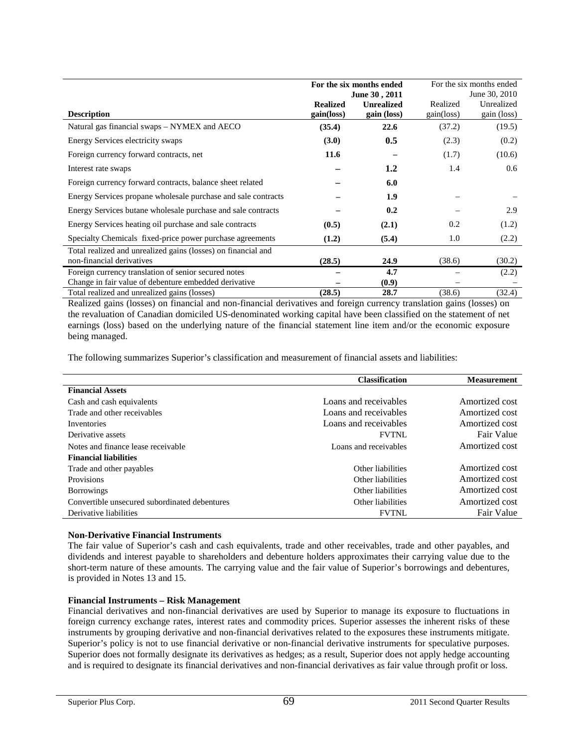| Description | For the six months ended June 30 , 2011 Realized gain(loss) | Unrealized gain (loss) | For the six months ended June 30, 2010 Realized gain(loss) | Unrealized gain (loss) |
|---|---|---|---|---|
| Natural gas financial swaps – NYMEX and AECO | **(35.4)** | **22.6** | (37.2) | (19.5) |
| Energy Services electricity swaps | **(3.0)** | **0.5** | (2.3) | (0.2) |
| Foreign currency forward contracts, net | **11.6** | **–** | (1.7) | (10.6) |
| Interest rate swaps | **–** | **1.2** | 1.4 | 0.6 |
| Foreign currency forward contracts, balance sheet related | **–** | **6.0** | | |
| Energy Services propane wholesale purchase and sale contracts | **–** | **1.9** | – | – |
| Energy Services butane wholesale purchase and sale contracts | **–** | **0.2** | – | 2.9 |
| Energy Services heating oil purchase and sale contracts | **(0.5)** | **(2.1)** | 0.2 | (1.2) |
| Specialty Chemicals fixed-price power purchase agreements | **(1.2)** | **(5.4)** | 1.0 | (2.2) |
| Total realized and unrealized gains (losses) on financial and non-financial derivatives | **(28.5)** | **24.9** | (38.6) | (30.2) |
| Foreign currency translation of senior secured notes | **–** | **4.7** | – | (2.2) |
| Change in fair value of debenture embedded derivative | **–** | **(0.9)** | – | – |
| Total realized and unrealized gains (losses) | **(28.5)** | **28.7** | (38.6) | (32.4) |

Realized gains (losses) on financial and non-financial derivatives and foreign currency translation gains (losses) on the revaluation of Canadian domiciled US-denominated working capital have been classified on the statement of net earnings (loss) based on the underlying nature of the financial statement line item and/or the economic exposure being managed.

The following summarizes Superior's classification and measurement of financial assets and liabilities:

| | Classification | Measurement |
|---|---|---|
| **Financial Assets** | | |
| Cash and cash equivalents | Loans and receivables | Amortized cost |
| Trade and other receivables | Loans and receivables | Amortized cost |
| Inventories | Loans and receivables | Amortized cost |
| Derivative assets | FVTNL | Fair Value |
| Notes and finance lease receivable | Loans and receivables | Amortized cost |
| **Financial liabilities** | | |
| Trade and other payables | Other liabilities | Amortized cost |
| Provisions | Other liabilities | Amortized cost |
| Borrowings | Other liabilities | Amortized cost |
| Convertible unsecured subordinated debentures | Other liabilities | Amortized cost |
| Derivative liabilities | FVTNL | Fair Value |

**Non-Derivative Financial Instruments**

The fair value of Superior's cash and cash equivalents, trade and other receivables, trade and other payables, and dividends and interest payable to shareholders and debenture holders approximates their carrying value due to the short-term nature of these amounts. The carrying value and the fair value of Superior's borrowings and debentures, is provided in Notes 13 and 15.

**Financial Instruments – Risk Management**

Financial derivatives and non-financial derivatives are used by Superior to manage its exposure to fluctuations in foreign currency exchange rates, interest rates and commodity prices. Superior assesses the inherent risks of these instruments by grouping derivative and non-financial derivatives related to the exposures these instruments mitigate. Superior's policy is not to use financial derivative or non-financial derivative instruments for speculative purposes. Superior does not formally designate its derivatives as hedges; as a result, Superior does not apply hedge accounting and is required to designate its financial derivatives and non-financial derivatives as fair value through profit or loss.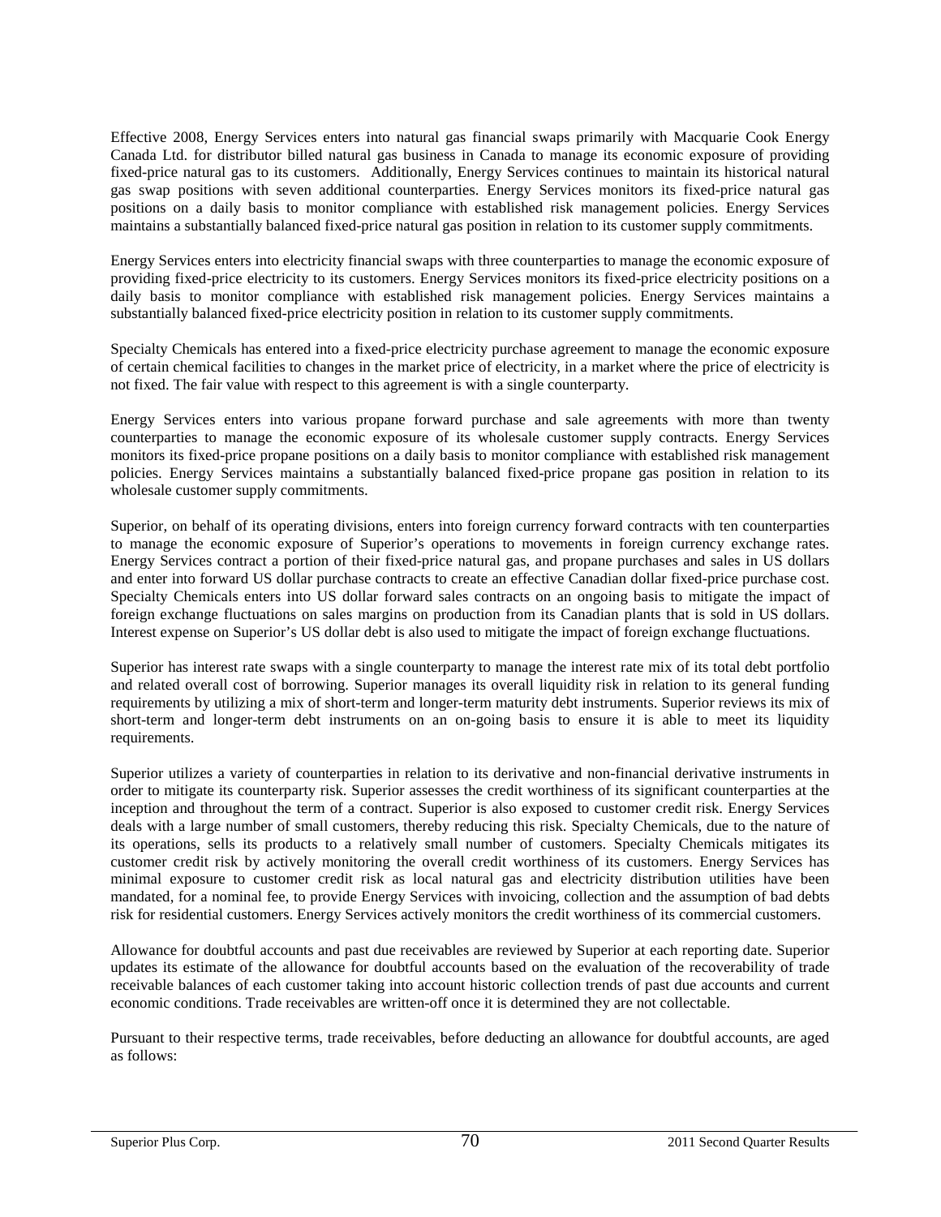Effective 2008, Energy Services enters into natural gas financial swaps primarily with Macquarie Cook Energy Canada Ltd. for distributor billed natural gas business in Canada to manage its economic exposure of providing fixed-price natural gas to its customers. Additionally, Energy Services continues to maintain its historical natural gas swap positions with seven additional counterparties. Energy Services monitors its fixed-price natural gas positions on a daily basis to monitor compliance with established risk management policies. Energy Services maintains a substantially balanced fixed-price natural gas position in relation to its customer supply commitments.

Energy Services enters into electricity financial swaps with three counterparties to manage the economic exposure of providing fixed-price electricity to its customers. Energy Services monitors its fixed-price electricity positions on a daily basis to monitor compliance with established risk management policies. Energy Services maintains a substantially balanced fixed-price electricity position in relation to its customer supply commitments.

Specialty Chemicals has entered into a fixed-price electricity purchase agreement to manage the economic exposure of certain chemical facilities to changes in the market price of electricity, in a market where the price of electricity is not fixed. The fair value with respect to this agreement is with a single counterparty.

Energy Services enters into various propane forward purchase and sale agreements with more than twenty counterparties to manage the economic exposure of its wholesale customer supply contracts. Energy Services monitors its fixed-price propane positions on a daily basis to monitor compliance with established risk management policies. Energy Services maintains a substantially balanced fixed-price propane gas position in relation to its wholesale customer supply commitments.

Superior, on behalf of its operating divisions, enters into foreign currency forward contracts with ten counterparties to manage the economic exposure of Superior's operations to movements in foreign currency exchange rates. Energy Services contract a portion of their fixed-price natural gas, and propane purchases and sales in US dollars and enter into forward US dollar purchase contracts to create an effective Canadian dollar fixed-price purchase cost. Specialty Chemicals enters into US dollar forward sales contracts on an ongoing basis to mitigate the impact of foreign exchange fluctuations on sales margins on production from its Canadian plants that is sold in US dollars. Interest expense on Superior's US dollar debt is also used to mitigate the impact of foreign exchange fluctuations.

Superior has interest rate swaps with a single counterparty to manage the interest rate mix of its total debt portfolio and related overall cost of borrowing. Superior manages its overall liquidity risk in relation to its general funding requirements by utilizing a mix of short-term and longer-term maturity debt instruments. Superior reviews its mix of short-term and longer-term debt instruments on an on-going basis to ensure it is able to meet its liquidity requirements.

Superior utilizes a variety of counterparties in relation to its derivative and non-financial derivative instruments in order to mitigate its counterparty risk. Superior assesses the credit worthiness of its significant counterparties at the inception and throughout the term of a contract. Superior is also exposed to customer credit risk. Energy Services deals with a large number of small customers, thereby reducing this risk. Specialty Chemicals, due to the nature of its operations, sells its products to a relatively small number of customers. Specialty Chemicals mitigates its customer credit risk by actively monitoring the overall credit worthiness of its customers. Energy Services has minimal exposure to customer credit risk as local natural gas and electricity distribution utilities have been mandated, for a nominal fee, to provide Energy Services with invoicing, collection and the assumption of bad debts risk for residential customers. Energy Services actively monitors the credit worthiness of its commercial customers.

Allowance for doubtful accounts and past due receivables are reviewed by Superior at each reporting date. Superior updates its estimate of the allowance for doubtful accounts based on the evaluation of the recoverability of trade receivable balances of each customer taking into account historic collection trends of past due accounts and current economic conditions. Trade receivables are written-off once it is determined they are not collectable.

Pursuant to their respective terms, trade receivables, before deducting an allowance for doubtful accounts, are aged as follows: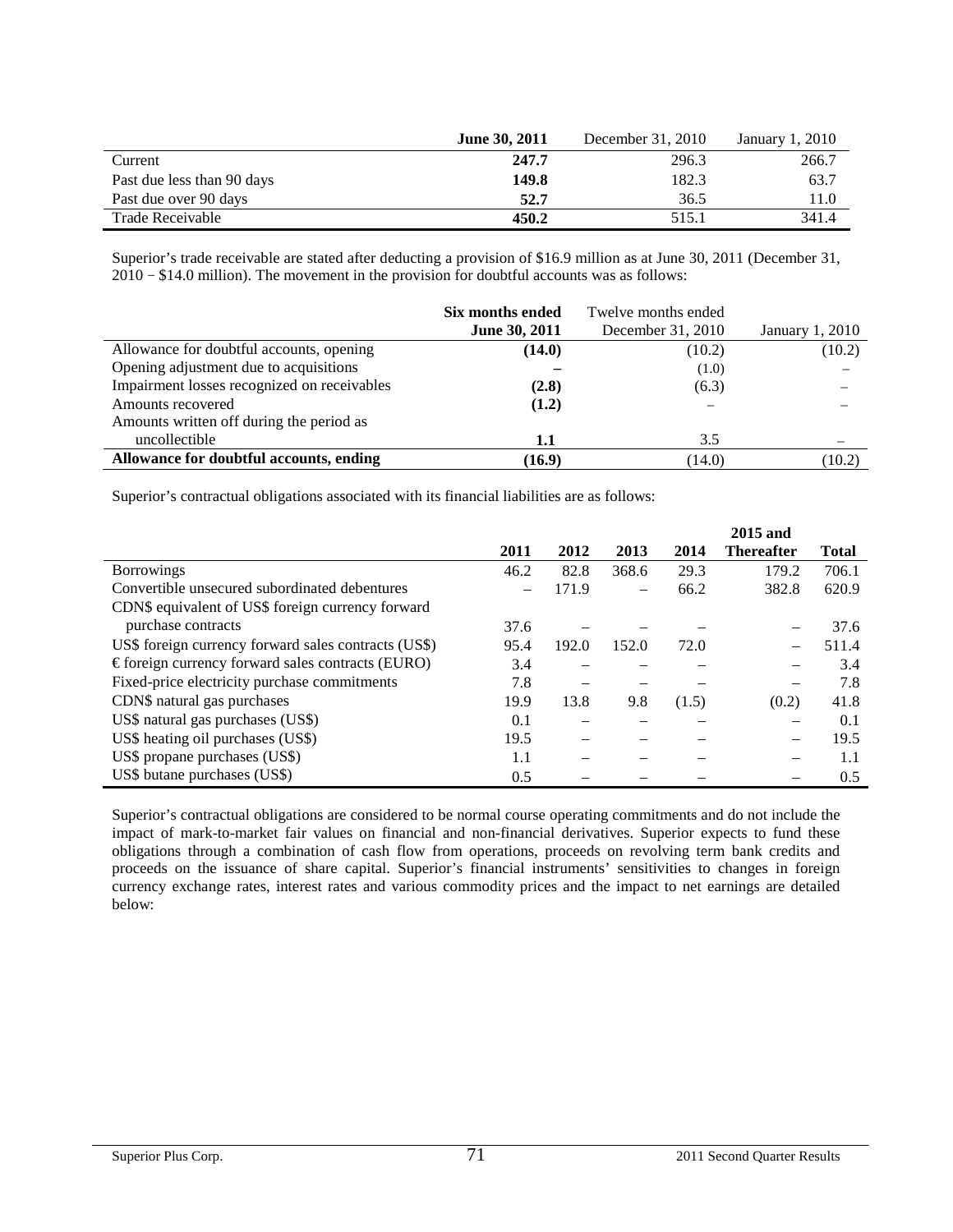| | **June 30, 2011** | December 31, 2010 | January 1, 2010 |
|---|---|---|---|
| Current | **247.7** | 296.3 | 266.7 |
| Past due less than 90 days | **149.8** | 182.3 | 63.7 |
| Past due over 90 days | **52.7** | 36.5 | 11.0 |
| Trade Receivable | **450.2** | 515.1 | 341.4 |

Superior's trade receivable are stated after deducting a provision of $16.9 million as at June 30, 2011 (December 31, 2010 − $14.0 million). The movement in the provision for doubtful accounts was as follows:

| | **Six months ended June 30, 2011** | Twelve months ended December 31, 2010 | January 1, 2010 |
|---|---|---|---|
| Allowance for doubtful accounts, opening | **(14.0)** | (10.2) | (10.2) |
| Opening adjustment due to acquisitions | **–** | (1.0) | – |
| Impairment losses recognized on receivables | **(2.8)** | (6.3) | – |
| Amounts recovered | **(1.2)** | – | – |
| Amounts written off during the period as uncollectible | **1.1** | 3.5 | – |
| **Allowance for doubtful accounts, ending** | **(16.9)** | (14.0) | (10.2) |

Superior's contractual obligations associated with its financial liabilities are as follows:

| | **2011** | **2012** | **2013** | **2014** | **2015 and Thereafter** | **Total** |
|---|---|---|---|---|---|---|
| Borrowings | 46.2 | 82.8 | 368.6 | 29.3 | 179.2 | 706.1 |
| Convertible unsecured subordinated debentures | – | 171.9 | – | 66.2 | 382.8 | 620.9 |
| CDN$ equivalent of US$ foreign currency forward purchase contracts | 37.6 | – | – | – | – | 37.6 |
| US$ foreign currency forward sales contracts (US$) | 95.4 | 192.0 | 152.0 | 72.0 | – | 511.4 |
| € foreign currency forward sales contracts (EURO) | 3.4 | – | – | – | – | 3.4 |
| Fixed-price electricity purchase commitments | 7.8 | – | – | – | – | 7.8 |
| CDN$ natural gas purchases | 19.9 | 13.8 | 9.8 | (1.5) | (0.2) | 41.8 |
| US$ natural gas purchases (US$) | 0.1 | – | – | – | – | 0.1 |
| US$ heating oil purchases (US$) | 19.5 | – | – | – | – | 19.5 |
| US$ propane purchases (US$) | 1.1 | – | – | – | – | 1.1 |
| US$ butane purchases (US$) | 0.5 | – | – | – | – | 0.5 |

Superior's contractual obligations are considered to be normal course operating commitments and do not include the impact of mark-to-market fair values on financial and non-financial derivatives. Superior expects to fund these obligations through a combination of cash flow from operations, proceeds on revolving term bank credits and proceeds on the issuance of share capital. Superior's financial instruments' sensitivities to changes in foreign currency exchange rates, interest rates and various commodity prices and the impact to net earnings are detailed below: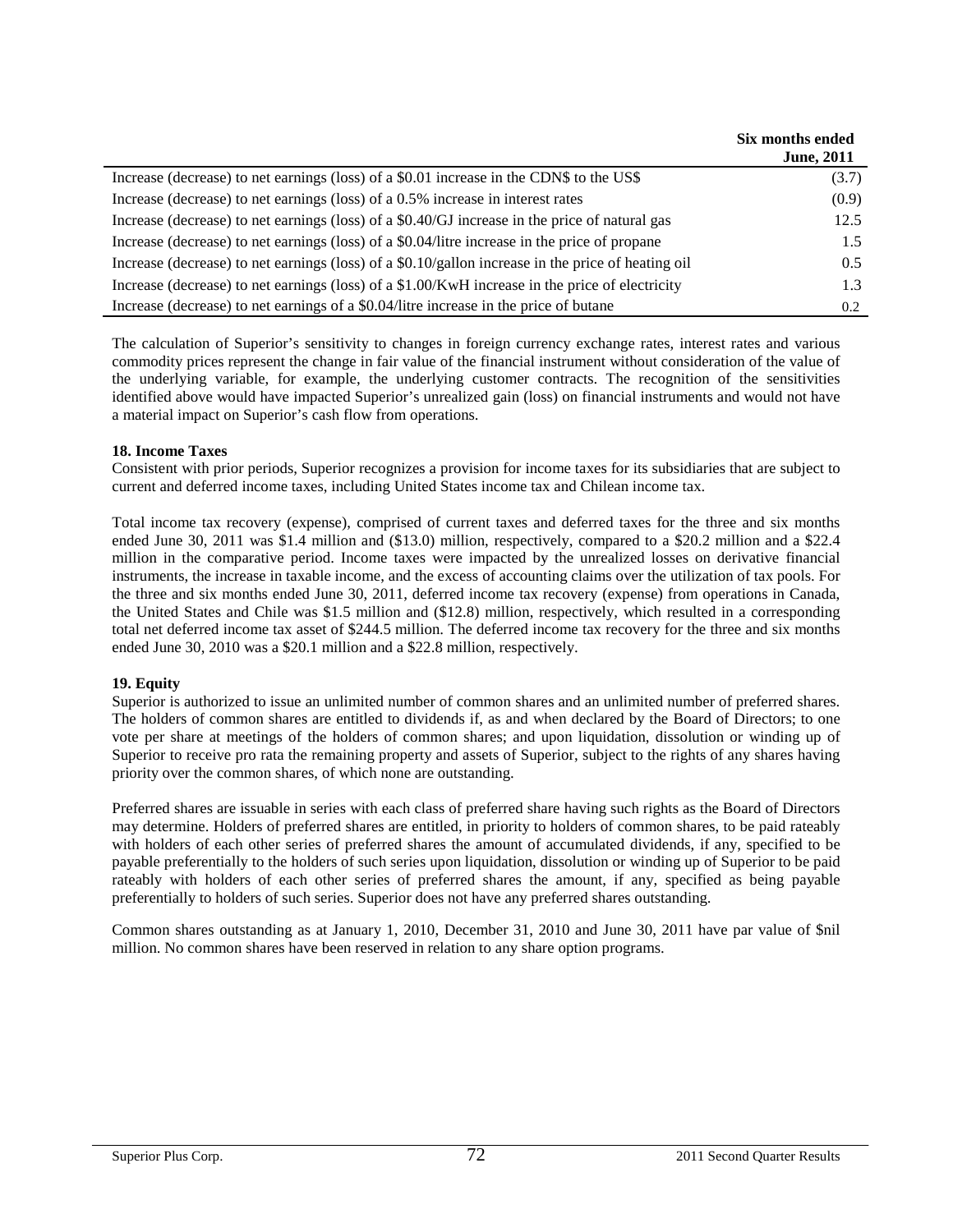| | Six months ended June, 2011 |
|---|---|
| Increase (decrease) to net earnings (loss) of a \$0.01 increase in the CDN\$ to the US\$ | (3.7) |
| Increase (decrease) to net earnings (loss) of a 0.5% increase in interest rates | (0.9) |
| Increase (decrease) to net earnings (loss) of a \$0.40/GJ increase in the price of natural gas | 12.5 |
| Increase (decrease) to net earnings (loss) of a \$0.04/litre increase in the price of propane | 1.5 |
| Increase (decrease) to net earnings (loss) of a \$0.10/gallon increase in the price of heating oil | 0.5 |
| Increase (decrease) to net earnings (loss) of a \$1.00/KwH increase in the price of electricity | 1.3 |
| Increase (decrease) to net earnings of a \$0.04/litre increase in the price of butane | 0.2 |

The calculation of Superior's sensitivity to changes in foreign currency exchange rates, interest rates and various commodity prices represent the change in fair value of the financial instrument without consideration of the value of the underlying variable, for example, the underlying customer contracts. The recognition of the sensitivities identified above would have impacted Superior's unrealized gain (loss) on financial instruments and would not have a material impact on Superior's cash flow from operations.

**18. Income Taxes**

Consistent with prior periods, Superior recognizes a provision for income taxes for its subsidiaries that are subject to current and deferred income taxes, including United States income tax and Chilean income tax.

Total income tax recovery (expense), comprised of current taxes and deferred taxes for the three and six months ended June 30, 2011 was \$1.4 million and (\$13.0) million, respectively, compared to a \$20.2 million and a \$22.4 million in the comparative period. Income taxes were impacted by the unrealized losses on derivative financial instruments, the increase in taxable income, and the excess of accounting claims over the utilization of tax pools. For the three and six months ended June 30, 2011, deferred income tax recovery (expense) from operations in Canada, the United States and Chile was \$1.5 million and (\$12.8) million, respectively, which resulted in a corresponding total net deferred income tax asset of \$244.5 million. The deferred income tax recovery for the three and six months ended June 30, 2010 was a \$20.1 million and a \$22.8 million, respectively.

**19. Equity**

Superior is authorized to issue an unlimited number of common shares and an unlimited number of preferred shares. The holders of common shares are entitled to dividends if, as and when declared by the Board of Directors; to one vote per share at meetings of the holders of common shares; and upon liquidation, dissolution or winding up of Superior to receive pro rata the remaining property and assets of Superior, subject to the rights of any shares having priority over the common shares, of which none are outstanding.

Preferred shares are issuable in series with each class of preferred share having such rights as the Board of Directors may determine. Holders of preferred shares are entitled, in priority to holders of common shares, to be paid rateably with holders of each other series of preferred shares the amount of accumulated dividends, if any, specified to be payable preferentially to the holders of such series upon liquidation, dissolution or winding up of Superior to be paid rateably with holders of each other series of preferred shares the amount, if any, specified as being payable preferentially to holders of such series. Superior does not have any preferred shares outstanding.

Common shares outstanding as at January 1, 2010, December 31, 2010 and June 30, 2011 have par value of \$nil million. No common shares have been reserved in relation to any share option programs.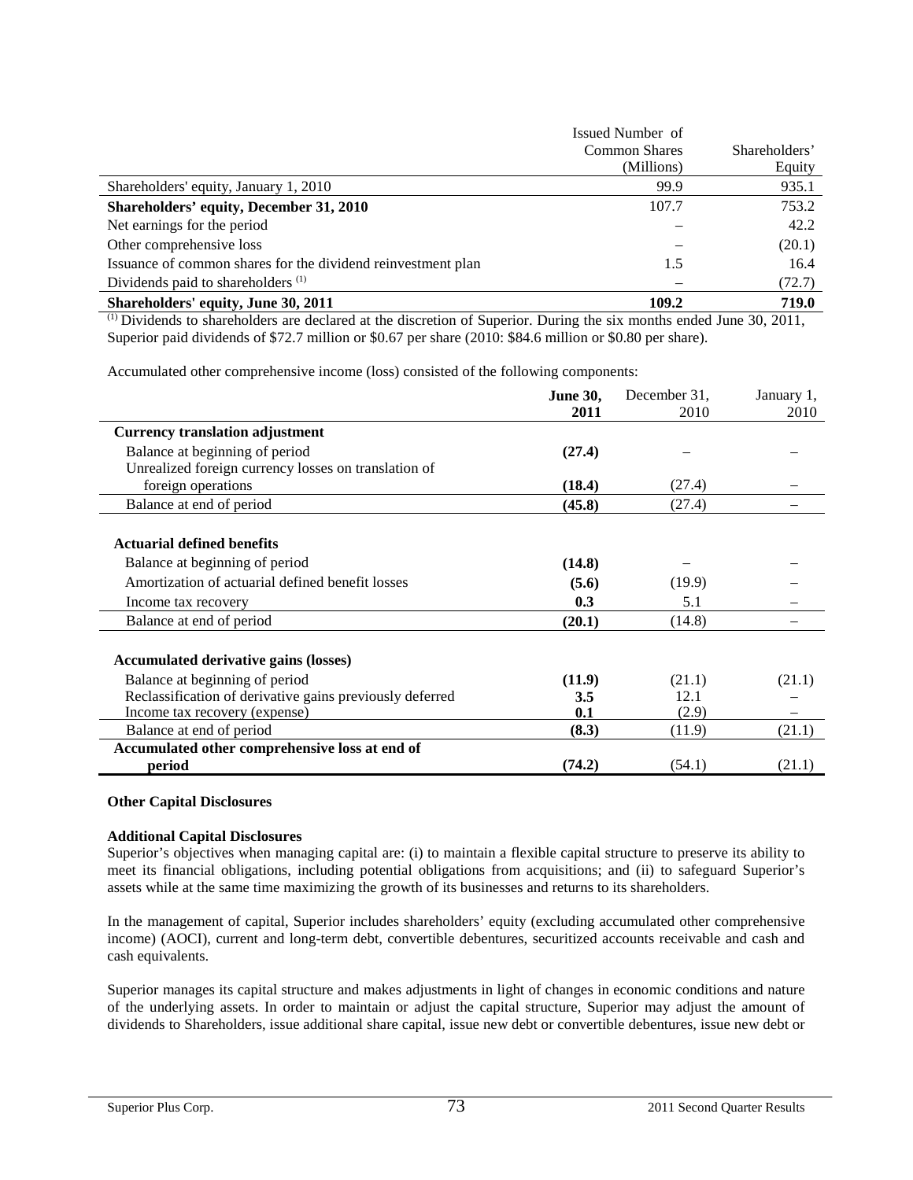| | Issued Number of Common Shares (Millions) | Shareholders' Equity |
|---|---|---|
| Shareholders' equity, January 1, 2010 | 99.9 | 935.1 |
| **Shareholders' equity, December 31, 2010** | 107.7 | 753.2 |
| Net earnings for the period | – | 42.2 |
| Other comprehensive loss | – | (20.1) |
| Issuance of common shares for the dividend reinvestment plan | 1.5 | 16.4 |
| Dividends paid to shareholders [(1)] | – | (72.7) |
| **Shareholders' equity, June 30, 2011** | **109.2** | **719.0** |

[(1)] Dividends to shareholders are declared at the discretion of Superior. During the six months ended June 30, 2011, Superior paid dividends of $72.7 million or $0.67 per share (2010: $84.6 million or $0.80 per share).

Accumulated other comprehensive income (loss) consisted of the following components:

| | **June 30, 2011** | December 31, 2010 | January 1, 2010 |
|---|---|---|---|
| **Currency translation adjustment** | | | |
| Balance at beginning of period | **(27.4)** | – | – |
| Unrealized foreign currency losses on translation of foreign operations | **(18.4)** | (27.4) | – |
| Balance at end of period | **(45.8)** | (27.4) | – |
| **Actuarial defined benefits** | | | |
| Balance at beginning of period | **(14.8)** | – | – |
| Amortization of actuarial defined benefit losses | **(5.6)** | (19.9) | – |
| Income tax recovery | **0.3** | 5.1 | – |
| Balance at end of period | **(20.1)** | (14.8) | – |
| **Accumulated derivative gains (losses)** | | | |
| Balance at beginning of period | **(11.9)** | (21.1) | (21.1) |
| Reclassification of derivative gains previously deferred | **3.5** | 12.1 | – |
| Income tax recovery (expense) | **0.1** | (2.9) | – |
| Balance at end of period | **(8.3)** | (11.9) | (21.1) |
| **Accumulated other comprehensive loss at end of period** | **(74.2)** | (54.1) | (21.1) |

**Other Capital Disclosures**

**Additional Capital Disclosures**

Superior's objectives when managing capital are: (i) to maintain a flexible capital structure to preserve its ability to meet its financial obligations, including potential obligations from acquisitions; and (ii) to safeguard Superior's assets while at the same time maximizing the growth of its businesses and returns to its shareholders.

In the management of capital, Superior includes shareholders' equity (excluding accumulated other comprehensive income) (AOCI), current and long-term debt, convertible debentures, securitized accounts receivable and cash and cash equivalents.

Superior manages its capital structure and makes adjustments in light of changes in economic conditions and nature of the underlying assets. In order to maintain or adjust the capital structure, Superior may adjust the amount of dividends to Shareholders, issue additional share capital, issue new debt or convertible debentures, issue new debt or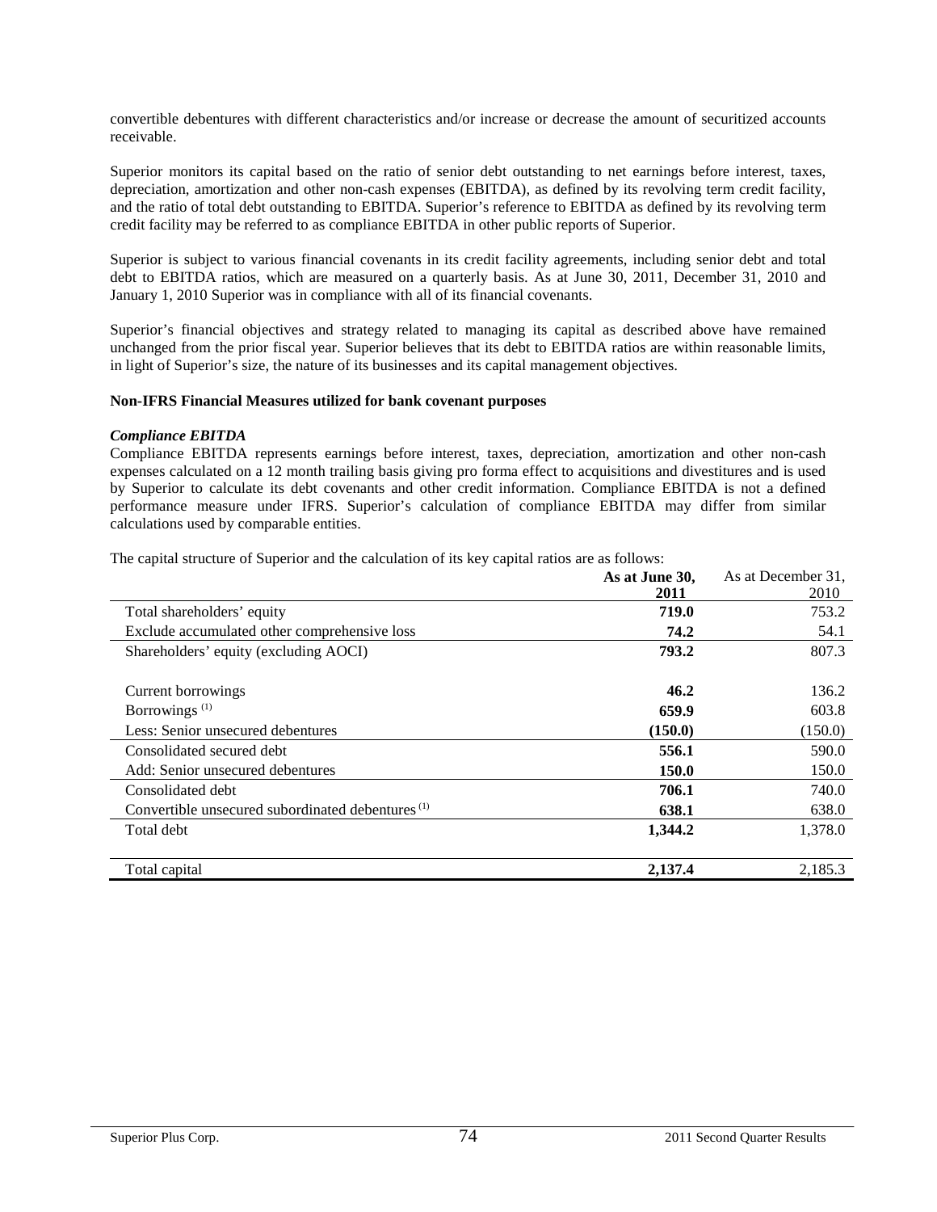convertible debentures with different characteristics and/or increase or decrease the amount of securitized accounts receivable.

Superior monitors its capital based on the ratio of senior debt outstanding to net earnings before interest, taxes, depreciation, amortization and other non-cash expenses (EBITDA), as defined by its revolving term credit facility, and the ratio of total debt outstanding to EBITDA. Superior's reference to EBITDA as defined by its revolving term credit facility may be referred to as compliance EBITDA in other public reports of Superior.

Superior is subject to various financial covenants in its credit facility agreements, including senior debt and total debt to EBITDA ratios, which are measured on a quarterly basis. As at June 30, 2011, December 31, 2010 and January 1, 2010 Superior was in compliance with all of its financial covenants.

Superior's financial objectives and strategy related to managing its capital as described above have remained unchanged from the prior fiscal year. Superior believes that its debt to EBITDA ratios are within reasonable limits, in light of Superior's size, the nature of its businesses and its capital management objectives.

**Non-IFRS Financial Measures utilized for bank covenant purposes**

***Compliance EBITDA***

Compliance EBITDA represents earnings before interest, taxes, depreciation, amortization and other non-cash expenses calculated on a 12 month trailing basis giving pro forma effect to acquisitions and divestitures and is used by Superior to calculate its debt covenants and other credit information. Compliance EBITDA is not a defined performance measure under IFRS. Superior's calculation of compliance EBITDA may differ from similar calculations used by comparable entities.

The capital structure of Superior and the calculation of its key capital ratios are as follows:

| | **As at June 30, 2011** | As at December 31, 2010 |
|---|---|---|
| Total shareholders' equity | **719.0** | 753.2 |
| Exclude accumulated other comprehensive loss | **74.2** | 54.1 |
| Shareholders' equity (excluding AOCI) | **793.2** | 807.3 |
| | | |
| Current borrowings | **46.2** | 136.2 |
| Borrowings [(1)] | **659.9** | 603.8 |
| Less: Senior unsecured debentures | **(150.0)** | (150.0) |
| Consolidated secured debt | **556.1** | 590.0 |
| Add: Senior unsecured debentures | **150.0** | 150.0 |
| Consolidated debt | **706.1** | 740.0 |
| Convertible unsecured subordinated debentures [(1)] | **638.1** | 638.0 |
| Total debt | **1,344.2** | 1,378.0 |
| | | |
| Total capital | **2,137.4** | 2,185.3 |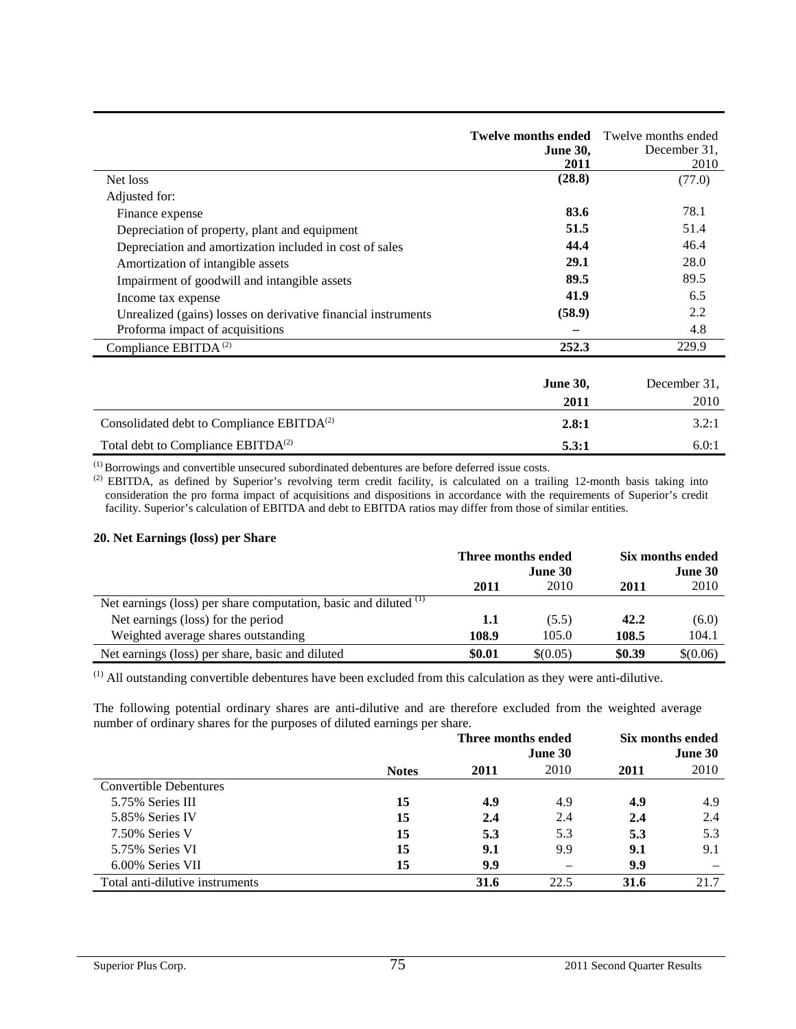| | Twelve months ended June 30, 2011 | Twelve months ended December 31, 2010 |
|---|---|---|
| Net loss | **(28.8)** | (77.0) |
| Adjusted for: | | |
| Finance expense | **83.6** | 78.1 |
| Depreciation of property, plant and equipment | **51.5** | 51.4 |
| Depreciation and amortization included in cost of sales | **44.4** | 46.4 |
| Amortization of intangible assets | **29.1** | 28.0 |
| Impairment of goodwill and intangible assets | **89.5** | 89.5 |
| Income tax expense | **41.9** | 6.5 |
| Unrealized (gains) losses on derivative financial instruments | **(58.9)** | 2.2 |
| Proforma impact of acquisitions | **–** | 4.8 |
| Compliance EBITDA [(2)] | **252.3** | 229.9 |

| | June 30, 2011 | December 31, 2010 |
|---|---|---|
| Consolidated debt to Compliance EBITDA[(2)] | **2.8:1** | 3.2:1 |
| Total debt to Compliance EBITDA[(2)] | **5.3:1** | 6.0:1 |

[(1)] Borrowings and convertible unsecured subordinated debentures are before deferred issue costs.

[(2)] EBITDA, as defined by Superior's revolving term credit facility, is calculated on a trailing 12-month basis taking into consideration the pro forma impact of acquisitions and dispositions in accordance with the requirements of Superior's credit facility. Superior's calculation of EBITDA and debt to EBITDA ratios may differ from those of similar entities.

**20. Net Earnings (loss) per Share**

| | Three months ended June 30 2011 | Three months ended June 30 2010 | Six months ended June 30 2011 | Six months ended June 30 2010 |
|---|---|---|---|---|
| Net earnings (loss) per share computation, basic and diluted [(1)] | | | | |
| Net earnings (loss) for the period | **1.1** | (5.5) | **42.2** | (6.0) |
| Weighted average shares outstanding | **108.9** | 105.0 | **108.5** | 104.1 |
| Net earnings (loss) per share, basic and diluted | **$0.01** | $(0.05) | **$0.39** | $(0.06) |

[(1)] All outstanding convertible debentures have been excluded from this calculation as they were anti-dilutive.

The following potential ordinary shares are anti-dilutive and are therefore excluded from the weighted average number of ordinary shares for the purposes of diluted earnings per share.

| | Notes | Three months ended June 30 2011 | Three months ended June 30 2010 | Six months ended June 30 2011 | Six months ended June 30 2010 |
|---|---|---|---|---|---|
| Convertible Debentures | | | | | |
| 5.75% Series III | **15** | **4.9** | 4.9 | **4.9** | 4.9 |
| 5.85% Series IV | **15** | **2.4** | 2.4 | **2.4** | 2.4 |
| 7.50% Series V | **15** | **5.3** | 5.3 | **5.3** | 5.3 |
| 5.75% Series VI | **15** | **9.1** | 9.9 | **9.1** | 9.1 |
| 6.00% Series VII | **15** | **9.9** | – | **9.9** | – |
| Total anti-dilutive instruments | | **31.6** | 22.5 | **31.6** | 21.7 |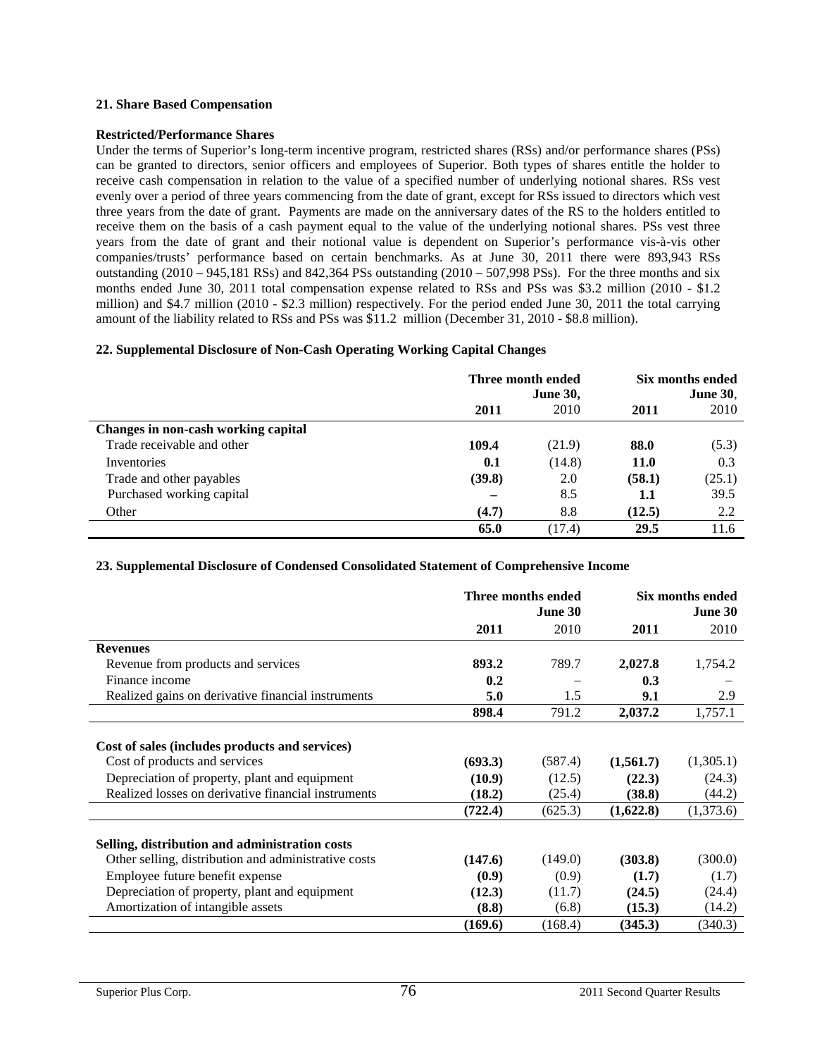## 21. Share Based Compensation

### Restricted/Performance Shares

Under the terms of Superior's long-term incentive program, restricted shares (RSs) and/or performance shares (PSs) can be granted to directors, senior officers and employees of Superior. Both types of shares entitle the holder to receive cash compensation in relation to the value of a specified number of underlying notional shares. RSs vest evenly over a period of three years commencing from the date of grant, except for RSs issued to directors which vest three years from the date of grant. Payments are made on the anniversary dates of the RS to the holders entitled to receive them on the basis of a cash payment equal to the value of the underlying notional shares. PSs vest three years from the date of grant and their notional value is dependent on Superior's performance vis-à-vis other companies/trusts' performance based on certain benchmarks. As at June 30, 2011 there were 893,943 RSs outstanding (2010 – 945,181 RSs) and 842,364 PSs outstanding (2010 – 507,998 PSs). For the three months and six months ended June 30, 2011 total compensation expense related to RSs and PSs was $3.2 million (2010 - $1.2 million) and $4.7 million (2010 - $2.3 million) respectively. For the period ended June 30, 2011 the total carrying amount of the liability related to RSs and PSs was $11.2 million (December 31, 2010 - $8.8 million).

## 22. Supplemental Disclosure of Non-Cash Operating Working Capital Changes

| | Three month ended June 30, | | Six months ended June 30, | |
|---|---|---|---|---|
| | **2011** | 2010 | **2011** | 2010 |
| **Changes in non-cash working capital** | | | | |
| Trade receivable and other | **109.4** | (21.9) | **88.0** | (5.3) |
| Inventories | **0.1** | (14.8) | **11.0** | 0.3 |
| Trade and other payables | **(39.8)** | 2.0 | **(58.1)** | (25.1) |
| Purchased working capital | **–** | 8.5 | **1.1** | 39.5 |
| Other | **(4.7)** | 8.8 | **(12.5)** | 2.2 |
| | **65.0** | (17.4) | **29.5** | 11.6 |

## 23. Supplemental Disclosure of Condensed Consolidated Statement of Comprehensive Income

| | Three months ended June 30 | | Six months ended June 30 | |
|---|---|---|---|---|
| | **2011** | 2010 | **2011** | 2010 |
| **Revenues** | | | | |
| Revenue from products and services | **893.2** | 789.7 | **2,027.8** | 1,754.2 |
| Finance income | **0.2** | – | **0.3** | – |
| Realized gains on derivative financial instruments | **5.0** | 1.5 | **9.1** | 2.9 |
| | **898.4** | 791.2 | **2,037.2** | 1,757.1 |
| **Cost of sales (includes products and services)** | | | | |
| Cost of products and services | **(693.3)** | (587.4) | **(1,561.7)** | (1,305.1) |
| Depreciation of property, plant and equipment | **(10.9)** | (12.5) | **(22.3)** | (24.3) |
| Realized losses on derivative financial instruments | **(18.2)** | (25.4) | **(38.8)** | (44.2) |
| | **(722.4)** | (625.3) | **(1,622.8)** | (1,373.6) |
| **Selling, distribution and administration costs** | | | | |
| Other selling, distribution and administrative costs | **(147.6)** | (149.0) | **(303.8)** | (300.0) |
| Employee future benefit expense | **(0.9)** | (0.9) | **(1.7)** | (1.7) |
| Depreciation of property, plant and equipment | **(12.3)** | (11.7) | **(24.5)** | (24.4) |
| Amortization of intangible assets | **(8.8)** | (6.8) | **(15.3)** | (14.2) |
| | **(169.6)** | (168.4) | **(345.3)** | (340.3) |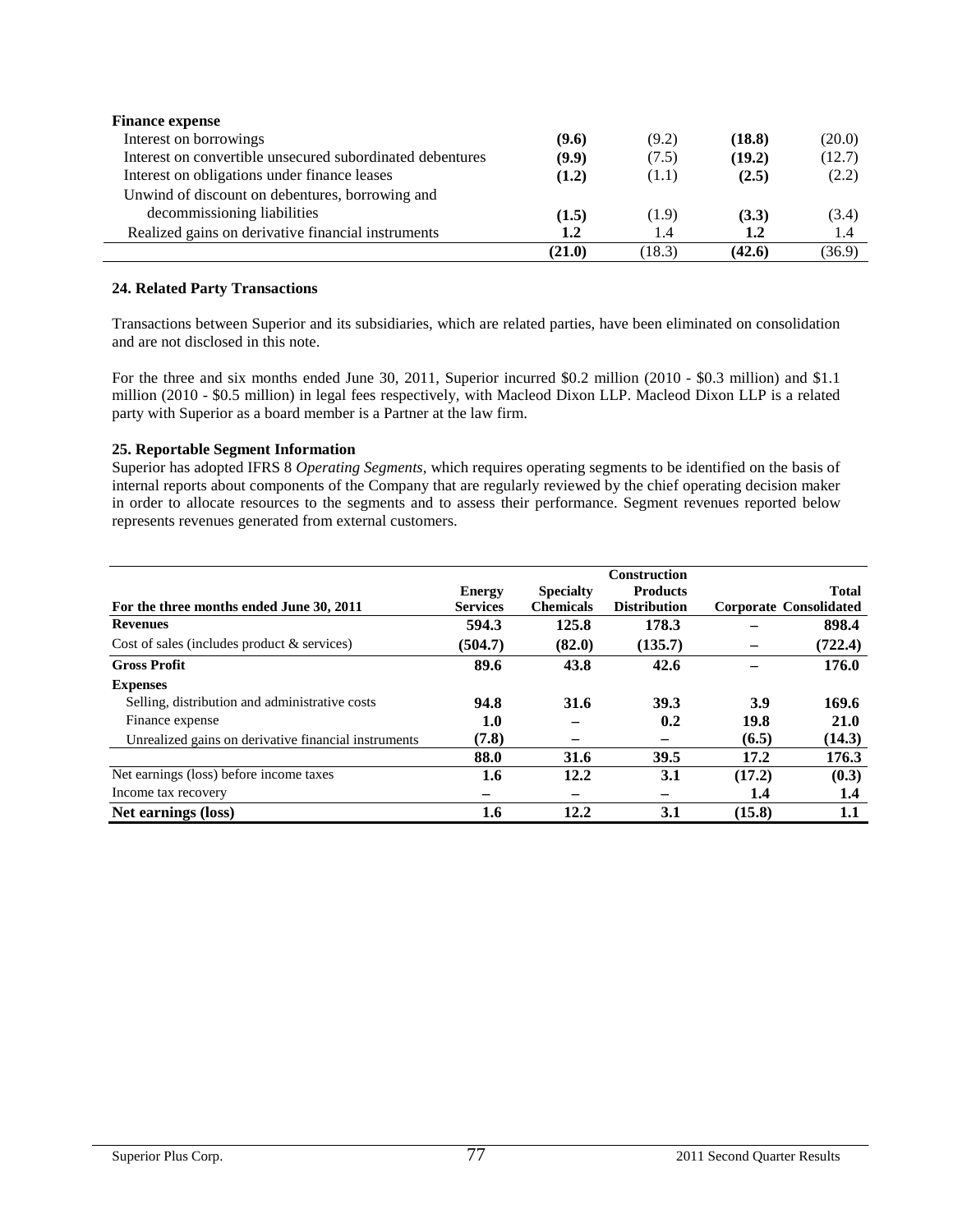| **Finance expense** | | | | |
|---|---|---|---|---|
| Interest on borrowings | **(9.6)** | (9.2) | **(18.8)** | (20.0) |
| Interest on convertible unsecured subordinated debentures | **(9.9)** | (7.5) | **(19.2)** | (12.7) |
| Interest on obligations under finance leases | **(1.2)** | (1.1) | **(2.5)** | (2.2) |
| Unwind of discount on debentures, borrowing and decommissioning liabilities | **(1.5)** | (1.9) | **(3.3)** | (3.4) |
| Realized gains on derivative financial instruments | **1.2** | 1.4 | **1.2** | 1.4 |
| | **(21.0)** | (18.3) | **(42.6)** | (36.9) |

**24. Related Party Transactions**

Transactions between Superior and its subsidiaries, which are related parties, have been eliminated on consolidation and are not disclosed in this note.

For the three and six months ended June 30, 2011, Superior incurred \$0.2 million (2010 - \$0.3 million) and \$1.1 million (2010 - \$0.5 million) in legal fees respectively, with Macleod Dixon LLP. Macleod Dixon LLP is a related party with Superior as a board member is a Partner at the law firm.

**25. Reportable Segment Information**

Superior has adopted IFRS 8 *Operating Segments*, which requires operating segments to be identified on the basis of internal reports about components of the Company that are regularly reviewed by the chief operating decision maker in order to allocate resources to the segments and to assess their performance. Segment revenues reported below represents revenues generated from external customers.

| For the three months ended June 30, 2011 | Energy Services | Specialty Chemicals | Construction Products Distribution | Corporate | Total Consolidated |
|---|---|---|---|---|---|
| **Revenues** | **594.3** | **125.8** | **178.3** | **–** | **898.4** |
| Cost of sales (includes product & services) | **(504.7)** | **(82.0)** | **(135.7)** | **–** | **(722.4)** |
| **Gross Profit** | **89.6** | **43.8** | **42.6** | **–** | **176.0** |
| **Expenses** | | | | | |
| Selling, distribution and administrative costs | **94.8** | **31.6** | **39.3** | **3.9** | **169.6** |
| Finance expense | **1.0** | **–** | **0.2** | **19.8** | **21.0** |
| Unrealized gains on derivative financial instruments | **(7.8)** | **–** | **–** | **(6.5)** | **(14.3)** |
| | **88.0** | **31.6** | **39.5** | **17.2** | **176.3** |
| Net earnings (loss) before income taxes | **1.6** | **12.2** | **3.1** | **(17.2)** | **(0.3)** |
| Income tax recovery | **–** | **–** | **–** | **1.4** | **1.4** |
| **Net earnings (loss)** | **1.6** | **12.2** | **3.1** | **(15.8)** | **1.1** |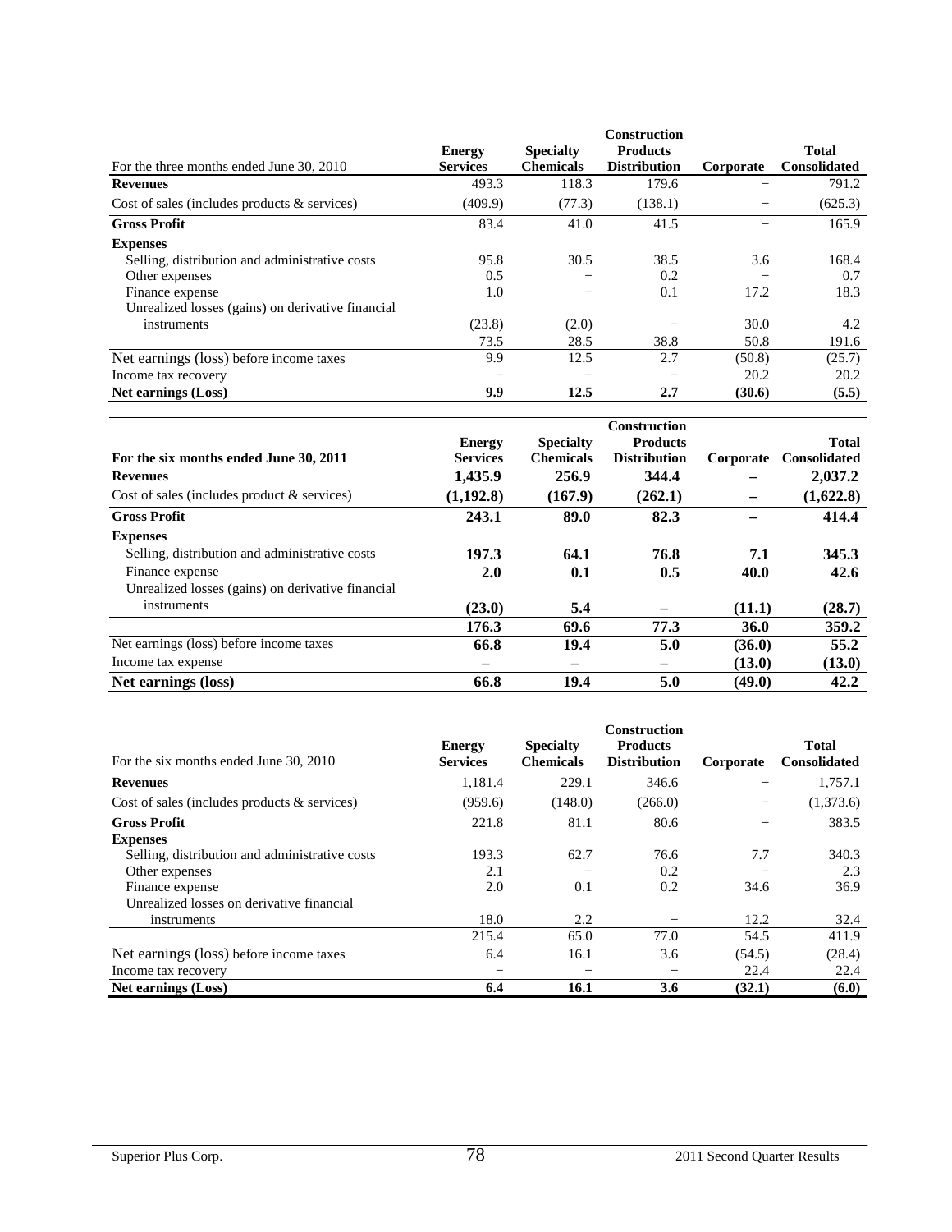| For the three months ended June 30, 2010 | Energy Services | Specialty Chemicals | Construction Products Distribution | Corporate | Total Consolidated |
|---|---|---|---|---|---|
| **Revenues** | 493.3 | 118.3 | 179.6 | − | 791.2 |
| Cost of sales (includes products & services) | (409.9) | (77.3) | (138.1) | − | (625.3) |
| **Gross Profit** | 83.4 | 41.0 | 41.5 | − | 165.9 |
| **Expenses** | | | | | |
| Selling, distribution and administrative costs | 95.8 | 30.5 | 38.5 | 3.6 | 168.4 |
| Other expenses | 0.5 | − | 0.2 | − | 0.7 |
| Finance expense | 1.0 | − | 0.1 | 17.2 | 18.3 |
| Unrealized losses (gains) on derivative financial instruments | (23.8) | (2.0) | − | 30.0 | 4.2 |
| | 73.5 | 28.5 | 38.8 | 50.8 | 191.6 |
| Net earnings (loss) before income taxes | 9.9 | 12.5 | 2.7 | (50.8) | (25.7) |
| Income tax recovery | − | − | − | 20.2 | 20.2 |
| **Net earnings (Loss)** | **9.9** | **12.5** | **2.7** | **(30.6)** | **(5.5)** |

| **For the six months ended June 30, 2011** | **Energy Services** | **Specialty Chemicals** | **Construction Products Distribution** | **Corporate** | **Total Consolidated** |
|---|---|---|---|---|---|
| **Revenues** | **1,435.9** | **256.9** | **344.4** | **–** | **2,037.2** |
| Cost of sales (includes product & services) | **(1,192.8)** | **(167.9)** | **(262.1)** | **–** | **(1,622.8)** |
| **Gross Profit** | **243.1** | **89.0** | **82.3** | **–** | **414.4** |
| **Expenses** | | | | | |
| Selling, distribution and administrative costs | **197.3** | **64.1** | **76.8** | **7.1** | **345.3** |
| Finance expense | **2.0** | **0.1** | **0.5** | **40.0** | **42.6** |
| Unrealized losses (gains) on derivative financial instruments | **(23.0)** | **5.4** | **–** | **(11.1)** | **(28.7)** |
| | **176.3** | **69.6** | **77.3** | **36.0** | **359.2** |
| Net earnings (loss) before income taxes | **66.8** | **19.4** | **5.0** | **(36.0)** | **55.2** |
| Income tax expense | **–** | **–** | **–** | **(13.0)** | **(13.0)** |
| **Net earnings (loss)** | **66.8** | **19.4** | **5.0** | **(49.0)** | **42.2** |

| For the six months ended June 30, 2010 | Energy Services | Specialty Chemicals | Construction Products Distribution | Corporate | Total Consolidated |
|---|---|---|---|---|---|
| **Revenues** | 1,181.4 | 229.1 | 346.6 | − | 1,757.1 |
| Cost of sales (includes products & services) | (959.6) | (148.0) | (266.0) | − | (1,373.6) |
| **Gross Profit** | 221.8 | 81.1 | 80.6 | − | 383.5 |
| **Expenses** | | | | | |
| Selling, distribution and administrative costs | 193.3 | 62.7 | 76.6 | 7.7 | 340.3 |
| Other expenses | 2.1 | − | 0.2 | − | 2.3 |
| Finance expense | 2.0 | 0.1 | 0.2 | 34.6 | 36.9 |
| Unrealized losses on derivative financial instruments | 18.0 | 2.2 | − | 12.2 | 32.4 |
| | 215.4 | 65.0 | 77.0 | 54.5 | 411.9 |
| Net earnings (loss) before income taxes | 6.4 | 16.1 | 3.6 | (54.5) | (28.4) |
| Income tax recovery | − | − | − | 22.4 | 22.4 |
| **Net earnings (Loss)** | **6.4** | **16.1** | **3.6** | **(32.1)** | **(6.0)** |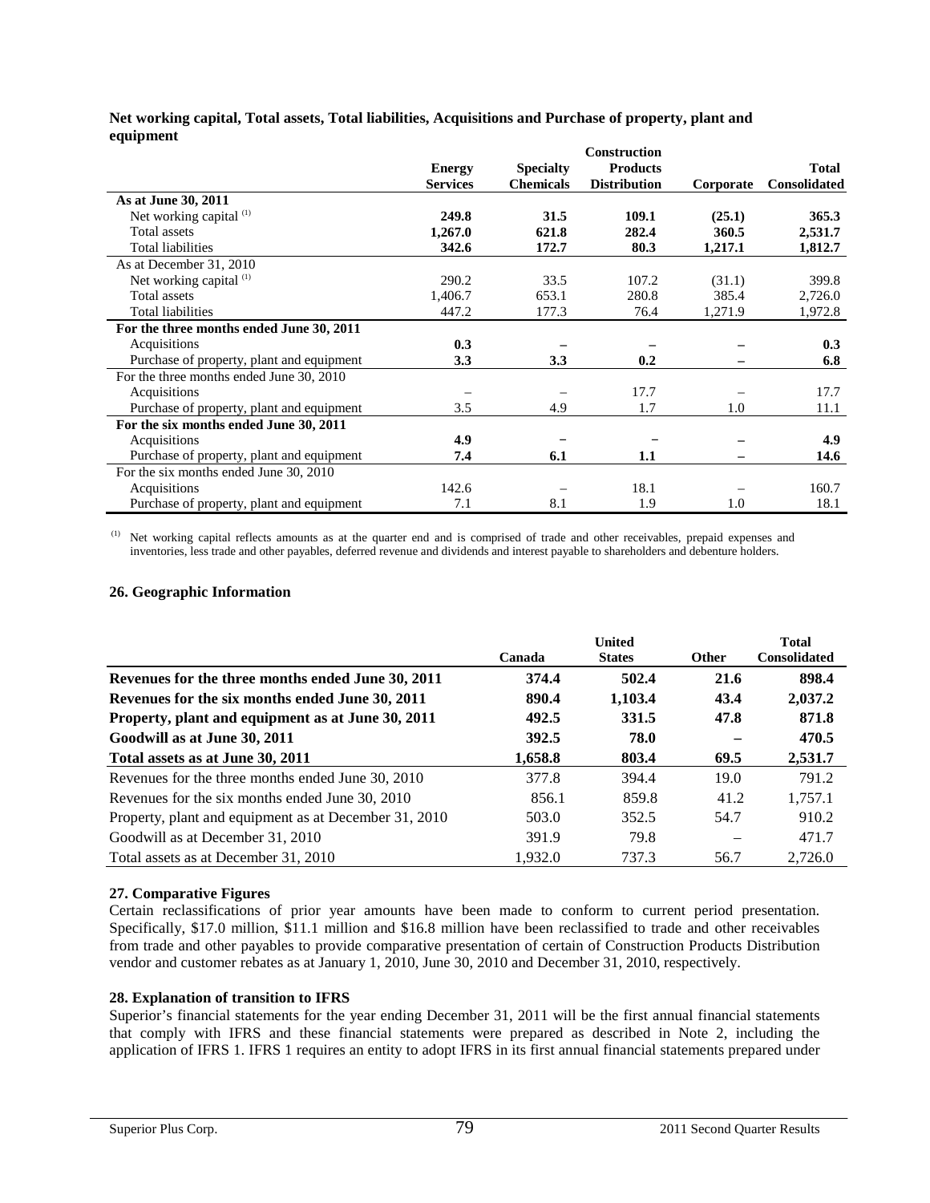**Net working capital, Total assets, Total liabilities, Acquisitions and Purchase of property, plant and equipment**

| | Energy Services | Specialty Chemicals | Construction Products Distribution | Corporate | Total Consolidated |
|---|---|---|---|---|---|
| **As at June 30, 2011** | | | | | |
| Net working capital [(1)] | **249.8** | **31.5** | **109.1** | **(25.1)** | **365.3** |
| Total assets | **1,267.0** | **621.8** | **282.4** | **360.5** | **2,531.7** |
| Total liabilities | **342.6** | **172.7** | **80.3** | **1,217.1** | **1,812.7** |
| As at December 31, 2010 | | | | | |
| Net working capital [(1)] | 290.2 | 33.5 | 107.2 | (31.1) | 399.8 |
| Total assets | 1,406.7 | 653.1 | 280.8 | 385.4 | 2,726.0 |
| Total liabilities | 447.2 | 177.3 | 76.4 | 1,271.9 | 1,972.8 |
| **For the three months ended June 30, 2011** | | | | | |
| Acquisitions | **0.3** | **–** | **–** | **–** | **0.3** |
| Purchase of property, plant and equipment | **3.3** | **3.3** | **0.2** | **–** | **6.8** |
| For the three months ended June 30, 2010 | | | | | |
| Acquisitions | – | – | 17.7 | – | 17.7 |
| Purchase of property, plant and equipment | 3.5 | 4.9 | 1.7 | 1.0 | 11.1 |
| **For the six months ended June 30, 2011** | | | | | |
| Acquisitions | **4.9** | **–** | **–** | **–** | **4.9** |
| Purchase of property, plant and equipment | **7.4** | **6.1** | **1.1** | **–** | **14.6** |
| For the six months ended June 30, 2010 | | | | | |
| Acquisitions | 142.6 | – | 18.1 | – | 160.7 |
| Purchase of property, plant and equipment | 7.1 | 8.1 | 1.9 | 1.0 | 18.1 |

[(1)] Net working capital reflects amounts as at the quarter end and is comprised of trade and other receivables, prepaid expenses and inventories, less trade and other payables, deferred revenue and dividends and interest payable to shareholders and debenture holders.

### 26. Geographic Information

| | Canada | United States | Other | Total Consolidated |
|---|---|---|---|---|
| **Revenues for the three months ended June 30, 2011** | **374.4** | **502.4** | **21.6** | **898.4** |
| **Revenues for the six months ended June 30, 2011** | **890.4** | **1,103.4** | **43.4** | **2,037.2** |
| **Property, plant and equipment as at June 30, 2011** | **492.5** | **331.5** | **47.8** | **871.8** |
| **Goodwill as at June 30, 2011** | **392.5** | **78.0** | **–** | **470.5** |
| **Total assets as at June 30, 2011** | **1,658.8** | **803.4** | **69.5** | **2,531.7** |
| Revenues for the three months ended June 30, 2010 | 377.8 | 394.4 | 19.0 | 791.2 |
| Revenues for the six months ended June 30, 2010 | 856.1 | 859.8 | 41.2 | 1,757.1 |
| Property, plant and equipment as at December 31, 2010 | 503.0 | 352.5 | 54.7 | 910.2 |
| Goodwill as at December 31, 2010 | 391.9 | 79.8 | – | 471.7 |
| Total assets as at December 31, 2010 | 1,932.0 | 737.3 | 56.7 | 2,726.0 |

### 27. Comparative Figures

Certain reclassifications of prior year amounts have been made to conform to current period presentation. Specifically, $17.0 million, $11.1 million and $16.8 million have been reclassified to trade and other receivables from trade and other payables to provide comparative presentation of certain of Construction Products Distribution vendor and customer rebates as at January 1, 2010, June 30, 2010 and December 31, 2010, respectively.

### 28. Explanation of transition to IFRS

Superior's financial statements for the year ending December 31, 2011 will be the first annual financial statements that comply with IFRS and these financial statements were prepared as described in Note 2, including the application of IFRS 1. IFRS 1 requires an entity to adopt IFRS in its first annual financial statements prepared under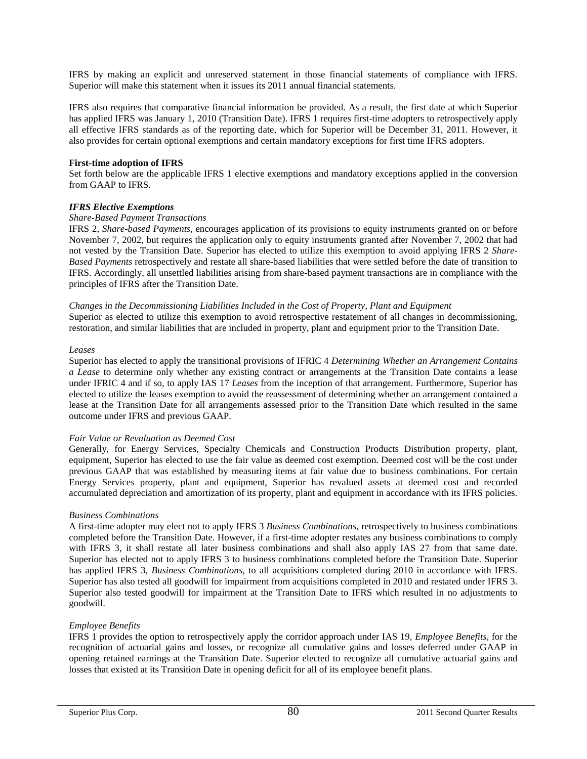IFRS by making an explicit and unreserved statement in those financial statements of compliance with IFRS. Superior will make this statement when it issues its 2011 annual financial statements.

IFRS also requires that comparative financial information be provided. As a result, the first date at which Superior has applied IFRS was January 1, 2010 (Transition Date). IFRS 1 requires first-time adopters to retrospectively apply all effective IFRS standards as of the reporting date, which for Superior will be December 31, 2011. However, it also provides for certain optional exemptions and certain mandatory exceptions for first time IFRS adopters.

**First-time adoption of IFRS**

Set forth below are the applicable IFRS 1 elective exemptions and mandatory exceptions applied in the conversion from GAAP to IFRS.

***IFRS Elective Exemptions***

*Share-Based Payment Transactions*

IFRS 2, *Share-based Payments*, encourages application of its provisions to equity instruments granted on or before November 7, 2002, but requires the application only to equity instruments granted after November 7, 2002 that had not vested by the Transition Date. Superior has elected to utilize this exemption to avoid applying IFRS 2 *Share-Based Payments* retrospectively and restate all share-based liabilities that were settled before the date of transition to IFRS. Accordingly, all unsettled liabilities arising from share-based payment transactions are in compliance with the principles of IFRS after the Transition Date.

*Changes in the Decommissioning Liabilities Included in the Cost of Property, Plant and Equipment*

Superior as elected to utilize this exemption to avoid retrospective restatement of all changes in decommissioning, restoration, and similar liabilities that are included in property, plant and equipment prior to the Transition Date.

*Leases*

Superior has elected to apply the transitional provisions of IFRIC 4 *Determining Whether an Arrangement Contains a Lease* to determine only whether any existing contract or arrangements at the Transition Date contains a lease under IFRIC 4 and if so, to apply IAS 17 *Leases* from the inception of that arrangement. Furthermore, Superior has elected to utilize the leases exemption to avoid the reassessment of determining whether an arrangement contained a lease at the Transition Date for all arrangements assessed prior to the Transition Date which resulted in the same outcome under IFRS and previous GAAP.

*Fair Value or Revaluation as Deemed Cost*

Generally, for Energy Services, Specialty Chemicals and Construction Products Distribution property, plant, equipment, Superior has elected to use the fair value as deemed cost exemption. Deemed cost will be the cost under previous GAAP that was established by measuring items at fair value due to business combinations. For certain Energy Services property, plant and equipment, Superior has revalued assets at deemed cost and recorded accumulated depreciation and amortization of its property, plant and equipment in accordance with its IFRS policies.

*Business Combinations*

A first-time adopter may elect not to apply IFRS 3 *Business Combinations*, retrospectively to business combinations completed before the Transition Date. However, if a first-time adopter restates any business combinations to comply with IFRS 3, it shall restate all later business combinations and shall also apply IAS 27 from that same date. Superior has elected not to apply IFRS 3 to business combinations completed before the Transition Date. Superior has applied IFRS 3, *Business Combinations*, to all acquisitions completed during 2010 in accordance with IFRS. Superior has also tested all goodwill for impairment from acquisitions completed in 2010 and restated under IFRS 3. Superior also tested goodwill for impairment at the Transition Date to IFRS which resulted in no adjustments to goodwill.

*Employee Benefits*

IFRS 1 provides the option to retrospectively apply the corridor approach under IAS 19, *Employee Benefits*, for the recognition of actuarial gains and losses, or recognize all cumulative gains and losses deferred under GAAP in opening retained earnings at the Transition Date. Superior elected to recognize all cumulative actuarial gains and losses that existed at its Transition Date in opening deficit for all of its employee benefit plans.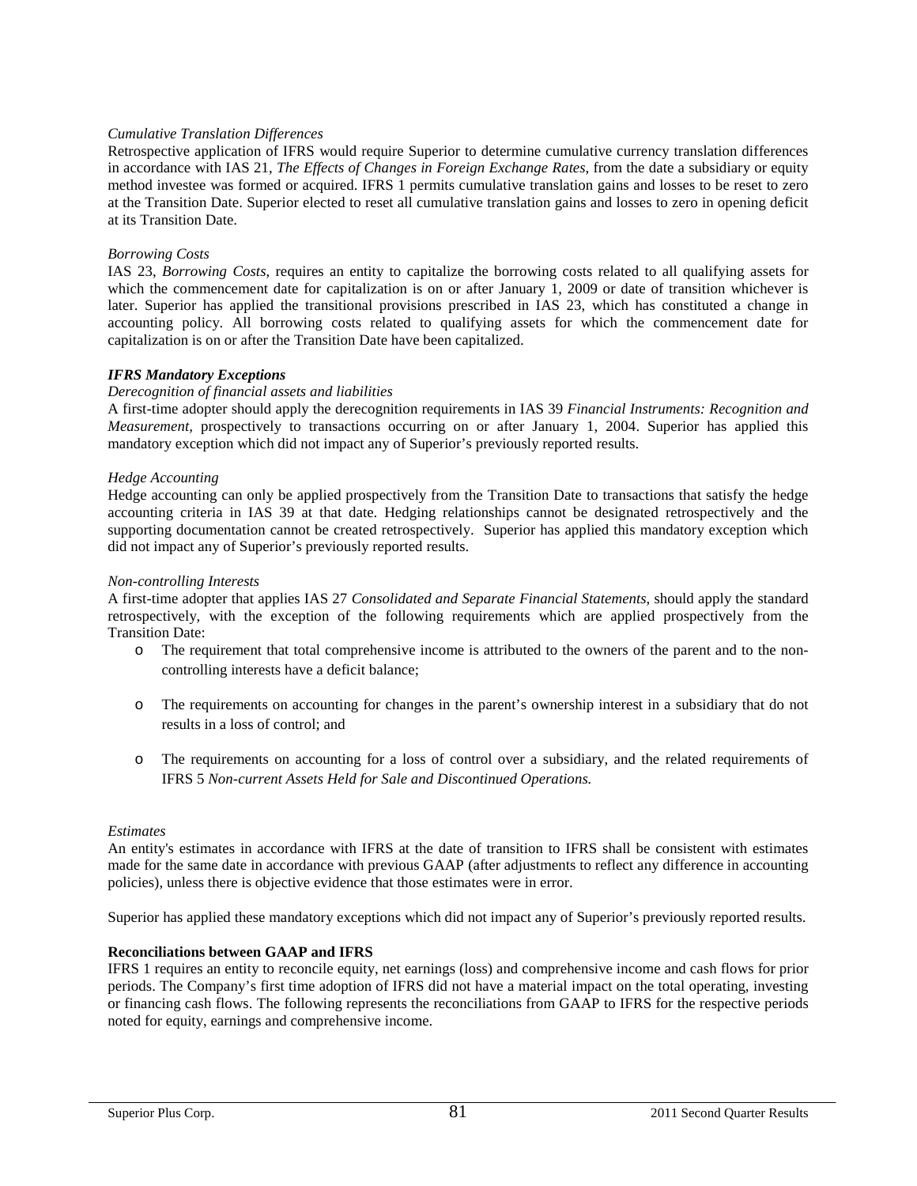*Cumulative Translation Differences*

Retrospective application of IFRS would require Superior to determine cumulative currency translation differences in accordance with IAS 21, *The Effects of Changes in Foreign Exchange Rates*, from the date a subsidiary or equity method investee was formed or acquired. IFRS 1 permits cumulative translation gains and losses to be reset to zero at the Transition Date. Superior elected to reset all cumulative translation gains and losses to zero in opening deficit at its Transition Date.

*Borrowing Costs*

IAS 23, *Borrowing Costs*, requires an entity to capitalize the borrowing costs related to all qualifying assets for which the commencement date for capitalization is on or after January 1, 2009 or date of transition whichever is later. Superior has applied the transitional provisions prescribed in IAS 23, which has constituted a change in accounting policy. All borrowing costs related to qualifying assets for which the commencement date for capitalization is on or after the Transition Date have been capitalized.

***IFRS Mandatory Exceptions***

*Derecognition of financial assets and liabilities*

A first-time adopter should apply the derecognition requirements in IAS 39 *Financial Instruments: Recognition and Measurement,* prospectively to transactions occurring on or after January 1, 2004. Superior has applied this mandatory exception which did not impact any of Superior's previously reported results.

*Hedge Accounting*

Hedge accounting can only be applied prospectively from the Transition Date to transactions that satisfy the hedge accounting criteria in IAS 39 at that date. Hedging relationships cannot be designated retrospectively and the supporting documentation cannot be created retrospectively. Superior has applied this mandatory exception which did not impact any of Superior's previously reported results.

*Non-controlling Interests*

A first-time adopter that applies IAS 27 *Consolidated and Separate Financial Statements*, should apply the standard retrospectively, with the exception of the following requirements which are applied prospectively from the Transition Date:

- The requirement that total comprehensive income is attributed to the owners of the parent and to the non-controlling interests have a deficit balance;
- The requirements on accounting for changes in the parent's ownership interest in a subsidiary that do not results in a loss of control; and
- The requirements on accounting for a loss of control over a subsidiary, and the related requirements of IFRS 5 *Non-current Assets Held for Sale and Discontinued Operations.*

*Estimates*

An entity's estimates in accordance with IFRS at the date of transition to IFRS shall be consistent with estimates made for the same date in accordance with previous GAAP (after adjustments to reflect any difference in accounting policies), unless there is objective evidence that those estimates were in error.

Superior has applied these mandatory exceptions which did not impact any of Superior's previously reported results.

**Reconciliations between GAAP and IFRS**

IFRS 1 requires an entity to reconcile equity, net earnings (loss) and comprehensive income and cash flows for prior periods. The Company's first time adoption of IFRS did not have a material impact on the total operating, investing or financing cash flows. The following represents the reconciliations from GAAP to IFRS for the respective periods noted for equity, earnings and comprehensive income.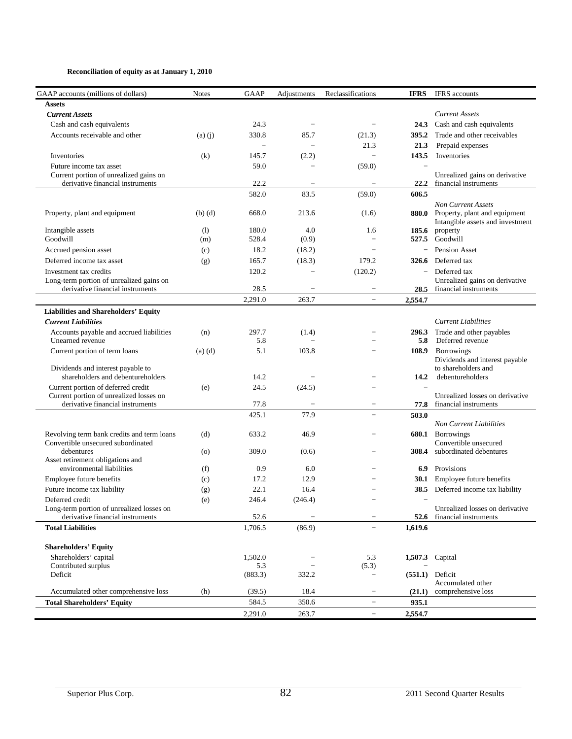**Reconciliation of equity as at January 1, 2010**

| GAAP accounts (millions of dollars) | Notes | GAAP | Adjustments | Reclassifications | IFRS | IFRS accounts |
|---|---|---|---|---|---|---|
| **Assets** | | | | | | |
| ***Current Assets*** | | | | | | *Current Assets* |
| Cash and cash equivalents | | 24.3 | – | – | **24.3** | Cash and cash equivalents |
| Accounts receivable and other | (a) (j) | 330.8 | 85.7 | (21.3) | **395.2** | Trade and other receivables |
| | | – | – | 21.3 | **21.3** | Prepaid expenses |
| Inventories | (k) | 145.7 | (2.2) | – | **143.5** | Inventories |
| Future income tax asset | | 59.0 | – | (59.0) | – | |
| Current portion of unrealized gains on derivative financial instruments | | 22.2 | – | – | **22.2** | Unrealized gains on derivative financial instruments |
| | | 582.0 | 83.5 | (59.0) | **606.5** | |
| | | | | | | *Non Current Assets* |
| Property, plant and equipment | (b) (d) | 668.0 | 213.6 | (1.6) | **880.0** | Property, plant and equipment |
| Intangible assets | (l) | 180.0 | 4.0 | 1.6 | **185.6** | Intangible assets and investment property |
| Goodwill | (m) | 528.4 | (0.9) | – | **527.5** | Goodwill |
| Accrued pension asset | (c) | 18.2 | (18.2) | – | **–** | Pension Asset |
| Deferred income tax asset | (g) | 165.7 | (18.3) | 179.2 | **326.6** | Deferred tax |
| Investment tax credits | | 120.2 | – | (120.2) | – | Deferred tax |
| Long-term portion of unrealized gains on derivative financial instruments | | 28.5 | – | – | **28.5** | Unrealized gains on derivative financial instruments |
| | | 2,291.0 | 263.7 | – | **2,554.7** | |
| **Liabilities and Shareholders' Equity** | | | | | | |
| ***Current Liabilities*** | | | | | | *Current Liabilities* |
| Accounts payable and accrued liabilities | (n) | 297.7 | (1.4) | – | **296.3** | Trade and other payables |
| Unearned revenue | | 5.8 | – | – | **5.8** | Deferred revenue |
| Current portion of term loans | (a) (d) | 5.1 | 103.8 | – | **108.9** | Borrowings |
| Dividends and interest payable to shareholders and debentureholders | | 14.2 | – | – | **14.2** | Dividends and interest payable to shareholders and debentureholders |
| Current portion of deferred credit | (e) | 24.5 | (24.5) | – | – | |
| Current portion of unrealized losses on derivative financial instruments | | 77.8 | – | – | **77.8** | Unrealized losses on derivative financial instruments |
| | | 425.1 | 77.9 | – | **503.0** | |
| | | | | | | *Non Current Liabilities* |
| Revolving term bank credits and term loans | (d) | 633.2 | 46.9 | – | **680.1** | Borrowings |
| Convertible unsecured subordinated debentures | (o) | 309.0 | (0.6) | – | **308.4** | Convertible unsecured subordinated debentures |
| Asset retirement obligations and environmental liabilities | (f) | 0.9 | 6.0 | – | **6.9** | Provisions |
| Employee future benefits | (c) | 17.2 | 12.9 | – | **30.1** | Employee future benefits |
| Future income tax liability | (g) | 22.1 | 16.4 | – | **38.5** | Deferred income tax liability |
| Deferred credit | (e) | 246.4 | (246.4) | – | – | |
| Long-term portion of unrealized losses on derivative financial instruments | | 52.6 | – | – | **52.6** | Unrealized losses on derivative financial instruments |
| **Total Liabilities** | | 1,706.5 | (86.9) | – | **1,619.6** | |
| **Shareholders' Equity** | | | | | | |
| Shareholders' capital | | 1,502.0 | – | 5.3 | **1,507.3** | Capital |
| Contributed surplus | | 5.3 | – | (5.3) | – | |
| Deficit | | (883.3) | 332.2 | – | **(551.1)** | Deficit |
| Accumulated other comprehensive loss | (h) | (39.5) | 18.4 | – | **(21.1)** | Accumulated other comprehensive loss |
| **Total Shareholders' Equity** | | 584.5 | 350.6 | – | **935.1** | |
| | | 2,291.0 | 263.7 | – | **2,554.7** | |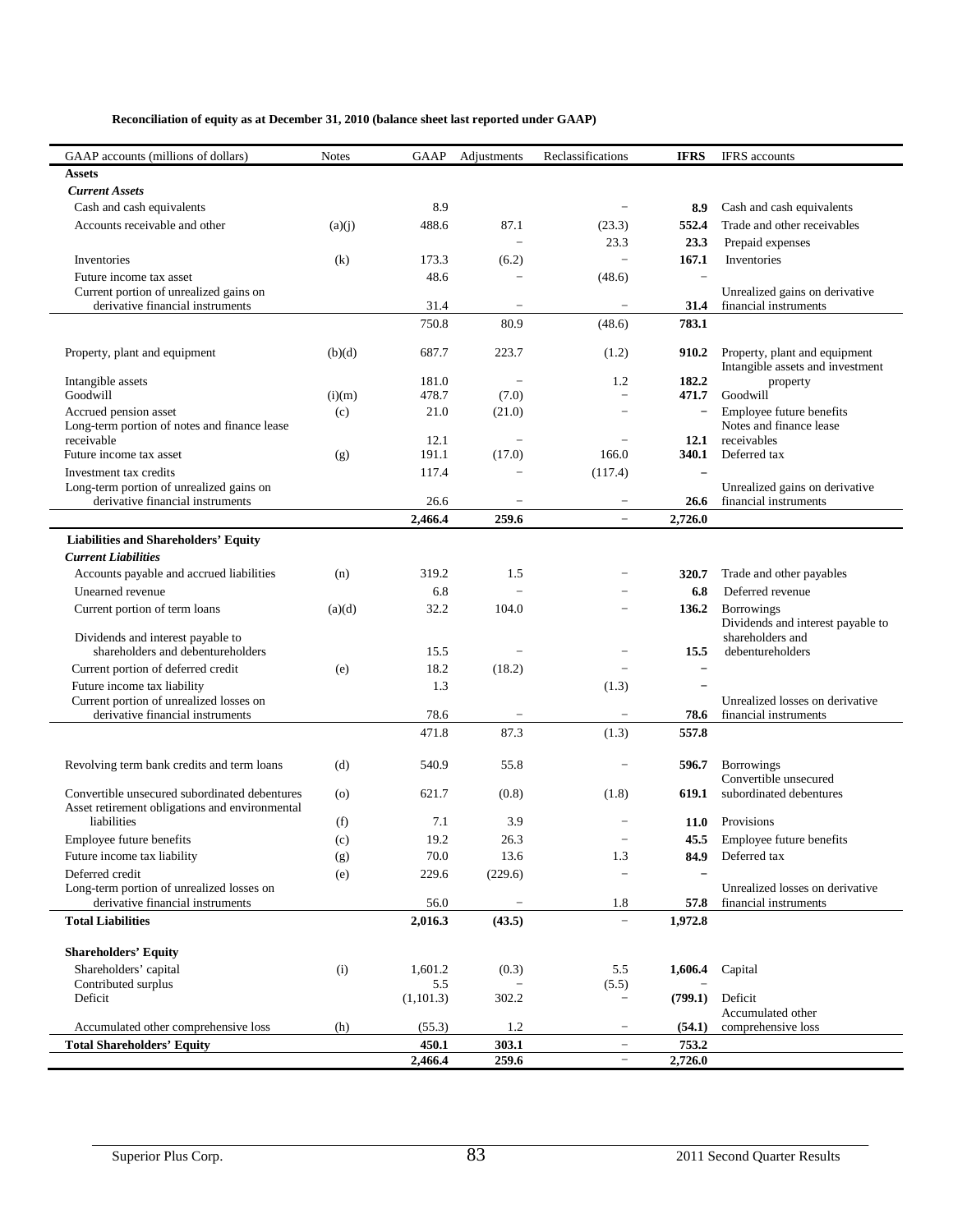**Reconciliation of equity as at December 31, 2010 (balance sheet last reported under GAAP)**

| GAAP accounts (millions of dollars) | Notes | GAAP | Adjustments | Reclassifications | IFRS | IFRS accounts |
|---|---|---|---|---|---|---|
| **Assets** | | | | | | |
| ***Current Assets*** | | | | | | |
| Cash and cash equivalents | | 8.9 | | − | **8.9** | Cash and cash equivalents |
| Accounts receivable and other | (a)(j) | 488.6 | 87.1 | (23.3) | **552.4** | Trade and other receivables |
| | | | − | 23.3 | **23.3** | Prepaid expenses |
| Inventories | (k) | 173.3 | (6.2) | − | **167.1** | Inventories |
| Future income tax asset | | 48.6 | − | (48.6) | − | |
| Current portion of unrealized gains on derivative financial instruments | | 31.4 | − | − | **31.4** | Unrealized gains on derivative financial instruments |
| | | 750.8 | 80.9 | (48.6) | **783.1** | |
| Property, plant and equipment | (b)(d) | 687.7 | 223.7 | (1.2) | **910.2** | Property, plant and equipment |
| Intangible assets | | 181.0 | − | 1.2 | **182.2** | Intangible assets and investment property |
| Goodwill | (i)(m) | 478.7 | (7.0) | − | **471.7** | Goodwill |
| Accrued pension asset | (c) | 21.0 | (21.0) | − | **−** | Employee future benefits |
| Long-term portion of notes and finance lease receivable | | 12.1 | − | − | **12.1** | Notes and finance lease receivables |
| Future income tax asset | (g) | 191.1 | (17.0) | 166.0 | **340.1** | Deferred tax |
| Investment tax credits | | 117.4 | − | (117.4) | **−** | |
| Long-term portion of unrealized gains on derivative financial instruments | | 26.6 | − | − | **26.6** | Unrealized gains on derivative financial instruments |
| | | **2,466.4** | **259.6** | − | **2,726.0** | |
| **Liabilities and Shareholders' Equity** | | | | | | |
| ***Current Liabilities*** | | | | | | |
| Accounts payable and accrued liabilities | (n) | 319.2 | 1.5 | − | **320.7** | Trade and other payables |
| Unearned revenue | | 6.8 | − | − | **6.8** | Deferred revenue |
| Current portion of term loans | (a)(d) | 32.2 | 104.0 | − | **136.2** | Borrowings |
| Dividends and interest payable to shareholders and debentureholders | | 15.5 | − | − | **15.5** | Dividends and interest payable to shareholders and debentureholders |
| Current portion of deferred credit | (e) | 18.2 | (18.2) | − | **−** | |
| Future income tax liability | | 1.3 | | (1.3) | **−** | |
| Current portion of unrealized losses on derivative financial instruments | | 78.6 | − | − | **78.6** | Unrealized losses on derivative financial instruments |
| | | 471.8 | 87.3 | (1.3) | **557.8** | |
| Revolving term bank credits and term loans | (d) | 540.9 | 55.8 | − | **596.7** | Borrowings |
| Convertible unsecured subordinated debentures | (o) | 621.7 | (0.8) | (1.8) | **619.1** | Convertible unsecured subordinated debentures |
| Asset retirement obligations and environmental liabilities | (f) | 7.1 | 3.9 | − | **11.0** | Provisions |
| Employee future benefits | (c) | 19.2 | 26.3 | − | **45.5** | Employee future benefits |
| Future income tax liability | (g) | 70.0 | 13.6 | 1.3 | **84.9** | Deferred tax |
| Deferred credit | (e) | 229.6 | (229.6) | − | **−** | |
| Long-term portion of unrealized losses on derivative financial instruments | | 56.0 | − | 1.8 | **57.8** | Unrealized losses on derivative financial instruments |
| **Total Liabilities** | | **2,016.3** | **(43.5)** | − | **1,972.8** | |
| **Shareholders' Equity** | | | | | | |
| Shareholders' capital | (i) | 1,601.2 | (0.3) | 5.5 | **1,606.4** | Capital |
| Contributed surplus | | 5.5 | − | (5.5) | − | |
| Deficit | | (1,101.3) | 302.2 | − | **(799.1)** | Deficit |
| Accumulated other comprehensive loss | (h) | (55.3) | 1.2 | − | **(54.1)** | Accumulated other comprehensive loss |
| **Total Shareholders' Equity** | | **450.1** | **303.1** | − | **753.2** | |
| | | **2,466.4** | **259.6** | − | **2,726.0** | |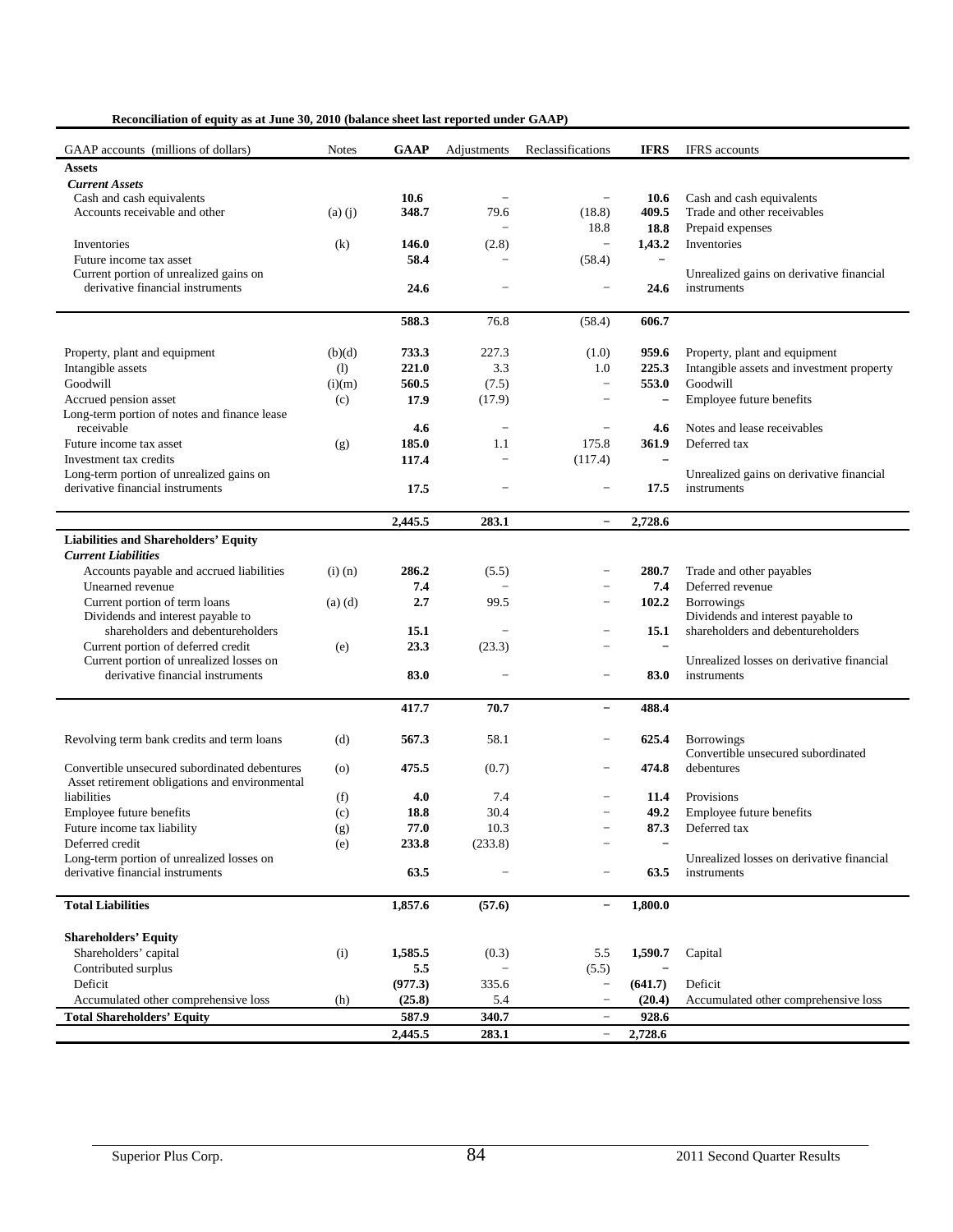**Reconciliation of equity as at June 30, 2010 (balance sheet last reported under GAAP)**

| GAAP accounts (millions of dollars) | Notes | GAAP | Adjustments | Reclassifications | IFRS | IFRS accounts |
|---|---|---|---|---|---|---|
| **Assets** | | | | | | |
| ***Current Assets*** | | | | | | |
| Cash and cash equivalents | | **10.6** | − | − | **10.6** | Cash and cash equivalents |
| Accounts receivable and other | (a) (j) | **348.7** | 79.6 | (18.8) | **409.5** | Trade and other receivables |
| | | | − | 18.8 | **18.8** | Prepaid expenses |
| Inventories | (k) | **146.0** | (2.8) | − | **1,43.2** | Inventories |
| Future income tax asset | | **58.4** | − | (58.4) | − | |
| Current portion of unrealized gains on derivative financial instruments | | **24.6** | − | − | **24.6** | Unrealized gains on derivative financial instruments |
| | | **588.3** | 76.8 | (58.4) | **606.7** | |
| Property, plant and equipment | (b)(d) | **733.3** | 227.3 | (1.0) | **959.6** | Property, plant and equipment |
| Intangible assets | (l) | **221.0** | 3.3 | 1.0 | **225.3** | Intangible assets and investment property |
| Goodwill | (i)(m) | **560.5** | (7.5) | − | **553.0** | Goodwill |
| Accrued pension asset | (c) | **17.9** | (17.9) | − | − | Employee future benefits |
| Long-term portion of notes and finance lease receivable | | **4.6** | − | − | **4.6** | Notes and lease receivables |
| Future income tax asset | (g) | **185.0** | 1.1 | 175.8 | **361.9** | Deferred tax |
| Investment tax credits | | **117.4** | − | (117.4) | − | |
| Long-term portion of unrealized gains on derivative financial instruments | | **17.5** | − | − | **17.5** | Unrealized gains on derivative financial instruments |
| | | **2,445.5** | **283.1** | − | **2,728.6** | |
| **Liabilities and Shareholders' Equity** | | | | | | |
| ***Current Liabilities*** | | | | | | |
| Accounts payable and accrued liabilities | (i) (n) | **286.2** | (5.5) | − | **280.7** | Trade and other payables |
| Unearned revenue | | **7.4** | − | − | **7.4** | Deferred revenue |
| Current portion of term loans | (a) (d) | **2.7** | 99.5 | − | **102.2** | Borrowings |
| Dividends and interest payable to shareholders and debentureholders | | **15.1** | − | − | **15.1** | Dividends and interest payable to shareholders and debentureholders |
| Current portion of deferred credit | (e) | **23.3** | (23.3) | − | − | |
| Current portion of unrealized losses on derivative financial instruments | | **83.0** | − | − | **83.0** | Unrealized losses on derivative financial instruments |
| | | **417.7** | **70.7** | − | **488.4** | |
| Revolving term bank credits and term loans | (d) | **567.3** | 58.1 | − | **625.4** | Borrowings |
| Convertible unsecured subordinated debentures | (o) | **475.5** | (0.7) | − | **474.8** | Convertible unsecured subordinated debentures |
| Asset retirement obligations and environmental liabilities | (f) | **4.0** | 7.4 | − | **11.4** | Provisions |
| Employee future benefits | (c) | **18.8** | 30.4 | − | **49.2** | Employee future benefits |
| Future income tax liability | (g) | **77.0** | 10.3 | − | **87.3** | Deferred tax |
| Deferred credit | (e) | **233.8** | (233.8) | − | − | |
| Long-term portion of unrealized losses on derivative financial instruments | | **63.5** | − | − | **63.5** | Unrealized losses on derivative financial instruments |
| **Total Liabilities** | | **1,857.6** | **(57.6)** | − | **1,800.0** | |
| **Shareholders' Equity** | | | | | | |
| Shareholders' capital | (i) | **1,585.5** | (0.3) | 5.5 | **1,590.7** | Capital |
| Contributed surplus | | **5.5** | − | (5.5) | − | |
| Deficit | | **(977.3)** | 335.6 | − | **(641.7)** | Deficit |
| Accumulated other comprehensive loss | (h) | **(25.8)** | 5.4 | − | **(20.4)** | Accumulated other comprehensive loss |
| **Total Shareholders' Equity** | | **587.9** | **340.7** | − | **928.6** | |
| | | **2,445.5** | **283.1** | − | **2,728.6** | |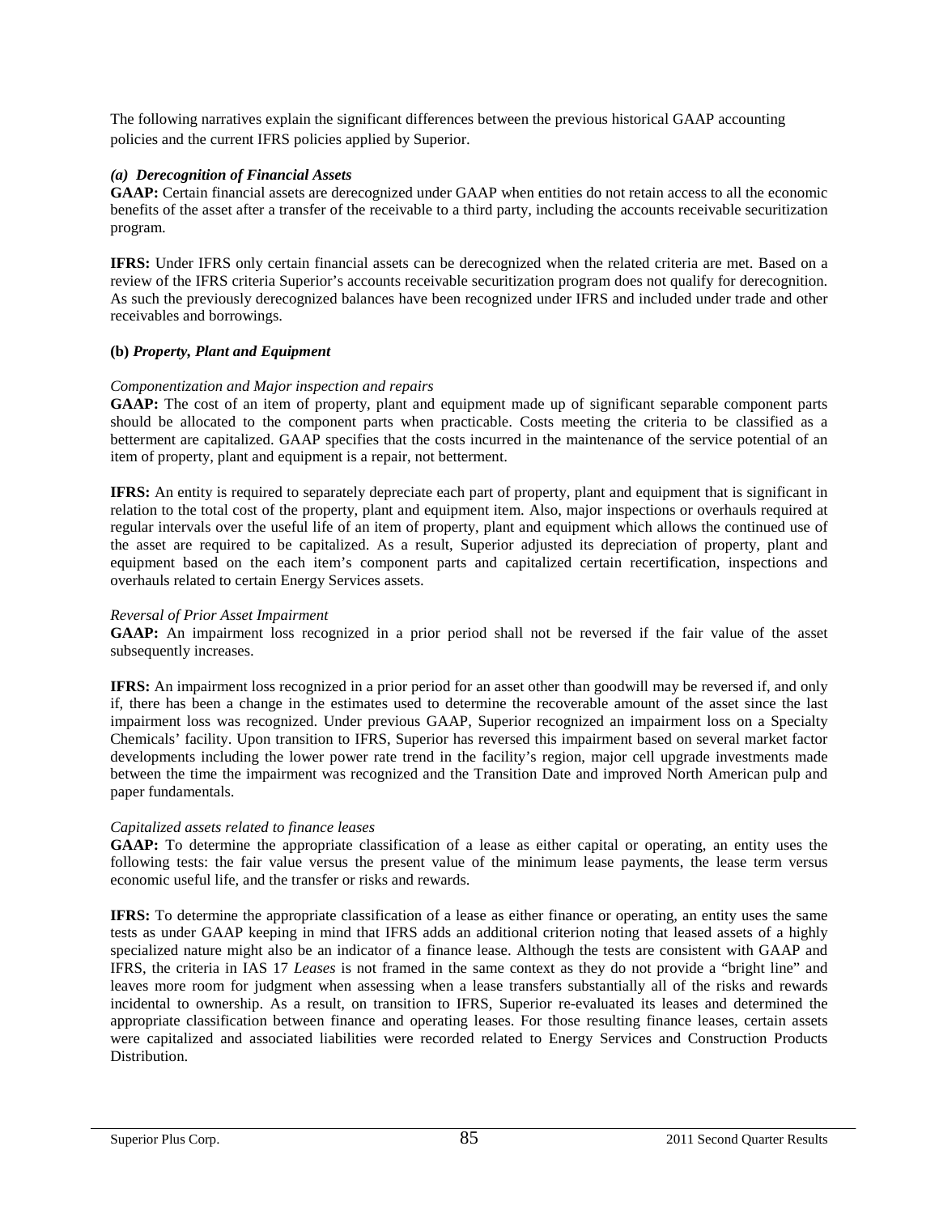The following narratives explain the significant differences between the previous historical GAAP accounting policies and the current IFRS policies applied by Superior.

### *(a) Derecognition of Financial Assets*

**GAAP:** Certain financial assets are derecognized under GAAP when entities do not retain access to all the economic benefits of the asset after a transfer of the receivable to a third party, including the accounts receivable securitization program.

**IFRS:** Under IFRS only certain financial assets can be derecognized when the related criteria are met. Based on a review of the IFRS criteria Superior's accounts receivable securitization program does not qualify for derecognition. As such the previously derecognized balances have been recognized under IFRS and included under trade and other receivables and borrowings.

### (b) *Property, Plant and Equipment*

*Componentization and Major inspection and repairs*

**GAAP:** The cost of an item of property, plant and equipment made up of significant separable component parts should be allocated to the component parts when practicable. Costs meeting the criteria to be classified as a betterment are capitalized. GAAP specifies that the costs incurred in the maintenance of the service potential of an item of property, plant and equipment is a repair, not betterment.

**IFRS:** An entity is required to separately depreciate each part of property, plant and equipment that is significant in relation to the total cost of the property, plant and equipment item. Also, major inspections or overhauls required at regular intervals over the useful life of an item of property, plant and equipment which allows the continued use of the asset are required to be capitalized. As a result, Superior adjusted its depreciation of property, plant and equipment based on the each item's component parts and capitalized certain recertification, inspections and overhauls related to certain Energy Services assets.

*Reversal of Prior Asset Impairment*

**GAAP:** An impairment loss recognized in a prior period shall not be reversed if the fair value of the asset subsequently increases.

**IFRS:** An impairment loss recognized in a prior period for an asset other than goodwill may be reversed if, and only if, there has been a change in the estimates used to determine the recoverable amount of the asset since the last impairment loss was recognized. Under previous GAAP, Superior recognized an impairment loss on a Specialty Chemicals' facility. Upon transition to IFRS, Superior has reversed this impairment based on several market factor developments including the lower power rate trend in the facility's region, major cell upgrade investments made between the time the impairment was recognized and the Transition Date and improved North American pulp and paper fundamentals.

*Capitalized assets related to finance leases*

**GAAP:** To determine the appropriate classification of a lease as either capital or operating, an entity uses the following tests: the fair value versus the present value of the minimum lease payments, the lease term versus economic useful life, and the transfer or risks and rewards.

**IFRS:** To determine the appropriate classification of a lease as either finance or operating, an entity uses the same tests as under GAAP keeping in mind that IFRS adds an additional criterion noting that leased assets of a highly specialized nature might also be an indicator of a finance lease. Although the tests are consistent with GAAP and IFRS, the criteria in IAS 17 *Leases* is not framed in the same context as they do not provide a "bright line" and leaves more room for judgment when assessing when a lease transfers substantially all of the risks and rewards incidental to ownership. As a result, on transition to IFRS, Superior re-evaluated its leases and determined the appropriate classification between finance and operating leases. For those resulting finance leases, certain assets were capitalized and associated liabilities were recorded related to Energy Services and Construction Products Distribution.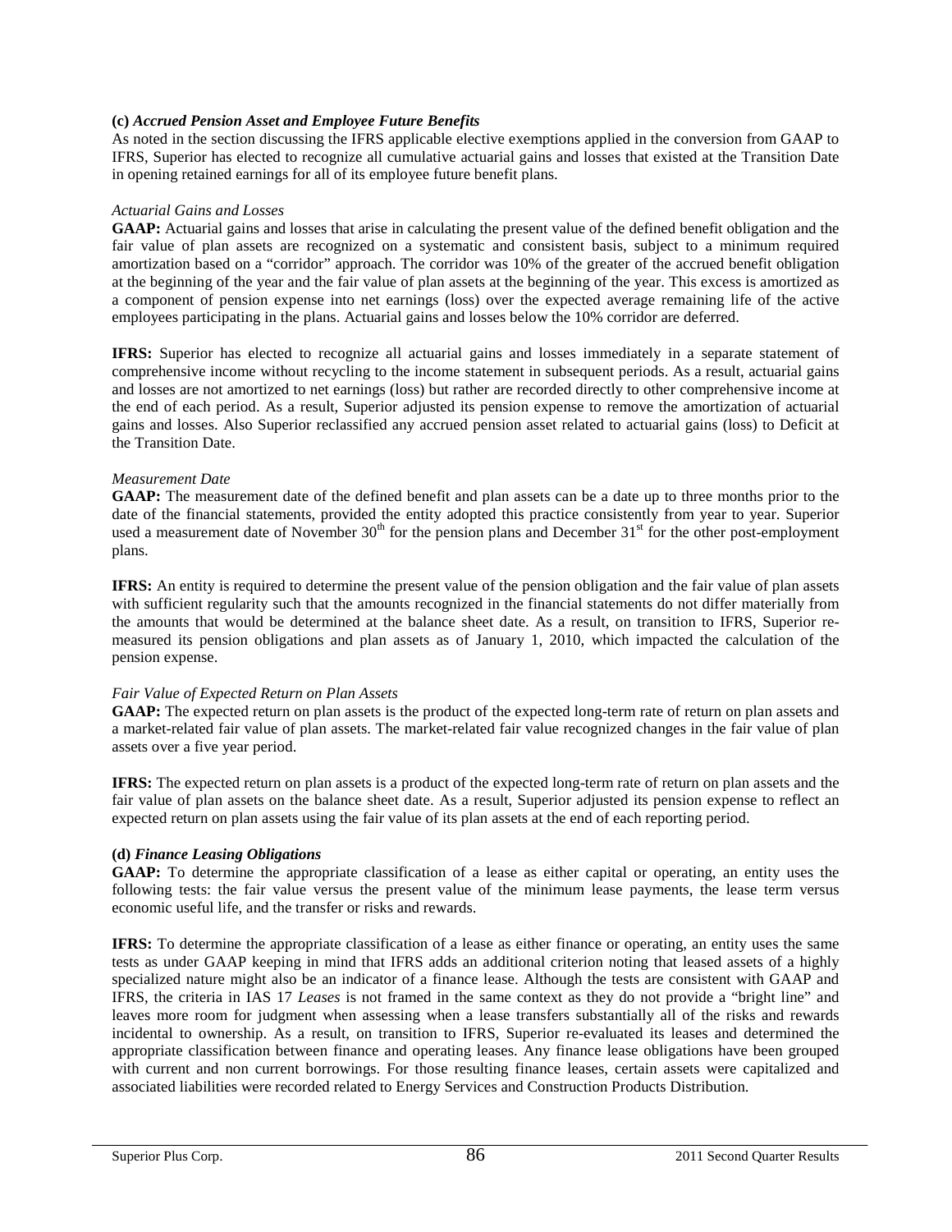**(c)** ***Accrued Pension Asset and Employee Future Benefits***
As noted in the section discussing the IFRS applicable elective exemptions applied in the conversion from GAAP to IFRS, Superior has elected to recognize all cumulative actuarial gains and losses that existed at the Transition Date in opening retained earnings for all of its employee future benefit plans.

*Actuarial Gains and Losses*
**GAAP:** Actuarial gains and losses that arise in calculating the present value of the defined benefit obligation and the fair value of plan assets are recognized on a systematic and consistent basis, subject to a minimum required amortization based on a "corridor" approach. The corridor was 10% of the greater of the accrued benefit obligation at the beginning of the year and the fair value of plan assets at the beginning of the year. This excess is amortized as a component of pension expense into net earnings (loss) over the expected average remaining life of the active employees participating in the plans. Actuarial gains and losses below the 10% corridor are deferred.

**IFRS:** Superior has elected to recognize all actuarial gains and losses immediately in a separate statement of comprehensive income without recycling to the income statement in subsequent periods. As a result, actuarial gains and losses are not amortized to net earnings (loss) but rather are recorded directly to other comprehensive income at the end of each period. As a result, Superior adjusted its pension expense to remove the amortization of actuarial gains and losses. Also Superior reclassified any accrued pension asset related to actuarial gains (loss) to Deficit at the Transition Date.

*Measurement Date*
**GAAP:** The measurement date of the defined benefit and plan assets can be a date up to three months prior to the date of the financial statements, provided the entity adopted this practice consistently from year to year. Superior used a measurement date of November 30th for the pension plans and December 31st for the other post-employment plans.

**IFRS:** An entity is required to determine the present value of the pension obligation and the fair value of plan assets with sufficient regularity such that the amounts recognized in the financial statements do not differ materially from the amounts that would be determined at the balance sheet date. As a result, on transition to IFRS, Superior re-measured its pension obligations and plan assets as of January 1, 2010, which impacted the calculation of the pension expense.

*Fair Value of Expected Return on Plan Assets*
**GAAP:** The expected return on plan assets is the product of the expected long-term rate of return on plan assets and a market-related fair value of plan assets. The market-related fair value recognized changes in the fair value of plan assets over a five year period.

**IFRS:** The expected return on plan assets is a product of the expected long-term rate of return on plan assets and the fair value of plan assets on the balance sheet date. As a result, Superior adjusted its pension expense to reflect an expected return on plan assets using the fair value of its plan assets at the end of each reporting period.

**(d)** ***Finance Leasing Obligations***
**GAAP:** To determine the appropriate classification of a lease as either capital or operating, an entity uses the following tests: the fair value versus the present value of the minimum lease payments, the lease term versus economic useful life, and the transfer or risks and rewards.

**IFRS:** To determine the appropriate classification of a lease as either finance or operating, an entity uses the same tests as under GAAP keeping in mind that IFRS adds an additional criterion noting that leased assets of a highly specialized nature might also be an indicator of a finance lease. Although the tests are consistent with GAAP and IFRS, the criteria in IAS 17 *Leases* is not framed in the same context as they do not provide a "bright line" and leaves more room for judgment when assessing when a lease transfers substantially all of the risks and rewards incidental to ownership. As a result, on transition to IFRS, Superior re-evaluated its leases and determined the appropriate classification between finance and operating leases. Any finance lease obligations have been grouped with current and non current borrowings. For those resulting finance leases, certain assets were capitalized and associated liabilities were recorded related to Energy Services and Construction Products Distribution.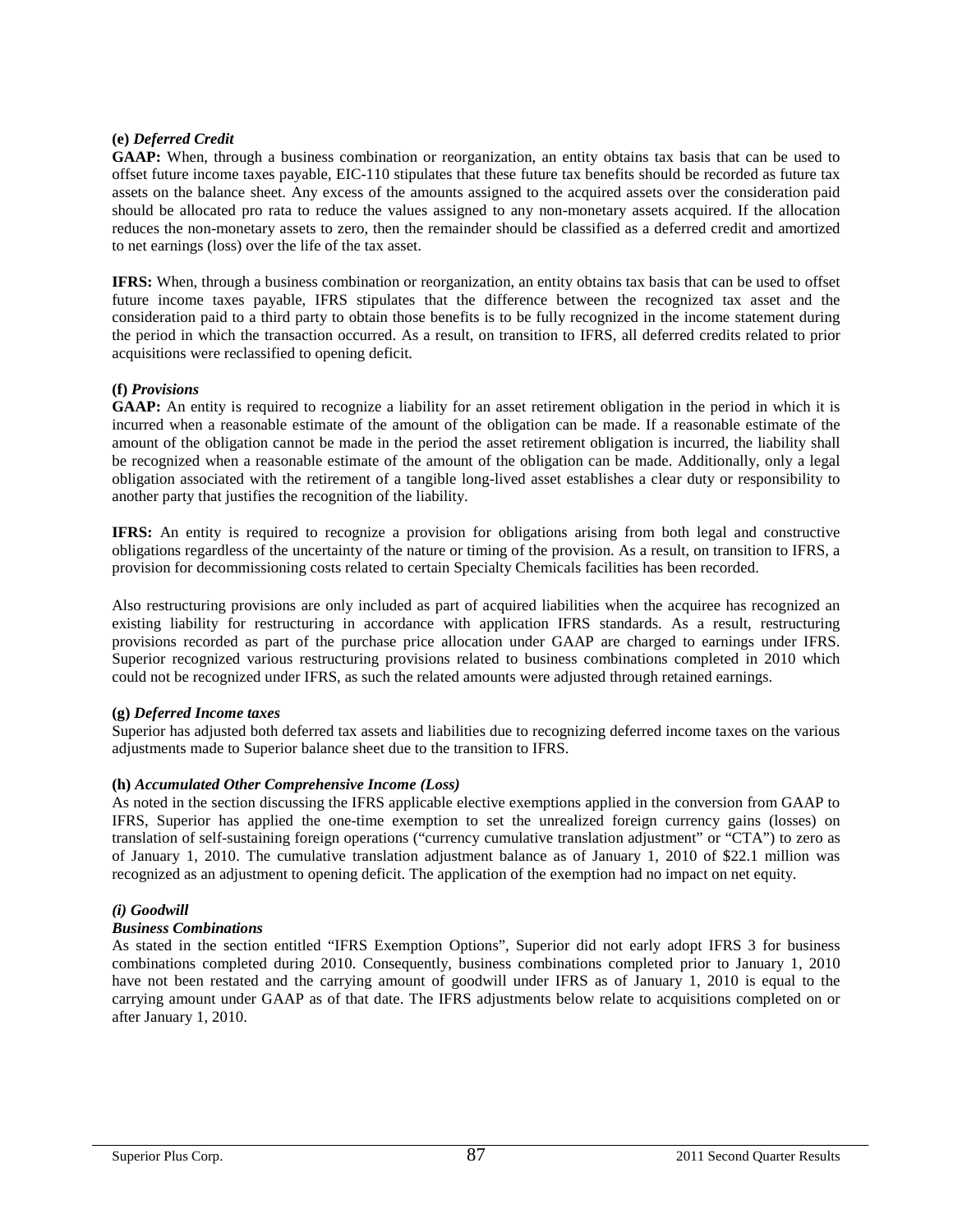**(e)** ***Deferred Credit***

**GAAP:** When, through a business combination or reorganization, an entity obtains tax basis that can be used to offset future income taxes payable, EIC-110 stipulates that these future tax benefits should be recorded as future tax assets on the balance sheet. Any excess of the amounts assigned to the acquired assets over the consideration paid should be allocated pro rata to reduce the values assigned to any non-monetary assets acquired. If the allocation reduces the non-monetary assets to zero, then the remainder should be classified as a deferred credit and amortized to net earnings (loss) over the life of the tax asset.

**IFRS:** When, through a business combination or reorganization, an entity obtains tax basis that can be used to offset future income taxes payable, IFRS stipulates that the difference between the recognized tax asset and the consideration paid to a third party to obtain those benefits is to be fully recognized in the income statement during the period in which the transaction occurred. As a result, on transition to IFRS, all deferred credits related to prior acquisitions were reclassified to opening deficit.

**(f)** ***Provisions***

**GAAP:** An entity is required to recognize a liability for an asset retirement obligation in the period in which it is incurred when a reasonable estimate of the amount of the obligation can be made. If a reasonable estimate of the amount of the obligation cannot be made in the period the asset retirement obligation is incurred, the liability shall be recognized when a reasonable estimate of the amount of the obligation can be made. Additionally, only a legal obligation associated with the retirement of a tangible long-lived asset establishes a clear duty or responsibility to another party that justifies the recognition of the liability.

**IFRS:** An entity is required to recognize a provision for obligations arising from both legal and constructive obligations regardless of the uncertainty of the nature or timing of the provision. As a result, on transition to IFRS, a provision for decommissioning costs related to certain Specialty Chemicals facilities has been recorded.

Also restructuring provisions are only included as part of acquired liabilities when the acquiree has recognized an existing liability for restructuring in accordance with application IFRS standards. As a result, restructuring provisions recorded as part of the purchase price allocation under GAAP are charged to earnings under IFRS. Superior recognized various restructuring provisions related to business combinations completed in 2010 which could not be recognized under IFRS, as such the related amounts were adjusted through retained earnings.

**(g)** ***Deferred Income taxes***

Superior has adjusted both deferred tax assets and liabilities due to recognizing deferred income taxes on the various adjustments made to Superior balance sheet due to the transition to IFRS.

**(h)** ***Accumulated Other Comprehensive Income (Loss)***

As noted in the section discussing the IFRS applicable elective exemptions applied in the conversion from GAAP to IFRS, Superior has applied the one-time exemption to set the unrealized foreign currency gains (losses) on translation of self-sustaining foreign operations ("currency cumulative translation adjustment" or "CTA") to zero as of January 1, 2010. The cumulative translation adjustment balance as of January 1, 2010 of $22.1 million was recognized as an adjustment to opening deficit. The application of the exemption had no impact on net equity.

***(i) Goodwill***

***Business Combinations***

As stated in the section entitled "IFRS Exemption Options", Superior did not early adopt IFRS 3 for business combinations completed during 2010. Consequently, business combinations completed prior to January 1, 2010 have not been restated and the carrying amount of goodwill under IFRS as of January 1, 2010 is equal to the carrying amount under GAAP as of that date. The IFRS adjustments below relate to acquisitions completed on or after January 1, 2010.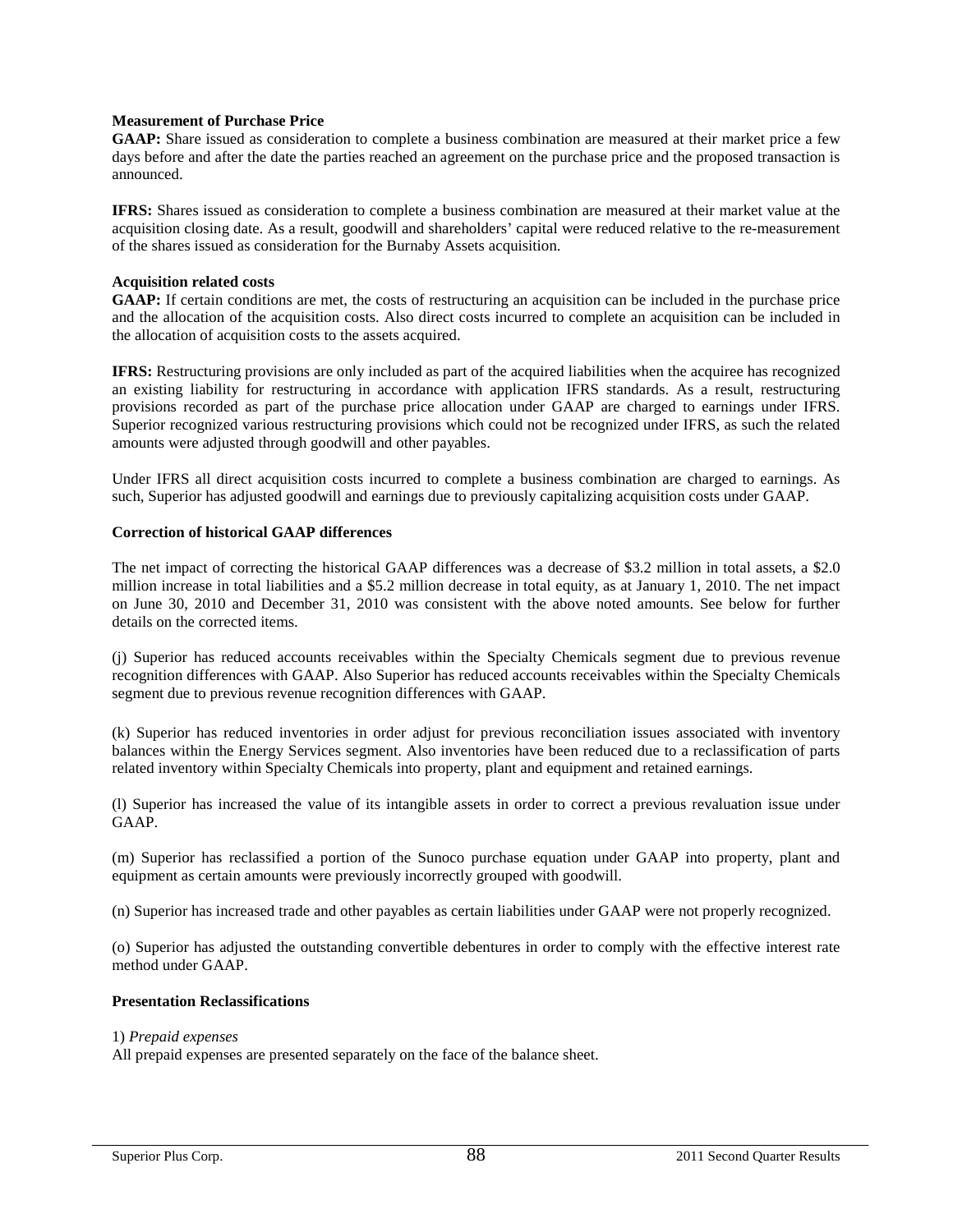**Measurement of Purchase Price**

**GAAP:** Share issued as consideration to complete a business combination are measured at their market price a few days before and after the date the parties reached an agreement on the purchase price and the proposed transaction is announced.

**IFRS:** Shares issued as consideration to complete a business combination are measured at their market value at the acquisition closing date. As a result, goodwill and shareholders' capital were reduced relative to the re-measurement of the shares issued as consideration for the Burnaby Assets acquisition.

**Acquisition related costs**

**GAAP:** If certain conditions are met, the costs of restructuring an acquisition can be included in the purchase price and the allocation of the acquisition costs. Also direct costs incurred to complete an acquisition can be included in the allocation of acquisition costs to the assets acquired.

**IFRS:** Restructuring provisions are only included as part of the acquired liabilities when the acquiree has recognized an existing liability for restructuring in accordance with application IFRS standards. As a result, restructuring provisions recorded as part of the purchase price allocation under GAAP are charged to earnings under IFRS. Superior recognized various restructuring provisions which could not be recognized under IFRS, as such the related amounts were adjusted through goodwill and other payables.

Under IFRS all direct acquisition costs incurred to complete a business combination are charged to earnings. As such, Superior has adjusted goodwill and earnings due to previously capitalizing acquisition costs under GAAP.

**Correction of historical GAAP differences**

The net impact of correcting the historical GAAP differences was a decrease of $3.2 million in total assets, a $2.0 million increase in total liabilities and a $5.2 million decrease in total equity, as at January 1, 2010. The net impact on June 30, 2010 and December 31, 2010 was consistent with the above noted amounts. See below for further details on the corrected items.

(j) Superior has reduced accounts receivables within the Specialty Chemicals segment due to previous revenue recognition differences with GAAP. Also Superior has reduced accounts receivables within the Specialty Chemicals segment due to previous revenue recognition differences with GAAP.

(k) Superior has reduced inventories in order adjust for previous reconciliation issues associated with inventory balances within the Energy Services segment. Also inventories have been reduced due to a reclassification of parts related inventory within Specialty Chemicals into property, plant and equipment and retained earnings.

(l) Superior has increased the value of its intangible assets in order to correct a previous revaluation issue under GAAP.

(m) Superior has reclassified a portion of the Sunoco purchase equation under GAAP into property, plant and equipment as certain amounts were previously incorrectly grouped with goodwill.

(n) Superior has increased trade and other payables as certain liabilities under GAAP were not properly recognized.

(o) Superior has adjusted the outstanding convertible debentures in order to comply with the effective interest rate method under GAAP.

**Presentation Reclassifications**

1) *Prepaid expenses*

All prepaid expenses are presented separately on the face of the balance sheet.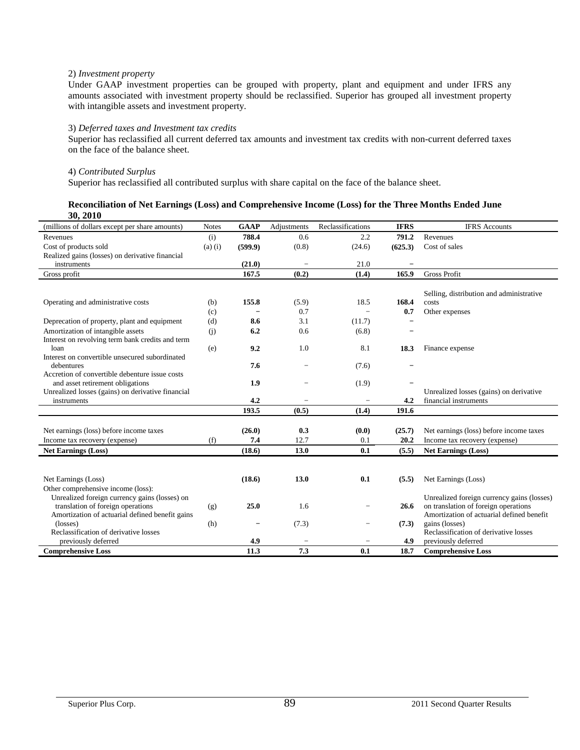2) *Investment property*

Under GAAP investment properties can be grouped with property, plant and equipment and under IFRS any amounts associated with investment property should be reclassified. Superior has grouped all investment property with intangible assets and investment property.

3) *Deferred taxes and Investment tax credits*

Superior has reclassified all current deferred tax amounts and investment tax credits with non-current deferred taxes on the face of the balance sheet.

4) *Contributed Surplus*

Superior has reclassified all contributed surplus with share capital on the face of the balance sheet.

**Reconciliation of Net Earnings (Loss) and Comprehensive Income (Loss) for the Three Months Ended June 30, 2010**

| (millions of dollars except per share amounts) | Notes | GAAP | Adjustments | Reclassifications | IFRS | IFRS Accounts |
|---|---|---|---|---|---|---|
| Revenues | (i) | **788.4** | 0.6 | 2.2 | **791.2** | Revenues |
| Cost of products sold | (a) (i) | **(599.9)** | (0.8) | (24.6) | **(625.3)** | Cost of sales |
| Realized gains (losses) on derivative financial instruments | | **(21.0)** | − | 21.0 | **−** | |
| Gross profit | | **167.5** | **(0.2)** | **(1.4)** | **165.9** | Gross Profit |
| Operating and administrative costs | (b) | **155.8** | (5.9) | 18.5 | **168.4** | Selling, distribution and administrative costs |
| | (c) | **−** | 0.7 | − | **0.7** | Other expenses |
| Deprecation of property, plant and equipment | (d) | **8.6** | 3.1 | (11.7) | **−** | |
| Amortization of intangible assets | (j) | **6.2** | 0.6 | (6.8) | **−** | |
| Interest on revolving term bank credits and term loan | (e) | **9.2** | 1.0 | 8.1 | **18.3** | Finance expense |
| Interest on convertible unsecured subordinated debentures | | **7.6** | − | (7.6) | **−** | |
| Accretion of convertible debenture issue costs and asset retirement obligations | | **1.9** | − | (1.9) | **−** | |
| Unrealized losses (gains) on derivative financial instruments | | **4.2** | − | − | **4.2** | Unrealized losses (gains) on derivative financial instruments |
| | | **193.5** | **(0.5)** | **(1.4)** | **191.6** | |
| Net earnings (loss) before income taxes | | **(26.0)** | **0.3** | **(0.0)** | **(25.7)** | Net earnings (loss) before income taxes |
| Income tax recovery (expense) | (f) | **7.4** | 12.7 | 0.1 | **20.2** | Income tax recovery (expense) |
| **Net Earnings (Loss)** | | **(18.6)** | **13.0** | **0.1** | **(5.5)** | **Net Earnings (Loss)** |
| Net Earnings (Loss) | | **(18.6)** | **13.0** | **0.1** | **(5.5)** | Net Earnings (Loss) |
| Other comprehensive income (loss): | | | | | | |
| Unrealized foreign currency gains (losses) on translation of foreign operations | (g) | **25.0** | 1.6 | − | **26.6** | Unrealized foreign currency gains (losses) on translation of foreign operations |
| Amortization of actuarial defined benefit gains (losses) | (h) | **−** | (7.3) | − | **(7.3)** | Amortization of actuarial defined benefit gains (losses) |
| Reclassification of derivative losses previously deferred | | **4.9** | − | − | **4.9** | Reclassification of derivative losses previously deferred |
| **Comprehensive Loss** | | **11.3** | **7.3** | **0.1** | **18.7** | **Comprehensive Loss** |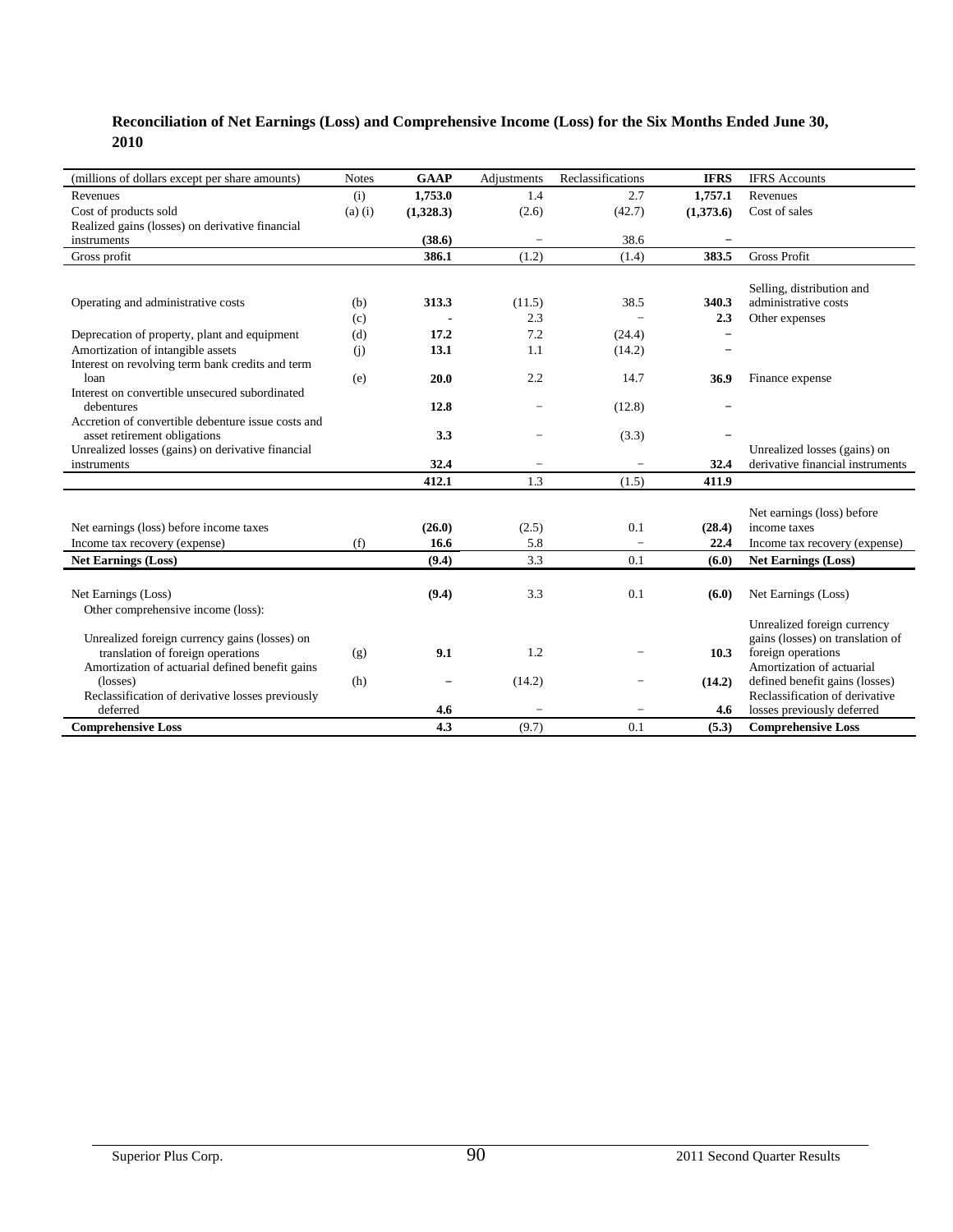### Reconciliation of Net Earnings (Loss) and Comprehensive Income (Loss) for the Six Months Ended June 30, 2010

| (millions of dollars except per share amounts) | Notes | GAAP | Adjustments | Reclassifications | IFRS | IFRS Accounts |
|---|---|---|---|---|---|---|
| Revenues | (i) | **1,753.0** | 1.4 | 2.7 | **1,757.1** | Revenues |
| Cost of products sold | (a) (i) | **(1,328.3)** | (2.6) | (42.7) | **(1,373.6)** | Cost of sales |
| Realized gains (losses) on derivative financial instruments | | **(38.6)** | – | 38.6 | **–** | |
| Gross profit | | **386.1** | (1.2) | (1.4) | **383.5** | Gross Profit |
| Operating and administrative costs | (b) | **313.3** | (11.5) | 38.5 | **340.3** | Selling, distribution and administrative costs |
| | (c) | **-** | 2.3 | – | **2.3** | Other expenses |
| Deprecation of property, plant and equipment | (d) | **17.2** | 7.2 | (24.4) | **–** | |
| Amortization of intangible assets | (j) | **13.1** | 1.1 | (14.2) | **–** | |
| Interest on revolving term bank credits and term loan | (e) | **20.0** | 2.2 | 14.7 | **36.9** | Finance expense |
| Interest on convertible unsecured subordinated debentures | | **12.8** | – | (12.8) | **–** | |
| Accretion of convertible debenture issue costs and asset retirement obligations | | **3.3** | – | (3.3) | **–** | |
| Unrealized losses (gains) on derivative financial instruments | | **32.4** | – | – | **32.4** | Unrealized losses (gains) on derivative financial instruments |
| | | **412.1** | 1.3 | (1.5) | **411.9** | |
| Net earnings (loss) before income taxes | | **(26.0)** | (2.5) | 0.1 | **(28.4)** | Net earnings (loss) before income taxes |
| Income tax recovery (expense) | (f) | **16.6** | 5.8 | – | **22.4** | Income tax recovery (expense) |
| **Net Earnings (Loss)** | | **(9.4)** | 3.3 | 0.1 | **(6.0)** | **Net Earnings (Loss)** |
| Net Earnings (Loss) | | **(9.4)** | 3.3 | 0.1 | **(6.0)** | Net Earnings (Loss) |
| Other comprehensive income (loss): | | | | | | |
| Unrealized foreign currency gains (losses) on translation of foreign operations | (g) | **9.1** | 1.2 | – | **10.3** | Unrealized foreign currency gains (losses) on translation of foreign operations |
| Amortization of actuarial defined benefit gains (losses) | (h) | **–** | (14.2) | – | **(14.2)** | Amortization of actuarial defined benefit gains (losses) |
| Reclassification of derivative losses previously deferred | | **4.6** | – | – | **4.6** | Reclassification of derivative losses previously deferred |
| **Comprehensive Loss** | | **4.3** | (9.7) | 0.1 | **(5.3)** | **Comprehensive Loss** |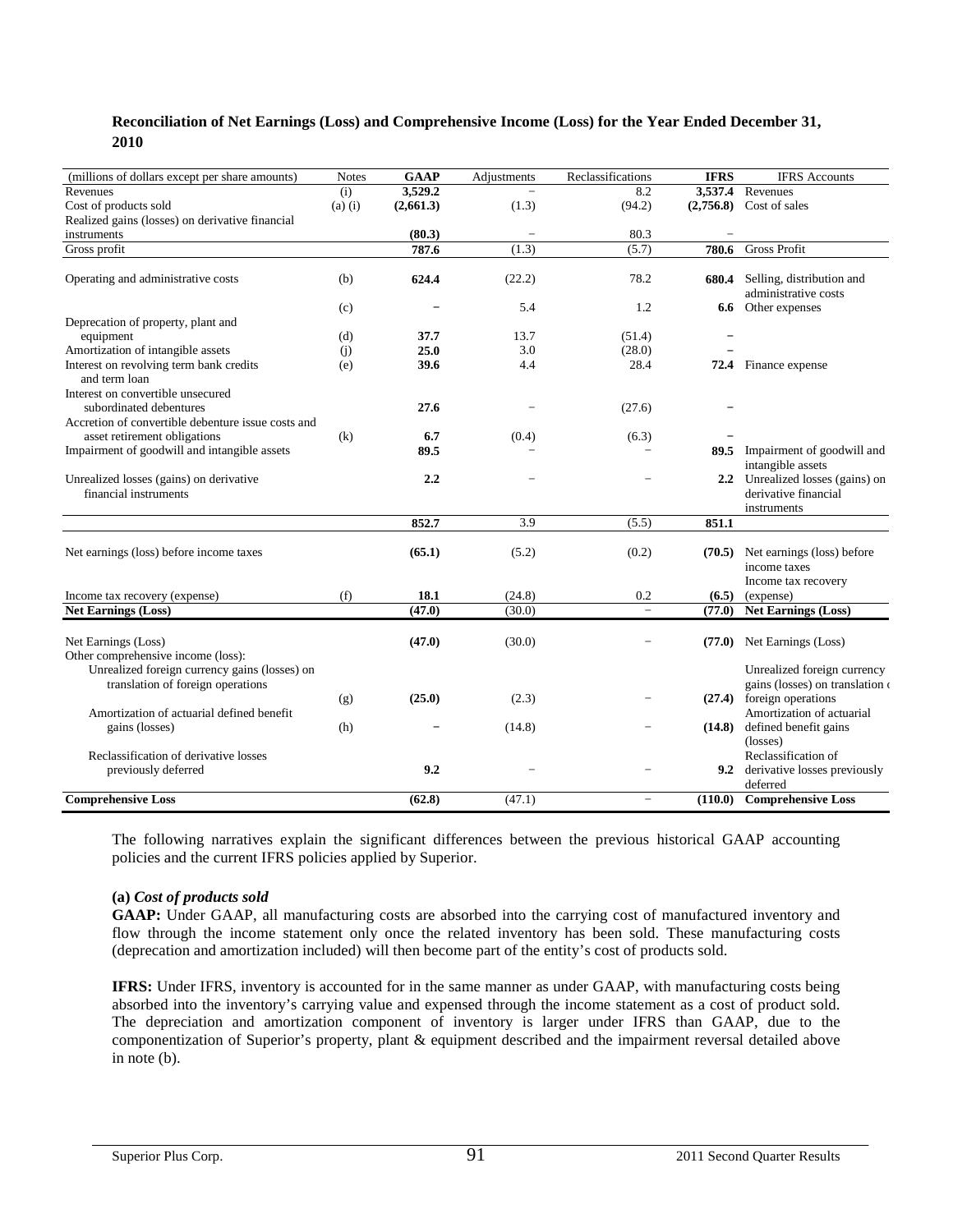**Reconciliation of Net Earnings (Loss) and Comprehensive Income (Loss) for the Year Ended December 31, 2010**

| (millions of dollars except per share amounts) | Notes | GAAP | Adjustments | Reclassifications | IFRS | IFRS Accounts |
|---|---|---|---|---|---|---|
| Revenues | (i) | **3,529.2** | – | 8.2 | **3,537.4** | Revenues |
| Cost of products sold | (a) (i) | **(2,661.3)** | (1.3) | (94.2) | **(2,756.8)** | Cost of sales |
| Realized gains (losses) on derivative financial instruments | | **(80.3)** | – | 80.3 | – | |
| Gross profit | | **787.6** | (1.3) | (5.7) | **780.6** | Gross Profit |
| Operating and administrative costs | (b) | **624.4** | (22.2) | 78.2 | **680.4** | Selling, distribution and administrative costs |
| | (c) | – | 5.4 | 1.2 | **6.6** | Other expenses |
| Deprecation of property, plant and equipment | (d) | **37.7** | 13.7 | (51.4) | – | |
| Amortization of intangible assets | (j) | **25.0** | 3.0 | (28.0) | – | |
| Interest on revolving term bank credits and term loan | (e) | **39.6** | 4.4 | 28.4 | **72.4** | Finance expense |
| Interest on convertible unsecured subordinated debentures | | **27.6** | – | (27.6) | – | |
| Accretion of convertible debenture issue costs and asset retirement obligations | (k) | **6.7** | (0.4) | (6.3) | – | |
| Impairment of goodwill and intangible assets | | **89.5** | – | – | **89.5** | Impairment of goodwill and intangible assets |
| Unrealized losses (gains) on derivative financial instruments | | **2.2** | – | – | **2.2** | Unrealized losses (gains) on derivative financial instruments |
| | | **852.7** | 3.9 | (5.5) | **851.1** | |
| Net earnings (loss) before income taxes | | **(65.1)** | (5.2) | (0.2) | **(70.5)** | Net earnings (loss) before income taxes |
| Income tax recovery (expense) | (f) | **18.1** | (24.8) | 0.2 | **(6.5)** | Income tax recovery (expense) |
| **Net Earnings (Loss)** | | **(47.0)** | (30.0) | – | **(77.0)** | **Net Earnings (Loss)** |
| Net Earnings (Loss) | | **(47.0)** | (30.0) | – | **(77.0)** | Net Earnings (Loss) |
| Other comprehensive income (loss): | | | | | | |
| Unrealized foreign currency gains (losses) on translation of foreign operations | (g) | **(25.0)** | (2.3) | – | **(27.4)** | Unrealized foreign currency gains (losses) on translation of foreign operations |
| Amortization of actuarial defined benefit gains (losses) | (h) | – | (14.8) | – | **(14.8)** | Amortization of actuarial defined benefit gains (losses) |
| Reclassification of derivative losses previously deferred | | **9.2** | – | – | **9.2** | Reclassification of derivative losses previously deferred |
| **Comprehensive Loss** | | **(62.8)** | (47.1) | – | **(110.0)** | **Comprehensive Loss** |

The following narratives explain the significant differences between the previous historical GAAP accounting policies and the current IFRS policies applied by Superior.

**(a)** ***Cost of products sold***
**GAAP:** Under GAAP, all manufacturing costs are absorbed into the carrying cost of manufactured inventory and flow through the income statement only once the related inventory has been sold. These manufacturing costs (deprecation and amortization included) will then become part of the entity's cost of products sold.

**IFRS:** Under IFRS, inventory is accounted for in the same manner as under GAAP, with manufacturing costs being absorbed into the inventory's carrying value and expensed through the income statement as a cost of product sold. The depreciation and amortization component of inventory is larger under IFRS than GAAP, due to the componentization of Superior's property, plant & equipment described and the impairment reversal detailed above in note (b).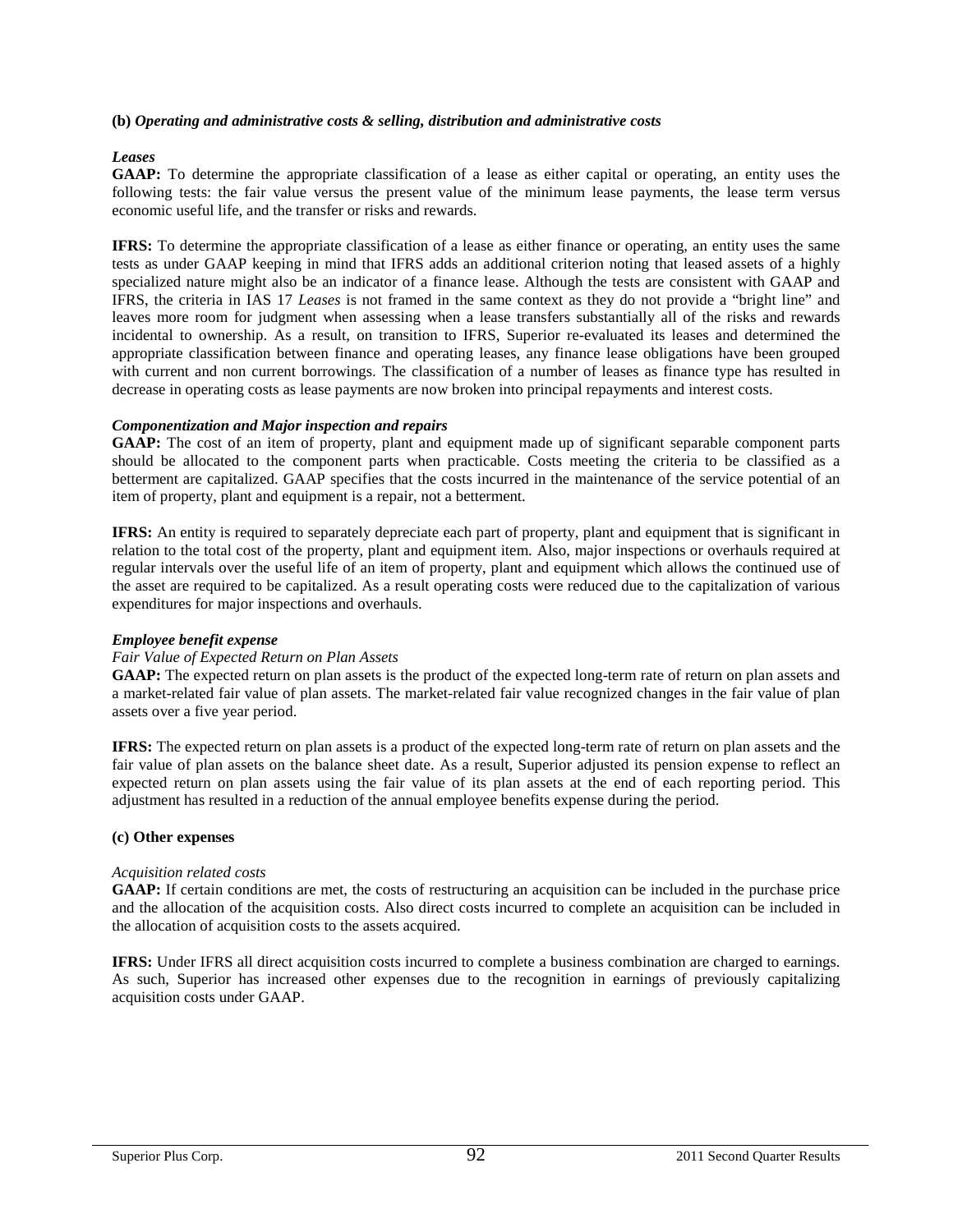**(b)** ***Operating and administrative costs & selling, distribution and administrative costs***

***Leases***

**GAAP:** To determine the appropriate classification of a lease as either capital or operating, an entity uses the following tests: the fair value versus the present value of the minimum lease payments, the lease term versus economic useful life, and the transfer or risks and rewards.

**IFRS:** To determine the appropriate classification of a lease as either finance or operating, an entity uses the same tests as under GAAP keeping in mind that IFRS adds an additional criterion noting that leased assets of a highly specialized nature might also be an indicator of a finance lease. Although the tests are consistent with GAAP and IFRS, the criteria in IAS 17 *Leases* is not framed in the same context as they do not provide a "bright line" and leaves more room for judgment when assessing when a lease transfers substantially all of the risks and rewards incidental to ownership. As a result, on transition to IFRS, Superior re-evaluated its leases and determined the appropriate classification between finance and operating leases, any finance lease obligations have been grouped with current and non current borrowings. The classification of a number of leases as finance type has resulted in decrease in operating costs as lease payments are now broken into principal repayments and interest costs.

***Componentization and Major inspection and repairs***

**GAAP:** The cost of an item of property, plant and equipment made up of significant separable component parts should be allocated to the component parts when practicable. Costs meeting the criteria to be classified as a betterment are capitalized. GAAP specifies that the costs incurred in the maintenance of the service potential of an item of property, plant and equipment is a repair, not a betterment.

**IFRS:** An entity is required to separately depreciate each part of property, plant and equipment that is significant in relation to the total cost of the property, plant and equipment item. Also, major inspections or overhauls required at regular intervals over the useful life of an item of property, plant and equipment which allows the continued use of the asset are required to be capitalized. As a result operating costs were reduced due to the capitalization of various expenditures for major inspections and overhauls.

***Employee benefit expense***

*Fair Value of Expected Return on Plan Assets*

**GAAP:** The expected return on plan assets is the product of the expected long-term rate of return on plan assets and a market-related fair value of plan assets. The market-related fair value recognized changes in the fair value of plan assets over a five year period.

**IFRS:** The expected return on plan assets is a product of the expected long-term rate of return on plan assets and the fair value of plan assets on the balance sheet date. As a result, Superior adjusted its pension expense to reflect an expected return on plan assets using the fair value of its plan assets at the end of each reporting period. This adjustment has resulted in a reduction of the annual employee benefits expense during the period.

**(c) Other expenses**

*Acquisition related costs*

**GAAP:** If certain conditions are met, the costs of restructuring an acquisition can be included in the purchase price and the allocation of the acquisition costs. Also direct costs incurred to complete an acquisition can be included in the allocation of acquisition costs to the assets acquired.

**IFRS:** Under IFRS all direct acquisition costs incurred to complete a business combination are charged to earnings. As such, Superior has increased other expenses due to the recognition in earnings of previously capitalizing acquisition costs under GAAP.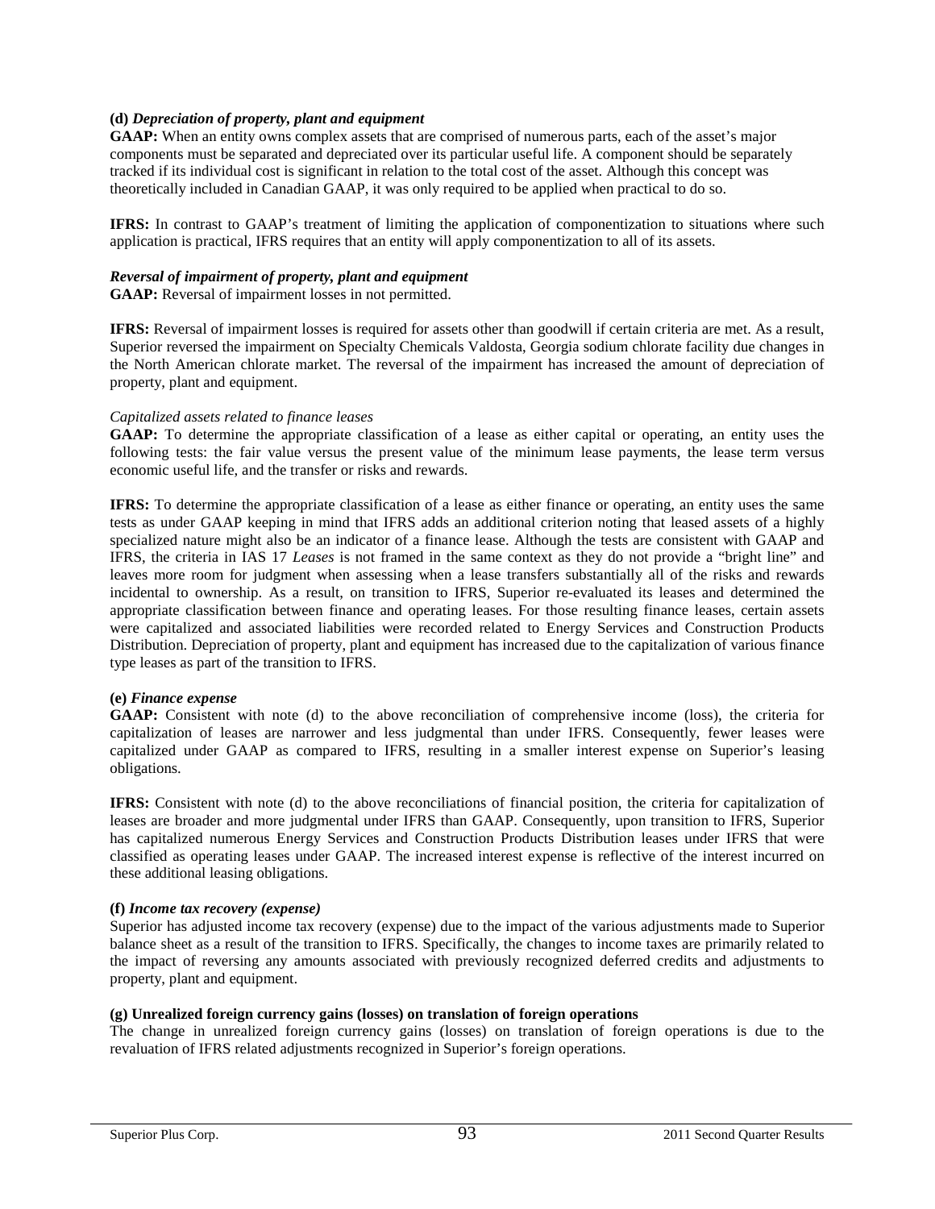**(d)** ***Depreciation of property, plant and equipment***

**GAAP:** When an entity owns complex assets that are comprised of numerous parts, each of the asset's major components must be separated and depreciated over its particular useful life. A component should be separately tracked if its individual cost is significant in relation to the total cost of the asset. Although this concept was theoretically included in Canadian GAAP, it was only required to be applied when practical to do so.

**IFRS:** In contrast to GAAP's treatment of limiting the application of componentization to situations where such application is practical, IFRS requires that an entity will apply componentization to all of its assets.

***Reversal of impairment of property, plant and equipment***

**GAAP:** Reversal of impairment losses in not permitted.

**IFRS:** Reversal of impairment losses is required for assets other than goodwill if certain criteria are met. As a result, Superior reversed the impairment on Specialty Chemicals Valdosta, Georgia sodium chlorate facility due changes in the North American chlorate market. The reversal of the impairment has increased the amount of depreciation of property, plant and equipment.

*Capitalized assets related to finance leases*

**GAAP:** To determine the appropriate classification of a lease as either capital or operating, an entity uses the following tests: the fair value versus the present value of the minimum lease payments, the lease term versus economic useful life, and the transfer or risks and rewards.

**IFRS:** To determine the appropriate classification of a lease as either finance or operating, an entity uses the same tests as under GAAP keeping in mind that IFRS adds an additional criterion noting that leased assets of a highly specialized nature might also be an indicator of a finance lease. Although the tests are consistent with GAAP and IFRS, the criteria in IAS 17 *Leases* is not framed in the same context as they do not provide a "bright line" and leaves more room for judgment when assessing when a lease transfers substantially all of the risks and rewards incidental to ownership. As a result, on transition to IFRS, Superior re-evaluated its leases and determined the appropriate classification between finance and operating leases. For those resulting finance leases, certain assets were capitalized and associated liabilities were recorded related to Energy Services and Construction Products Distribution. Depreciation of property, plant and equipment has increased due to the capitalization of various finance type leases as part of the transition to IFRS.

**(e)** ***Finance expense***

**GAAP:** Consistent with note (d) to the above reconciliation of comprehensive income (loss), the criteria for capitalization of leases are narrower and less judgmental than under IFRS. Consequently, fewer leases were capitalized under GAAP as compared to IFRS, resulting in a smaller interest expense on Superior's leasing obligations.

**IFRS:** Consistent with note (d) to the above reconciliations of financial position, the criteria for capitalization of leases are broader and more judgmental under IFRS than GAAP. Consequently, upon transition to IFRS, Superior has capitalized numerous Energy Services and Construction Products Distribution leases under IFRS that were classified as operating leases under GAAP. The increased interest expense is reflective of the interest incurred on these additional leasing obligations.

**(f)** ***Income tax recovery (expense)***

Superior has adjusted income tax recovery (expense) due to the impact of the various adjustments made to Superior balance sheet as a result of the transition to IFRS. Specifically, the changes to income taxes are primarily related to the impact of reversing any amounts associated with previously recognized deferred credits and adjustments to property, plant and equipment.

**(g) Unrealized foreign currency gains (losses) on translation of foreign operations**

The change in unrealized foreign currency gains (losses) on translation of foreign operations is due to the revaluation of IFRS related adjustments recognized in Superior's foreign operations.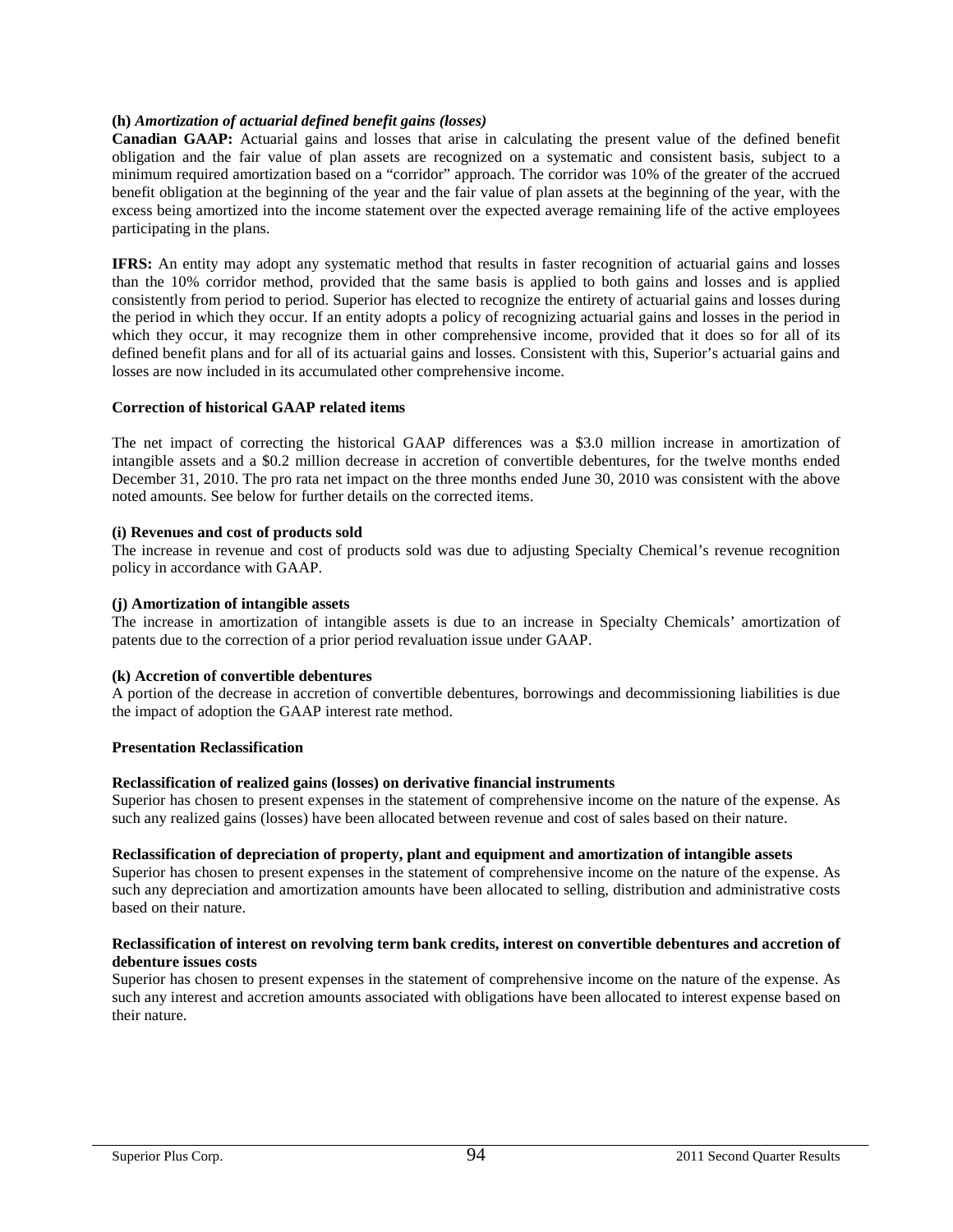**(h)** ***Amortization of actuarial defined benefit gains (losses)***

**Canadian GAAP:** Actuarial gains and losses that arise in calculating the present value of the defined benefit obligation and the fair value of plan assets are recognized on a systematic and consistent basis, subject to a minimum required amortization based on a "corridor" approach. The corridor was 10% of the greater of the accrued benefit obligation at the beginning of the year and the fair value of plan assets at the beginning of the year, with the excess being amortized into the income statement over the expected average remaining life of the active employees participating in the plans.

**IFRS:** An entity may adopt any systematic method that results in faster recognition of actuarial gains and losses than the 10% corridor method, provided that the same basis is applied to both gains and losses and is applied consistently from period to period. Superior has elected to recognize the entirety of actuarial gains and losses during the period in which they occur. If an entity adopts a policy of recognizing actuarial gains and losses in the period in which they occur, it may recognize them in other comprehensive income, provided that it does so for all of its defined benefit plans and for all of its actuarial gains and losses. Consistent with this, Superior's actuarial gains and losses are now included in its accumulated other comprehensive income.

**Correction of historical GAAP related items**

The net impact of correcting the historical GAAP differences was a $3.0 million increase in amortization of intangible assets and a $0.2 million decrease in accretion of convertible debentures, for the twelve months ended December 31, 2010. The pro rata net impact on the three months ended June 30, 2010 was consistent with the above noted amounts. See below for further details on the corrected items.

**(i) Revenues and cost of products sold**

The increase in revenue and cost of products sold was due to adjusting Specialty Chemical's revenue recognition policy in accordance with GAAP.

**(j) Amortization of intangible assets**

The increase in amortization of intangible assets is due to an increase in Specialty Chemicals' amortization of patents due to the correction of a prior period revaluation issue under GAAP.

**(k) Accretion of convertible debentures**

A portion of the decrease in accretion of convertible debentures, borrowings and decommissioning liabilities is due the impact of adoption the GAAP interest rate method.

**Presentation Reclassification**

**Reclassification of realized gains (losses) on derivative financial instruments**

Superior has chosen to present expenses in the statement of comprehensive income on the nature of the expense. As such any realized gains (losses) have been allocated between revenue and cost of sales based on their nature.

**Reclassification of depreciation of property, plant and equipment and amortization of intangible assets**

Superior has chosen to present expenses in the statement of comprehensive income on the nature of the expense. As such any depreciation and amortization amounts have been allocated to selling, distribution and administrative costs based on their nature.

**Reclassification of interest on revolving term bank credits, interest on convertible debentures and accretion of debenture issues costs**

Superior has chosen to present expenses in the statement of comprehensive income on the nature of the expense. As such any interest and accretion amounts associated with obligations have been allocated to interest expense based on their nature.